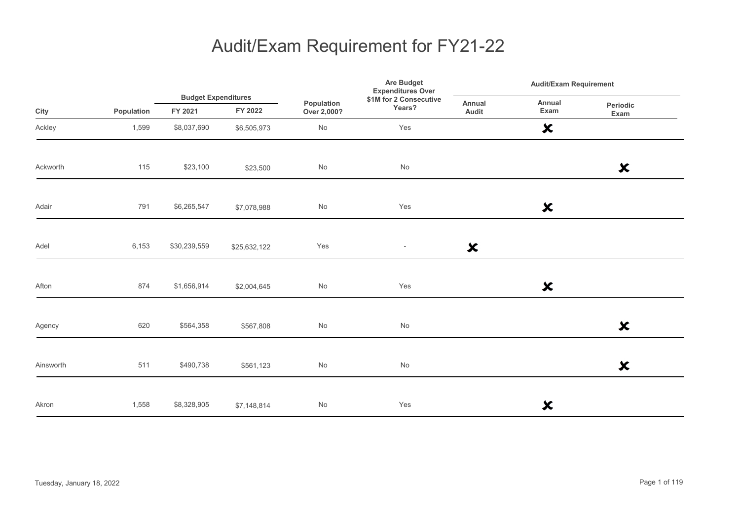# Audit/Exam Requirement for FY21-22

| City | Population | Budget Expenditures | | Population Over 2,000? | Are Budget Expenditures Over $1M for 2 Consecutive Years? | Audit/Exam Requirement | | |
|---|---|---|---|---|---|---|---|---|
| | | FY 2021 | FY 2022 | | | Annual Audit | Annual Exam | Periodic Exam |
| Ackley | 1,599 | $8,037,690 | $6,505,973 | No | Yes | | ✘ | |
| Ackworth | 115 | $23,100 | $23,500 | No | No | | | ✘ |
| Adair | 791 | $6,265,547 | $7,078,988 | No | Yes | | ✘ | |
| Adel | 6,153 | $30,239,559 | $25,632,122 | Yes | - | ✘ | | |
| Afton | 874 | $1,656,914 | $2,004,645 | No | Yes | | ✘ | |
| Agency | 620 | $564,358 | $567,808 | No | No | | | ✘ |
| Ainsworth | 511 | $490,738 | $561,123 | No | No | | | ✘ |
| Akron | 1,558 | $8,328,905 | $7,148,814 | No | Yes | | ✘ | |

Tuesday, January 18, 2022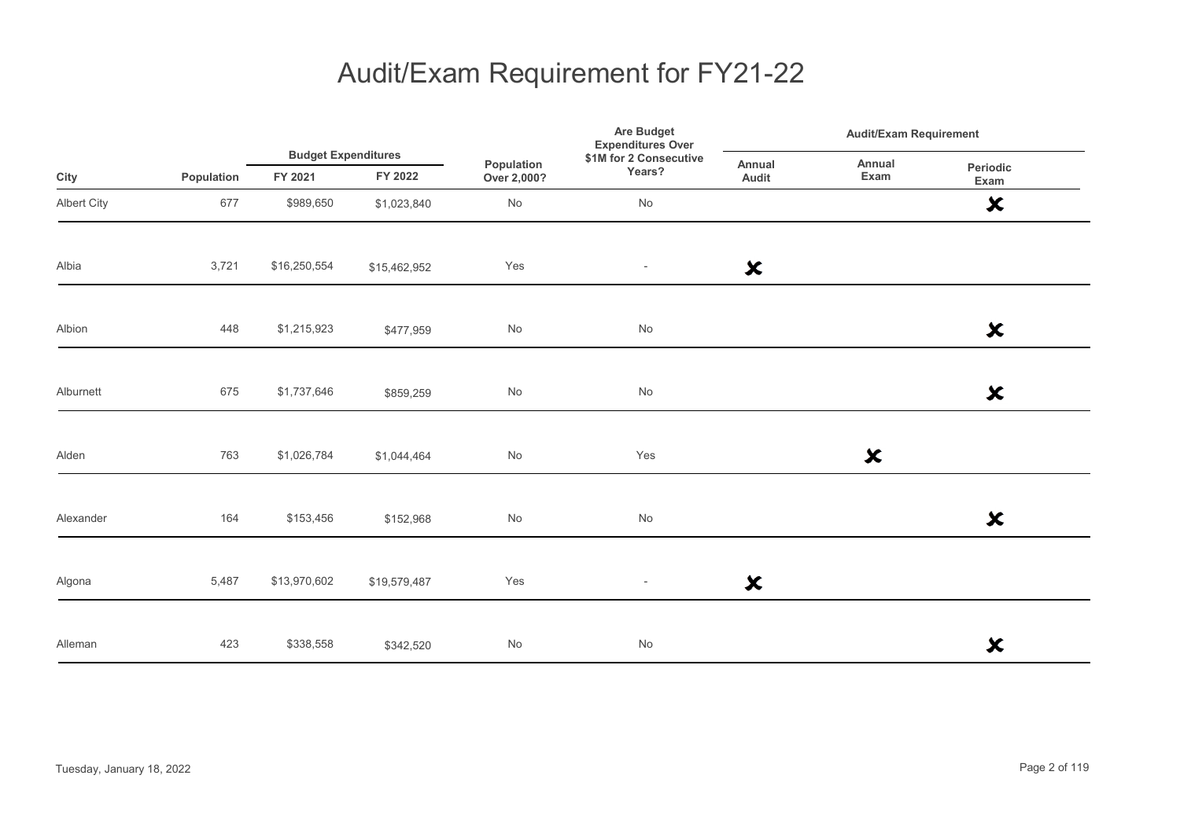# Audit/Exam Requirement for FY21-22

| City | Population | Budget Expenditures | | Population Over 2,000? | Are Budget Expenditures Over $1M for 2 Consecutive Years? | Audit/Exam Requirement | | |
|---|---|---|---|---|---|---|---|---|
| | | FY 2021 | FY 2022 | | | Annual Audit | Annual Exam | Periodic Exam |
| Albert City | 677 | $989,650 | $1,023,840 | No | No | | | ✗ |
| Albia | 3,721 | $16,250,554 | $15,462,952 | Yes | - | ✗ | | |
| Albion | 448 | $1,215,923 | $477,959 | No | No | | | ✗ |
| Alburnett | 675 | $1,737,646 | $859,259 | No | No | | | ✗ |
| Alden | 763 | $1,026,784 | $1,044,464 | No | Yes | | ✗ | |
| Alexander | 164 | $153,456 | $152,968 | No | No | | | ✗ |
| Algona | 5,487 | $13,970,602 | $19,579,487 | Yes | - | ✗ | | |
| Alleman | 423 | $338,558 | $342,520 | No | No | | | ✗ |

Tuesday, January 18, 2022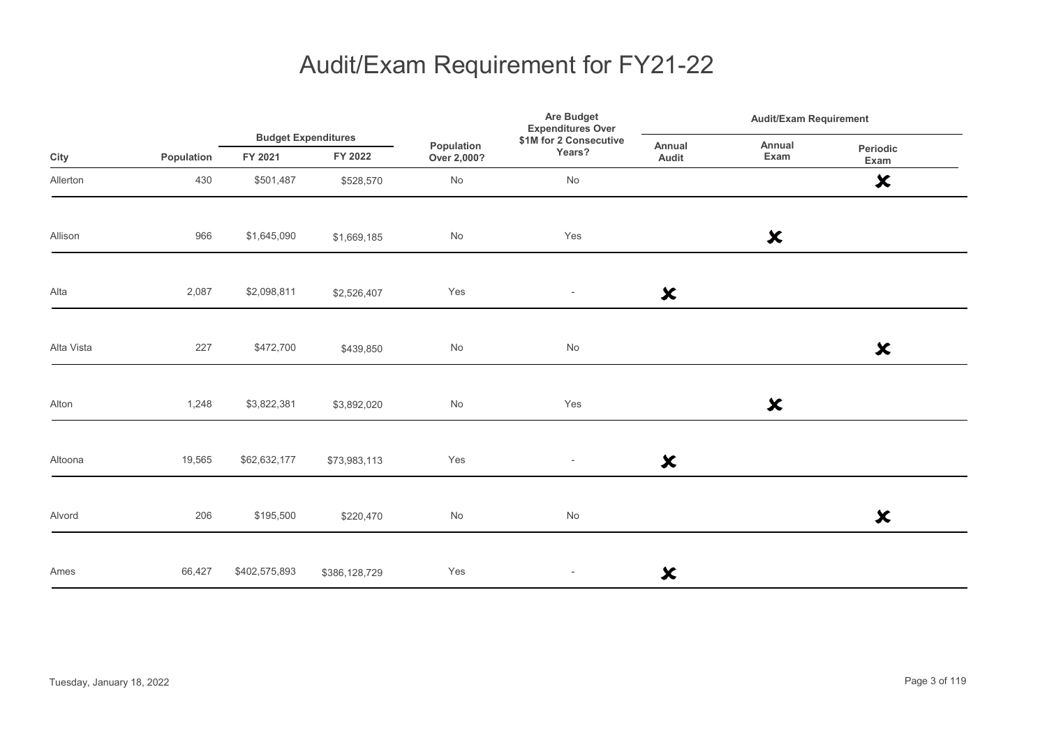# Audit/Exam Requirement for FY21-22

| City | Population | Budget Expenditures FY 2021 | Budget Expenditures FY 2022 | Population Over 2,000? | Are Budget Expenditures Over $1M for 2 Consecutive Years? | Audit/Exam Requirement: Annual Audit | Audit/Exam Requirement: Annual Exam | Audit/Exam Requirement: Periodic Exam |
|---|---|---|---|---|---|---|---|---|
| Allerton | 430 | $501,487 | $528,570 | No | No | | | ✘ |
| Allison | 966 | $1,645,090 | $1,669,185 | No | Yes | | ✘ | |
| Alta | 2,087 | $2,098,811 | $2,526,407 | Yes | - | ✘ | | |
| Alta Vista | 227 | $472,700 | $439,850 | No | No | | | ✘ |
| Alton | 1,248 | $3,822,381 | $3,892,020 | No | Yes | | ✘ | |
| Altoona | 19,565 | $62,632,177 | $73,983,113 | Yes | - | ✘ | | |
| Alvord | 206 | $195,500 | $220,470 | No | No | | | ✘ |
| Ames | 66,427 | $402,575,893 | $386,128,729 | Yes | - | ✘ | | |

Tuesday, January 18, 2022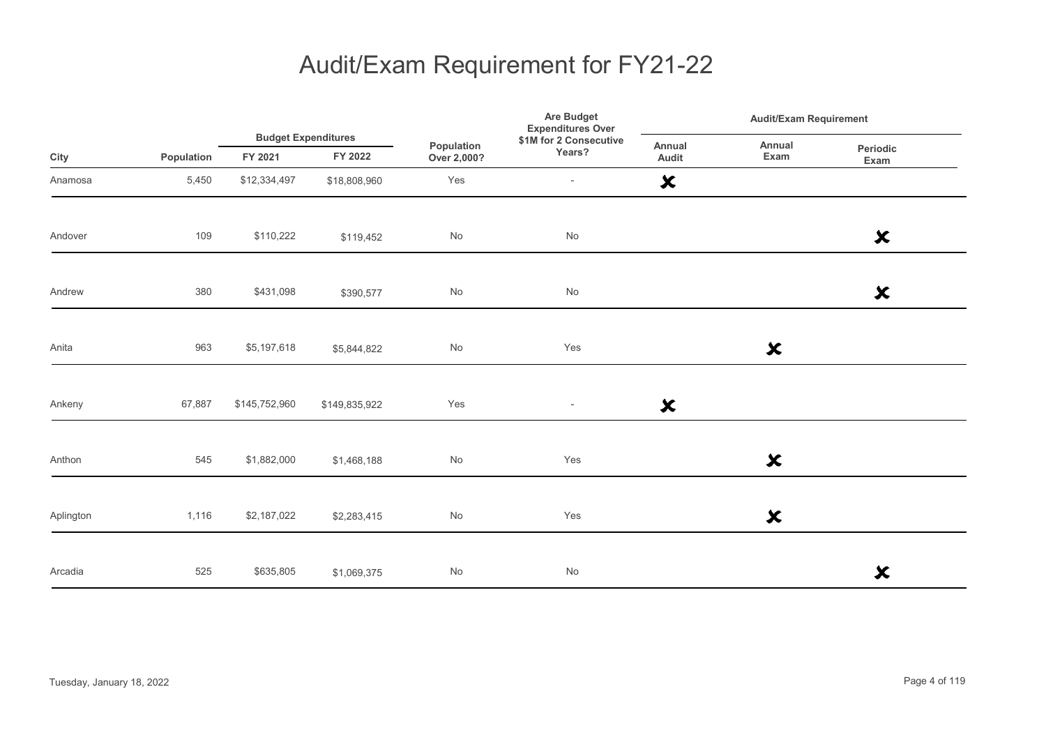# Audit/Exam Requirement for FY21-22

| City | Population | Budget Expenditures FY 2021 | Budget Expenditures FY 2022 | Population Over 2,000? | Are Budget Expenditures Over $1M for 2 Consecutive Years? | Audit/Exam Requirement Annual Audit | Audit/Exam Requirement Annual Exam | Audit/Exam Requirement Periodic Exam |
|---|---|---|---|---|---|---|---|---|
| Anamosa | 5,450 | $12,334,497 | $18,808,960 | Yes | - | ✘ | | |
| Andover | 109 | $110,222 | $119,452 | No | No | | | ✘ |
| Andrew | 380 | $431,098 | $390,577 | No | No | | | ✘ |
| Anita | 963 | $5,197,618 | $5,844,822 | No | Yes | | ✘ | |
| Ankeny | 67,887 | $145,752,960 | $149,835,922 | Yes | - | ✘ | | |
| Anthon | 545 | $1,882,000 | $1,468,188 | No | Yes | | ✘ | |
| Aplington | 1,116 | $2,187,022 | $2,283,415 | No | Yes | | ✘ | |
| Arcadia | 525 | $635,805 | $1,069,375 | No | No | | | ✘ |

Tuesday, January 18, 2022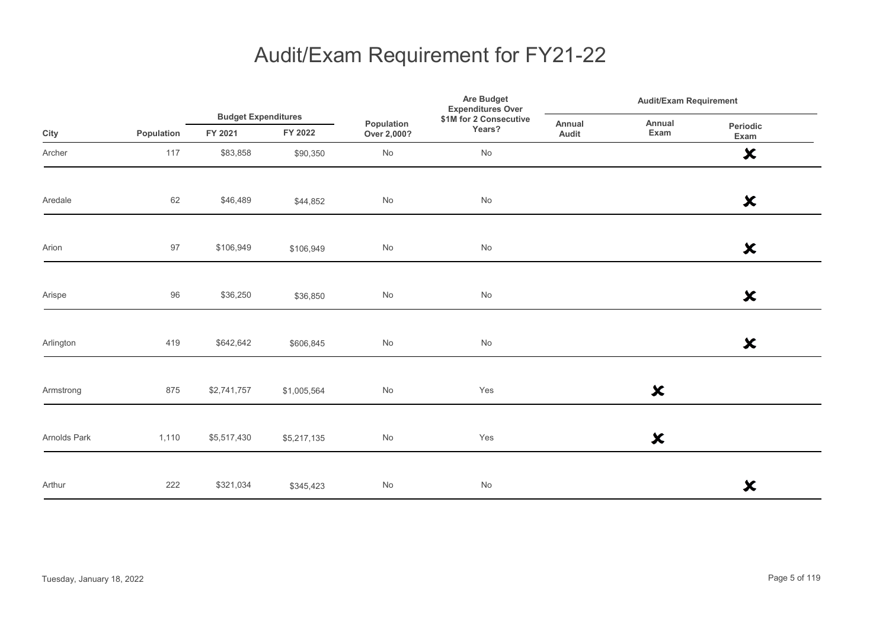# Audit/Exam Requirement for FY21-22

| City | Population | Budget Expenditures | | Population Over 2,000? | Are Budget Expenditures Over $1M for 2 Consecutive Years? | Audit/Exam Requirement | | |
|---|---|---|---|---|---|---|---|---|
| | | FY 2021 | FY 2022 | | | Annual Audit | Annual Exam | Periodic Exam |
| Archer | 117 | $83,858 | $90,350 | No | No | | | ✘ |
| Aredale | 62 | $46,489 | $44,852 | No | No | | | ✘ |
| Arion | 97 | $106,949 | $106,949 | No | No | | | ✘ |
| Arispe | 96 | $36,250 | $36,850 | No | No | | | ✘ |
| Arlington | 419 | $642,642 | $606,845 | No | No | | | ✘ |
| Armstrong | 875 | $2,741,757 | $1,005,564 | No | Yes | | ✘ | |
| Arnolds Park | 1,110 | $5,517,430 | $5,217,135 | No | Yes | | ✘ | |
| Arthur | 222 | $321,034 | $345,423 | No | No | | | ✘ |

Tuesday, January 18, 2022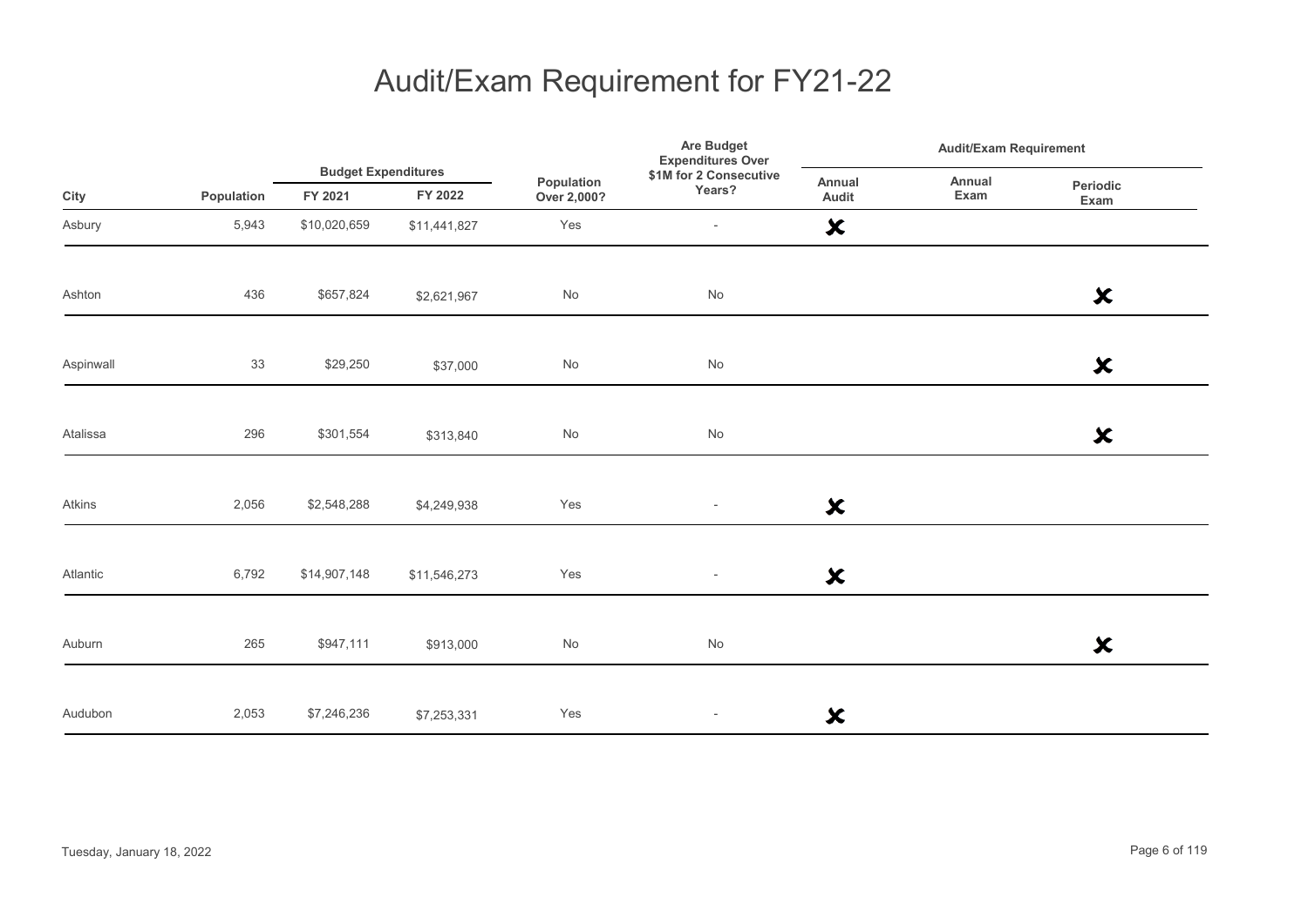# Audit/Exam Requirement for FY21-22

| City | Population | Budget Expenditures | | Population Over 2,000? | Are Budget Expenditures Over $1M for 2 Consecutive Years? | Audit/Exam Requirement | | |
|---|---|---|---|---|---|---|---|---|
| | | FY 2021 | FY 2022 | | | Annual Audit | Annual Exam | Periodic Exam |
| Asbury | 5,943 | $10,020,659 | $11,441,827 | Yes | - | ✘ | | |
| Ashton | 436 | $657,824 | $2,621,967 | No | No | | | ✘ |
| Aspinwall | 33 | $29,250 | $37,000 | No | No | | | ✘ |
| Atalissa | 296 | $301,554 | $313,840 | No | No | | | ✘ |
| Atkins | 2,056 | $2,548,288 | $4,249,938 | Yes | - | ✘ | | |
| Atlantic | 6,792 | $14,907,148 | $11,546,273 | Yes | - | ✘ | | |
| Auburn | 265 | $947,111 | $913,000 | No | No | | | ✘ |
| Audubon | 2,053 | $7,246,236 | $7,253,331 | Yes | - | ✘ | | |

Tuesday, January 18, 2022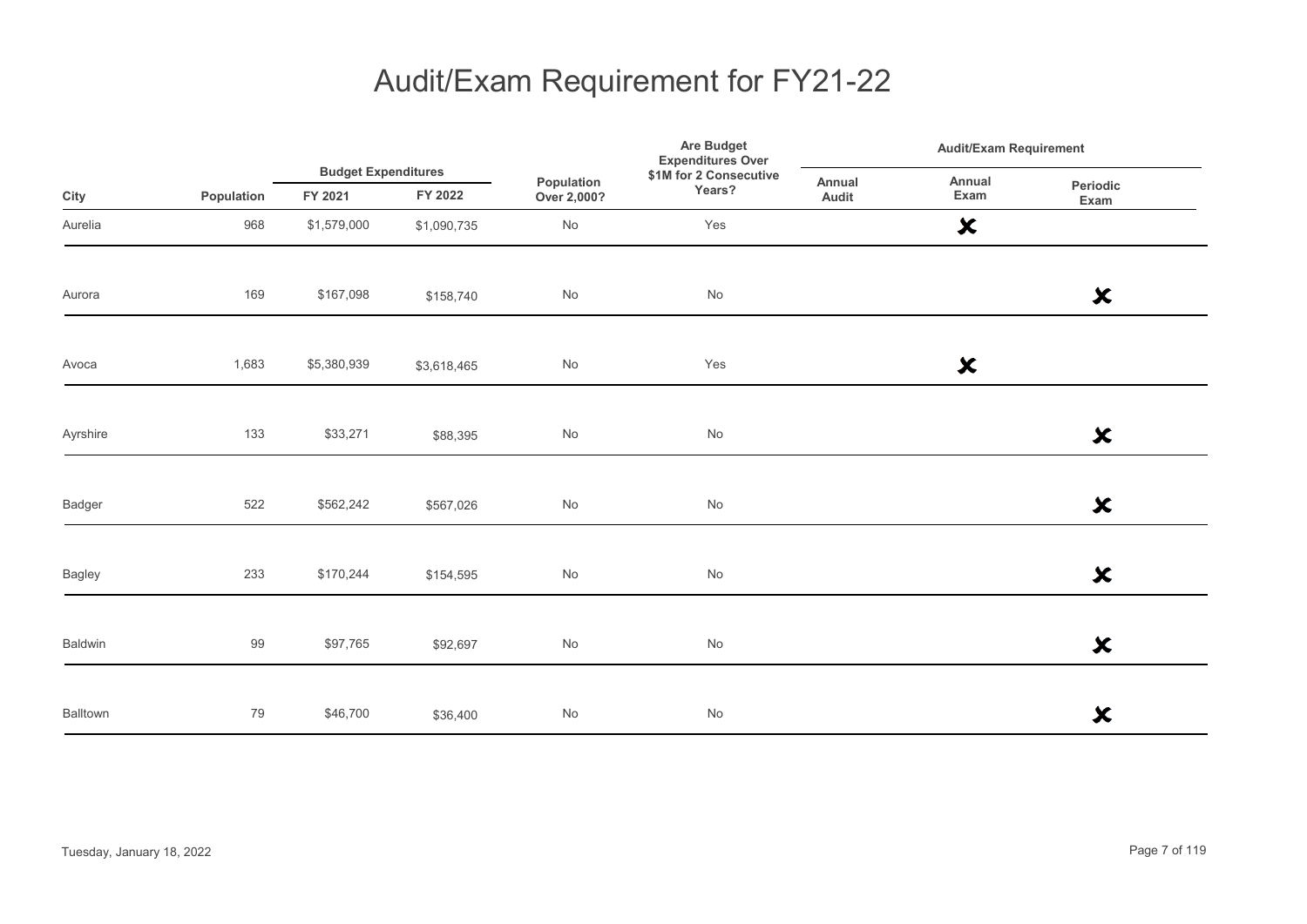# Audit/Exam Requirement for FY21-22

| City | Population | Budget Expenditures | | Population Over 2,000? | Are Budget Expenditures Over $1M for 2 Consecutive Years? | Audit/Exam Requirement | | |
|---|---|---|---|---|---|---|---|---|
| | | FY 2021 | FY 2022 | | | Annual Audit | Annual Exam | Periodic Exam |
| Aurelia | 968 | $1,579,000 | $1,090,735 | No | Yes | | ✘ | |
| Aurora | 169 | $167,098 | $158,740 | No | No | | | ✘ |
| Avoca | 1,683 | $5,380,939 | $3,618,465 | No | Yes | | ✘ | |
| Ayrshire | 133 | $33,271 | $88,395 | No | No | | | ✘ |
| Badger | 522 | $562,242 | $567,026 | No | No | | | ✘ |
| Bagley | 233 | $170,244 | $154,595 | No | No | | | ✘ |
| Baldwin | 99 | $97,765 | $92,697 | No | No | | | ✘ |
| Balltown | 79 | $46,700 | $36,400 | No | No | | | ✘ |

Tuesday, January 18, 2022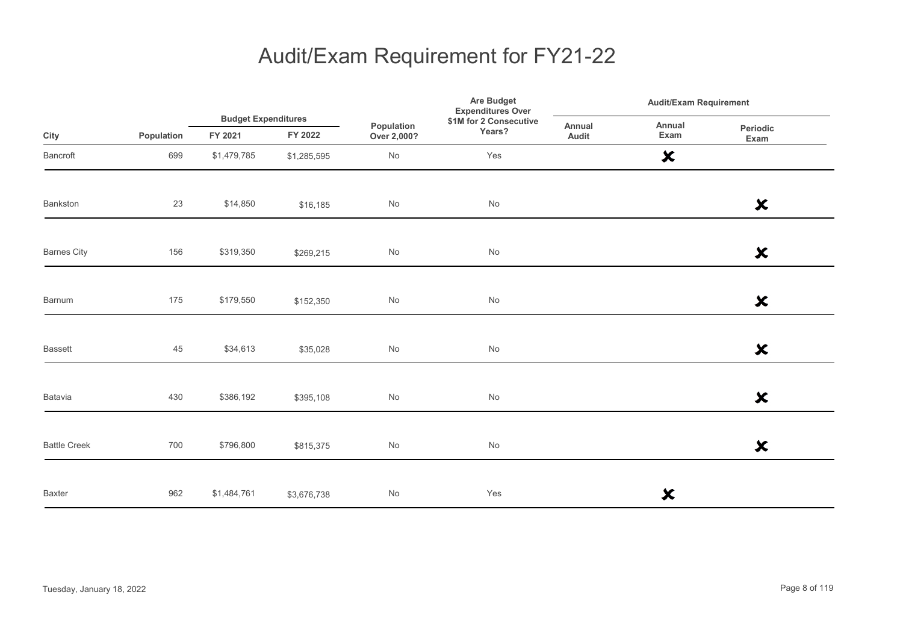# Audit/Exam Requirement for FY21-22

| City | Population | Budget Expenditures | | Population Over 2,000? | Are Budget Expenditures Over $1M for 2 Consecutive Years? | Audit/Exam Requirement | | |
|---|---|---|---|---|---|---|---|---|
| | | FY 2021 | FY 2022 | | | Annual Audit | Annual Exam | Periodic Exam |
| Bancroft | 699 | $1,479,785 | $1,285,595 | No | Yes | | ✘ | |
| Bankston | 23 | $14,850 | $16,185 | No | No | | | ✘ |
| Barnes City | 156 | $319,350 | $269,215 | No | No | | | ✘ |
| Barnum | 175 | $179,550 | $152,350 | No | No | | | ✘ |
| Bassett | 45 | $34,613 | $35,028 | No | No | | | ✘ |
| Batavia | 430 | $386,192 | $395,108 | No | No | | | ✘ |
| Battle Creek | 700 | $796,800 | $815,375 | No | No | | | ✘ |
| Baxter | 962 | $1,484,761 | $3,676,738 | No | Yes | | ✘ | |

Tuesday, January 18, 2022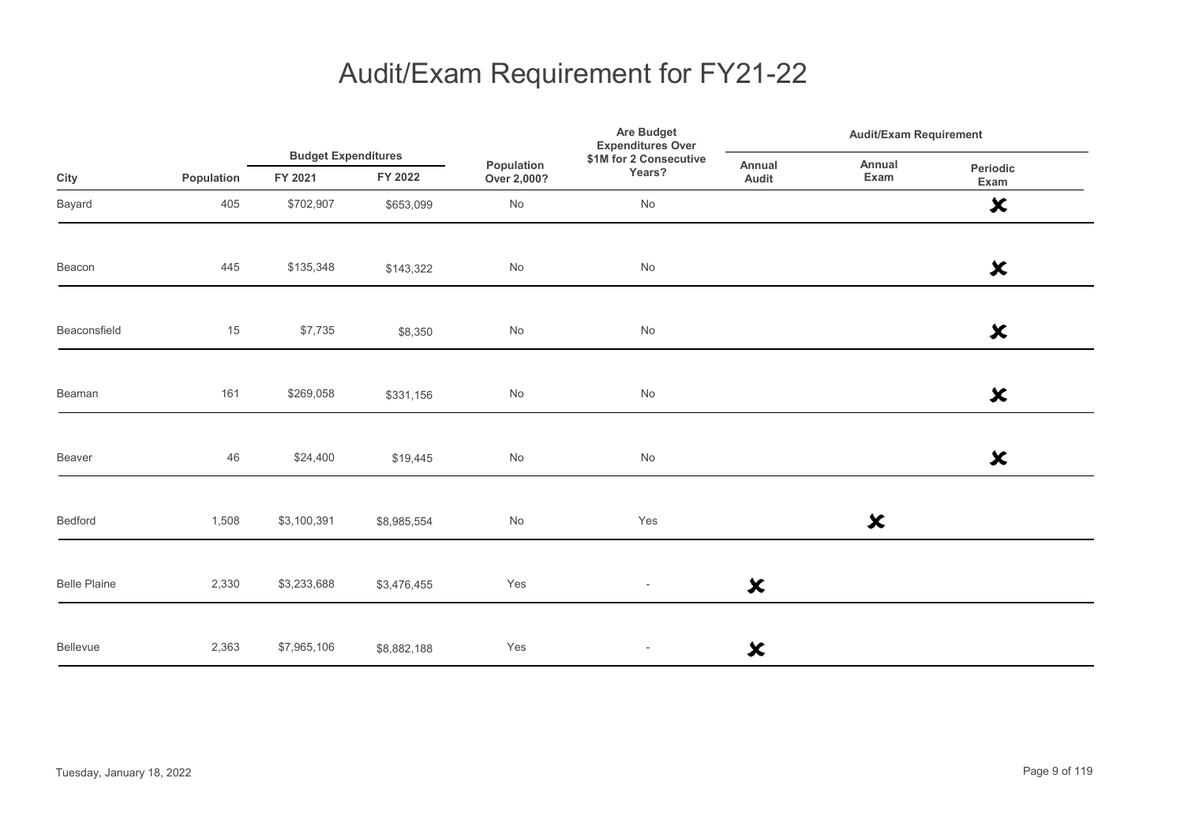# Audit/Exam Requirement for FY21-22

| City | Population | Budget Expenditures | | Population Over 2,000? | Are Budget Expenditures Over $1M for 2 Consecutive Years? | Audit/Exam Requirement | | |
|---|---|---|---|---|---|---|---|---|
| | | FY 2021 | FY 2022 | | | Annual Audit | Annual Exam | Periodic Exam |
| Bayard | 405 | $702,907 | $653,099 | No | No | | | ✘ |
| Beacon | 445 | $135,348 | $143,322 | No | No | | | ✘ |
| Beaconsfield | 15 | $7,735 | $8,350 | No | No | | | ✘ |
| Beaman | 161 | $269,058 | $331,156 | No | No | | | ✘ |
| Beaver | 46 | $24,400 | $19,445 | No | No | | | ✘ |
| Bedford | 1,508 | $3,100,391 | $8,985,554 | No | Yes | | ✘ | |
| Belle Plaine | 2,330 | $3,233,688 | $3,476,455 | Yes | - | ✘ | | |
| Bellevue | 2,363 | $7,965,106 | $8,882,188 | Yes | - | ✘ | | |

Tuesday, January 18, 2022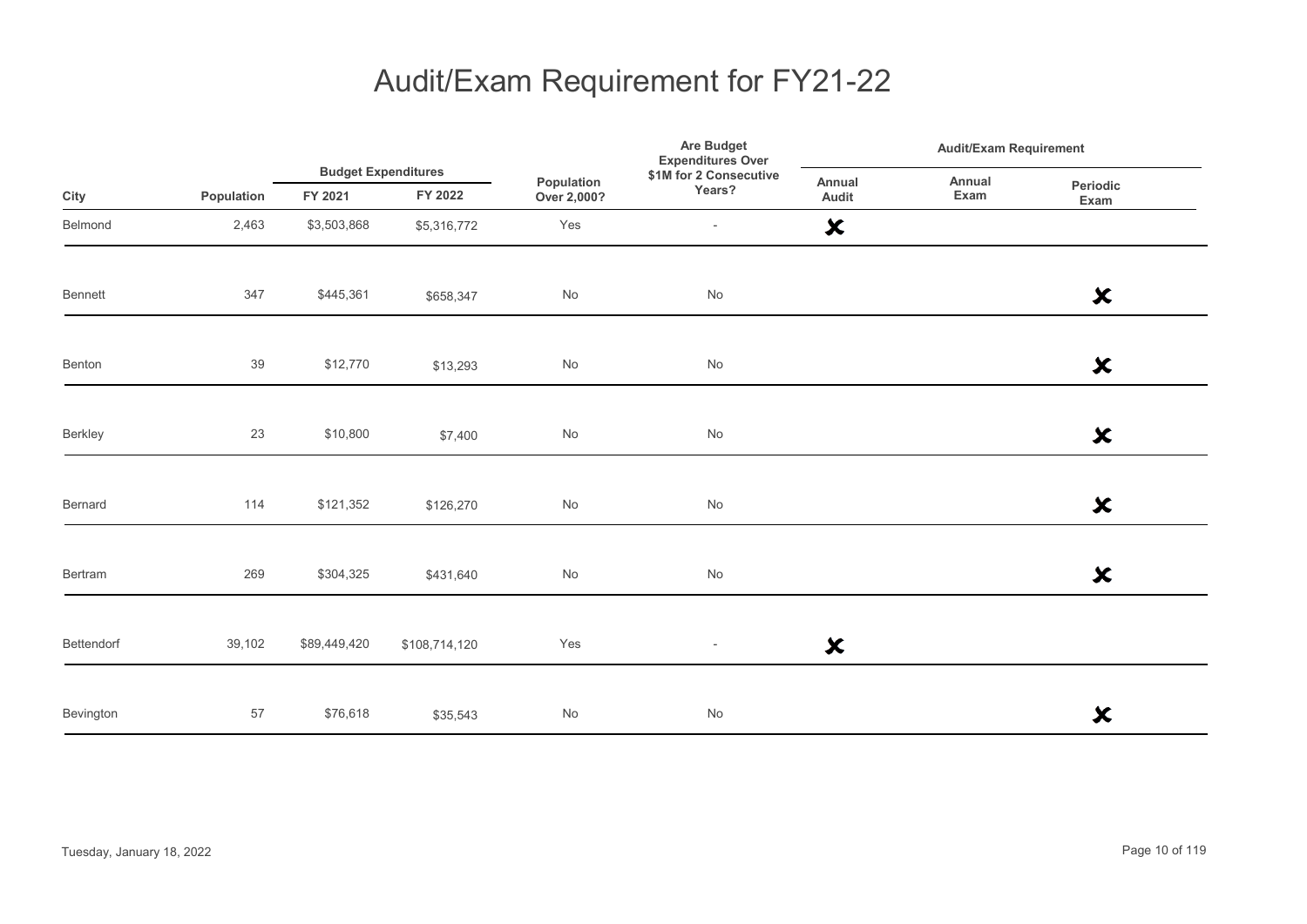# Audit/Exam Requirement for FY21-22

| City | Population | Budget Expenditures | | Population Over 2,000? | Are Budget Expenditures Over $1M for 2 Consecutive Years? | Audit/Exam Requirement | | |
|---|---|---|---|---|---|---|---|---|
| | | FY 2021 | FY 2022 | | | Annual Audit | Annual Exam | Periodic Exam |
| Belmond | 2,463 | $3,503,868 | $5,316,772 | Yes | - | ✘ | | |
| Bennett | 347 | $445,361 | $658,347 | No | No | | | ✘ |
| Benton | 39 | $12,770 | $13,293 | No | No | | | ✘ |
| Berkley | 23 | $10,800 | $7,400 | No | No | | | ✘ |
| Bernard | 114 | $121,352 | $126,270 | No | No | | | ✘ |
| Bertram | 269 | $304,325 | $431,640 | No | No | | | ✘ |
| Bettendorf | 39,102 | $89,449,420 | $108,714,120 | Yes | - | ✘ | | |
| Bevington | 57 | $76,618 | $35,543 | No | No | | | ✘ |

Tuesday, January 18, 2022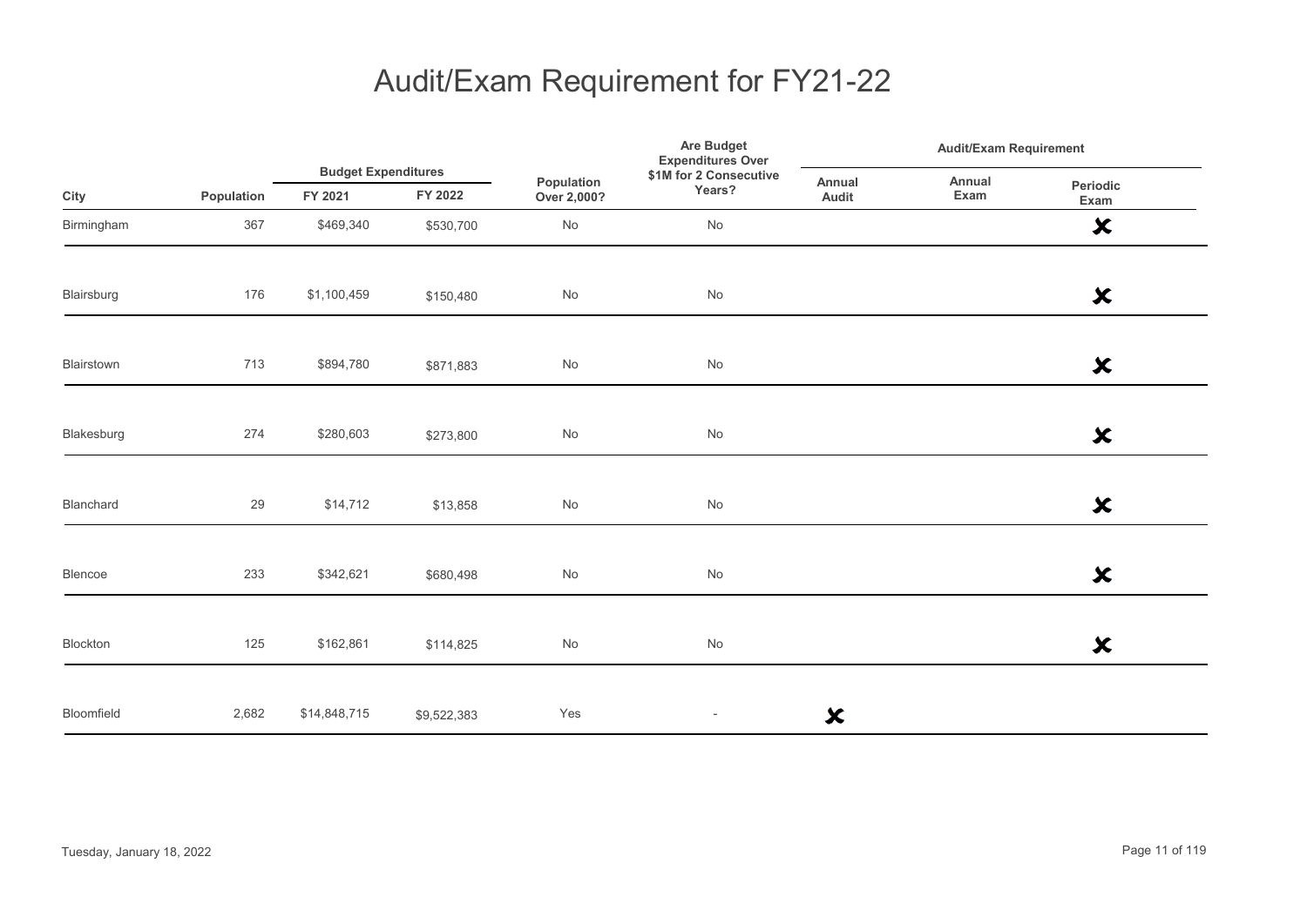# Audit/Exam Requirement for FY21-22

| City | Population | Budget Expenditures | | Population Over 2,000? | Are Budget Expenditures Over $1M for 2 Consecutive Years? | Audit/Exam Requirement | | |
|---|---|---|---|---|---|---|---|---|
| | | FY 2021 | FY 2022 | | | Annual Audit | Annual Exam | Periodic Exam |
| Birmingham | 367 | $469,340 | $530,700 | No | No | | | ✘ |
| Blairsburg | 176 | $1,100,459 | $150,480 | No | No | | | ✘ |
| Blairstown | 713 | $894,780 | $871,883 | No | No | | | ✘ |
| Blakesburg | 274 | $280,603 | $273,800 | No | No | | | ✘ |
| Blanchard | 29 | $14,712 | $13,858 | No | No | | | ✘ |
| Blencoe | 233 | $342,621 | $680,498 | No | No | | | ✘ |
| Blockton | 125 | $162,861 | $114,825 | No | No | | | ✘ |
| Bloomfield | 2,682 | $14,848,715 | $9,522,383 | Yes | - | ✘ | | |

Tuesday, January 18, 2022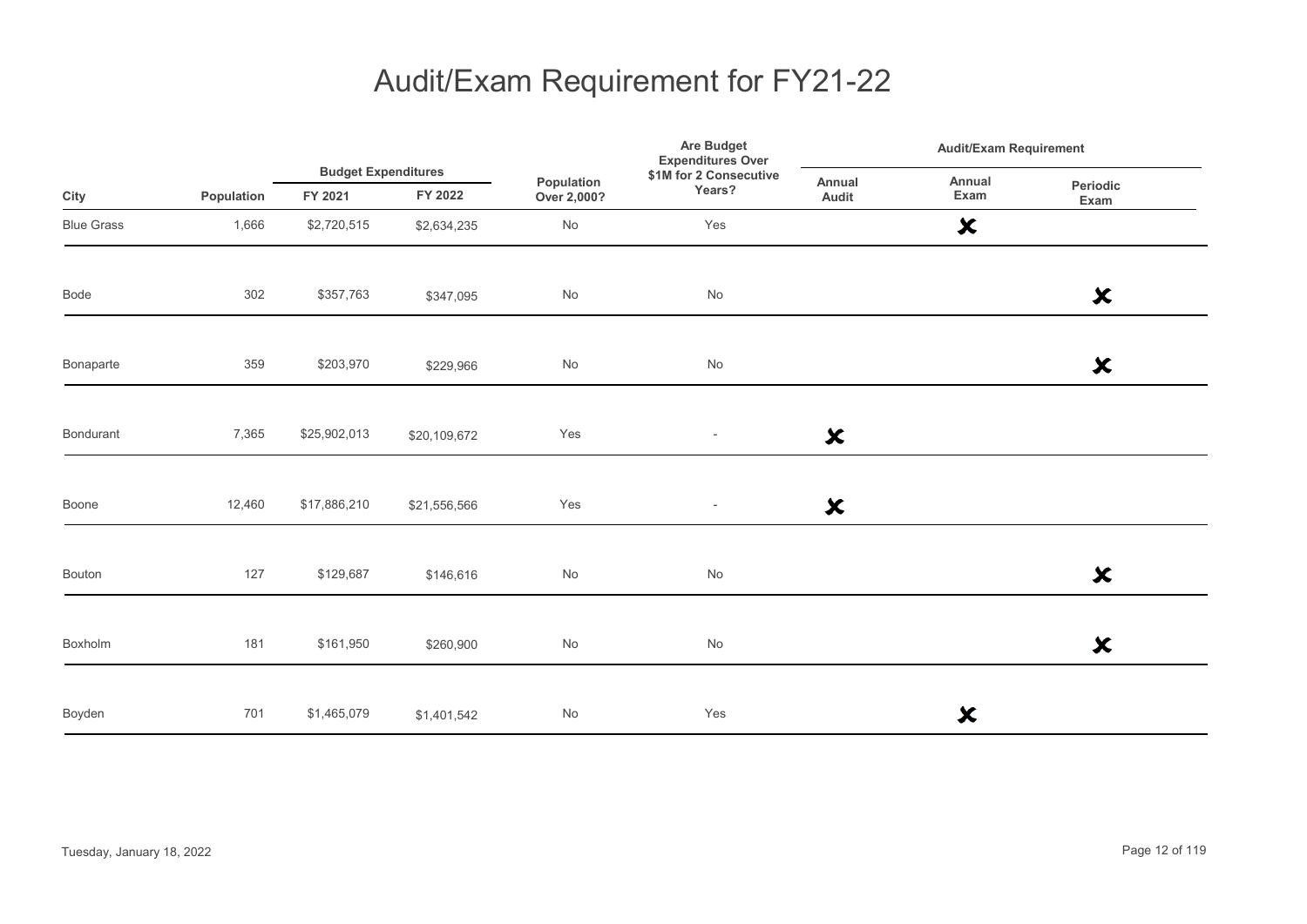# Audit/Exam Requirement for FY21-22

| City | Population | Budget Expenditures FY 2021 | Budget Expenditures FY 2022 | Population Over 2,000? | Are Budget Expenditures Over $1M for 2 Consecutive Years? | Audit/Exam Requirement: Annual Audit | Audit/Exam Requirement: Annual Exam | Audit/Exam Requirement: Periodic Exam |
|---|---|---|---|---|---|---|---|---|
| Blue Grass | 1,666 | $2,720,515 | $2,634,235 | No | Yes | | ✘ | |
| Bode | 302 | $357,763 | $347,095 | No | No | | | ✘ |
| Bonaparte | 359 | $203,970 | $229,966 | No | No | | | ✘ |
| Bondurant | 7,365 | $25,902,013 | $20,109,672 | Yes | - | ✘ | | |
| Boone | 12,460 | $17,886,210 | $21,556,566 | Yes | - | ✘ | | |
| Bouton | 127 | $129,687 | $146,616 | No | No | | | ✘ |
| Boxholm | 181 | $161,950 | $260,900 | No | No | | | ✘ |
| Boyden | 701 | $1,465,079 | $1,401,542 | No | Yes | | ✘ | |

Tuesday, January 18, 2022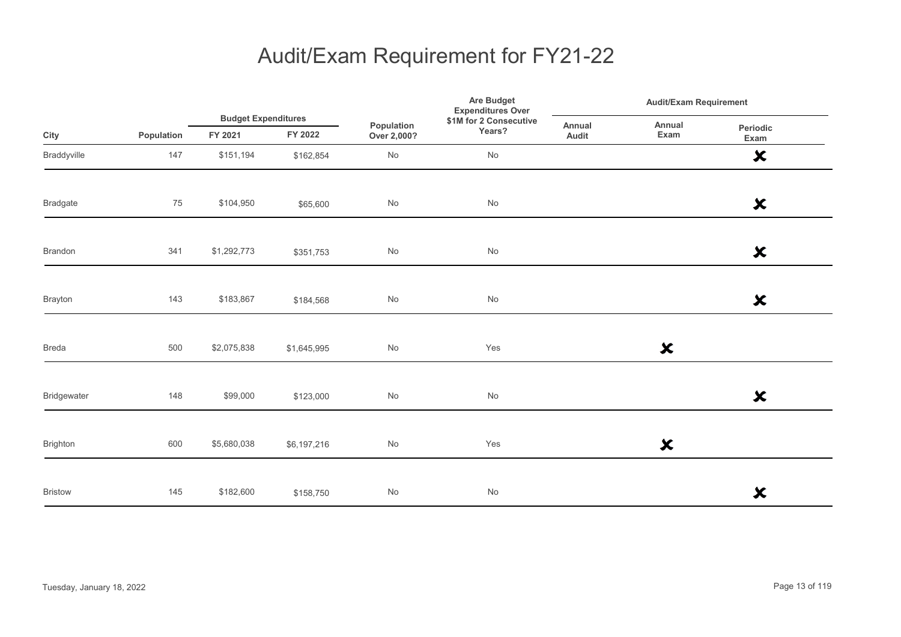# Audit/Exam Requirement for FY21-22

| City | Population | Budget Expenditures | | Population Over 2,000? | Are Budget Expenditures Over $1M for 2 Consecutive Years? | Audit/Exam Requirement | | |
|---|---|---|---|---|---|---|---|---|
| | | FY 2021 | FY 2022 | | | Annual Audit | Annual Exam | Periodic Exam |
| Braddyville | 147 | $151,194 | $162,854 | No | No | | | ✘ |
| Bradgate | 75 | $104,950 | $65,600 | No | No | | | ✘ |
| Brandon | 341 | $1,292,773 | $351,753 | No | No | | | ✘ |
| Brayton | 143 | $183,867 | $184,568 | No | No | | | ✘ |
| Breda | 500 | $2,075,838 | $1,645,995 | No | Yes | | ✘ | |
| Bridgewater | 148 | $99,000 | $123,000 | No | No | | | ✘ |
| Brighton | 600 | $5,680,038 | $6,197,216 | No | Yes | | ✘ | |
| Bristow | 145 | $182,600 | $158,750 | No | No | | | ✘ |

Tuesday, January 18, 2022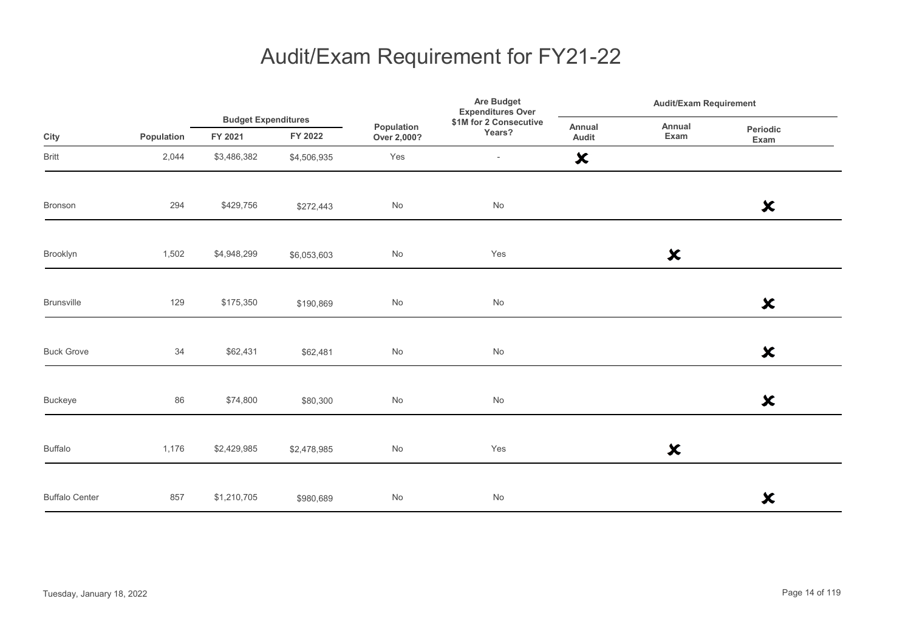# Audit/Exam Requirement for FY21-22

| City | Population | Budget Expenditures | | Population Over 2,000? | Are Budget Expenditures Over $1M for 2 Consecutive Years? | Audit/Exam Requirement | | |
|---|---|---|---|---|---|---|---|---|
| | | FY 2021 | FY 2022 | | | Annual Audit | Annual Exam | Periodic Exam |
| Britt | 2,044 | $3,486,382 | $4,506,935 | Yes | - | ✘ | | |
| Bronson | 294 | $429,756 | $272,443 | No | No | | | ✘ |
| Brooklyn | 1,502 | $4,948,299 | $6,053,603 | No | Yes | | ✘ | |
| Brunsville | 129 | $175,350 | $190,869 | No | No | | | ✘ |
| Buck Grove | 34 | $62,431 | $62,481 | No | No | | | ✘ |
| Buckeye | 86 | $74,800 | $80,300 | No | No | | | ✘ |
| Buffalo | 1,176 | $2,429,985 | $2,478,985 | No | Yes | | ✘ | |
| Buffalo Center | 857 | $1,210,705 | $980,689 | No | No | | | ✘ |

Tuesday, January 18, 2022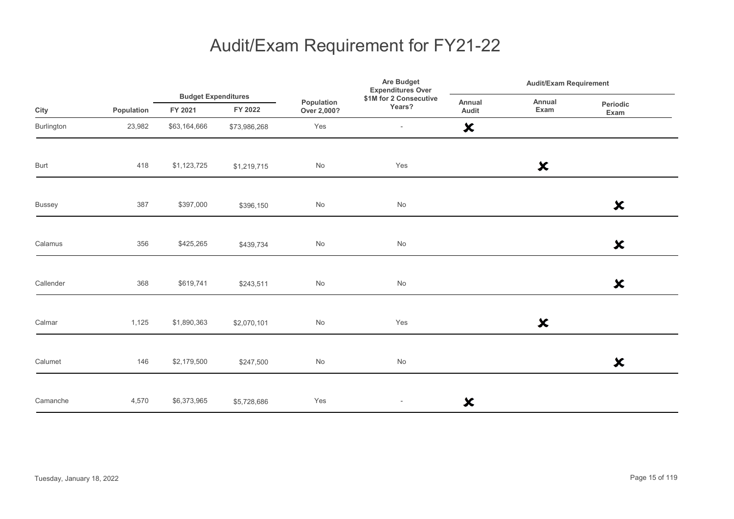# Audit/Exam Requirement for FY21-22

| City | Population | Budget Expenditures | | Population Over 2,000? | Are Budget Expenditures Over $1M for 2 Consecutive Years? | Audit/Exam Requirement | | |
|---|---|---|---|---|---|---|---|---|
| | | FY 2021 | FY 2022 | | | Annual Audit | Annual Exam | Periodic Exam |
| Burlington | 23,982 | $63,164,666 | $73,986,268 | Yes | - | ✗ | | |
| Burt | 418 | $1,123,725 | $1,219,715 | No | Yes | | ✗ | |
| Bussey | 387 | $397,000 | $396,150 | No | No | | | ✗ |
| Calamus | 356 | $425,265 | $439,734 | No | No | | | ✗ |
| Callender | 368 | $619,741 | $243,511 | No | No | | | ✗ |
| Calmar | 1,125 | $1,890,363 | $2,070,101 | No | Yes | | ✗ | |
| Calumet | 146 | $2,179,500 | $247,500 | No | No | | | ✗ |
| Camanche | 4,570 | $6,373,965 | $5,728,686 | Yes | - | ✗ | | |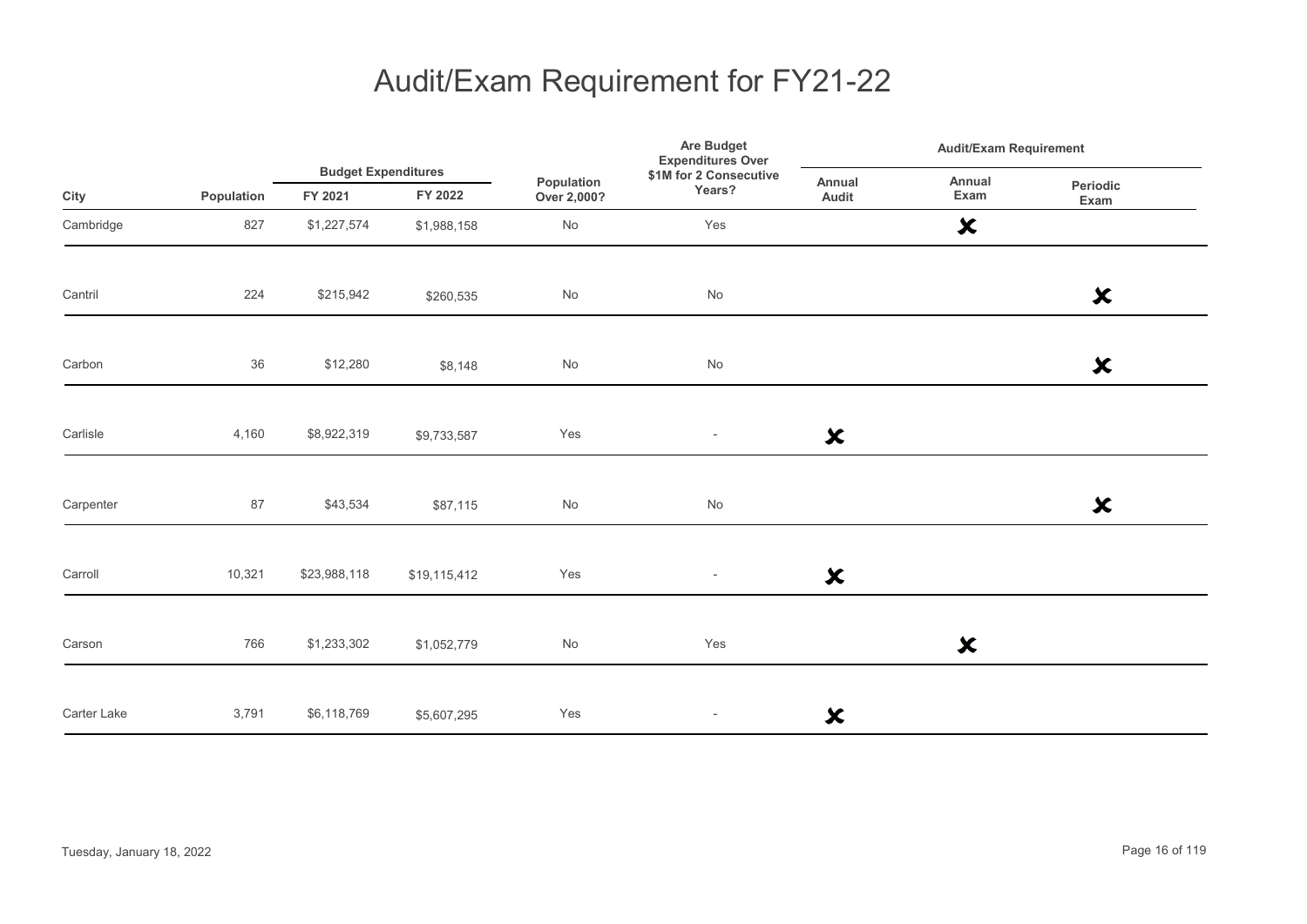# Audit/Exam Requirement for FY21-22

| City | Population | Budget Expenditures | | Population Over 2,000? | Are Budget Expenditures Over $1M for 2 Consecutive Years? | Audit/Exam Requirement | | |
|---|---|---|---|---|---|---|---|---|
| | | FY 2021 | FY 2022 | | | Annual Audit | Annual Exam | Periodic Exam |
| Cambridge | 827 | $1,227,574 | $1,988,158 | No | Yes | | ✘ | |
| Cantril | 224 | $215,942 | $260,535 | No | No | | | ✘ |
| Carbon | 36 | $12,280 | $8,148 | No | No | | | ✘ |
| Carlisle | 4,160 | $8,922,319 | $9,733,587 | Yes | - | ✘ | | |
| Carpenter | 87 | $43,534 | $87,115 | No | No | | | ✘ |
| Carroll | 10,321 | $23,988,118 | $19,115,412 | Yes | - | ✘ | | |
| Carson | 766 | $1,233,302 | $1,052,779 | No | Yes | | ✘ | |
| Carter Lake | 3,791 | $6,118,769 | $5,607,295 | Yes | - | ✘ | | |

Tuesday, January 18, 2022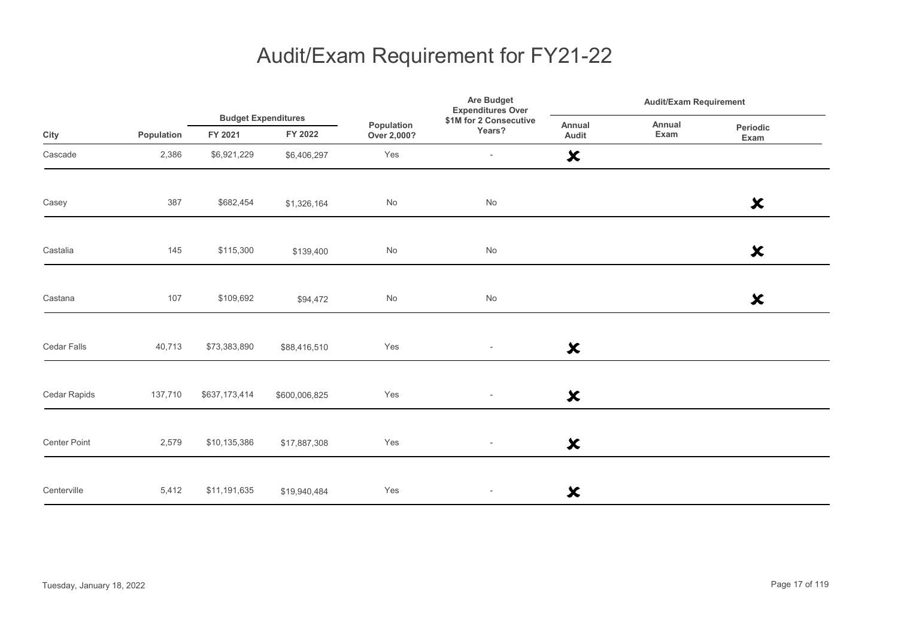# Audit/Exam Requirement for FY21-22

| City | Population | Budget Expenditures | | Population Over 2,000? | Are Budget Expenditures Over $1M for 2 Consecutive Years? | Audit/Exam Requirement | | |
|---|---|---|---|---|---|---|---|---|
| | | FY 2021 | FY 2022 | | | Annual Audit | Annual Exam | Periodic Exam |
| Cascade | 2,386 | $6,921,229 | $6,406,297 | Yes | - | ✗ | | |
| Casey | 387 | $682,454 | $1,326,164 | No | No | | | ✗ |
| Castalia | 145 | $115,300 | $139,400 | No | No | | | ✗ |
| Castana | 107 | $109,692 | $94,472 | No | No | | | ✗ |
| Cedar Falls | 40,713 | $73,383,890 | $88,416,510 | Yes | - | ✗ | | |
| Cedar Rapids | 137,710 | $637,173,414 | $600,006,825 | Yes | - | ✗ | | |
| Center Point | 2,579 | $10,135,386 | $17,887,308 | Yes | - | ✗ | | |
| Centerville | 5,412 | $11,191,635 | $19,940,484 | Yes | - | ✗ | | |

Tuesday, January 18, 2022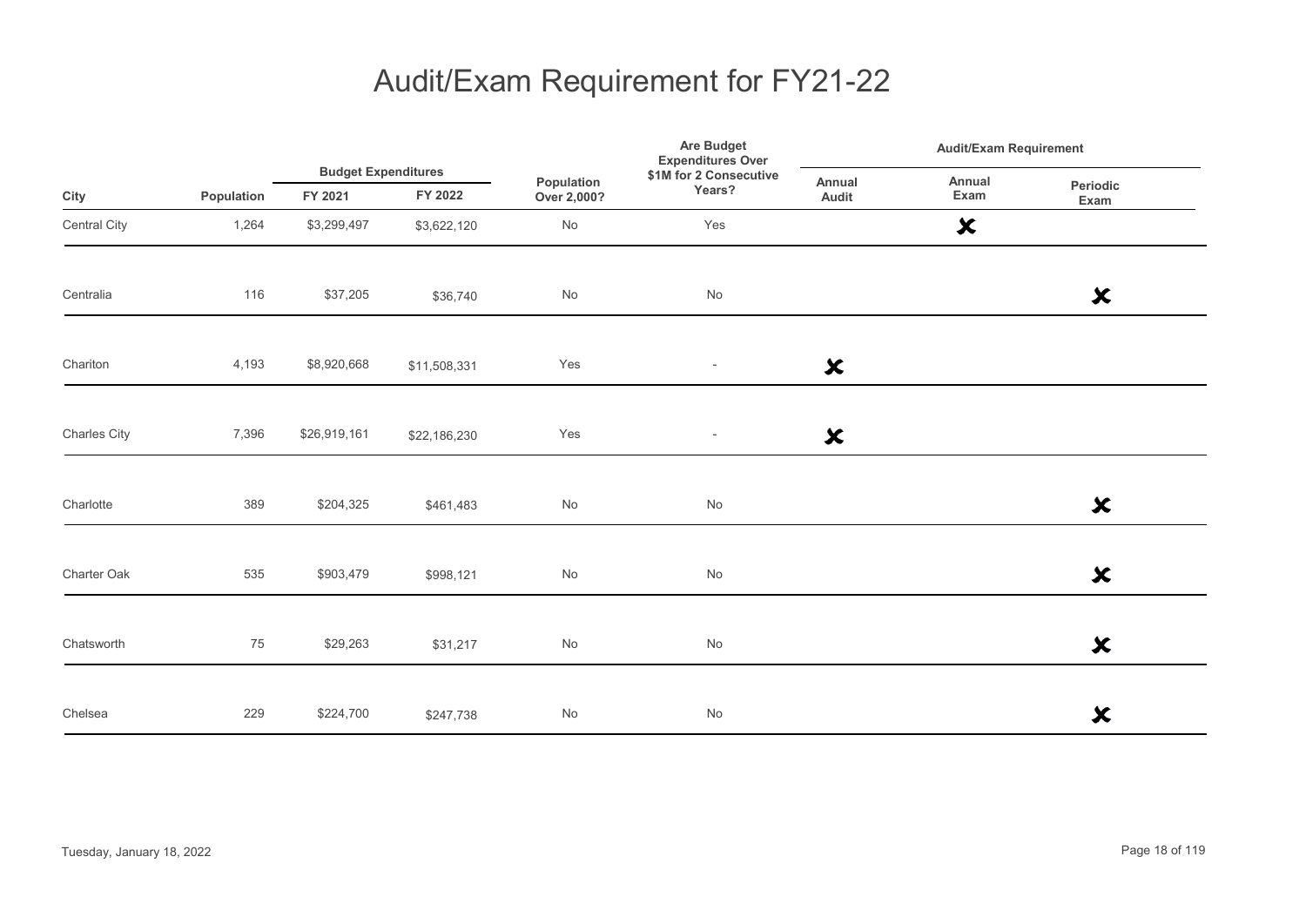# Audit/Exam Requirement for FY21-22

| City | Population | Budget Expenditures | | Population Over 2,000? | Are Budget Expenditures Over $1M for 2 Consecutive Years? | Audit/Exam Requirement | | |
|---|---|---|---|---|---|---|---|---|
| | | FY 2021 | FY 2022 | | | Annual Audit | Annual Exam | Periodic Exam |
| Central City | 1,264 | $3,299,497 | $3,622,120 | No | Yes | | ✘ | |
| Centralia | 116 | $37,205 | $36,740 | No | No | | | ✘ |
| Chariton | 4,193 | $8,920,668 | $11,508,331 | Yes | - | ✘ | | |
| Charles City | 7,396 | $26,919,161 | $22,186,230 | Yes | - | ✘ | | |
| Charlotte | 389 | $204,325 | $461,483 | No | No | | | ✘ |
| Charter Oak | 535 | $903,479 | $998,121 | No | No | | | ✘ |
| Chatsworth | 75 | $29,263 | $31,217 | No | No | | | ✘ |
| Chelsea | 229 | $224,700 | $247,738 | No | No | | | ✘ |

Tuesday, January 18, 2022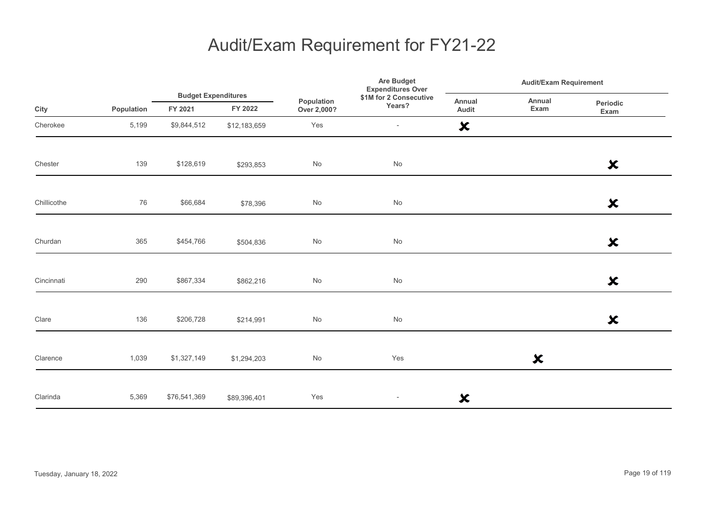# Audit/Exam Requirement for FY21-22

| City | Population | Budget Expenditures | | Population Over 2,000? | Are Budget Expenditures Over $1M for 2 Consecutive Years? | Audit/Exam Requirement | | |
|---|---|---|---|---|---|---|---|---|
| | | FY 2021 | FY 2022 | | | Annual Audit | Annual Exam | Periodic Exam |
| Cherokee | 5,199 | $9,844,512 | $12,183,659 | Yes | - | ✗ | | |
| Chester | 139 | $128,619 | $293,853 | No | No | | | ✗ |
| Chillicothe | 76 | $66,684 | $78,396 | No | No | | | ✗ |
| Churdan | 365 | $454,766 | $504,836 | No | No | | | ✗ |
| Cincinnati | 290 | $867,334 | $862,216 | No | No | | | ✗ |
| Clare | 136 | $206,728 | $214,991 | No | No | | | ✗ |
| Clarence | 1,039 | $1,327,149 | $1,294,203 | No | Yes | | ✗ | |
| Clarinda | 5,369 | $76,541,369 | $89,396,401 | Yes | - | ✗ | | |

Tuesday, January 18, 2022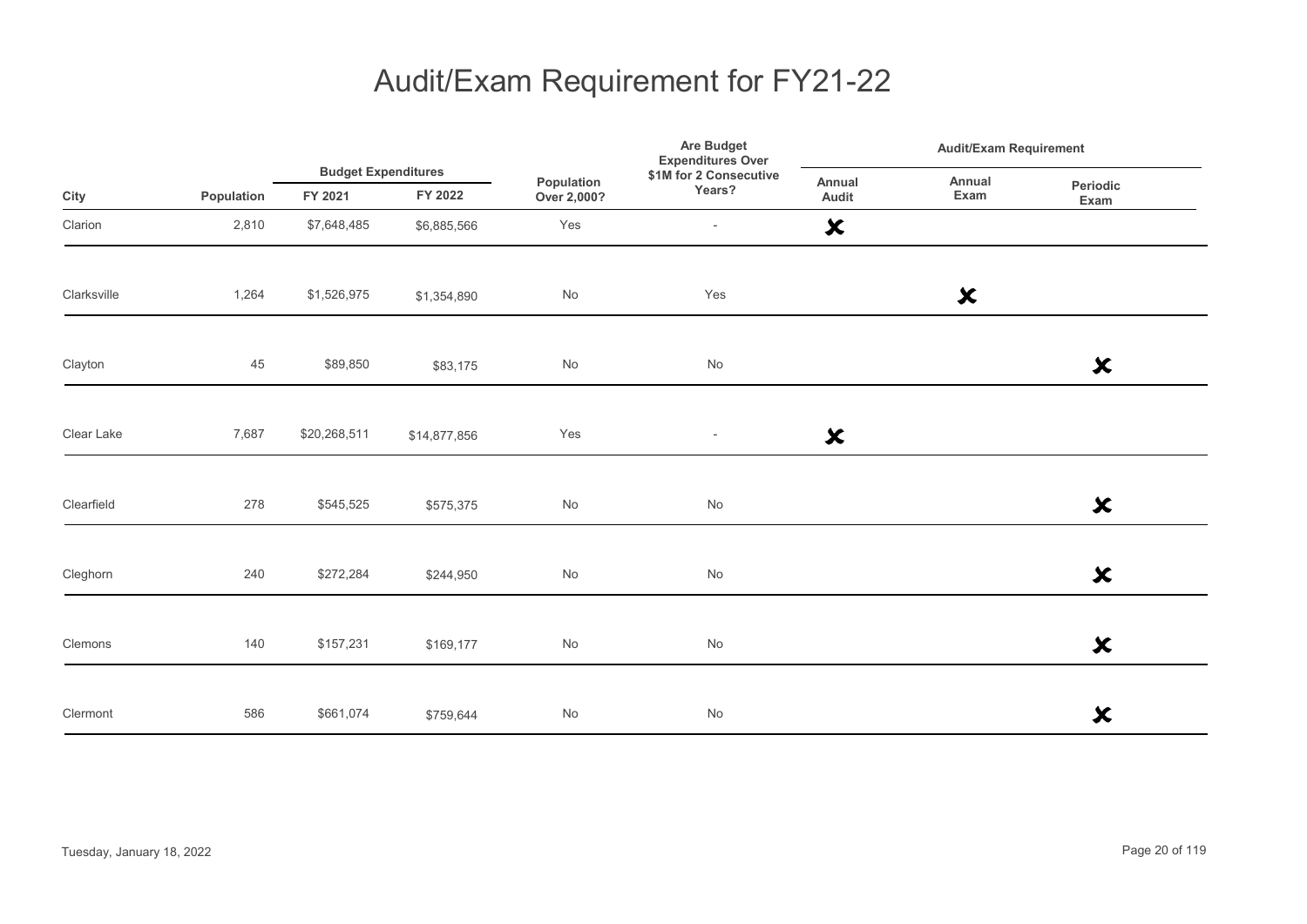# Audit/Exam Requirement for FY21-22

| City | Population | Budget Expenditures FY 2021 | Budget Expenditures FY 2022 | Population Over 2,000? | Are Budget Expenditures Over $1M for 2 Consecutive Years? | Audit/Exam Requirement Annual Audit | Audit/Exam Requirement Annual Exam | Audit/Exam Requirement Periodic Exam |
|---|---|---|---|---|---|---|---|---|
| Clarion | 2,810 | $7,648,485 | $6,885,566 | Yes | - | ✘ | | |
| Clarksville | 1,264 | $1,526,975 | $1,354,890 | No | Yes | | ✘ | |
| Clayton | 45 | $89,850 | $83,175 | No | No | | | ✘ |
| Clear Lake | 7,687 | $20,268,511 | $14,877,856 | Yes | - | ✘ | | |
| Clearfield | 278 | $545,525 | $575,375 | No | No | | | ✘ |
| Cleghorn | 240 | $272,284 | $244,950 | No | No | | | ✘ |
| Clemons | 140 | $157,231 | $169,177 | No | No | | | ✘ |
| Clermont | 586 | $661,074 | $759,644 | No | No | | | ✘ |

Tuesday, January 18, 2022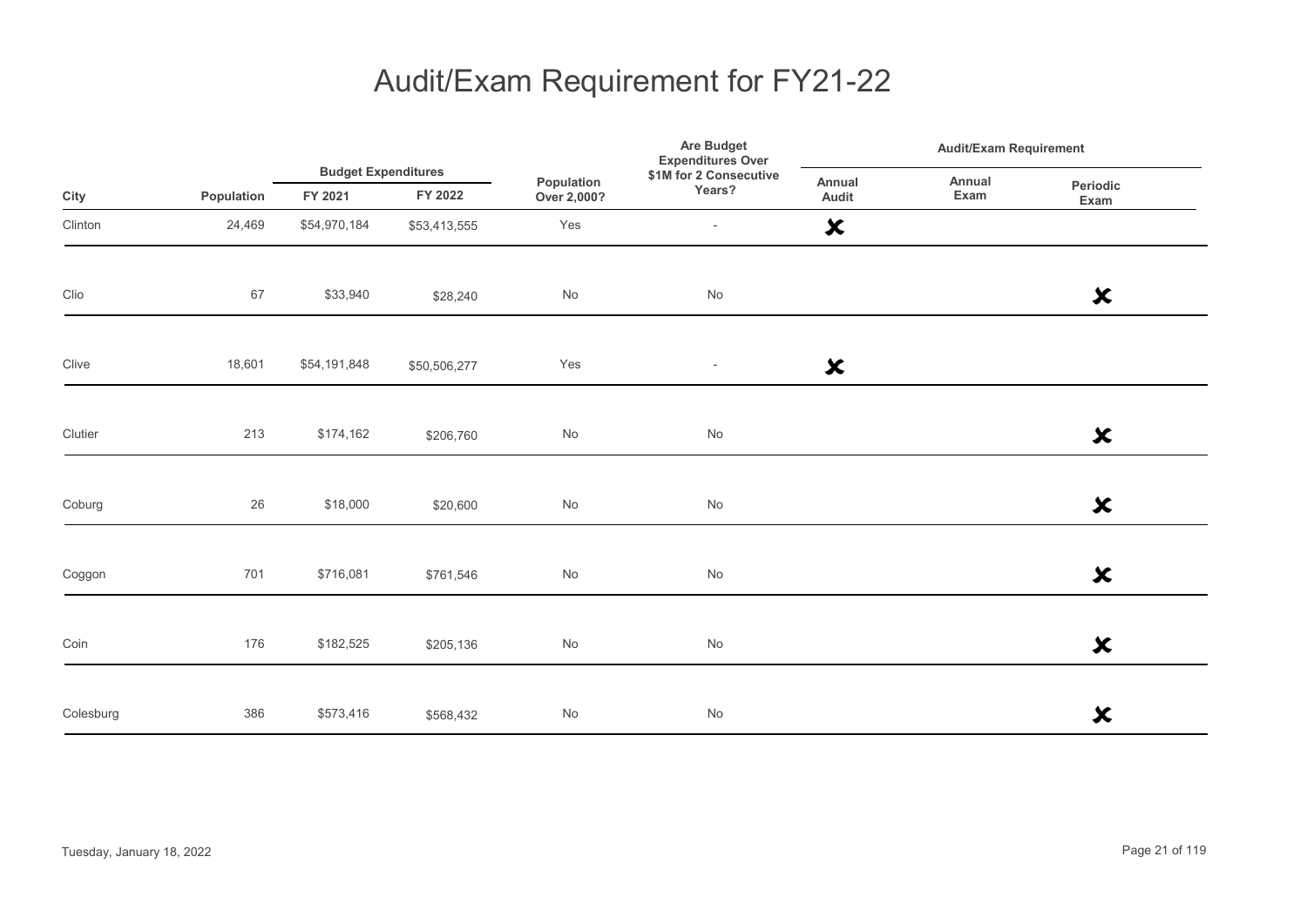# Audit/Exam Requirement for FY21-22

| City | Population | Budget Expenditures | | Population Over 2,000? | Are Budget Expenditures Over $1M for 2 Consecutive Years? | Audit/Exam Requirement | | |
|---|---|---|---|---|---|---|---|---|
| | | FY 2021 | FY 2022 | | | Annual Audit | Annual Exam | Periodic Exam |
| Clinton | 24,469 | $54,970,184 | $53,413,555 | Yes | - | ✘ | | |
| Clio | 67 | $33,940 | $28,240 | No | No | | | ✘ |
| Clive | 18,601 | $54,191,848 | $50,506,277 | Yes | - | ✘ | | |
| Clutier | 213 | $174,162 | $206,760 | No | No | | | ✘ |
| Coburg | 26 | $18,000 | $20,600 | No | No | | | ✘ |
| Coggon | 701 | $716,081 | $761,546 | No | No | | | ✘ |
| Coin | 176 | $182,525 | $205,136 | No | No | | | ✘ |
| Colesburg | 386 | $573,416 | $568,432 | No | No | | | ✘ |

Tuesday, January 18, 2022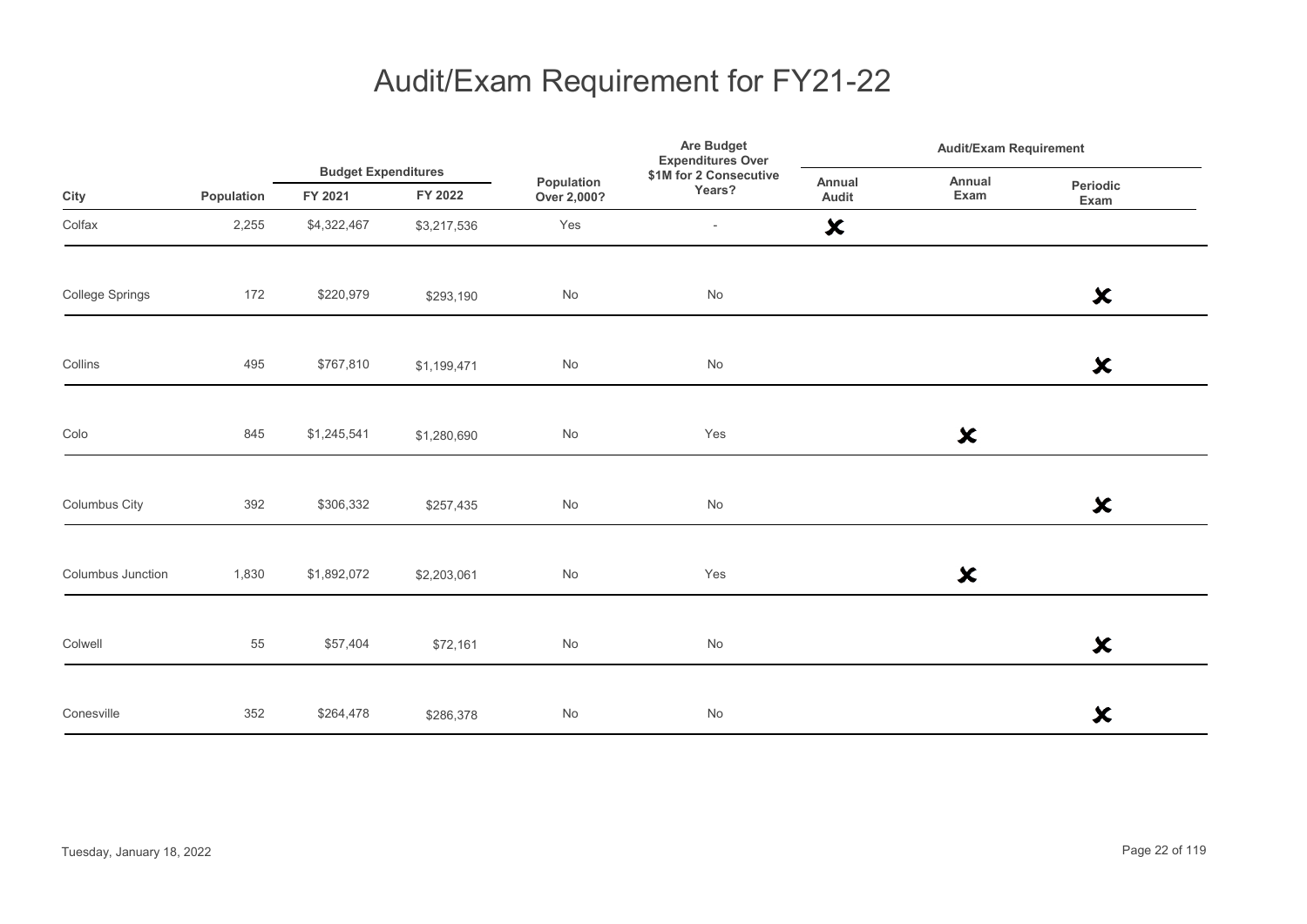# Audit/Exam Requirement for FY21-22

| City | Population | Budget Expenditures | | Population Over 2,000? | Are Budget Expenditures Over $1M for 2 Consecutive Years? | Audit/Exam Requirement | | |
|---|---|---|---|---|---|---|---|---|
| | | FY 2021 | FY 2022 | | | Annual Audit | Annual Exam | Periodic Exam |
| Colfax | 2,255 | $4,322,467 | $3,217,536 | Yes | - | ✘ | | |
| College Springs | 172 | $220,979 | $293,190 | No | No | | | ✘ |
| Collins | 495 | $767,810 | $1,199,471 | No | No | | | ✘ |
| Colo | 845 | $1,245,541 | $1,280,690 | No | Yes | | ✘ | |
| Columbus City | 392 | $306,332 | $257,435 | No | No | | | ✘ |
| Columbus Junction | 1,830 | $1,892,072 | $2,203,061 | No | Yes | | ✘ | |
| Colwell | 55 | $57,404 | $72,161 | No | No | | | ✘ |
| Conesville | 352 | $264,478 | $286,378 | No | No | | | ✘ |

Tuesday, January 18, 2022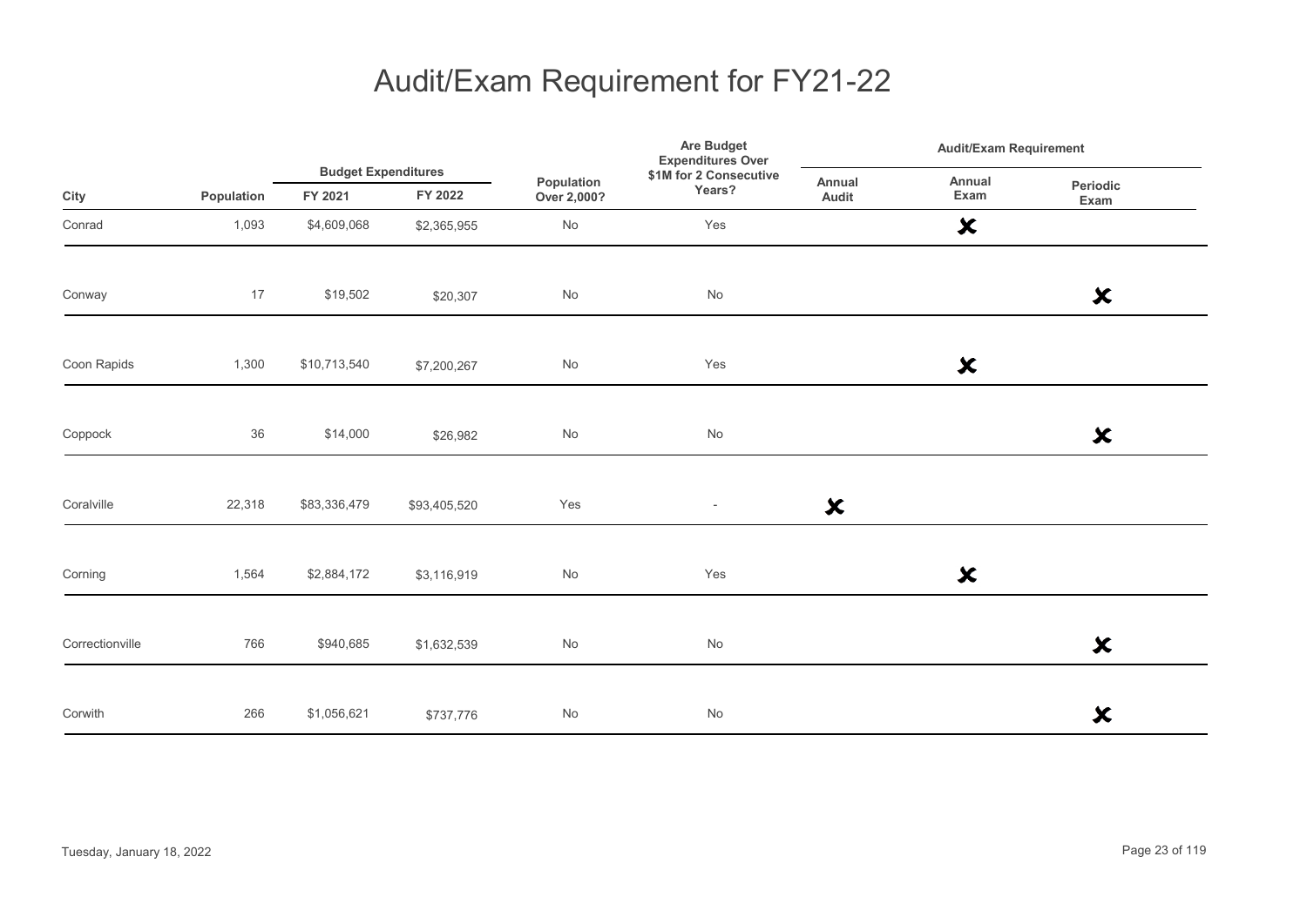# Audit/Exam Requirement for FY21-22

| City | Population | Budget Expenditures FY 2021 | Budget Expenditures FY 2022 | Population Over 2,000? | Are Budget Expenditures Over $1M for 2 Consecutive Years? | Audit/Exam Requirement: Annual Audit | Audit/Exam Requirement: Annual Exam | Audit/Exam Requirement: Periodic Exam |
|---|---|---|---|---|---|---|---|---|
| Conrad | 1,093 | $4,609,068 | $2,365,955 | No | Yes | | ✘ | |
| Conway | 17 | $19,502 | $20,307 | No | No | | | ✘ |
| Coon Rapids | 1,300 | $10,713,540 | $7,200,267 | No | Yes | | ✘ | |
| Coppock | 36 | $14,000 | $26,982 | No | No | | | ✘ |
| Coralville | 22,318 | $83,336,479 | $93,405,520 | Yes | - | ✘ | | |
| Corning | 1,564 | $2,884,172 | $3,116,919 | No | Yes | | ✘ | |
| Correctionville | 766 | $940,685 | $1,632,539 | No | No | | | ✘ |
| Corwith | 266 | $1,056,621 | $737,776 | No | No | | | ✘ |

Tuesday, January 18, 2022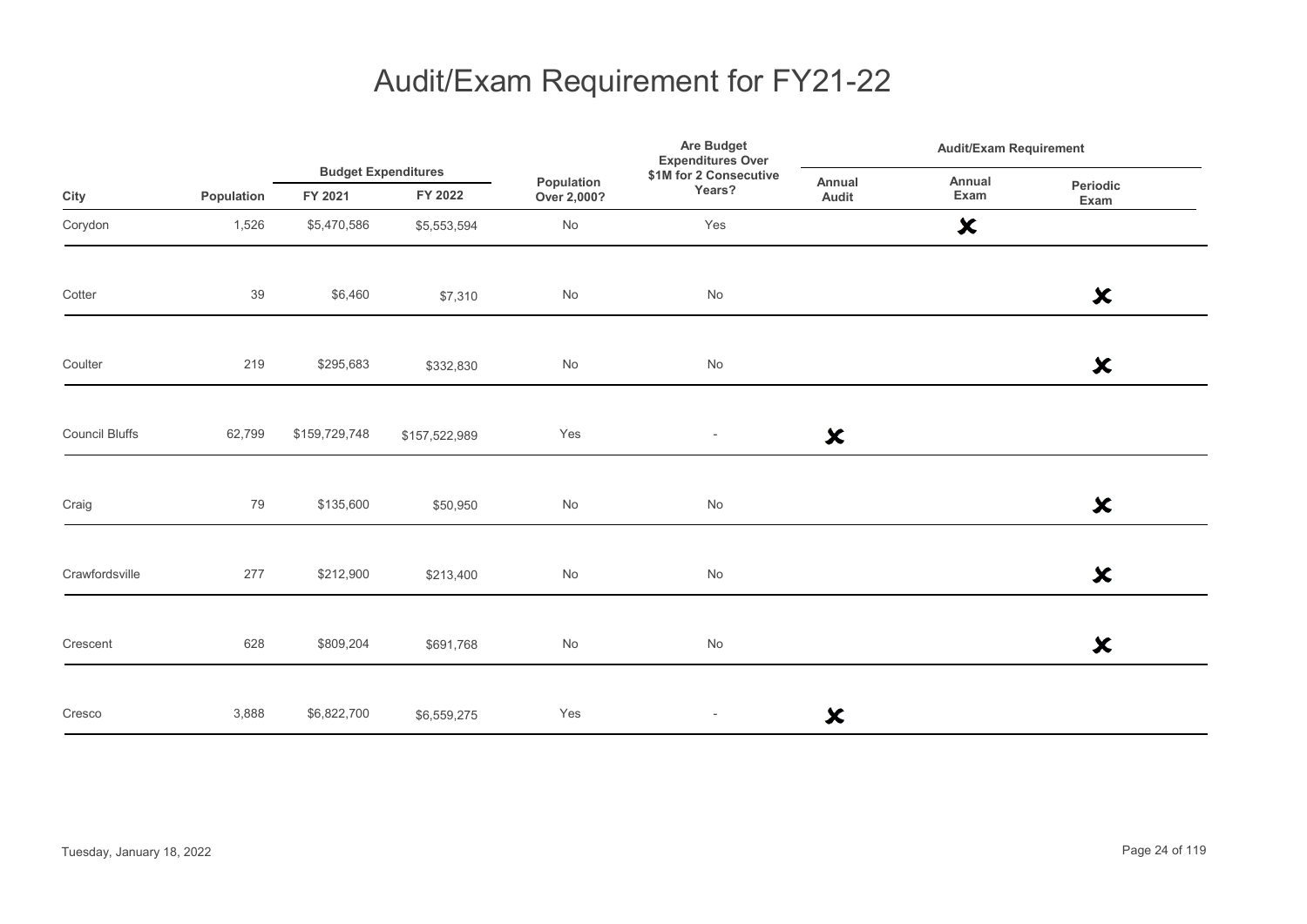# Audit/Exam Requirement for FY21-22

| City | Population | Budget Expenditures FY 2021 | Budget Expenditures FY 2022 | Population Over 2,000? | Are Budget Expenditures Over $1M for 2 Consecutive Years? | Audit/Exam Requirement Annual Audit | Audit/Exam Requirement Annual Exam | Audit/Exam Requirement Periodic Exam |
|---|---|---|---|---|---|---|---|---|
| Corydon | 1,526 | $5,470,586 | $5,553,594 | No | Yes | | ✘ | |
| Cotter | 39 | $6,460 | $7,310 | No | No | | | ✘ |
| Coulter | 219 | $295,683 | $332,830 | No | No | | | ✘ |
| Council Bluffs | 62,799 | $159,729,748 | $157,522,989 | Yes | - | ✘ | | |
| Craig | 79 | $135,600 | $50,950 | No | No | | | ✘ |
| Crawfordsville | 277 | $212,900 | $213,400 | No | No | | | ✘ |
| Crescent | 628 | $809,204 | $691,768 | No | No | | | ✘ |
| Cresco | 3,888 | $6,822,700 | $6,559,275 | Yes | - | ✘ | | |

Tuesday, January 18, 2022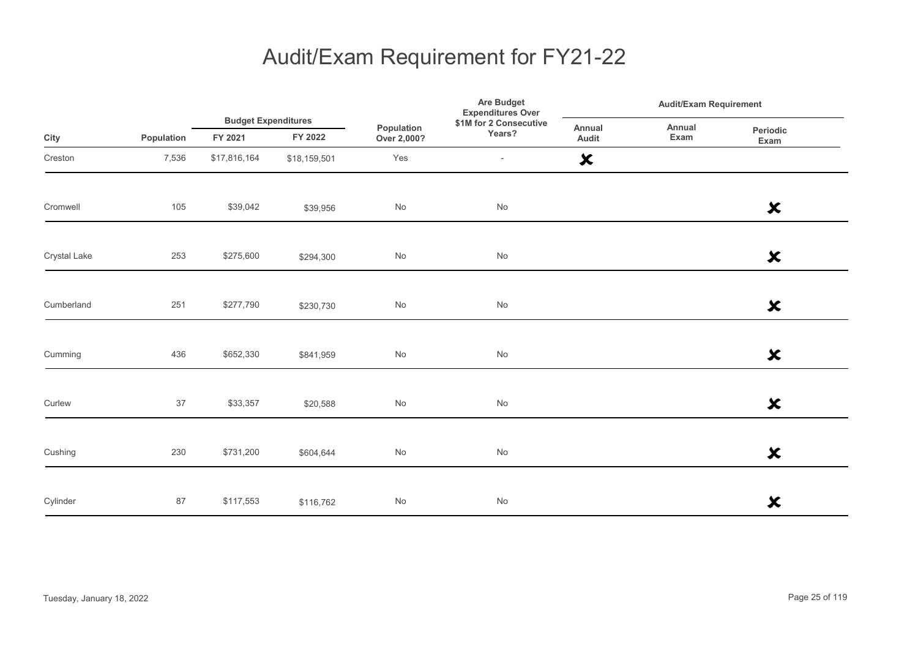# Audit/Exam Requirement for FY21-22

| City | Population | Budget Expenditures | | Population Over 2,000? | Are Budget Expenditures Over $1M for 2 Consecutive Years? | Audit/Exam Requirement | | |
|---|---|---|---|---|---|---|---|---|
| | | FY 2021 | FY 2022 | | | Annual Audit | Annual Exam | Periodic Exam |
| Creston | 7,536 | $17,816,164 | $18,159,501 | Yes | - | ✘ | | |
| Cromwell | 105 | $39,042 | $39,956 | No | No | | | ✘ |
| Crystal Lake | 253 | $275,600 | $294,300 | No | No | | | ✘ |
| Cumberland | 251 | $277,790 | $230,730 | No | No | | | ✘ |
| Cumming | 436 | $652,330 | $841,959 | No | No | | | ✘ |
| Curlew | 37 | $33,357 | $20,588 | No | No | | | ✘ |
| Cushing | 230 | $731,200 | $604,644 | No | No | | | ✘ |
| Cylinder | 87 | $117,553 | $116,762 | No | No | | | ✘ |

Tuesday, January 18, 2022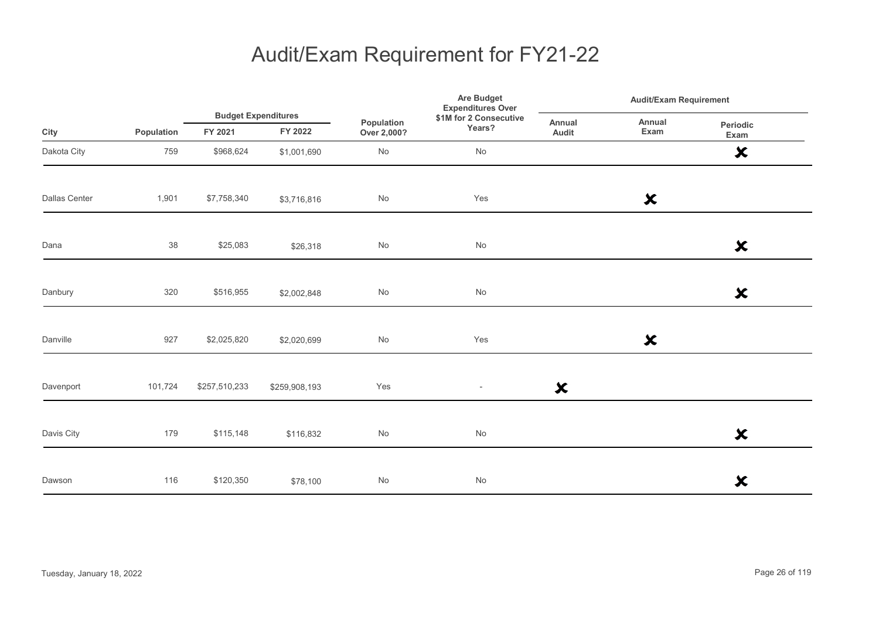# Audit/Exam Requirement for FY21-22

| City | Population | Budget Expenditures | | Population Over 2,000? | Are Budget Expenditures Over $1M for 2 Consecutive Years? | Audit/Exam Requirement | | |
|---|---|---|---|---|---|---|---|---|
| | | FY 2021 | FY 2022 | | | Annual Audit | Annual Exam | Periodic Exam |
| Dakota City | 759 | $968,624 | $1,001,690 | No | No | | | ✘ |
| Dallas Center | 1,901 | $7,758,340 | $3,716,816 | No | Yes | | ✘ | |
| Dana | 38 | $25,083 | $26,318 | No | No | | | ✘ |
| Danbury | 320 | $516,955 | $2,002,848 | No | No | | | ✘ |
| Danville | 927 | $2,025,820 | $2,020,699 | No | Yes | | ✘ | |
| Davenport | 101,724 | $257,510,233 | $259,908,193 | Yes | - | ✘ | | |
| Davis City | 179 | $115,148 | $116,832 | No | No | | | ✘ |
| Dawson | 116 | $120,350 | $78,100 | No | No | | | ✘ |

Tuesday, January 18, 2022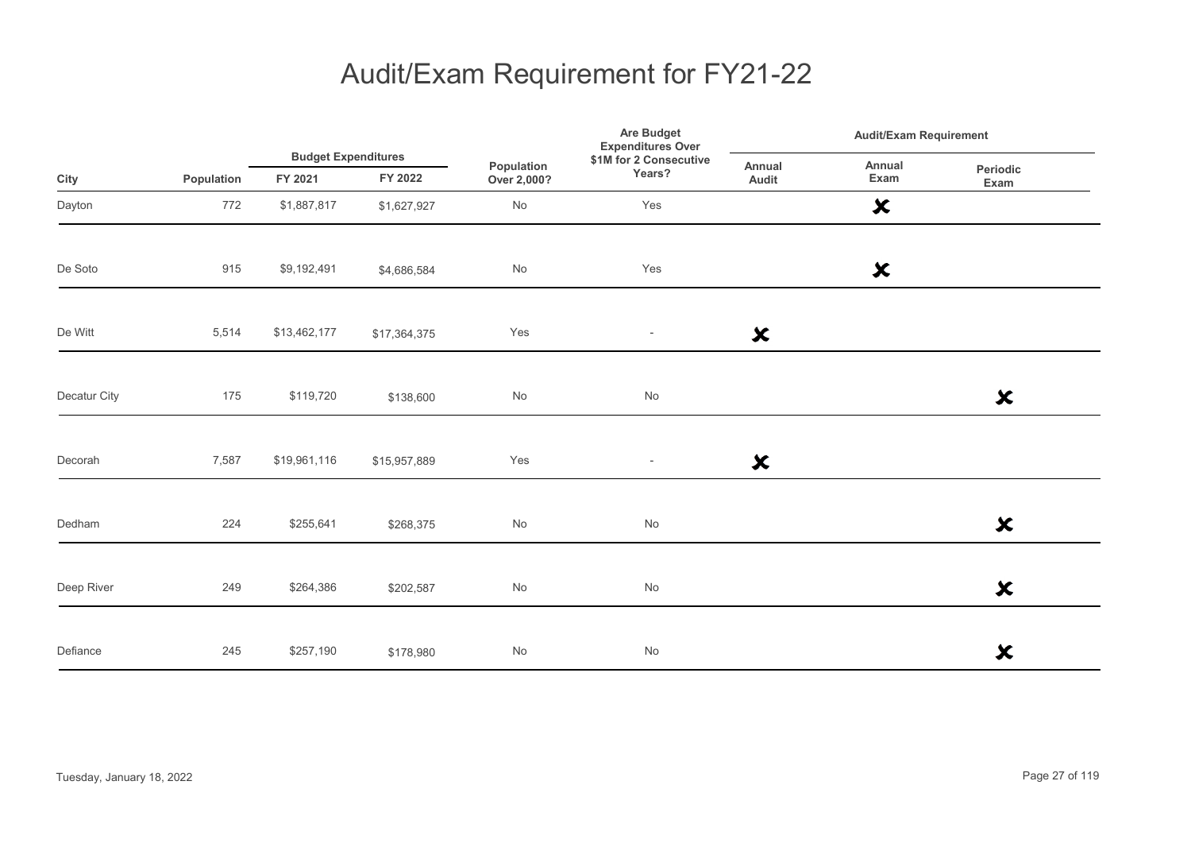# Audit/Exam Requirement for FY21-22

| City | Population | Budget Expenditures | | Population Over 2,000? | Are Budget Expenditures Over $1M for 2 Consecutive Years? | Audit/Exam Requirement | | |
|---|---|---|---|---|---|---|---|---|
| | | FY 2021 | FY 2022 | | | Annual Audit | Annual Exam | Periodic Exam |
| Dayton | 772 | $1,887,817 | $1,627,927 | No | Yes | | ✘ | |
| De Soto | 915 | $9,192,491 | $4,686,584 | No | Yes | | ✘ | |
| De Witt | 5,514 | $13,462,177 | $17,364,375 | Yes | - | ✘ | | |
| Decatur City | 175 | $119,720 | $138,600 | No | No | | | ✘ |
| Decorah | 7,587 | $19,961,116 | $15,957,889 | Yes | - | ✘ | | |
| Dedham | 224 | $255,641 | $268,375 | No | No | | | ✘ |
| Deep River | 249 | $264,386 | $202,587 | No | No | | | ✘ |
| Defiance | 245 | $257,190 | $178,980 | No | No | | | ✘ |

Tuesday, January 18, 2022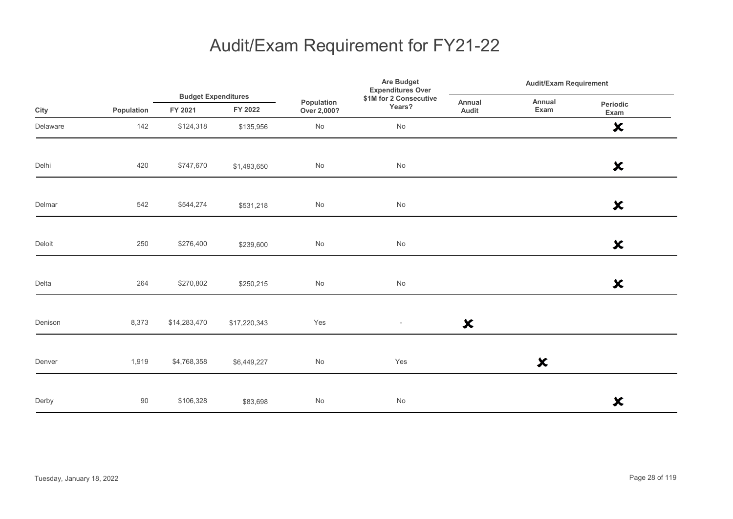# Audit/Exam Requirement for FY21-22

| City | Population | Budget Expenditures | | Population Over 2,000? | Are Budget Expenditures Over $1M for 2 Consecutive Years? | Audit/Exam Requirement | | |
|---|---|---|---|---|---|---|---|---|
| | | FY 2021 | FY 2022 | | | Annual Audit | Annual Exam | Periodic Exam |
| Delaware | 142 | $124,318 | $135,956 | No | No | | | ✘ |
| Delhi | 420 | $747,670 | $1,493,650 | No | No | | | ✘ |
| Delmar | 542 | $544,274 | $531,218 | No | No | | | ✘ |
| Deloit | 250 | $276,400 | $239,600 | No | No | | | ✘ |
| Delta | 264 | $270,802 | $250,215 | No | No | | | ✘ |
| Denison | 8,373 | $14,283,470 | $17,220,343 | Yes | - | ✘ | | |
| Denver | 1,919 | $4,768,358 | $6,449,227 | No | Yes | | ✘ | |
| Derby | 90 | $106,328 | $83,698 | No | No | | | ✘ |

Tuesday, January 18, 2022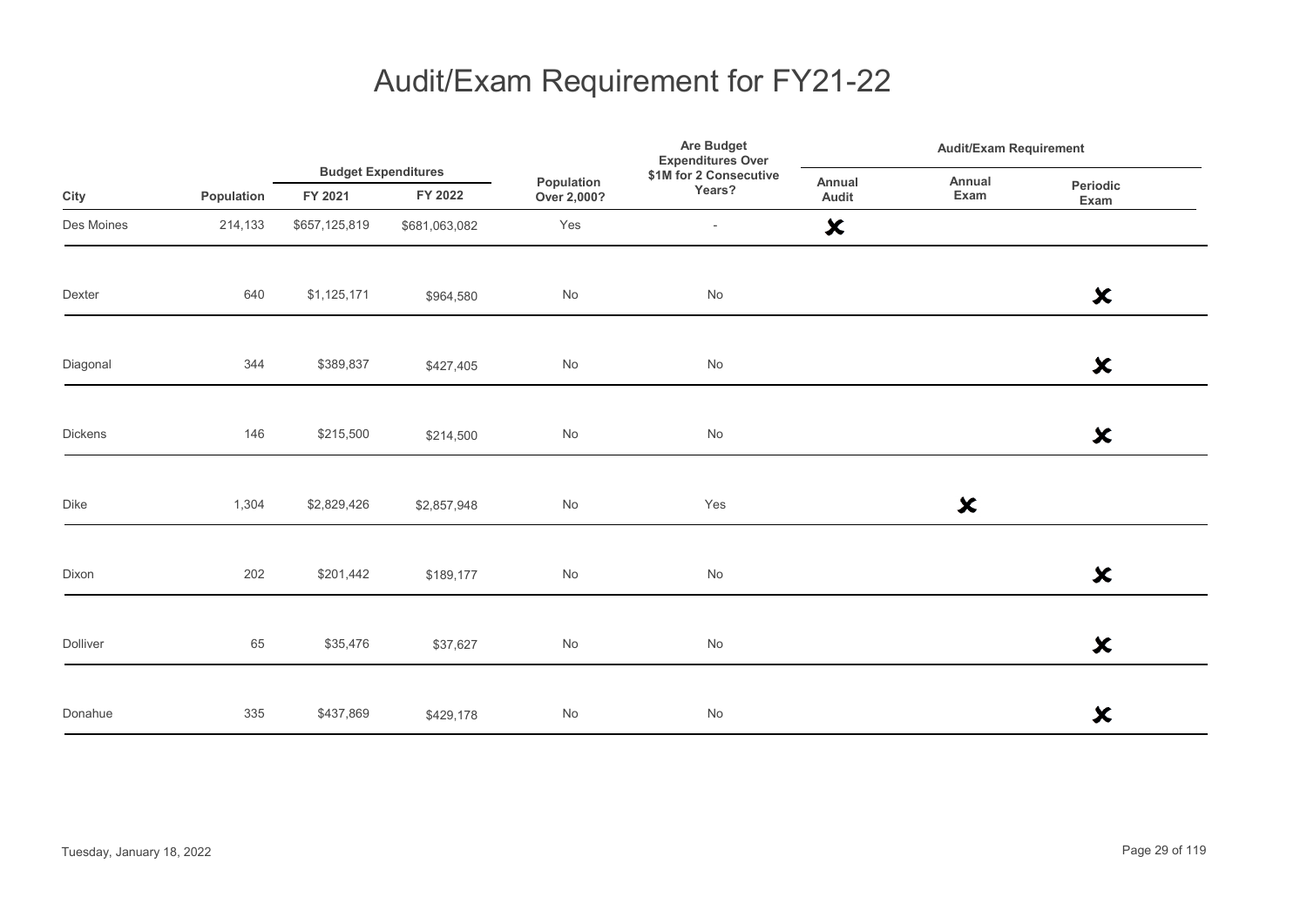# Audit/Exam Requirement for FY21-22

| City | Population | Budget Expenditures | | Population Over 2,000? | Are Budget Expenditures Over $1M for 2 Consecutive Years? | Audit/Exam Requirement | | |
|---|---|---|---|---|---|---|---|---|
| | | FY 2021 | FY 2022 | | | Annual Audit | Annual Exam | Periodic Exam |
| Des Moines | 214,133 | $657,125,819 | $681,063,082 | Yes | - | ✗ | | |
| Dexter | 640 | $1,125,171 | $964,580 | No | No | | | ✗ |
| Diagonal | 344 | $389,837 | $427,405 | No | No | | | ✗ |
| Dickens | 146 | $215,500 | $214,500 | No | No | | | ✗ |
| Dike | 1,304 | $2,829,426 | $2,857,948 | No | Yes | | ✗ | |
| Dixon | 202 | $201,442 | $189,177 | No | No | | | ✗ |
| Dolliver | 65 | $35,476 | $37,627 | No | No | | | ✗ |
| Donahue | 335 | $437,869 | $429,178 | No | No | | | ✗ |

Tuesday, January 18, 2022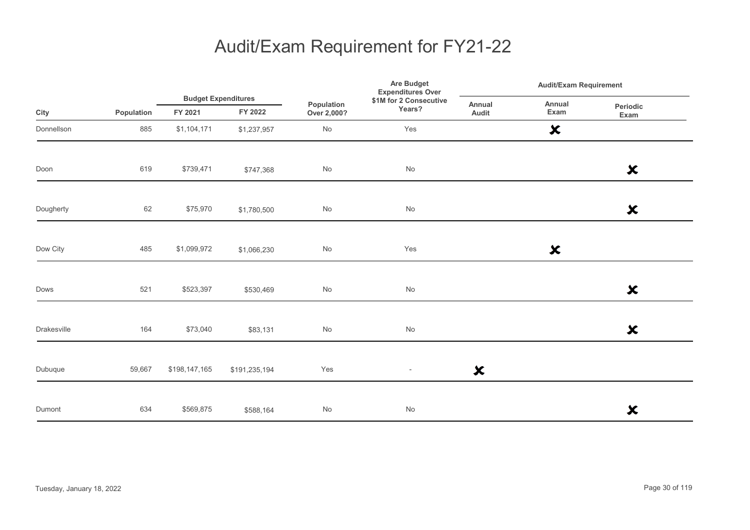# Audit/Exam Requirement for FY21-22

| City | Population | Budget Expenditures FY 2021 | Budget Expenditures FY 2022 | Population Over 2,000? | Are Budget Expenditures Over $1M for 2 Consecutive Years? | Audit/Exam Requirement: Annual Audit | Audit/Exam Requirement: Annual Exam | Audit/Exam Requirement: Periodic Exam |
|---|---|---|---|---|---|---|---|---|
| Donnellson | 885 | $1,104,171 | $1,237,957 | No | Yes | | ✘ | |
| Doon | 619 | $739,471 | $747,368 | No | No | | | ✘ |
| Dougherty | 62 | $75,970 | $1,780,500 | No | No | | | ✘ |
| Dow City | 485 | $1,099,972 | $1,066,230 | No | Yes | | ✘ | |
| Dows | 521 | $523,397 | $530,469 | No | No | | | ✘ |
| Drakesville | 164 | $73,040 | $83,131 | No | No | | | ✘ |
| Dubuque | 59,667 | $198,147,165 | $191,235,194 | Yes | - | ✘ | | |
| Dumont | 634 | $569,875 | $588,164 | No | No | | | ✘ |

Tuesday, January 18, 2022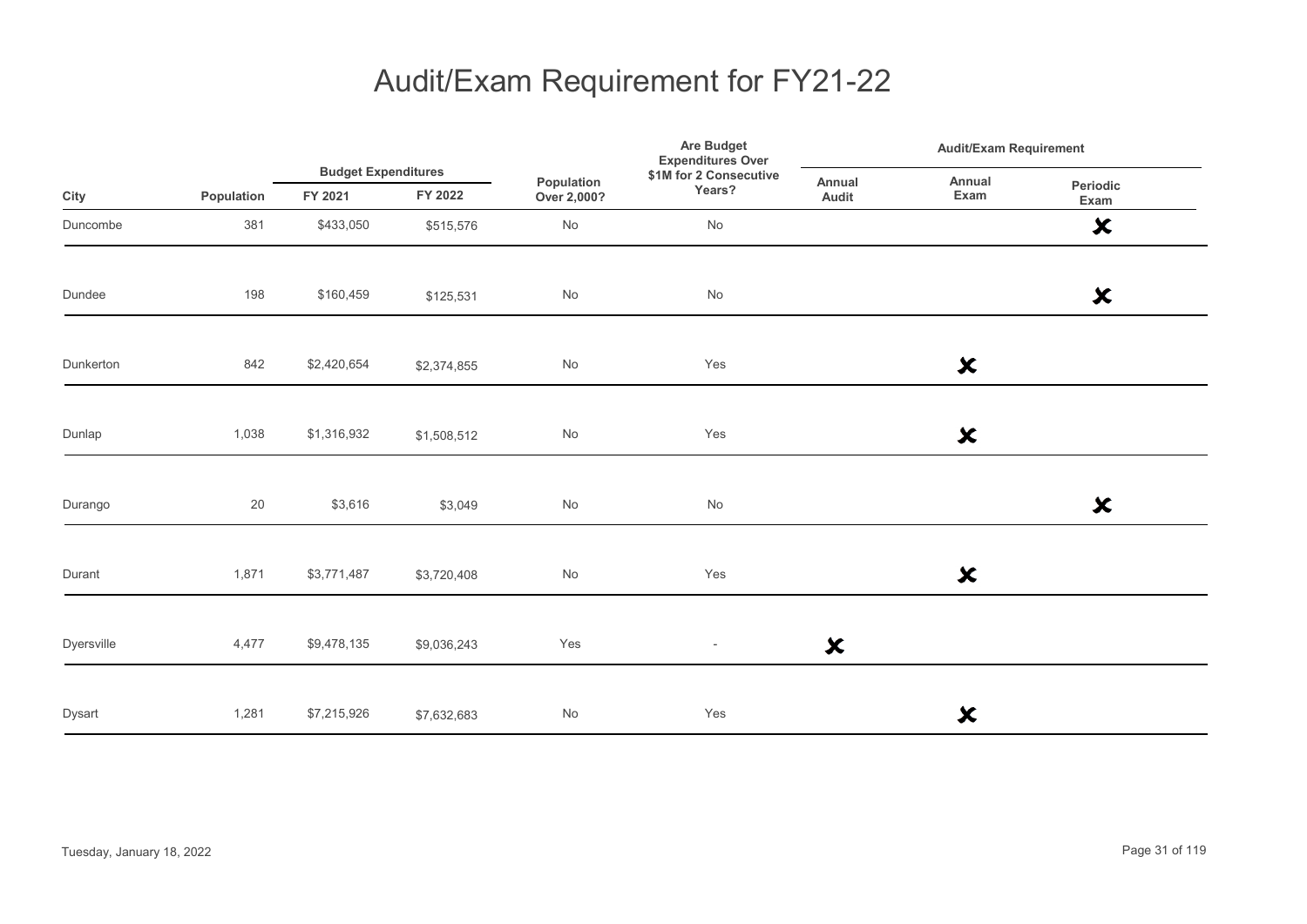# Audit/Exam Requirement for FY21-22

| City | Population | Budget Expenditures | | Population Over 2,000? | Are Budget Expenditures Over $1M for 2 Consecutive Years? | Audit/Exam Requirement | | |
|---|---|---|---|---|---|---|---|---|
| | | FY 2021 | FY 2022 | | | Annual Audit | Annual Exam | Periodic Exam |
| Duncombe | 381 | $433,050 | $515,576 | No | No | | | ✘ |
| Dundee | 198 | $160,459 | $125,531 | No | No | | | ✘ |
| Dunkerton | 842 | $2,420,654 | $2,374,855 | No | Yes | | ✘ | |
| Dunlap | 1,038 | $1,316,932 | $1,508,512 | No | Yes | | ✘ | |
| Durango | 20 | $3,616 | $3,049 | No | No | | | ✘ |
| Durant | 1,871 | $3,771,487 | $3,720,408 | No | Yes | | ✘ | |
| Dyersville | 4,477 | $9,478,135 | $9,036,243 | Yes | - | ✘ | | |
| Dysart | 1,281 | $7,215,926 | $7,632,683 | No | Yes | | ✘ | |

Tuesday, January 18, 2022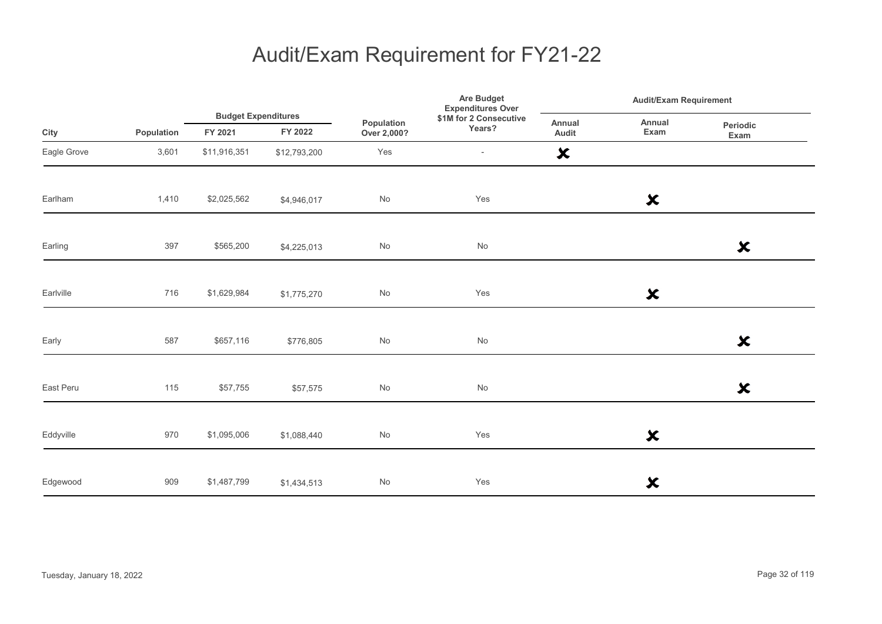# Audit/Exam Requirement for FY21-22

| City | Population | Budget Expenditures | | Population Over 2,000? | Are Budget Expenditures Over $1M for 2 Consecutive Years? | Audit/Exam Requirement | | |
|---|---|---|---|---|---|---|---|---|
| | | FY 2021 | FY 2022 | | | Annual Audit | Annual Exam | Periodic Exam |
| Eagle Grove | 3,601 | $11,916,351 | $12,793,200 | Yes | - | ✘ | | |
| Earlham | 1,410 | $2,025,562 | $4,946,017 | No | Yes | | ✘ | |
| Earling | 397 | $565,200 | $4,225,013 | No | No | | | ✘ |
| Earlville | 716 | $1,629,984 | $1,775,270 | No | Yes | | ✘ | |
| Early | 587 | $657,116 | $776,805 | No | No | | | ✘ |
| East Peru | 115 | $57,755 | $57,575 | No | No | | | ✘ |
| Eddyville | 970 | $1,095,006 | $1,088,440 | No | Yes | | ✘ | |
| Edgewood | 909 | $1,487,799 | $1,434,513 | No | Yes | | ✘ | |

Tuesday, January 18, 2022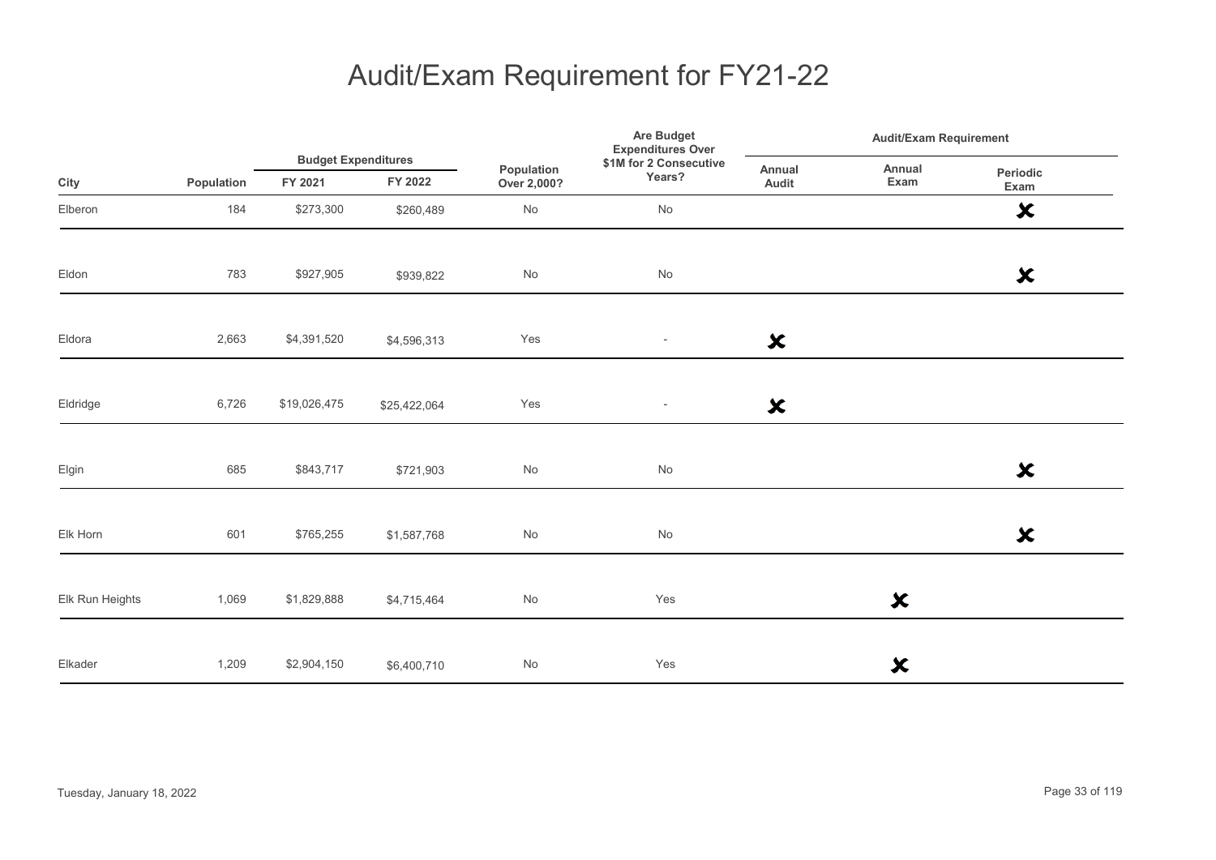# Audit/Exam Requirement for FY21-22

| City | Population | Budget Expenditures | | Population Over 2,000? | Are Budget Expenditures Over $1M for 2 Consecutive Years? | Audit/Exam Requirement | | |
|---|---|---|---|---|---|---|---|---|
| | | FY 2021 | FY 2022 | | | Annual Audit | Annual Exam | Periodic Exam |
| Elberon | 184 | $273,300 | $260,489 | No | No | | | ✘ |
| Eldon | 783 | $927,905 | $939,822 | No | No | | | ✘ |
| Eldora | 2,663 | $4,391,520 | $4,596,313 | Yes | - | ✘ | | |
| Eldridge | 6,726 | $19,026,475 | $25,422,064 | Yes | - | ✘ | | |
| Elgin | 685 | $843,717 | $721,903 | No | No | | | ✘ |
| Elk Horn | 601 | $765,255 | $1,587,768 | No | No | | | ✘ |
| Elk Run Heights | 1,069 | $1,829,888 | $4,715,464 | No | Yes | | ✘ | |
| Elkader | 1,209 | $2,904,150 | $6,400,710 | No | Yes | | ✘ | |

Tuesday, January 18, 2022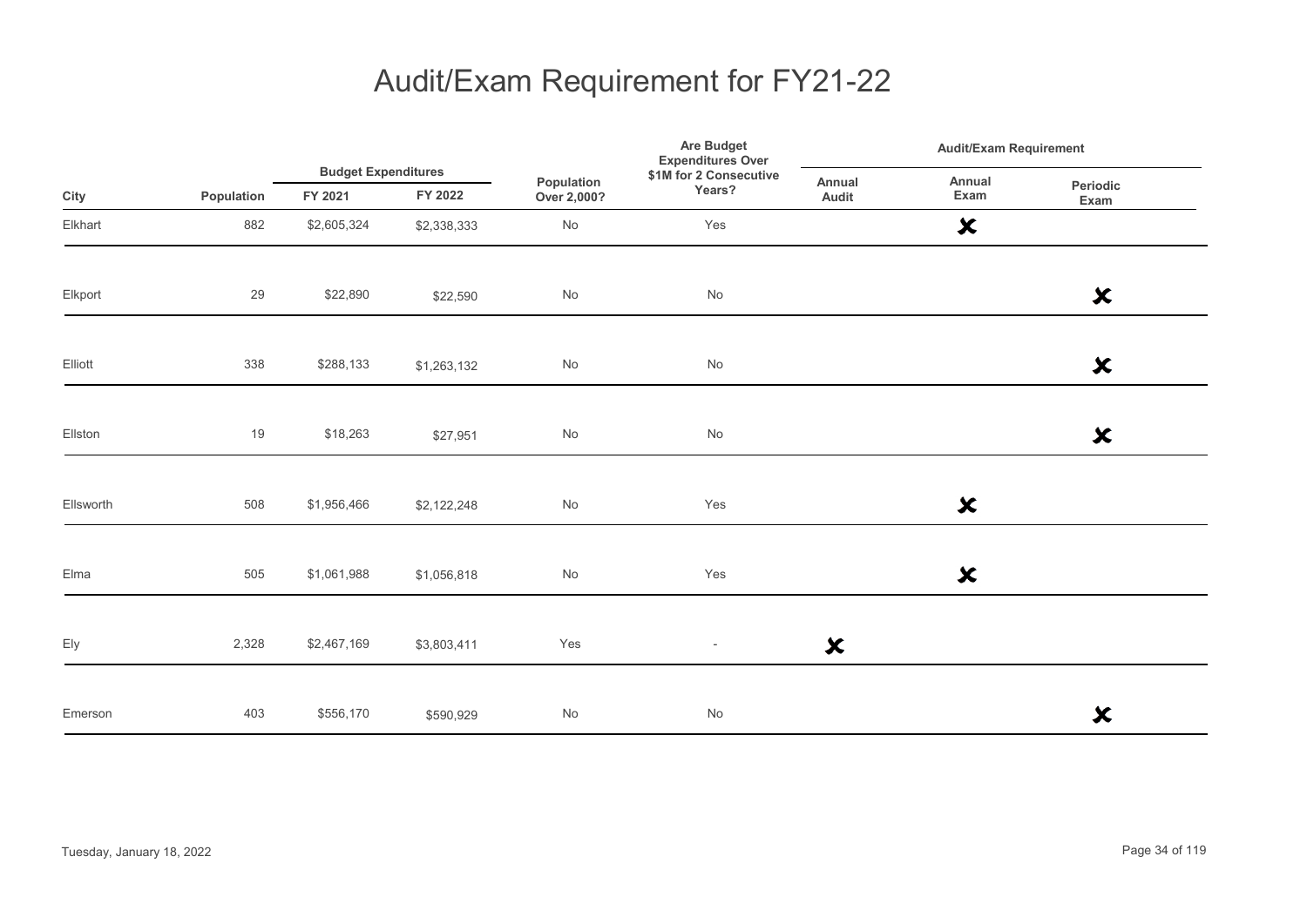# Audit/Exam Requirement for FY21-22

| City | Population | Budget Expenditures | | Population Over 2,000? | Are Budget Expenditures Over $1M for 2 Consecutive Years? | Audit/Exam Requirement | | |
|---|---|---|---|---|---|---|---|---|
| | | FY 2021 | FY 2022 | | | Annual Audit | Annual Exam | Periodic Exam |
| Elkhart | 882 | $2,605,324 | $2,338,333 | No | Yes | | ✘ | |
| Elkport | 29 | $22,890 | $22,590 | No | No | | | ✘ |
| Elliott | 338 | $288,133 | $1,263,132 | No | No | | | ✘ |
| Ellston | 19 | $18,263 | $27,951 | No | No | | | ✘ |
| Ellsworth | 508 | $1,956,466 | $2,122,248 | No | Yes | | ✘ | |
| Elma | 505 | $1,061,988 | $1,056,818 | No | Yes | | ✘ | |
| Ely | 2,328 | $2,467,169 | $3,803,411 | Yes | - | ✘ | | |
| Emerson | 403 | $556,170 | $590,929 | No | No | | | ✘ |

Tuesday, January 18, 2022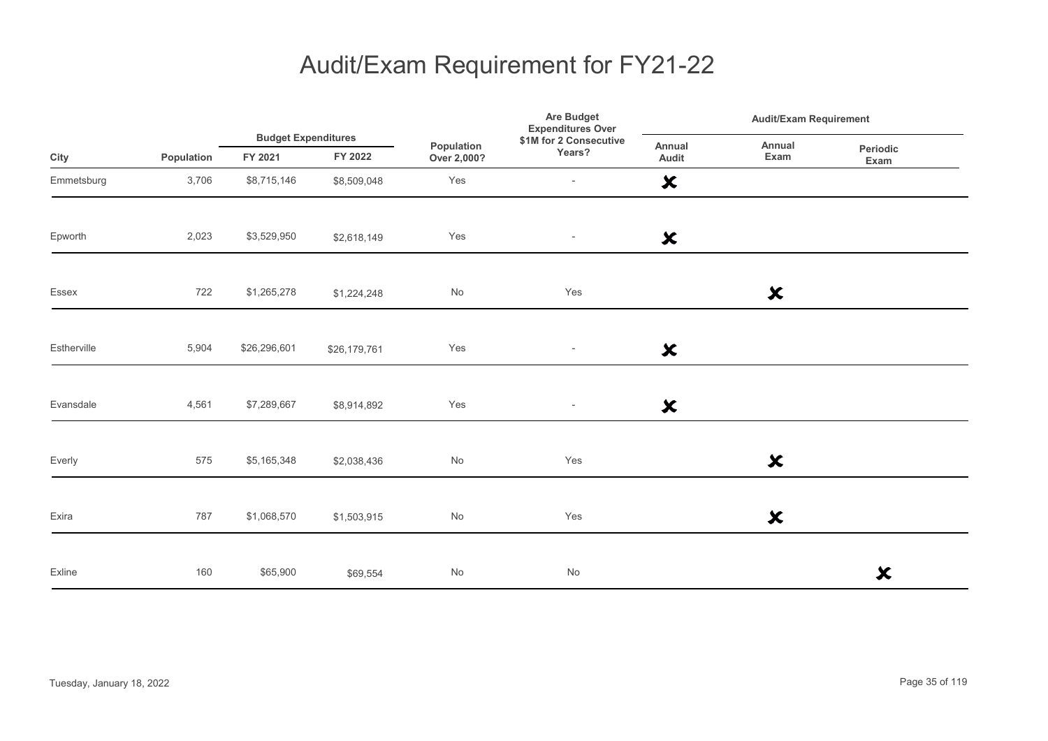# Audit/Exam Requirement for FY21-22

| City | Population | Budget Expenditures FY 2021 | Budget Expenditures FY 2022 | Population Over 2,000? | Are Budget Expenditures Over $1M for 2 Consecutive Years? | Audit/Exam Requirement: Annual Audit | Audit/Exam Requirement: Annual Exam | Audit/Exam Requirement: Periodic Exam |
|---|---|---|---|---|---|---|---|---|
| Emmetsburg | 3,706 | $8,715,146 | $8,509,048 | Yes | - | ✘ | | |
| Epworth | 2,023 | $3,529,950 | $2,618,149 | Yes | - | ✘ | | |
| Essex | 722 | $1,265,278 | $1,224,248 | No | Yes | | ✘ | |
| Estherville | 5,904 | $26,296,601 | $26,179,761 | Yes | - | ✘ | | |
| Evansdale | 4,561 | $7,289,667 | $8,914,892 | Yes | - | ✘ | | |
| Everly | 575 | $5,165,348 | $2,038,436 | No | Yes | | ✘ | |
| Exira | 787 | $1,068,570 | $1,503,915 | No | Yes | | ✘ | |
| Exline | 160 | $65,900 | $69,554 | No | No | | | ✘ |

Tuesday, January 18, 2022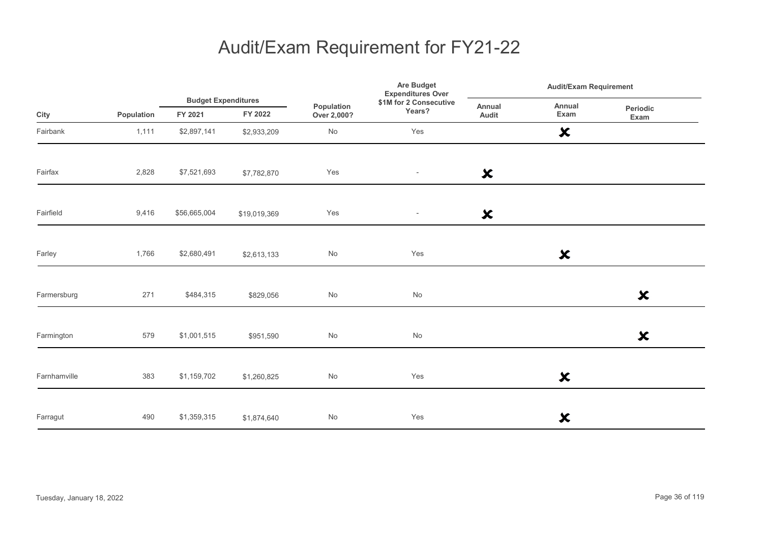# Audit/Exam Requirement for FY21-22

| City | Population | Budget Expenditures | | Population Over 2,000? | Are Budget Expenditures Over $1M for 2 Consecutive Years? | Audit/Exam Requirement | | |
|---|---|---|---|---|---|---|---|---|
| | | FY 2021 | FY 2022 | | | Annual Audit | Annual Exam | Periodic Exam |
| Fairbank | 1,111 | $2,897,141 | $2,933,209 | No | Yes | | ✘ | |
| Fairfax | 2,828 | $7,521,693 | $7,782,870 | Yes | - | ✘ | | |
| Fairfield | 9,416 | $56,665,004 | $19,019,369 | Yes | - | ✘ | | |
| Farley | 1,766 | $2,680,491 | $2,613,133 | No | Yes | | ✘ | |
| Farmersburg | 271 | $484,315 | $829,056 | No | No | | | ✘ |
| Farmington | 579 | $1,001,515 | $951,590 | No | No | | | ✘ |
| Farnhamville | 383 | $1,159,702 | $1,260,825 | No | Yes | | ✘ | |
| Farragut | 490 | $1,359,315 | $1,874,640 | No | Yes | | ✘ | |

Tuesday, January 18, 2022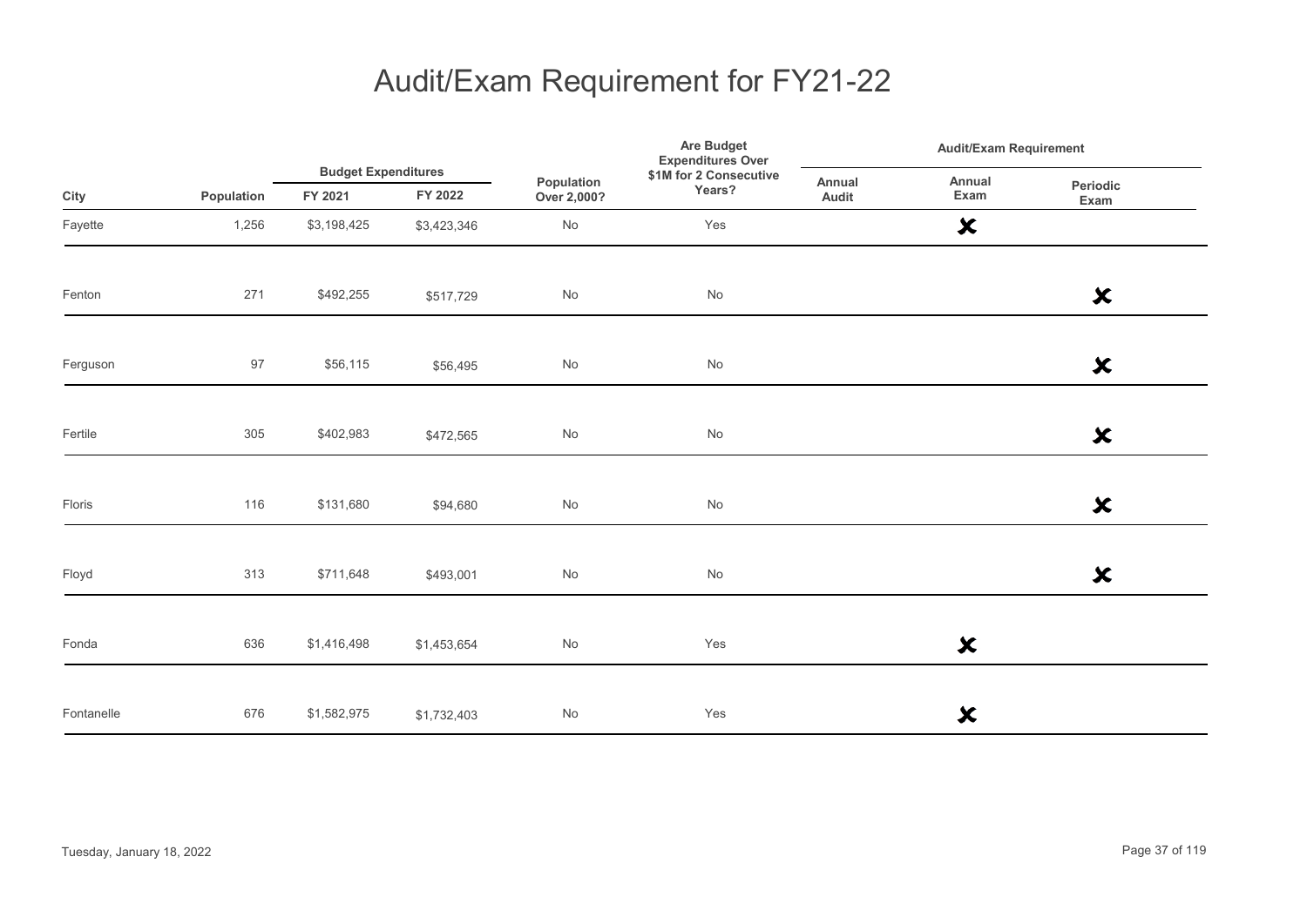# Audit/Exam Requirement for FY21-22

| City | Population | Budget Expenditures | | Population Over 2,000? | Are Budget Expenditures Over $1M for 2 Consecutive Years? | Audit/Exam Requirement | | |
|---|---|---|---|---|---|---|---|---|
| | | FY 2021 | FY 2022 | | | Annual Audit | Annual Exam | Periodic Exam |
| Fayette | 1,256 | $3,198,425 | $3,423,346 | No | Yes | | ✘ | |
| Fenton | 271 | $492,255 | $517,729 | No | No | | | ✘ |
| Ferguson | 97 | $56,115 | $56,495 | No | No | | | ✘ |
| Fertile | 305 | $402,983 | $472,565 | No | No | | | ✘ |
| Floris | 116 | $131,680 | $94,680 | No | No | | | ✘ |
| Floyd | 313 | $711,648 | $493,001 | No | No | | | ✘ |
| Fonda | 636 | $1,416,498 | $1,453,654 | No | Yes | | ✘ | |
| Fontanelle | 676 | $1,582,975 | $1,732,403 | No | Yes | | ✘ | |

Tuesday, January 18, 2022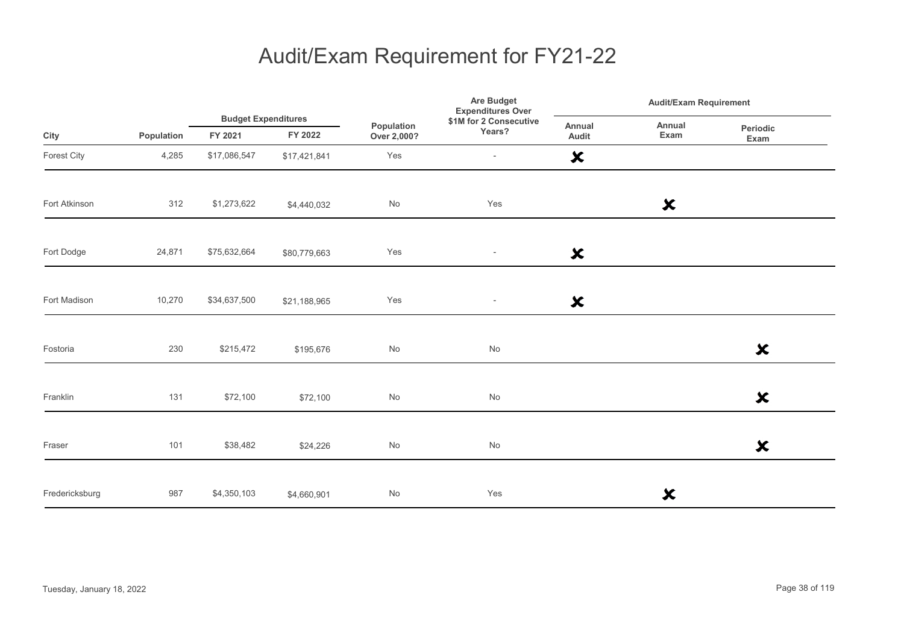# Audit/Exam Requirement for FY21-22

| City | Population | Budget Expenditures | | Population Over 2,000? | Are Budget Expenditures Over $1M for 2 Consecutive Years? | Audit/Exam Requirement | | |
|---|---|---|---|---|---|---|---|---|
| | | FY 2021 | FY 2022 | | | Annual Audit | Annual Exam | Periodic Exam |
| Forest City | 4,285 | $17,086,547 | $17,421,841 | Yes | - | ✘ | | |
| Fort Atkinson | 312 | $1,273,622 | $4,440,032 | No | Yes | | ✘ | |
| Fort Dodge | 24,871 | $75,632,664 | $80,779,663 | Yes | - | ✘ | | |
| Fort Madison | 10,270 | $34,637,500 | $21,188,965 | Yes | - | ✘ | | |
| Fostoria | 230 | $215,472 | $195,676 | No | No | | | ✘ |
| Franklin | 131 | $72,100 | $72,100 | No | No | | | ✘ |
| Fraser | 101 | $38,482 | $24,226 | No | No | | | ✘ |
| Fredericksburg | 987 | $4,350,103 | $4,660,901 | No | Yes | | ✘ | |

Tuesday, January 18, 2022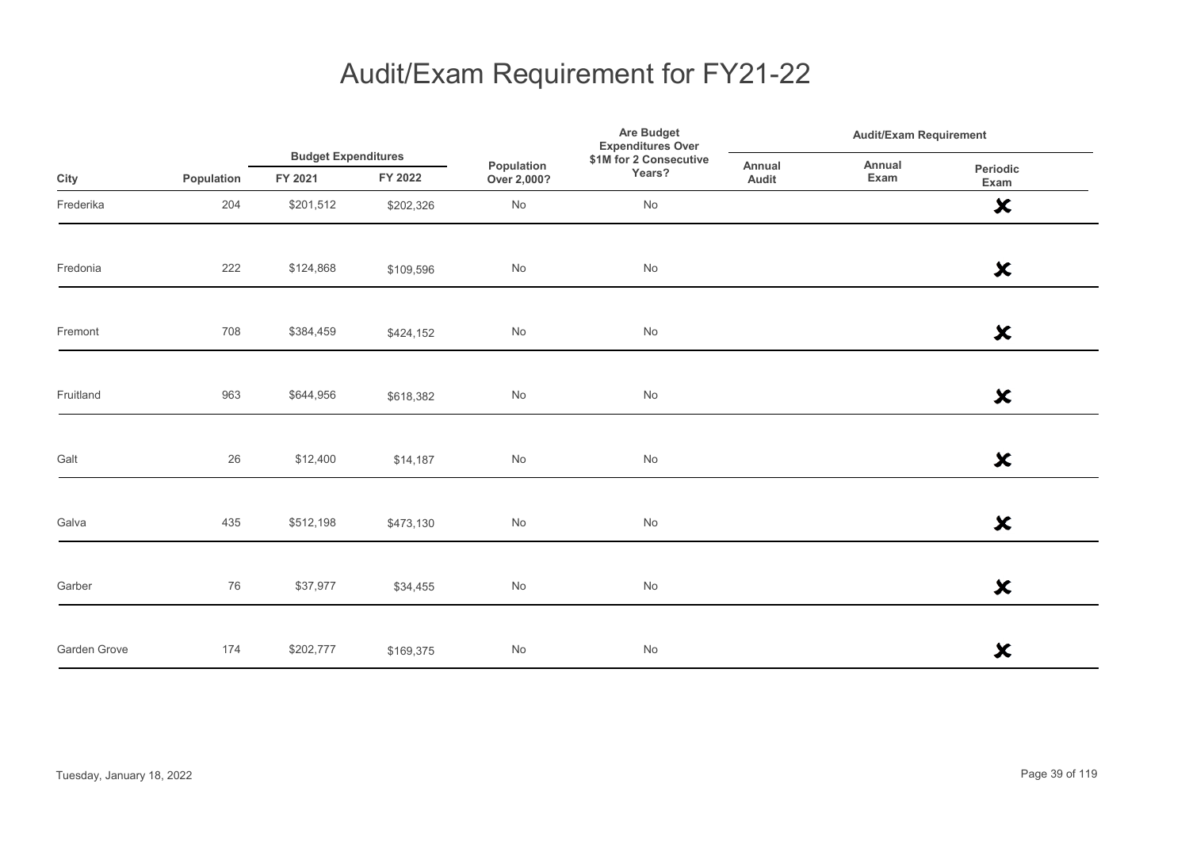# Audit/Exam Requirement for FY21-22

| City | Population | Budget Expenditures | | Population Over 2,000? | Are Budget Expenditures Over $1M for 2 Consecutive Years? | Audit/Exam Requirement | | |
|---|---|---|---|---|---|---|---|---|
| | | FY 2021 | FY 2022 | | | Annual Audit | Annual Exam | Periodic Exam |
| Frederika | 204 | $201,512 | $202,326 | No | No | | | ✘ |
| Fredonia | 222 | $124,868 | $109,596 | No | No | | | ✘ |
| Fremont | 708 | $384,459 | $424,152 | No | No | | | ✘ |
| Fruitland | 963 | $644,956 | $618,382 | No | No | | | ✘ |
| Galt | 26 | $12,400 | $14,187 | No | No | | | ✘ |
| Galva | 435 | $512,198 | $473,130 | No | No | | | ✘ |
| Garber | 76 | $37,977 | $34,455 | No | No | | | ✘ |
| Garden Grove | 174 | $202,777 | $169,375 | No | No | | | ✘ |

Tuesday, January 18, 2022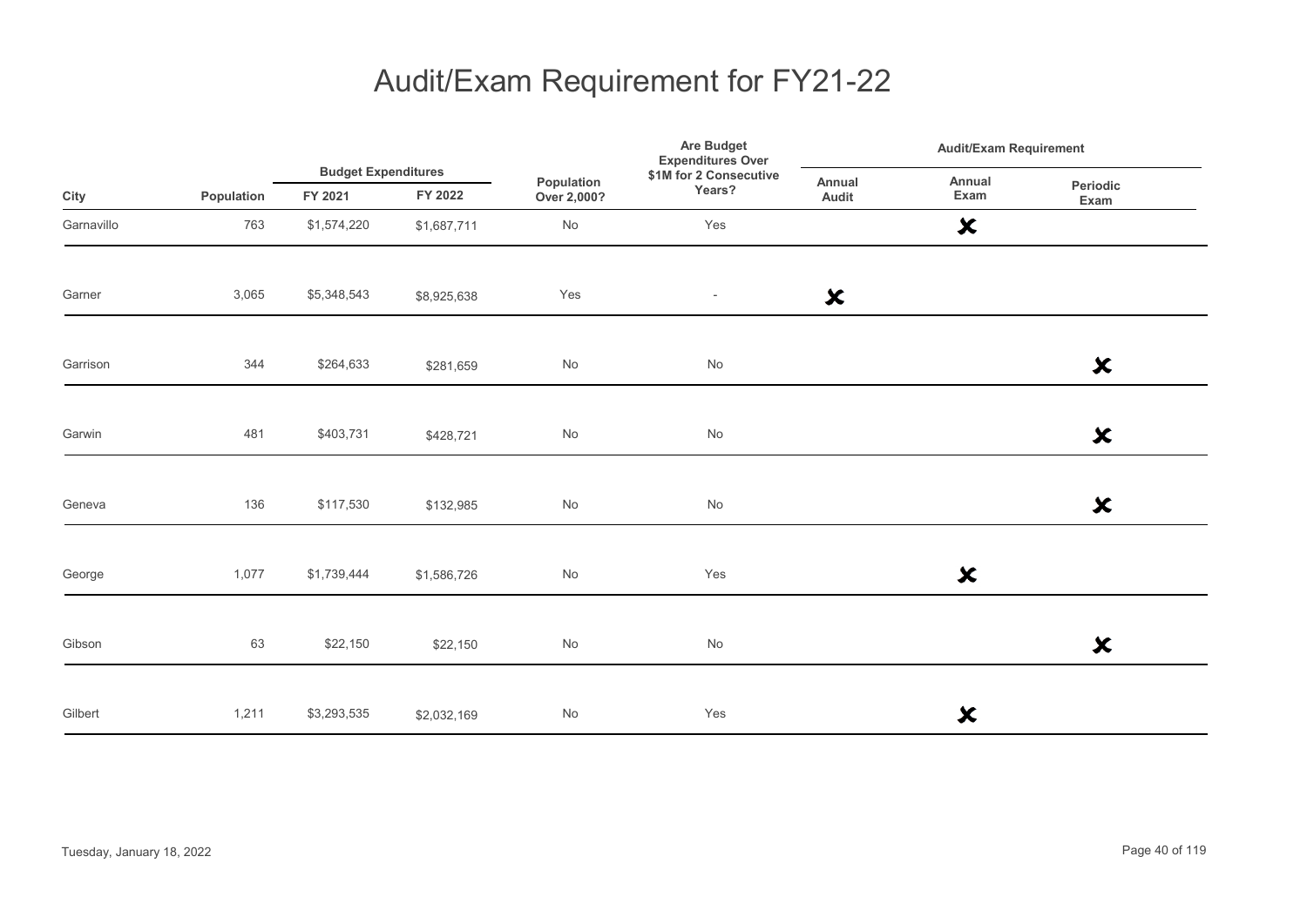# Audit/Exam Requirement for FY21-22

| City | Population | Budget Expenditures | | Population Over 2,000? | Are Budget Expenditures Over $1M for 2 Consecutive Years? | Audit/Exam Requirement | | |
|---|---|---|---|---|---|---|---|---|
| | | FY 2021 | FY 2022 | | | Annual Audit | Annual Exam | Periodic Exam |
| Garnavillo | 763 | $1,574,220 | $1,687,711 | No | Yes | | ✘ | |
| Garner | 3,065 | $5,348,543 | $8,925,638 | Yes | - | ✘ | | |
| Garrison | 344 | $264,633 | $281,659 | No | No | | | ✘ |
| Garwin | 481 | $403,731 | $428,721 | No | No | | | ✘ |
| Geneva | 136 | $117,530 | $132,985 | No | No | | | ✘ |
| George | 1,077 | $1,739,444 | $1,586,726 | No | Yes | | ✘ | |
| Gibson | 63 | $22,150 | $22,150 | No | No | | | ✘ |
| Gilbert | 1,211 | $3,293,535 | $2,032,169 | No | Yes | | ✘ | |

Tuesday, January 18, 2022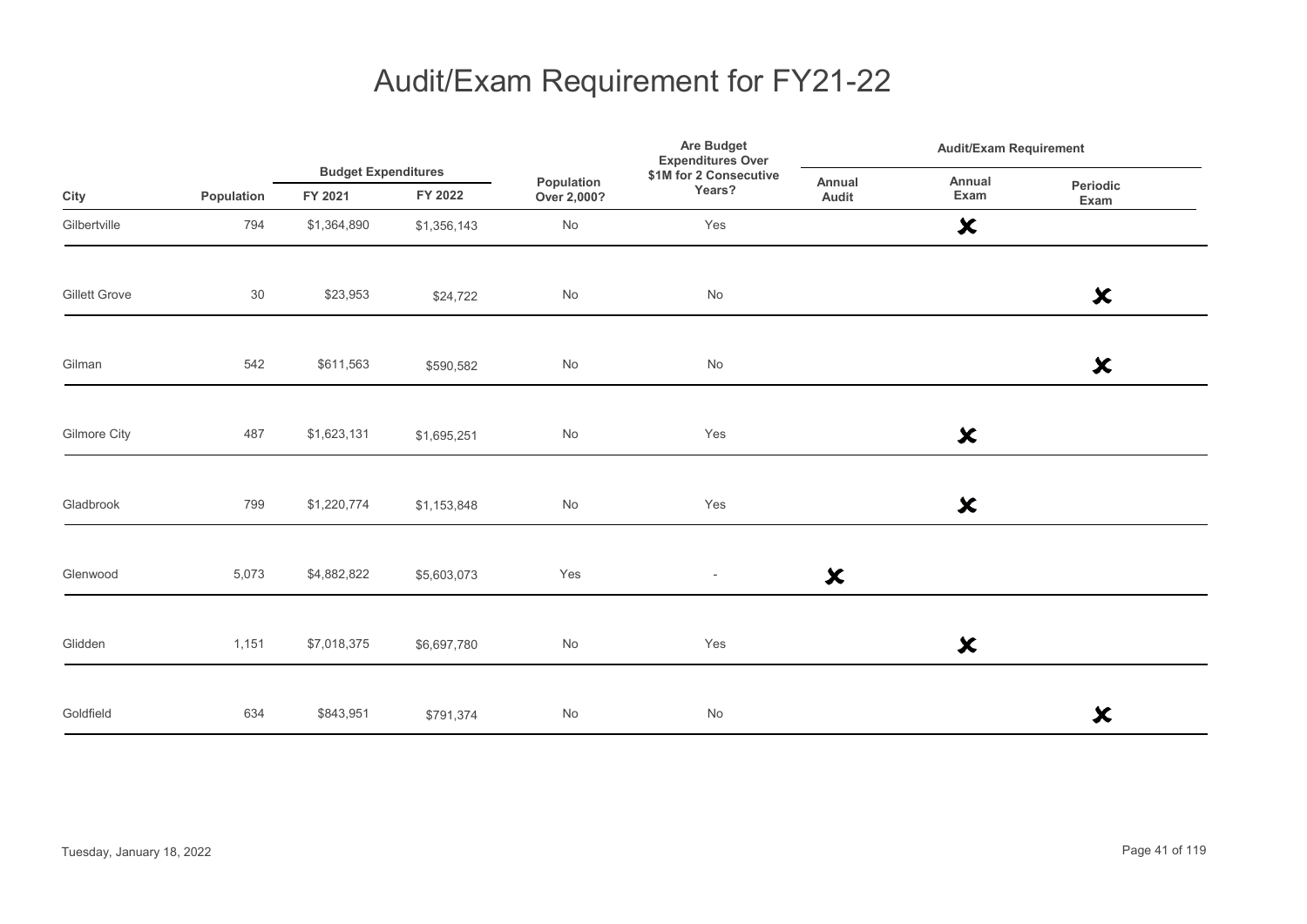# Audit/Exam Requirement for FY21-22

| City | Population | Budget Expenditures | | Population Over 2,000? | Are Budget Expenditures Over $1M for 2 Consecutive Years? | Audit/Exam Requirement | | |
|---|---|---|---|---|---|---|---|---|
| | | FY 2021 | FY 2022 | | | Annual Audit | Annual Exam | Periodic Exam |
| Gilbertville | 794 | $1,364,890 | $1,356,143 | No | Yes | | ✘ | |
| Gillett Grove | 30 | $23,953 | $24,722 | No | No | | | ✘ |
| Gilman | 542 | $611,563 | $590,582 | No | No | | | ✘ |
| Gilmore City | 487 | $1,623,131 | $1,695,251 | No | Yes | | ✘ | |
| Gladbrook | 799 | $1,220,774 | $1,153,848 | No | Yes | | ✘ | |
| Glenwood | 5,073 | $4,882,822 | $5,603,073 | Yes | - | ✘ | | |
| Glidden | 1,151 | $7,018,375 | $6,697,780 | No | Yes | | ✘ | |
| Goldfield | 634 | $843,951 | $791,374 | No | No | | | ✘ |

Tuesday, January 18, 2022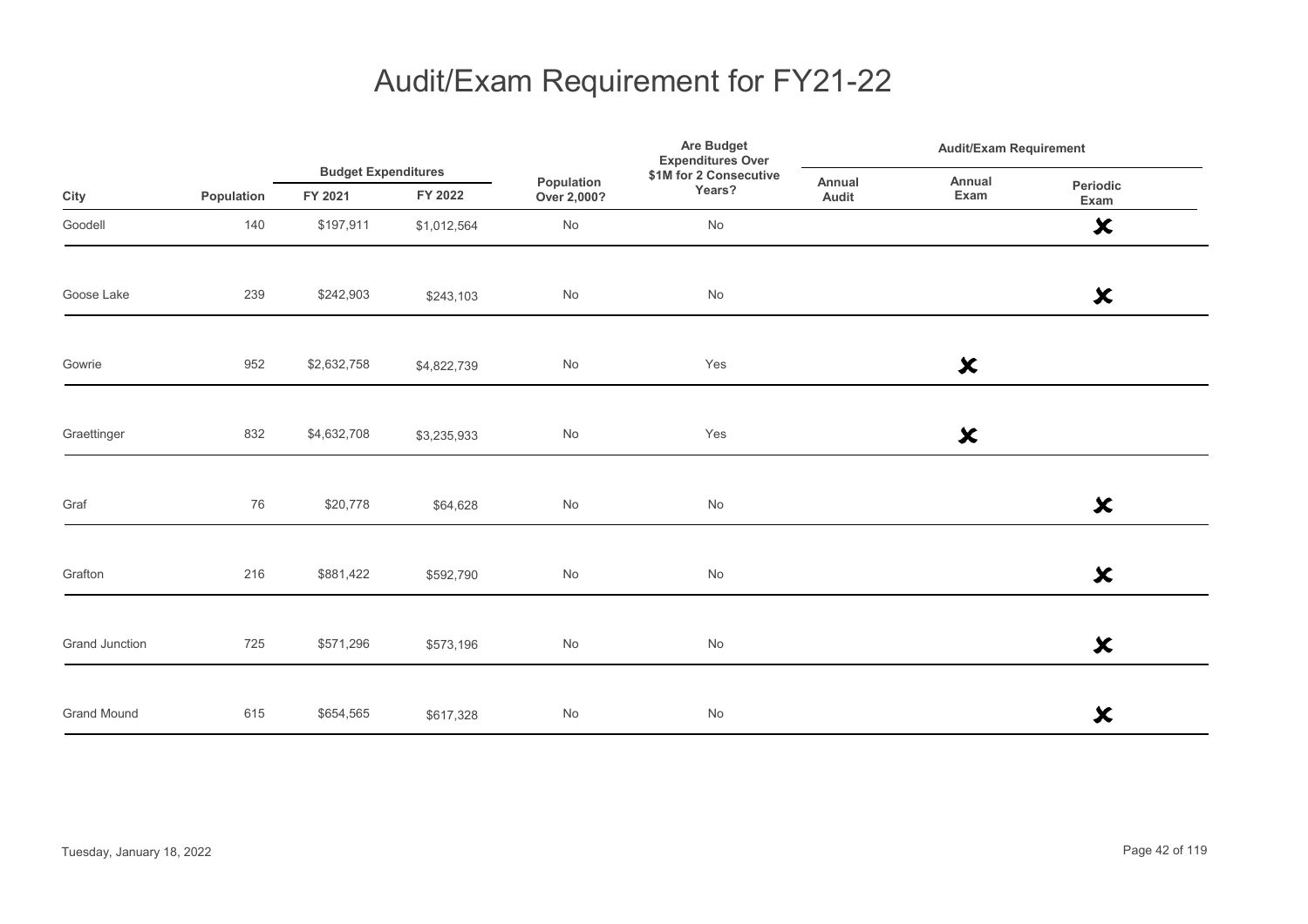# Audit/Exam Requirement for FY21-22

| City | Population | Budget Expenditures FY 2021 | Budget Expenditures FY 2022 | Population Over 2,000? | Are Budget Expenditures Over $1M for 2 Consecutive Years? | Audit/Exam Requirement Annual Audit | Audit/Exam Requirement Annual Exam | Audit/Exam Requirement Periodic Exam |
|---|---|---|---|---|---|---|---|---|
| Goodell | 140 | $197,911 | $1,012,564 | No | No | | | ✘ |
| Goose Lake | 239 | $242,903 | $243,103 | No | No | | | ✘ |
| Gowrie | 952 | $2,632,758 | $4,822,739 | No | Yes | | ✘ | |
| Graettinger | 832 | $4,632,708 | $3,235,933 | No | Yes | | ✘ | |
| Graf | 76 | $20,778 | $64,628 | No | No | | | ✘ |
| Grafton | 216 | $881,422 | $592,790 | No | No | | | ✘ |
| Grand Junction | 725 | $571,296 | $573,196 | No | No | | | ✘ |
| Grand Mound | 615 | $654,565 | $617,328 | No | No | | | ✘ |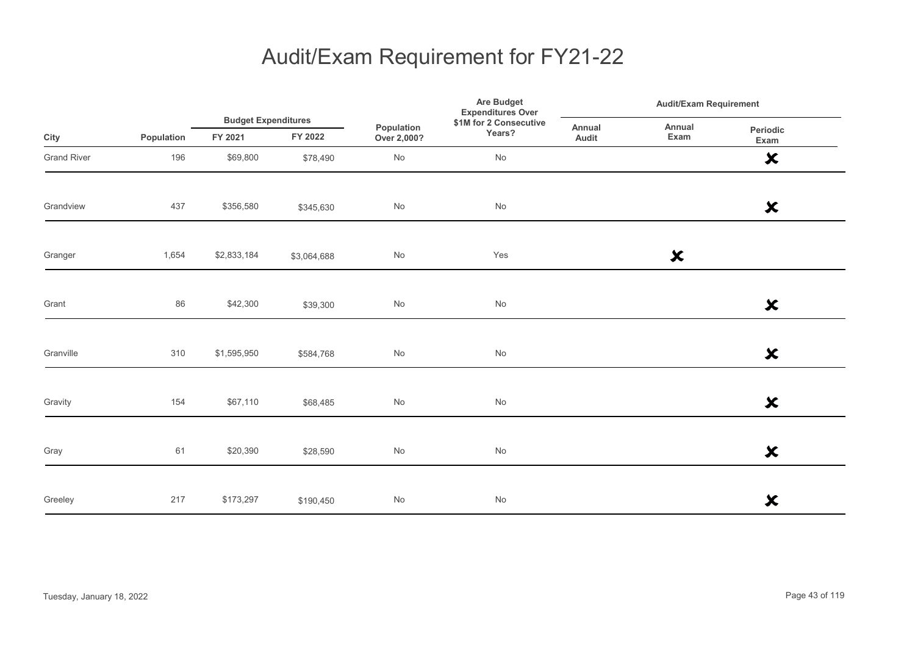# Audit/Exam Requirement for FY21-22

| City | Population | Budget Expenditures | | Population Over 2,000? | Are Budget Expenditures Over $1M for 2 Consecutive Years? | Audit/Exam Requirement | | |
|---|---|---|---|---|---|---|---|---|
| | | FY 2021 | FY 2022 | | | Annual Audit | Annual Exam | Periodic Exam |
| Grand River | 196 | $69,800 | $78,490 | No | No | | | ✘ |
| Grandview | 437 | $356,580 | $345,630 | No | No | | | ✘ |
| Granger | 1,654 | $2,833,184 | $3,064,688 | No | Yes | | ✘ | |
| Grant | 86 | $42,300 | $39,300 | No | No | | | ✘ |
| Granville | 310 | $1,595,950 | $584,768 | No | No | | | ✘ |
| Gravity | 154 | $67,110 | $68,485 | No | No | | | ✘ |
| Gray | 61 | $20,390 | $28,590 | No | No | | | ✘ |
| Greeley | 217 | $173,297 | $190,450 | No | No | | | ✘ |

Tuesday, January 18, 2022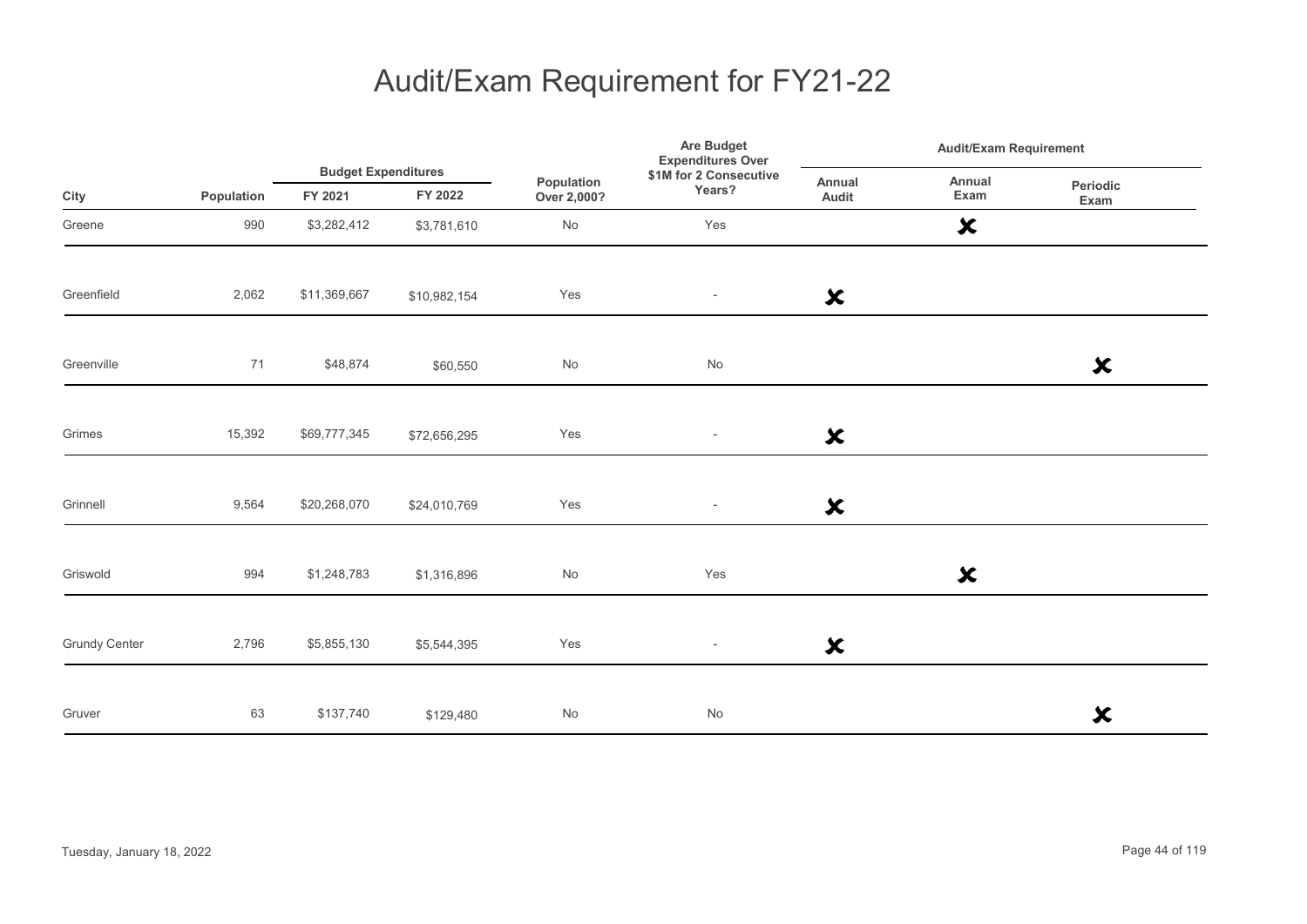# Audit/Exam Requirement for FY21-22

| City | Population | Budget Expenditures | | Population Over 2,000? | Are Budget Expenditures Over $1M for 2 Consecutive Years? | Audit/Exam Requirement | | |
|---|---|---|---|---|---|---|---|---|
| | | FY 2021 | FY 2022 | | | Annual Audit | Annual Exam | Periodic Exam |
| Greene | 990 | $3,282,412 | $3,781,610 | No | Yes | | ✗ | |
| Greenfield | 2,062 | $11,369,667 | $10,982,154 | Yes | - | ✗ | | |
| Greenville | 71 | $48,874 | $60,550 | No | No | | | ✗ |
| Grimes | 15,392 | $69,777,345 | $72,656,295 | Yes | - | ✗ | | |
| Grinnell | 9,564 | $20,268,070 | $24,010,769 | Yes | - | ✗ | | |
| Griswold | 994 | $1,248,783 | $1,316,896 | No | Yes | | ✗ | |
| Grundy Center | 2,796 | $5,855,130 | $5,544,395 | Yes | - | ✗ | | |
| Gruver | 63 | $137,740 | $129,480 | No | No | | | ✗ |

Tuesday, January 18, 2022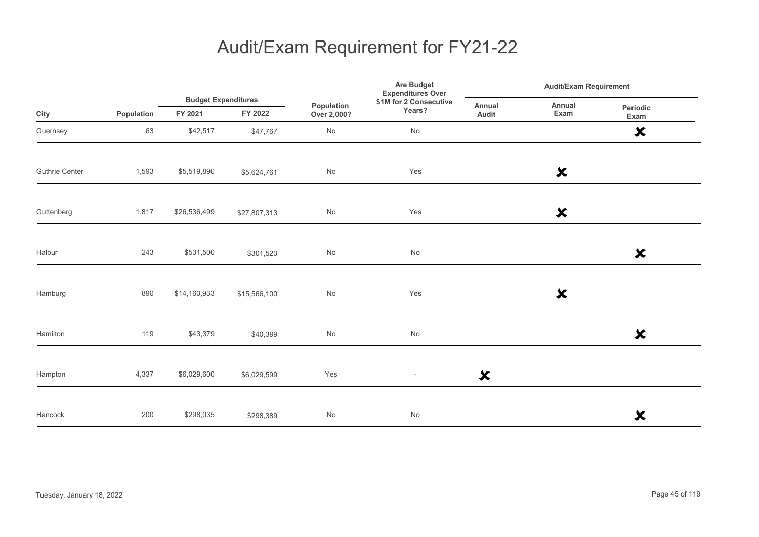# Audit/Exam Requirement for FY21-22

| City | Population | Budget Expenditures | | Population Over 2,000? | Are Budget Expenditures Over $1M for 2 Consecutive Years? | Audit/Exam Requirement | | |
|---|---|---|---|---|---|---|---|---|
| | | FY 2021 | FY 2022 | | | Annual Audit | Annual Exam | Periodic Exam |
| Guernsey | 63 | $42,517 | $47,767 | No | No | | | ✘ |
| Guthrie Center | 1,593 | $5,519,890 | $5,624,761 | No | Yes | | ✘ | |
| Guttenberg | 1,817 | $26,536,499 | $27,807,313 | No | Yes | | ✘ | |
| Halbur | 243 | $531,500 | $301,520 | No | No | | | ✘ |
| Hamburg | 890 | $14,160,933 | $15,566,100 | No | Yes | | ✘ | |
| Hamilton | 119 | $43,379 | $40,399 | No | No | | | ✘ |
| Hampton | 4,337 | $6,029,600 | $6,029,599 | Yes | - | ✘ | | |
| Hancock | 200 | $298,035 | $298,389 | No | No | | | ✘ |

Tuesday, January 18, 2022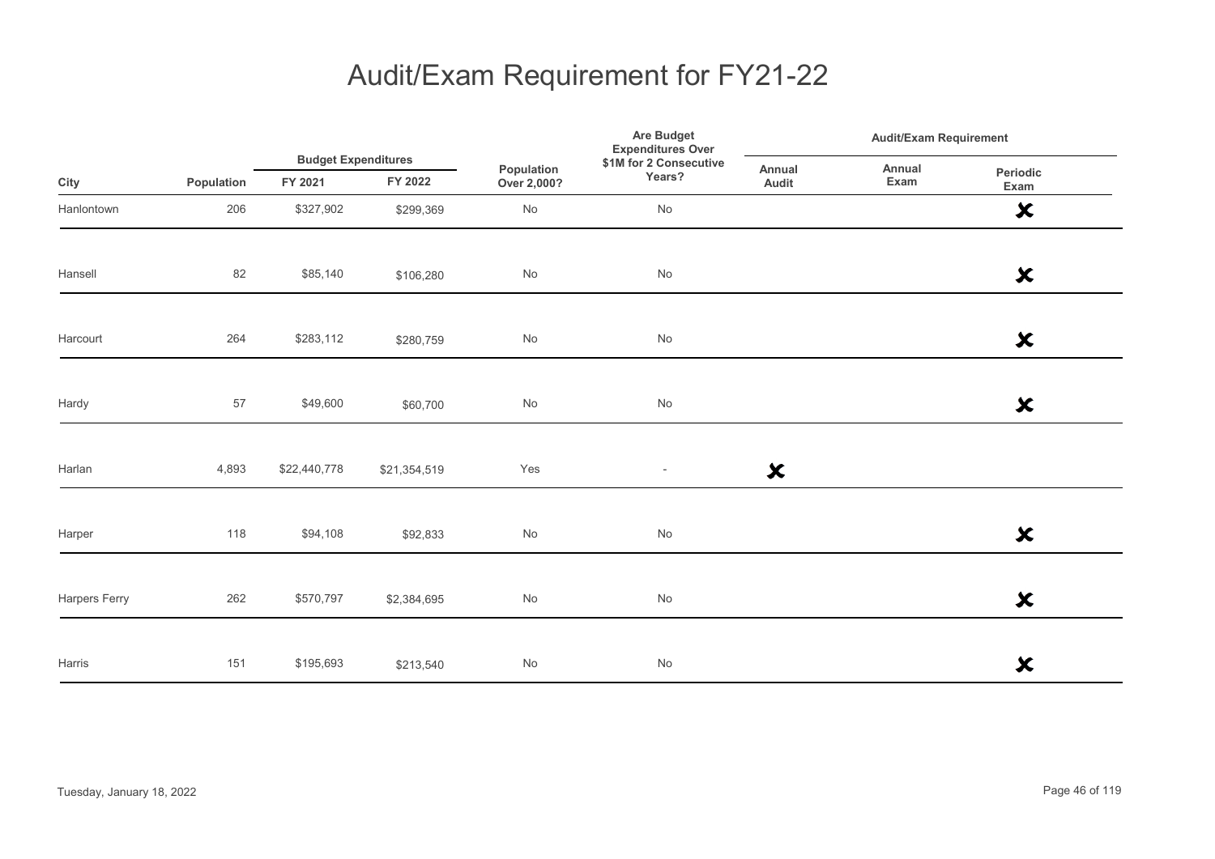# Audit/Exam Requirement for FY21-22

| City | Population | Budget Expenditures | | Population Over 2,000? | Are Budget Expenditures Over $1M for 2 Consecutive Years? | Audit/Exam Requirement | | |
|---|---|---|---|---|---|---|---|---|
| | | FY 2021 | FY 2022 | | | Annual Audit | Annual Exam | Periodic Exam |
| Hanlontown | 206 | $327,902 | $299,369 | No | No | | | ✘ |
| Hansell | 82 | $85,140 | $106,280 | No | No | | | ✘ |
| Harcourt | 264 | $283,112 | $280,759 | No | No | | | ✘ |
| Hardy | 57 | $49,600 | $60,700 | No | No | | | ✘ |
| Harlan | 4,893 | $22,440,778 | $21,354,519 | Yes | - | ✘ | | |
| Harper | 118 | $94,108 | $92,833 | No | No | | | ✘ |
| Harpers Ferry | 262 | $570,797 | $2,384,695 | No | No | | | ✘ |
| Harris | 151 | $195,693 | $213,540 | No | No | | | ✘ |

Tuesday, January 18, 2022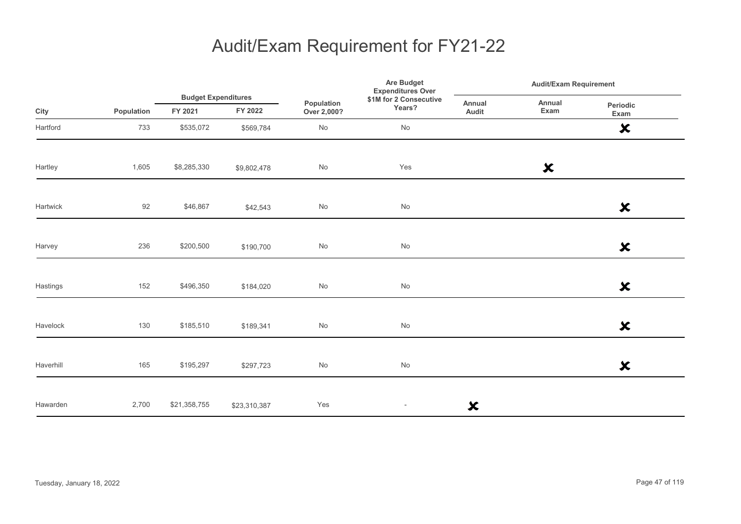# Audit/Exam Requirement for FY21-22

| City | Population | Budget Expenditures | | Population Over 2,000? | Are Budget Expenditures Over $1M for 2 Consecutive Years? | Audit/Exam Requirement | | |
|---|---|---|---|---|---|---|---|---|
| | | FY 2021 | FY 2022 | | | Annual Audit | Annual Exam | Periodic Exam |
| Hartford | 733 | $535,072 | $569,784 | No | No | | | ✘ |
| Hartley | 1,605 | $8,285,330 | $9,802,478 | No | Yes | | ✘ | |
| Hartwick | 92 | $46,867 | $42,543 | No | No | | | ✘ |
| Harvey | 236 | $200,500 | $190,700 | No | No | | | ✘ |
| Hastings | 152 | $496,350 | $184,020 | No | No | | | ✘ |
| Havelock | 130 | $185,510 | $189,341 | No | No | | | ✘ |
| Haverhill | 165 | $195,297 | $297,723 | No | No | | | ✘ |
| Hawarden | 2,700 | $21,358,755 | $23,310,387 | Yes | - | ✘ | | |

Tuesday, January 18, 2022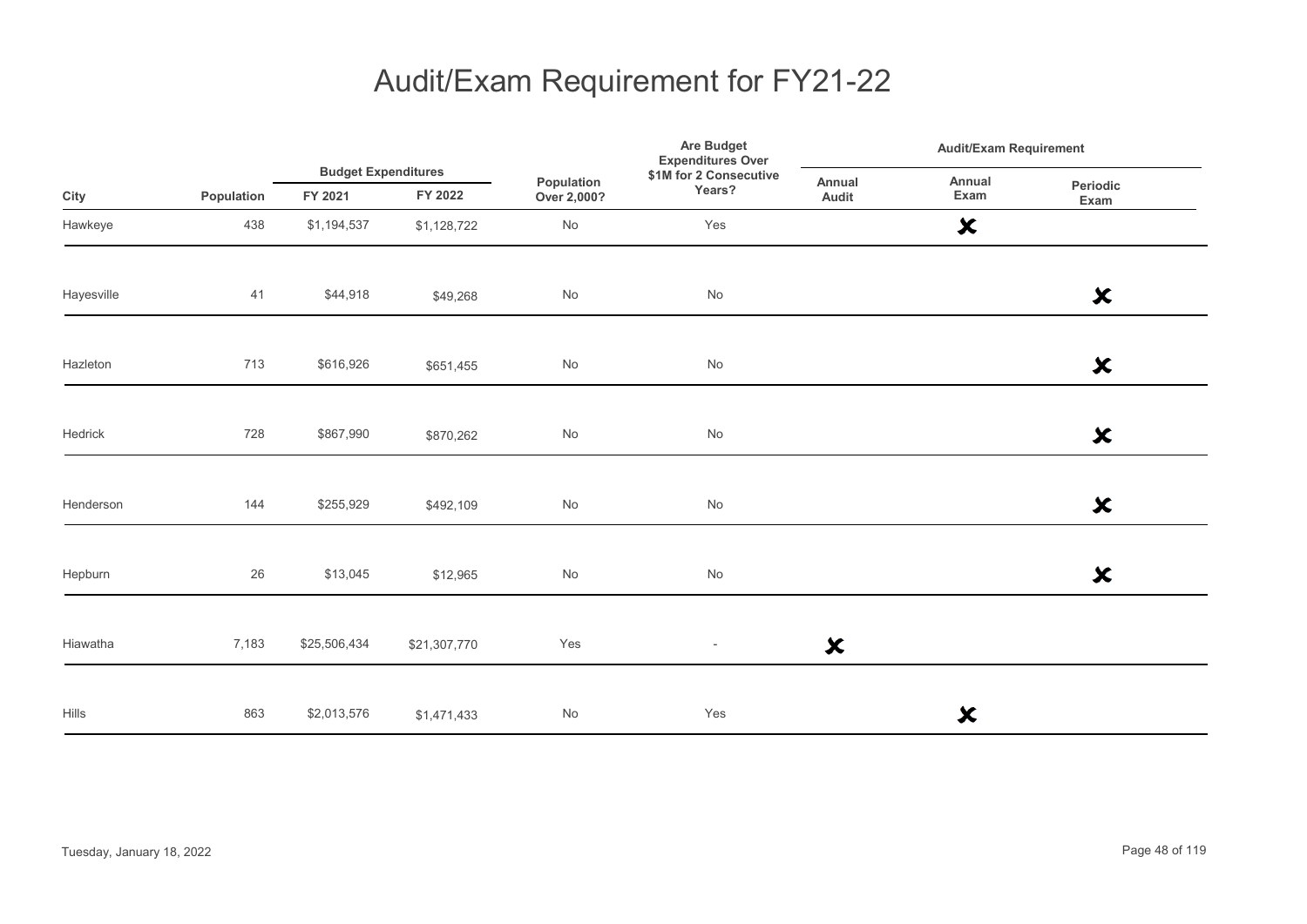# Audit/Exam Requirement for FY21-22

| City | Population | Budget Expenditures | | Population Over 2,000? | Are Budget Expenditures Over $1M for 2 Consecutive Years? | Audit/Exam Requirement | | |
|---|---|---|---|---|---|---|---|---|
| | | FY 2021 | FY 2022 | | | Annual Audit | Annual Exam | Periodic Exam |
| Hawkeye | 438 | $1,194,537 | $1,128,722 | No | Yes | | ✘ | |
| Hayesville | 41 | $44,918 | $49,268 | No | No | | | ✘ |
| Hazleton | 713 | $616,926 | $651,455 | No | No | | | ✘ |
| Hedrick | 728 | $867,990 | $870,262 | No | No | | | ✘ |
| Henderson | 144 | $255,929 | $492,109 | No | No | | | ✘ |
| Hepburn | 26 | $13,045 | $12,965 | No | No | | | ✘ |
| Hiawatha | 7,183 | $25,506,434 | $21,307,770 | Yes | - | ✘ | | |
| Hills | 863 | $2,013,576 | $1,471,433 | No | Yes | | ✘ | |

Tuesday, January 18, 2022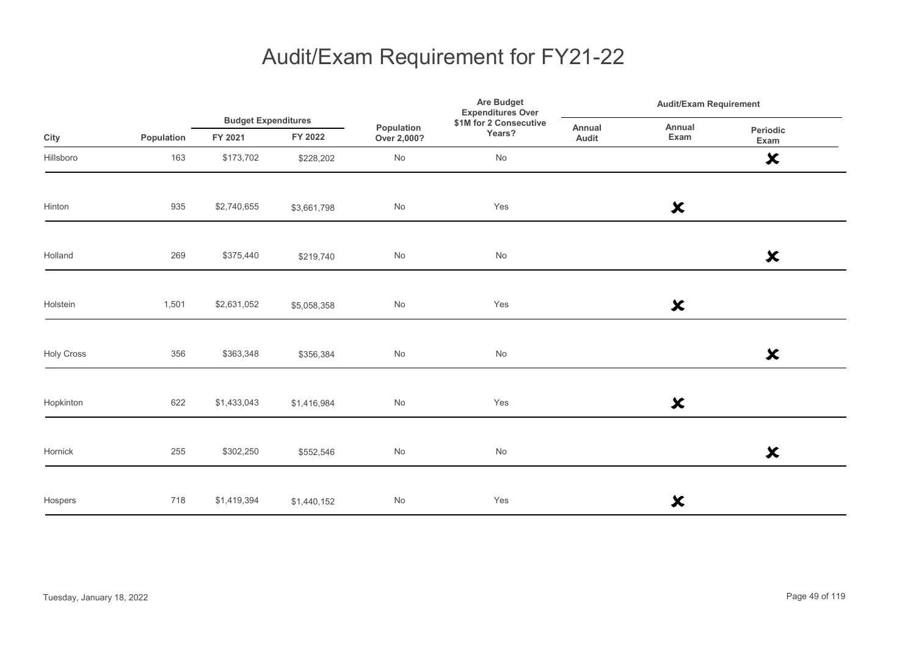# Audit/Exam Requirement for FY21-22

| City | Population | Budget Expenditures | | Population Over 2,000? | Are Budget Expenditures Over $1M for 2 Consecutive Years? | Audit/Exam Requirement | | |
|---|---|---|---|---|---|---|---|---|
| | | FY 2021 | FY 2022 | | | Annual Audit | Annual Exam | Periodic Exam |
| Hillsboro | 163 | $173,702 | $228,202 | No | No | | | ✘ |
| Hinton | 935 | $2,740,655 | $3,661,798 | No | Yes | | ✘ | |
| Holland | 269 | $375,440 | $219,740 | No | No | | | ✘ |
| Holstein | 1,501 | $2,631,052 | $5,058,358 | No | Yes | | ✘ | |
| Holy Cross | 356 | $363,348 | $356,384 | No | No | | | ✘ |
| Hopkinton | 622 | $1,433,043 | $1,416,984 | No | Yes | | ✘ | |
| Hornick | 255 | $302,250 | $552,546 | No | No | | | ✘ |
| Hospers | 718 | $1,419,394 | $1,440,152 | No | Yes | | ✘ | |

Tuesday, January 18, 2022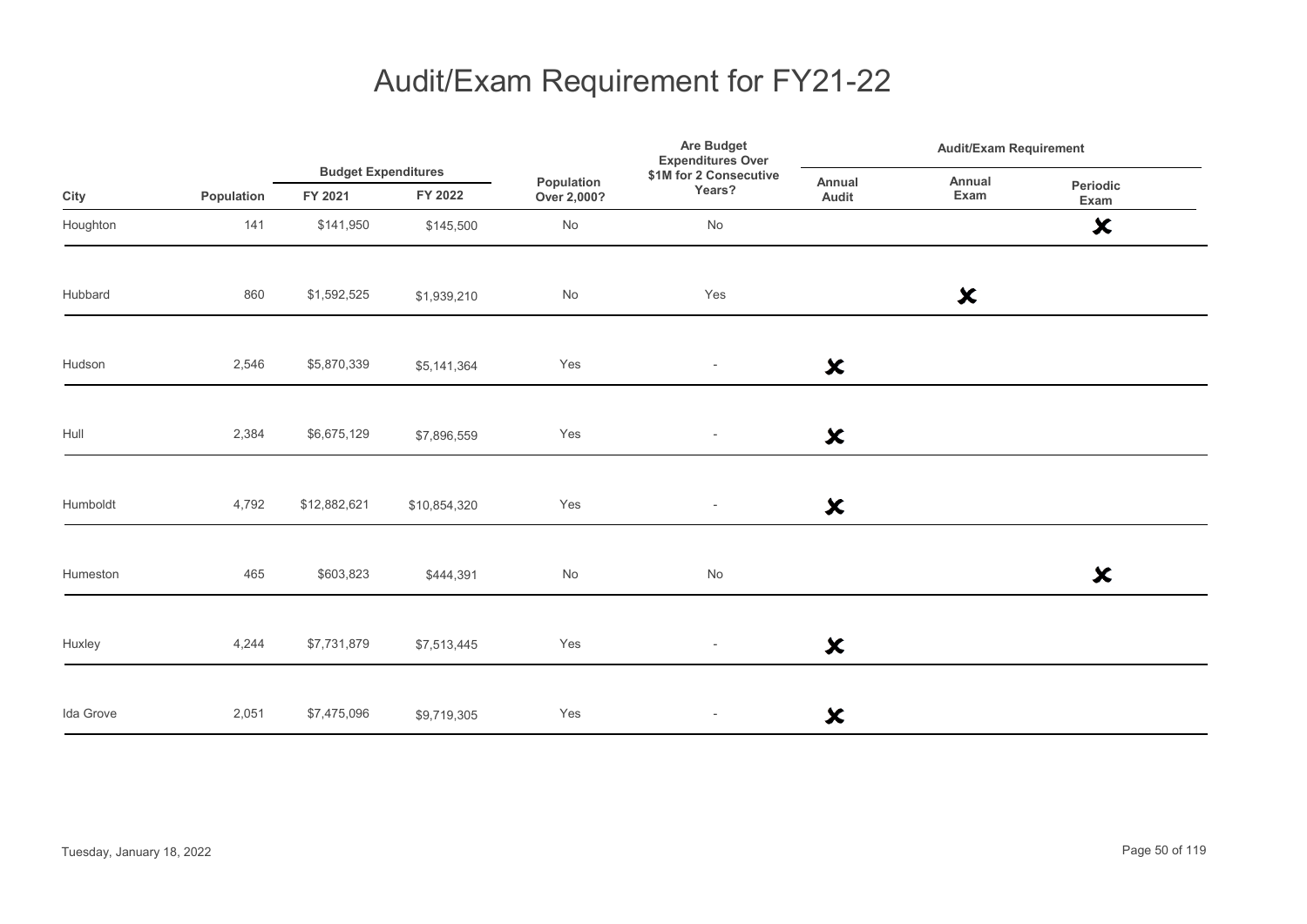# Audit/Exam Requirement for FY21-22

| City | Population | Budget Expenditures | | Population Over 2,000? | Are Budget Expenditures Over $1M for 2 Consecutive Years? | Audit/Exam Requirement | | |
|---|---|---|---|---|---|---|---|---|
| | | FY 2021 | FY 2022 | | | Annual Audit | Annual Exam | Periodic Exam |
| Houghton | 141 | $141,950 | $145,500 | No | No | | | ✘ |
| Hubbard | 860 | $1,592,525 | $1,939,210 | No | Yes | | ✘ | |
| Hudson | 2,546 | $5,870,339 | $5,141,364 | Yes | - | ✘ | | |
| Hull | 2,384 | $6,675,129 | $7,896,559 | Yes | - | ✘ | | |
| Humboldt | 4,792 | $12,882,621 | $10,854,320 | Yes | - | ✘ | | |
| Humeston | 465 | $603,823 | $444,391 | No | No | | | ✘ |
| Huxley | 4,244 | $7,731,879 | $7,513,445 | Yes | - | ✘ | | |
| Ida Grove | 2,051 | $7,475,096 | $9,719,305 | Yes | - | ✘ | | |

Tuesday, January 18, 2022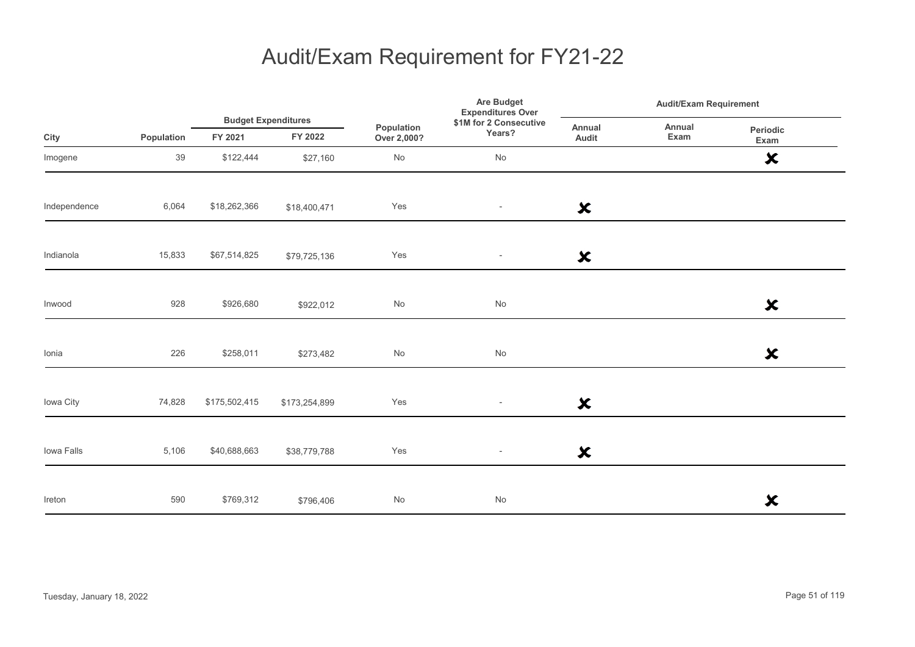# Audit/Exam Requirement for FY21-22

| City | Population | Budget Expenditures | | Population Over 2,000? | Are Budget Expenditures Over $1M for 2 Consecutive Years? | Audit/Exam Requirement | | |
|---|---|---|---|---|---|---|---|---|
| | | FY 2021 | FY 2022 | | | Annual Audit | Annual Exam | Periodic Exam |
| Imogene | 39 | $122,444 | $27,160 | No | No | | | ✗ |
| Independence | 6,064 | $18,262,366 | $18,400,471 | Yes | - | ✗ | | |
| Indianola | 15,833 | $67,514,825 | $79,725,136 | Yes | - | ✗ | | |
| Inwood | 928 | $926,680 | $922,012 | No | No | | | ✗ |
| Ionia | 226 | $258,011 | $273,482 | No | No | | | ✗ |
| Iowa City | 74,828 | $175,502,415 | $173,254,899 | Yes | - | ✗ | | |
| Iowa Falls | 5,106 | $40,688,663 | $38,779,788 | Yes | - | ✗ | | |
| Ireton | 590 | $769,312 | $796,406 | No | No | | | ✗ |

Tuesday, January 18, 2022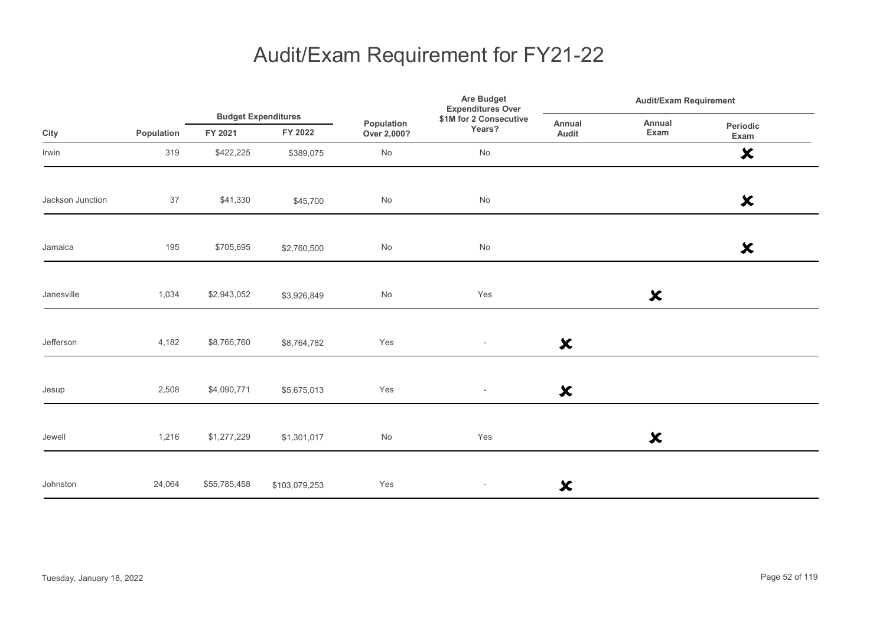# Audit/Exam Requirement for FY21-22

| City | Population | Budget Expenditures | | Population Over 2,000? | Are Budget Expenditures Over $1M for 2 Consecutive Years? | Audit/Exam Requirement | | |
|---|---|---|---|---|---|---|---|---|
| | | FY 2021 | FY 2022 | | | Annual Audit | Annual Exam | Periodic Exam |
| Irwin | 319 | $422,225 | $389,075 | No | No | | | ✘ |
| Jackson Junction | 37 | $41,330 | $45,700 | No | No | | | ✘ |
| Jamaica | 195 | $705,695 | $2,760,500 | No | No | | | ✘ |
| Janesville | 1,034 | $2,943,052 | $3,926,849 | No | Yes | | ✘ | |
| Jefferson | 4,182 | $8,766,760 | $8,764,782 | Yes | - | ✘ | | |
| Jesup | 2,508 | $4,090,771 | $5,675,013 | Yes | - | ✘ | | |
| Jewell | 1,216 | $1,277,229 | $1,301,017 | No | Yes | | ✘ | |
| Johnston | 24,064 | $55,785,458 | $103,079,253 | Yes | - | ✘ | | |

Tuesday, January 18, 2022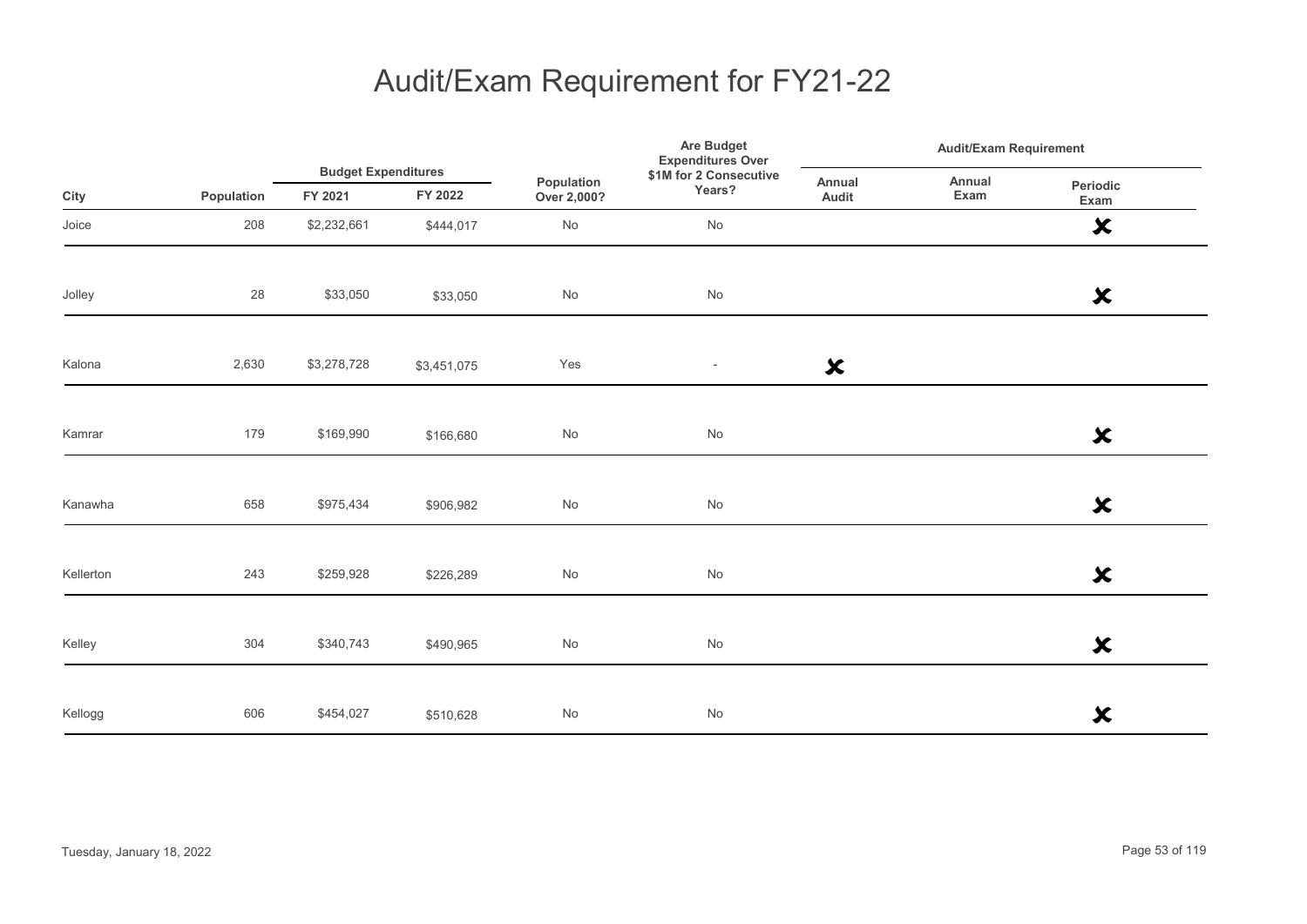# Audit/Exam Requirement for FY21-22

| City | Population | Budget Expenditures | | Population Over 2,000? | Are Budget Expenditures Over $1M for 2 Consecutive Years? | Audit/Exam Requirement | | |
|---|---|---|---|---|---|---|---|---|
| | | FY 2021 | FY 2022 | | | Annual Audit | Annual Exam | Periodic Exam |
| Joice | 208 | $2,232,661 | $444,017 | No | No | | | ✘ |
| Jolley | 28 | $33,050 | $33,050 | No | No | | | ✘ |
| Kalona | 2,630 | $3,278,728 | $3,451,075 | Yes | - | ✘ | | |
| Kamrar | 179 | $169,990 | $166,680 | No | No | | | ✘ |
| Kanawha | 658 | $975,434 | $906,982 | No | No | | | ✘ |
| Kellerton | 243 | $259,928 | $226,289 | No | No | | | ✘ |
| Kelley | 304 | $340,743 | $490,965 | No | No | | | ✘ |
| Kellogg | 606 | $454,027 | $510,628 | No | No | | | ✘ |

Tuesday, January 18, 2022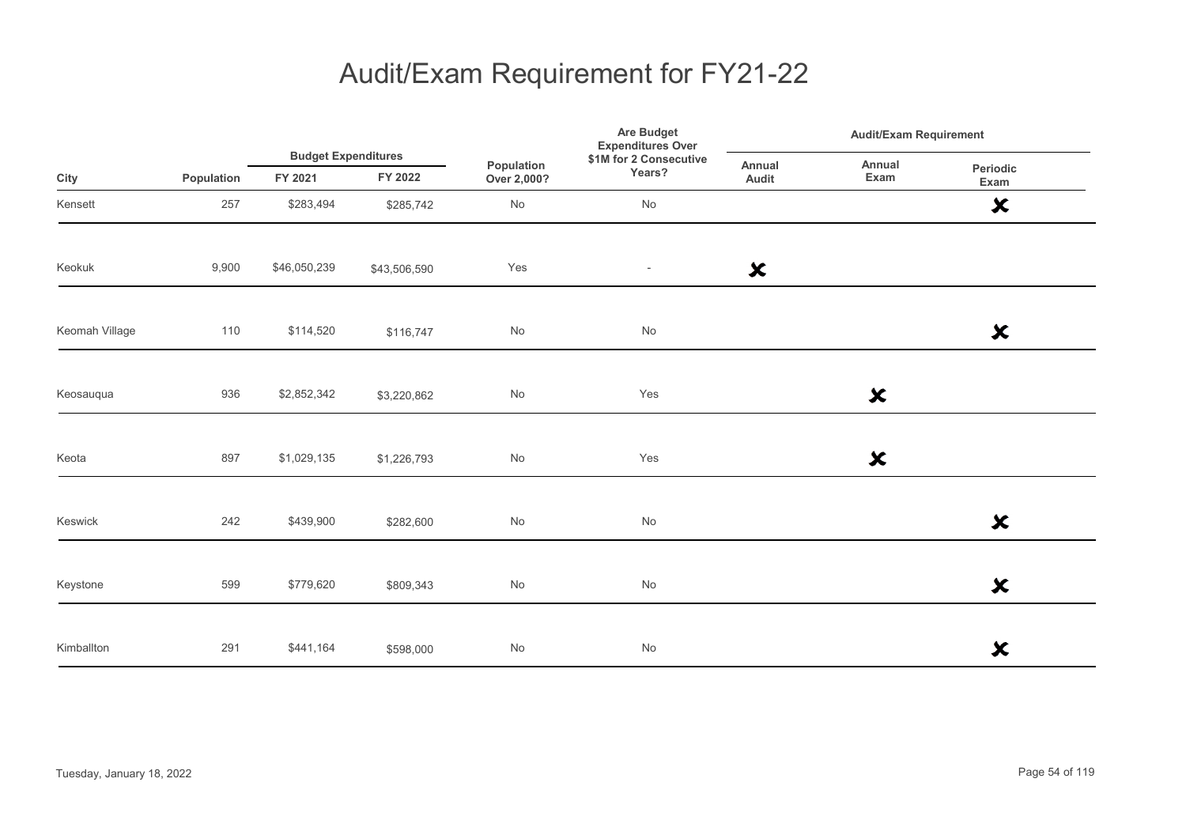# Audit/Exam Requirement for FY21-22

| City | Population | Budget Expenditures | | Population Over 2,000? | Are Budget Expenditures Over $1M for 2 Consecutive Years? | Audit/Exam Requirement | | |
|---|---|---|---|---|---|---|---|---|
| | | FY 2021 | FY 2022 | | | Annual Audit | Annual Exam | Periodic Exam |
| Kensett | 257 | $283,494 | $285,742 | No | No | | | ✘ |
| Keokuk | 9,900 | $46,050,239 | $43,506,590 | Yes | - | ✘ | | |
| Keomah Village | 110 | $114,520 | $116,747 | No | No | | | ✘ |
| Keosauqua | 936 | $2,852,342 | $3,220,862 | No | Yes | | ✘ | |
| Keota | 897 | $1,029,135 | $1,226,793 | No | Yes | | ✘ | |
| Keswick | 242 | $439,900 | $282,600 | No | No | | | ✘ |
| Keystone | 599 | $779,620 | $809,343 | No | No | | | ✘ |
| Kimballton | 291 | $441,164 | $598,000 | No | No | | | ✘ |

Tuesday, January 18, 2022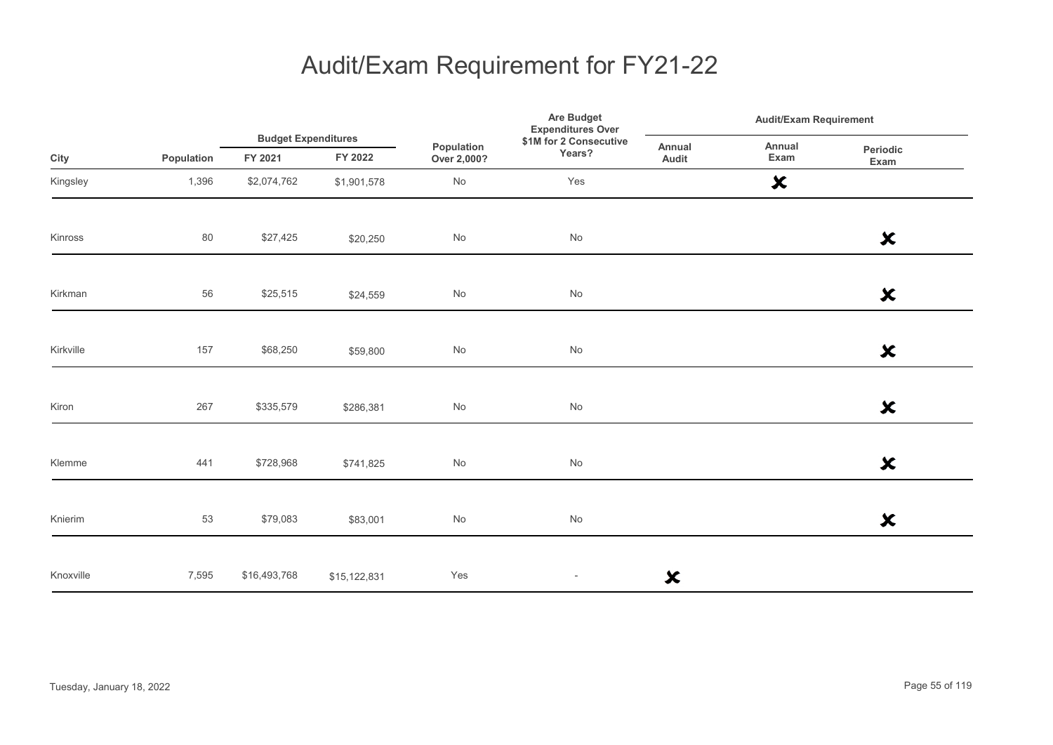# Audit/Exam Requirement for FY21-22

| City | Population | Budget Expenditures | | Population Over 2,000? | Are Budget Expenditures Over $1M for 2 Consecutive Years? | Audit/Exam Requirement | | |
|---|---|---|---|---|---|---|---|---|
| | | FY 2021 | FY 2022 | | | Annual Audit | Annual Exam | Periodic Exam |
| Kingsley | 1,396 | $2,074,762 | $1,901,578 | No | Yes | | ✘ | |
| Kinross | 80 | $27,425 | $20,250 | No | No | | | ✘ |
| Kirkman | 56 | $25,515 | $24,559 | No | No | | | ✘ |
| Kirkville | 157 | $68,250 | $59,800 | No | No | | | ✘ |
| Kiron | 267 | $335,579 | $286,381 | No | No | | | ✘ |
| Klemme | 441 | $728,968 | $741,825 | No | No | | | ✘ |
| Knierim | 53 | $79,083 | $83,001 | No | No | | | ✘ |
| Knoxville | 7,595 | $16,493,768 | $15,122,831 | Yes | - | ✘ | | |

Tuesday, January 18, 2022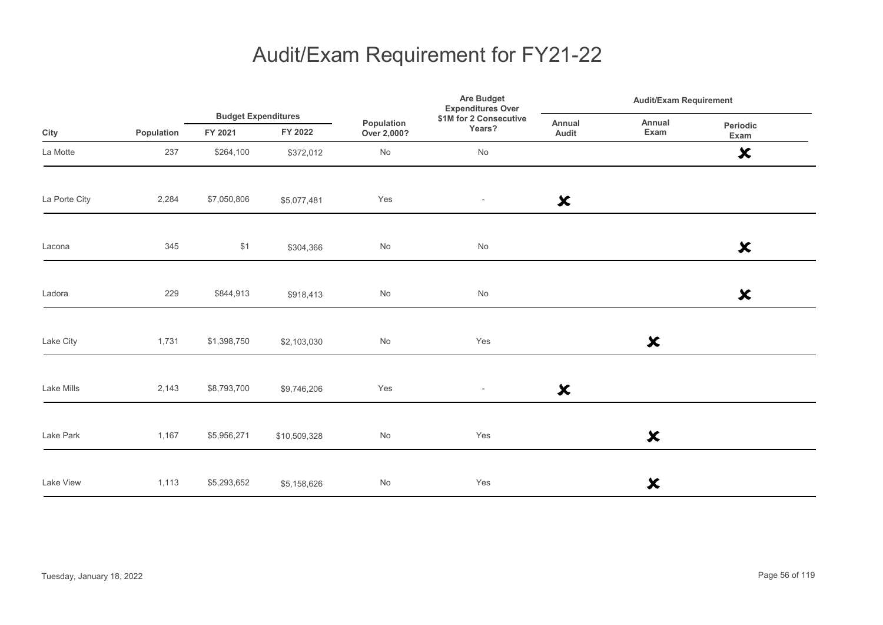# Audit/Exam Requirement for FY21-22

| City | Population | Budget Expenditures | | Population Over 2,000? | Are Budget Expenditures Over $1M for 2 Consecutive Years? | Audit/Exam Requirement | | |
|---|---|---|---|---|---|---|---|---|
| | | FY 2021 | FY 2022 | | | Annual Audit | Annual Exam | Periodic Exam |
| La Motte | 237 | $264,100 | $372,012 | No | No | | | ✘ |
| La Porte City | 2,284 | $7,050,806 | $5,077,481 | Yes | - | ✘ | | |
| Lacona | 345 | $1 | $304,366 | No | No | | | ✘ |
| Ladora | 229 | $844,913 | $918,413 | No | No | | | ✘ |
| Lake City | 1,731 | $1,398,750 | $2,103,030 | No | Yes | | ✘ | |
| Lake Mills | 2,143 | $8,793,700 | $9,746,206 | Yes | - | ✘ | | |
| Lake Park | 1,167 | $5,956,271 | $10,509,328 | No | Yes | | ✘ | |
| Lake View | 1,113 | $5,293,652 | $5,158,626 | No | Yes | | ✘ | |

Tuesday, January 18, 2022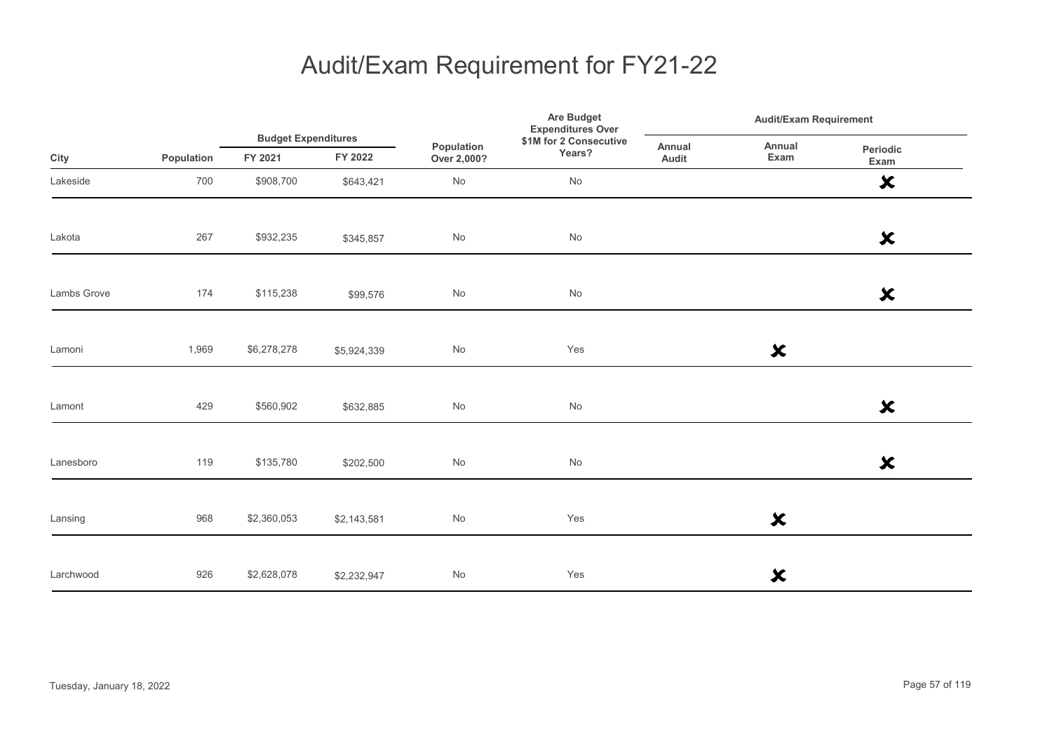# Audit/Exam Requirement for FY21-22

| City | Population | Budget Expenditures | | Population Over 2,000? | Are Budget Expenditures Over $1M for 2 Consecutive Years? | Audit/Exam Requirement | | |
|---|---|---|---|---|---|---|---|---|
| | | FY 2021 | FY 2022 | | | Annual Audit | Annual Exam | Periodic Exam |
| Lakeside | 700 | $908,700 | $643,421 | No | No | | | ✘ |
| Lakota | 267 | $932,235 | $345,857 | No | No | | | ✘ |
| Lambs Grove | 174 | $115,238 | $99,576 | No | No | | | ✘ |
| Lamoni | 1,969 | $6,278,278 | $5,924,339 | No | Yes | | ✘ | |
| Lamont | 429 | $560,902 | $632,885 | No | No | | | ✘ |
| Lanesboro | 119 | $135,780 | $202,500 | No | No | | | ✘ |
| Lansing | 968 | $2,360,053 | $2,143,581 | No | Yes | | ✘ | |
| Larchwood | 926 | $2,628,078 | $2,232,947 | No | Yes | | ✘ | |

Tuesday, January 18, 2022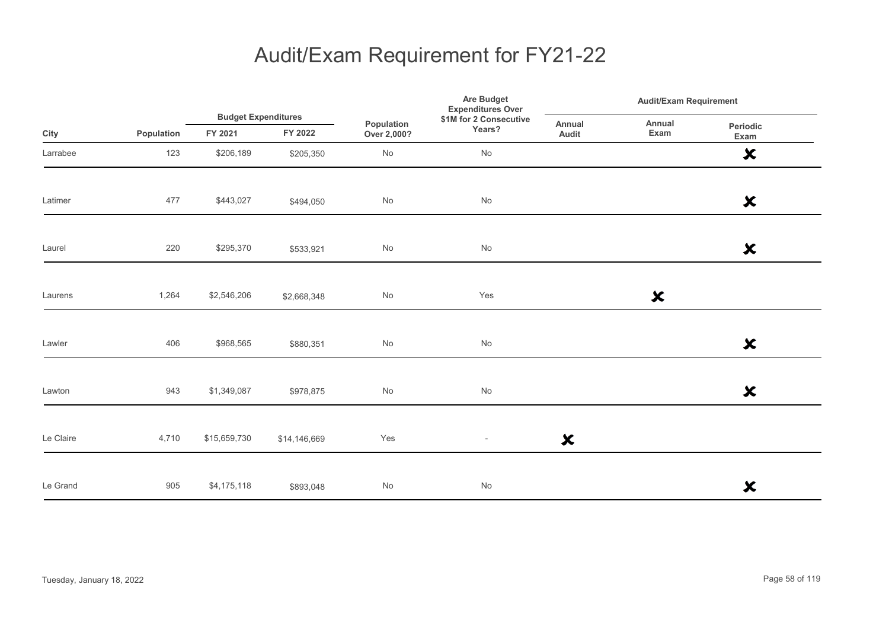# Audit/Exam Requirement for FY21-22

| City | Population | Budget Expenditures | | Population Over 2,000? | Are Budget Expenditures Over $1M for 2 Consecutive Years? | Audit/Exam Requirement | | |
|---|---|---|---|---|---|---|---|---|
| | | FY 2021 | FY 2022 | | | Annual Audit | Annual Exam | Periodic Exam |
| Larrabee | 123 | $206,189 | $205,350 | No | No | | | ✘ |
| Latimer | 477 | $443,027 | $494,050 | No | No | | | ✘ |
| Laurel | 220 | $295,370 | $533,921 | No | No | | | ✘ |
| Laurens | 1,264 | $2,546,206 | $2,668,348 | No | Yes | | ✘ | |
| Lawler | 406 | $968,565 | $880,351 | No | No | | | ✘ |
| Lawton | 943 | $1,349,087 | $978,875 | No | No | | | ✘ |
| Le Claire | 4,710 | $15,659,730 | $14,146,669 | Yes | - | ✘ | | |
| Le Grand | 905 | $4,175,118 | $893,048 | No | No | | | ✘ |

Tuesday, January 18, 2022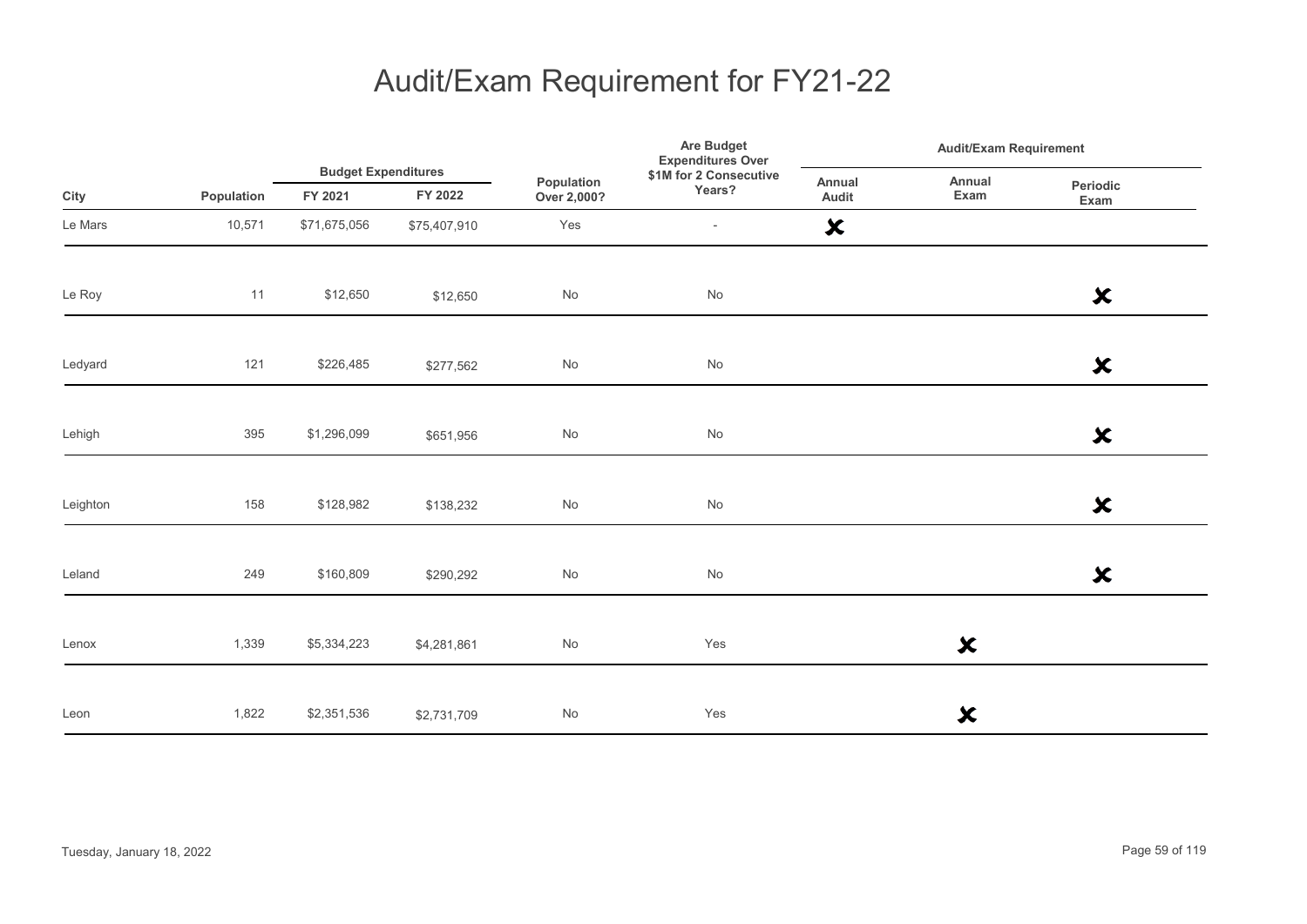# Audit/Exam Requirement for FY21-22

| City | Population | Budget Expenditures FY 2021 | Budget Expenditures FY 2022 | Population Over 2,000? | Are Budget Expenditures Over $1M for 2 Consecutive Years? | Audit/Exam Requirement: Annual Audit | Audit/Exam Requirement: Annual Exam | Audit/Exam Requirement: Periodic Exam |
|---|---|---|---|---|---|---|---|---|
| Le Mars | 10,571 | $71,675,056 | $75,407,910 | Yes | - | ✘ | | |
| Le Roy | 11 | $12,650 | $12,650 | No | No | | | ✘ |
| Ledyard | 121 | $226,485 | $277,562 | No | No | | | ✘ |
| Lehigh | 395 | $1,296,099 | $651,956 | No | No | | | ✘ |
| Leighton | 158 | $128,982 | $138,232 | No | No | | | ✘ |
| Leland | 249 | $160,809 | $290,292 | No | No | | | ✘ |
| Lenox | 1,339 | $5,334,223 | $4,281,861 | No | Yes | | ✘ | |
| Leon | 1,822 | $2,351,536 | $2,731,709 | No | Yes | | ✘ | |

Tuesday, January 18, 2022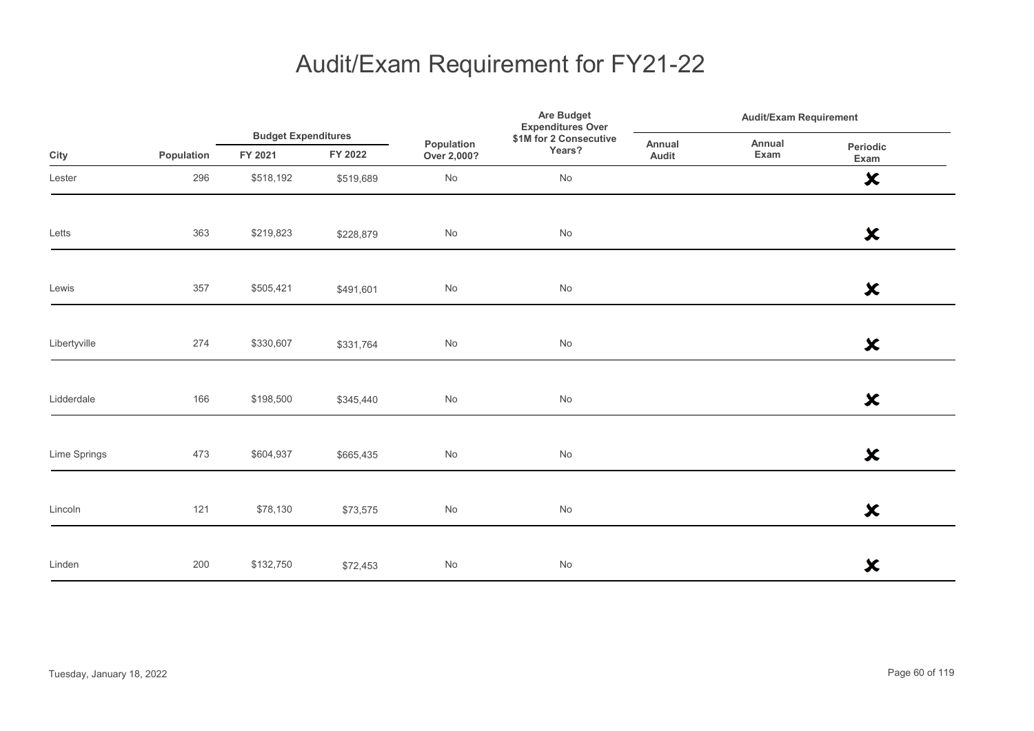# Audit/Exam Requirement for FY21-22

| City | Population | Budget Expenditures | | Population Over 2,000? | Are Budget Expenditures Over $1M for 2 Consecutive Years? | Audit/Exam Requirement | | |
|---|---|---|---|---|---|---|---|---|
| | | FY 2021 | FY 2022 | | | Annual Audit | Annual Exam | Periodic Exam |
| Lester | 296 | $518,192 | $519,689 | No | No | | | ✘ |
| Letts | 363 | $219,823 | $228,879 | No | No | | | ✘ |
| Lewis | 357 | $505,421 | $491,601 | No | No | | | ✘ |
| Libertyville | 274 | $330,607 | $331,764 | No | No | | | ✘ |
| Lidderdale | 166 | $198,500 | $345,440 | No | No | | | ✘ |
| Lime Springs | 473 | $604,937 | $665,435 | No | No | | | ✘ |
| Lincoln | 121 | $78,130 | $73,575 | No | No | | | ✘ |
| Linden | 200 | $132,750 | $72,453 | No | No | | | ✘ |

Tuesday, January 18, 2022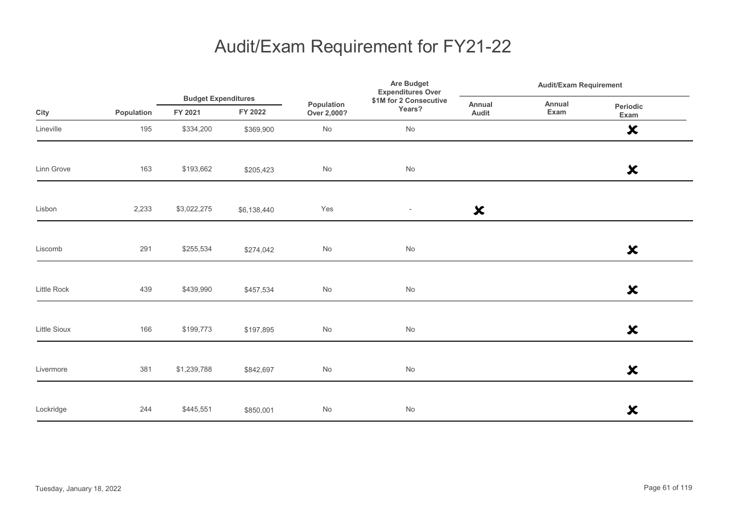# Audit/Exam Requirement for FY21-22

| City | Population | Budget Expenditures | | Population Over 2,000? | Are Budget Expenditures Over $1M for 2 Consecutive Years? | Audit/Exam Requirement | | |
|---|---|---|---|---|---|---|---|---|
| | | FY 2021 | FY 2022 | | | Annual Audit | Annual Exam | Periodic Exam |
| Lineville | 195 | $334,200 | $369,900 | No | No | | | ✘ |
| Linn Grove | 163 | $193,662 | $205,423 | No | No | | | ✘ |
| Lisbon | 2,233 | $3,022,275 | $6,138,440 | Yes | - | ✘ | | |
| Liscomb | 291 | $255,534 | $274,042 | No | No | | | ✘ |
| Little Rock | 439 | $439,990 | $457,534 | No | No | | | ✘ |
| Little Sioux | 166 | $199,773 | $197,895 | No | No | | | ✘ |
| Livermore | 381 | $1,239,788 | $842,697 | No | No | | | ✘ |
| Lockridge | 244 | $445,551 | $850,001 | No | No | | | ✘ |

Tuesday, January 18, 2022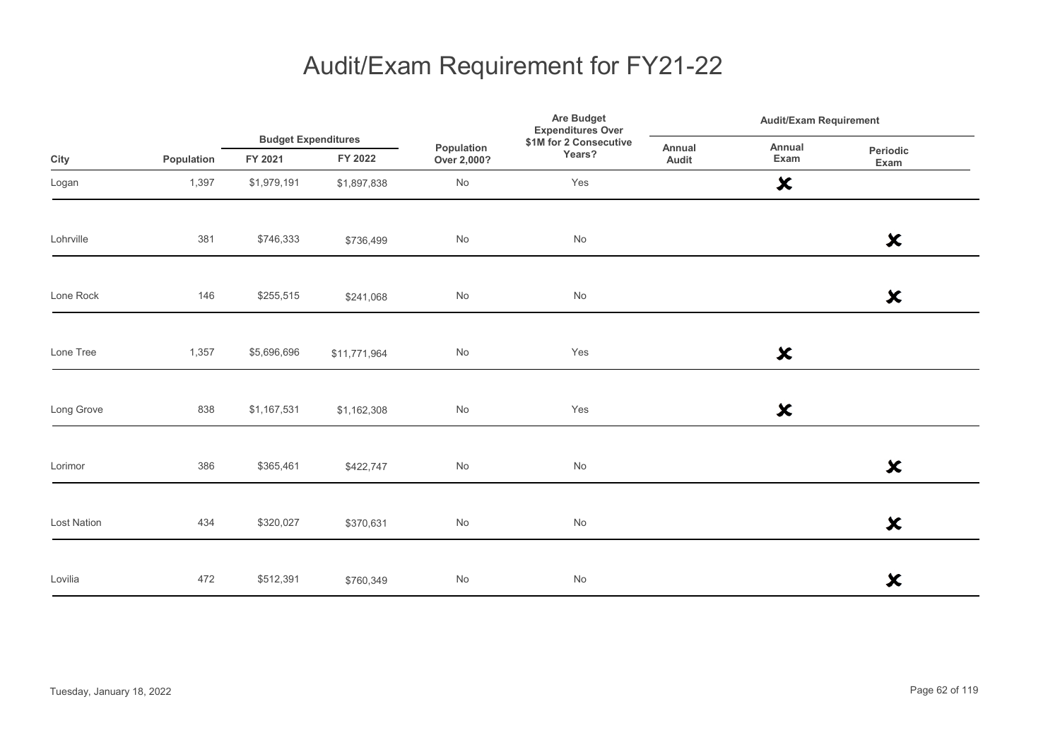# Audit/Exam Requirement for FY21-22

| City | Population | Budget Expenditures | | Population Over 2,000? | Are Budget Expenditures Over $1M for 2 Consecutive Years? | Audit/Exam Requirement | | |
|---|---|---|---|---|---|---|---|---|
| | | FY 2021 | FY 2022 | | | Annual Audit | Annual Exam | Periodic Exam |
| Logan | 1,397 | $1,979,191 | $1,897,838 | No | Yes | | ✘ | |
| Lohrville | 381 | $746,333 | $736,499 | No | No | | | ✘ |
| Lone Rock | 146 | $255,515 | $241,068 | No | No | | | ✘ |
| Lone Tree | 1,357 | $5,696,696 | $11,771,964 | No | Yes | | ✘ | |
| Long Grove | 838 | $1,167,531 | $1,162,308 | No | Yes | | ✘ | |
| Lorimor | 386 | $365,461 | $422,747 | No | No | | | ✘ |
| Lost Nation | 434 | $320,027 | $370,631 | No | No | | | ✘ |
| Lovilia | 472 | $512,391 | $760,349 | No | No | | | ✘ |

Tuesday, January 18, 2022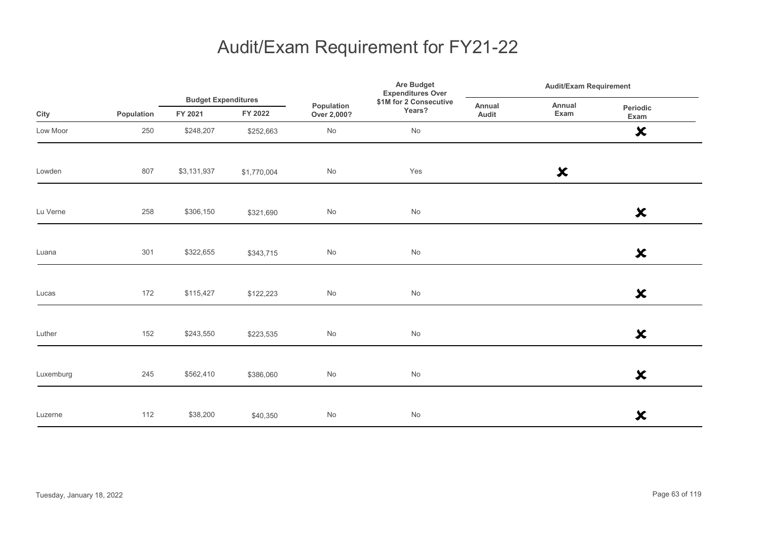# Audit/Exam Requirement for FY21-22

| City | Population | Budget Expenditures | | Population Over 2,000? | Are Budget Expenditures Over $1M for 2 Consecutive Years? | Audit/Exam Requirement | | |
|---|---|---|---|---|---|---|---|---|
| | | FY 2021 | FY 2022 | | | Annual Audit | Annual Exam | Periodic Exam |
| Low Moor | 250 | $248,207 | $252,663 | No | No | | | ✘ |
| Lowden | 807 | $3,131,937 | $1,770,004 | No | Yes | | ✘ | |
| Lu Verne | 258 | $306,150 | $321,690 | No | No | | | ✘ |
| Luana | 301 | $322,655 | $343,715 | No | No | | | ✘ |
| Lucas | 172 | $115,427 | $122,223 | No | No | | | ✘ |
| Luther | 152 | $243,550 | $223,535 | No | No | | | ✘ |
| Luxemburg | 245 | $562,410 | $386,060 | No | No | | | ✘ |
| Luzerne | 112 | $38,200 | $40,350 | No | No | | | ✘ |

Tuesday, January 18, 2022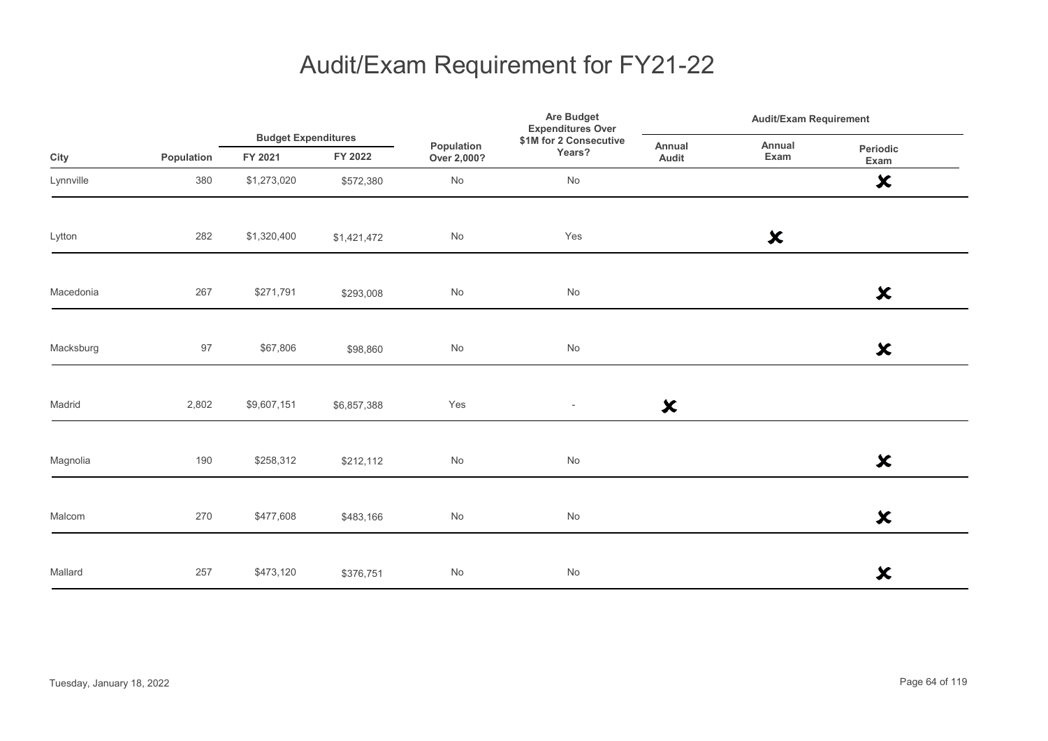# Audit/Exam Requirement for FY21-22

| City | Population | Budget Expenditures | | Population Over 2,000? | Are Budget Expenditures Over $1M for 2 Consecutive Years? | Audit/Exam Requirement | | |
|---|---|---|---|---|---|---|---|---|
| | | FY 2021 | FY 2022 | | | Annual Audit | Annual Exam | Periodic Exam |
| Lynnville | 380 | $1,273,020 | $572,380 | No | No | | | ✘ |
| Lytton | 282 | $1,320,400 | $1,421,472 | No | Yes | | ✘ | |
| Macedonia | 267 | $271,791 | $293,008 | No | No | | | ✘ |
| Macksburg | 97 | $67,806 | $98,860 | No | No | | | ✘ |
| Madrid | 2,802 | $9,607,151 | $6,857,388 | Yes | - | ✘ | | |
| Magnolia | 190 | $258,312 | $212,112 | No | No | | | ✘ |
| Malcom | 270 | $477,608 | $483,166 | No | No | | | ✘ |
| Mallard | 257 | $473,120 | $376,751 | No | No | | | ✘ |

Tuesday, January 18, 2022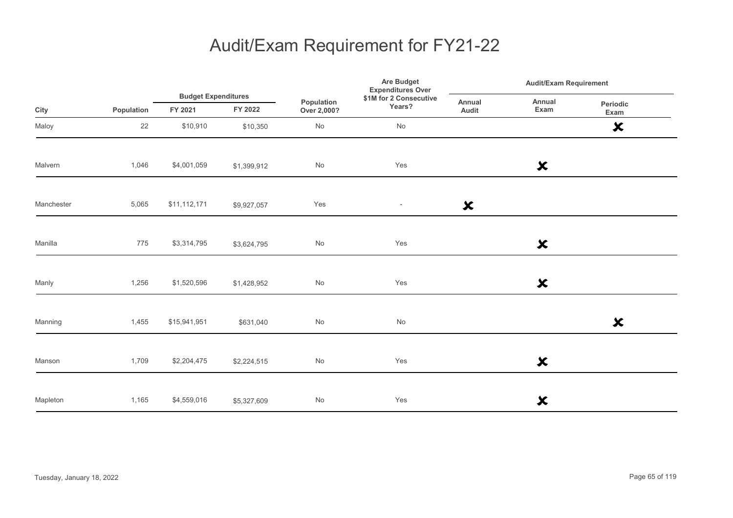# Audit/Exam Requirement for FY21-22

| City | Population | Budget Expenditures | | Population Over 2,000? | Are Budget Expenditures Over $1M for 2 Consecutive Years? | Audit/Exam Requirement | | |
|---|---|---|---|---|---|---|---|---|
| | | FY 2021 | FY 2022 | | | Annual Audit | Annual Exam | Periodic Exam |
| Maloy | 22 | $10,910 | $10,350 | No | No | | | ✘ |
| Malvern | 1,046 | $4,001,059 | $1,399,912 | No | Yes | | ✘ | |
| Manchester | 5,065 | $11,112,171 | $9,927,057 | Yes | - | ✘ | | |
| Manilla | 775 | $3,314,795 | $3,624,795 | No | Yes | | ✘ | |
| Manly | 1,256 | $1,520,596 | $1,428,952 | No | Yes | | ✘ | |
| Manning | 1,455 | $15,941,951 | $631,040 | No | No | | | ✘ |
| Manson | 1,709 | $2,204,475 | $2,224,515 | No | Yes | | ✘ | |
| Mapleton | 1,165 | $4,559,016 | $5,327,609 | No | Yes | | ✘ | |

Tuesday, January 18, 2022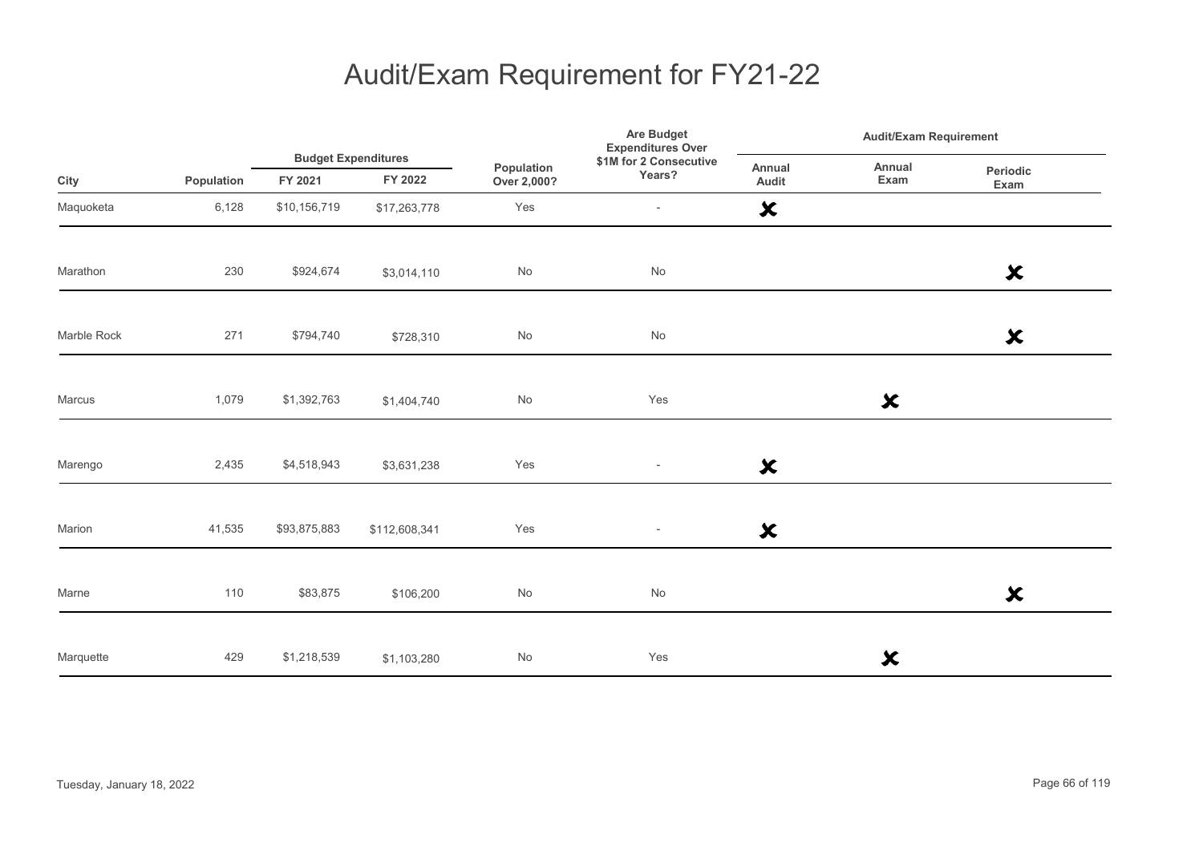# Audit/Exam Requirement for FY21-22

| City | Population | Budget Expenditures | | Population Over 2,000? | Are Budget Expenditures Over $1M for 2 Consecutive Years? | Audit/Exam Requirement | | |
|---|---|---|---|---|---|---|---|---|
| | | FY 2021 | FY 2022 | | | Annual Audit | Annual Exam | Periodic Exam |
| Maquoketa | 6,128 | $10,156,719 | $17,263,778 | Yes | - | ✘ | | |
| Marathon | 230 | $924,674 | $3,014,110 | No | No | | | ✘ |
| Marble Rock | 271 | $794,740 | $728,310 | No | No | | | ✘ |
| Marcus | 1,079 | $1,392,763 | $1,404,740 | No | Yes | | ✘ | |
| Marengo | 2,435 | $4,518,943 | $3,631,238 | Yes | - | ✘ | | |
| Marion | 41,535 | $93,875,883 | $112,608,341 | Yes | - | ✘ | | |
| Marne | 110 | $83,875 | $106,200 | No | No | | | ✘ |
| Marquette | 429 | $1,218,539 | $1,103,280 | No | Yes | | ✘ | |

Tuesday, January 18, 2022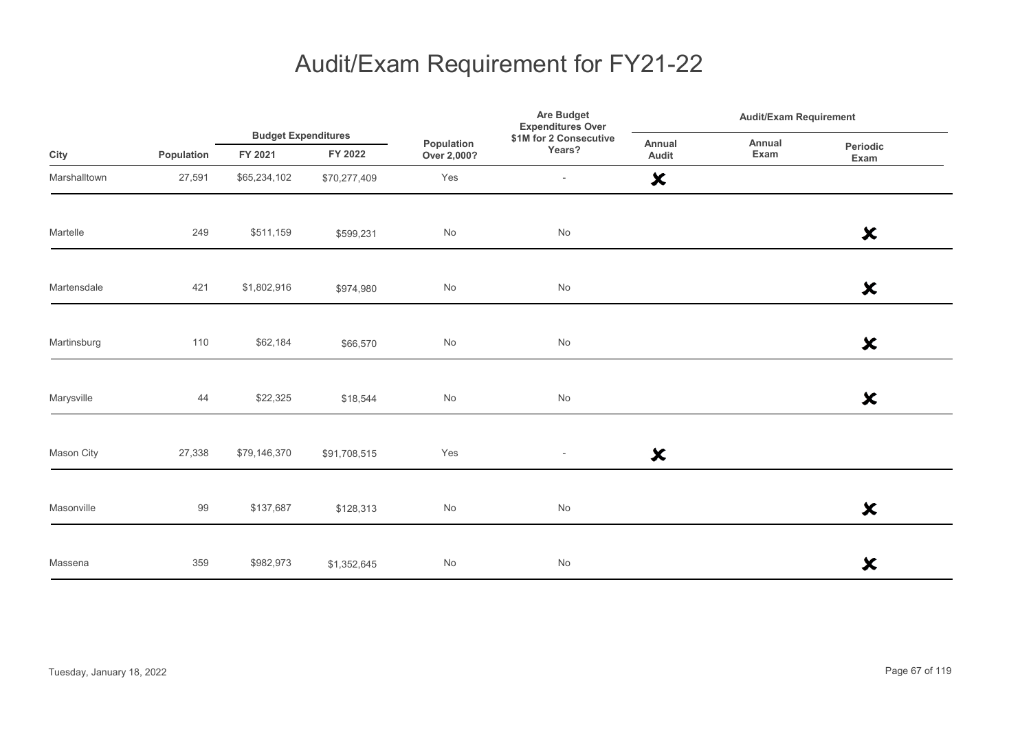# Audit/Exam Requirement for FY21-22

| City | Population | Budget Expenditures | | Population Over 2,000? | Are Budget Expenditures Over $1M for 2 Consecutive Years? | Audit/Exam Requirement | | |
|---|---|---|---|---|---|---|---|---|
| | | FY 2021 | FY 2022 | | | Annual Audit | Annual Exam | Periodic Exam |
| Marshalltown | 27,591 | $65,234,102 | $70,277,409 | Yes | - | ✗ | | |
| Martelle | 249 | $511,159 | $599,231 | No | No | | | ✗ |
| Martensdale | 421 | $1,802,916 | $974,980 | No | No | | | ✗ |
| Martinsburg | 110 | $62,184 | $66,570 | No | No | | | ✗ |
| Marysville | 44 | $22,325 | $18,544 | No | No | | | ✗ |
| Mason City | 27,338 | $79,146,370 | $91,708,515 | Yes | - | ✗ | | |
| Masonville | 99 | $137,687 | $128,313 | No | No | | | ✗ |
| Massena | 359 | $982,973 | $1,352,645 | No | No | | | ✗ |

Tuesday, January 18, 2022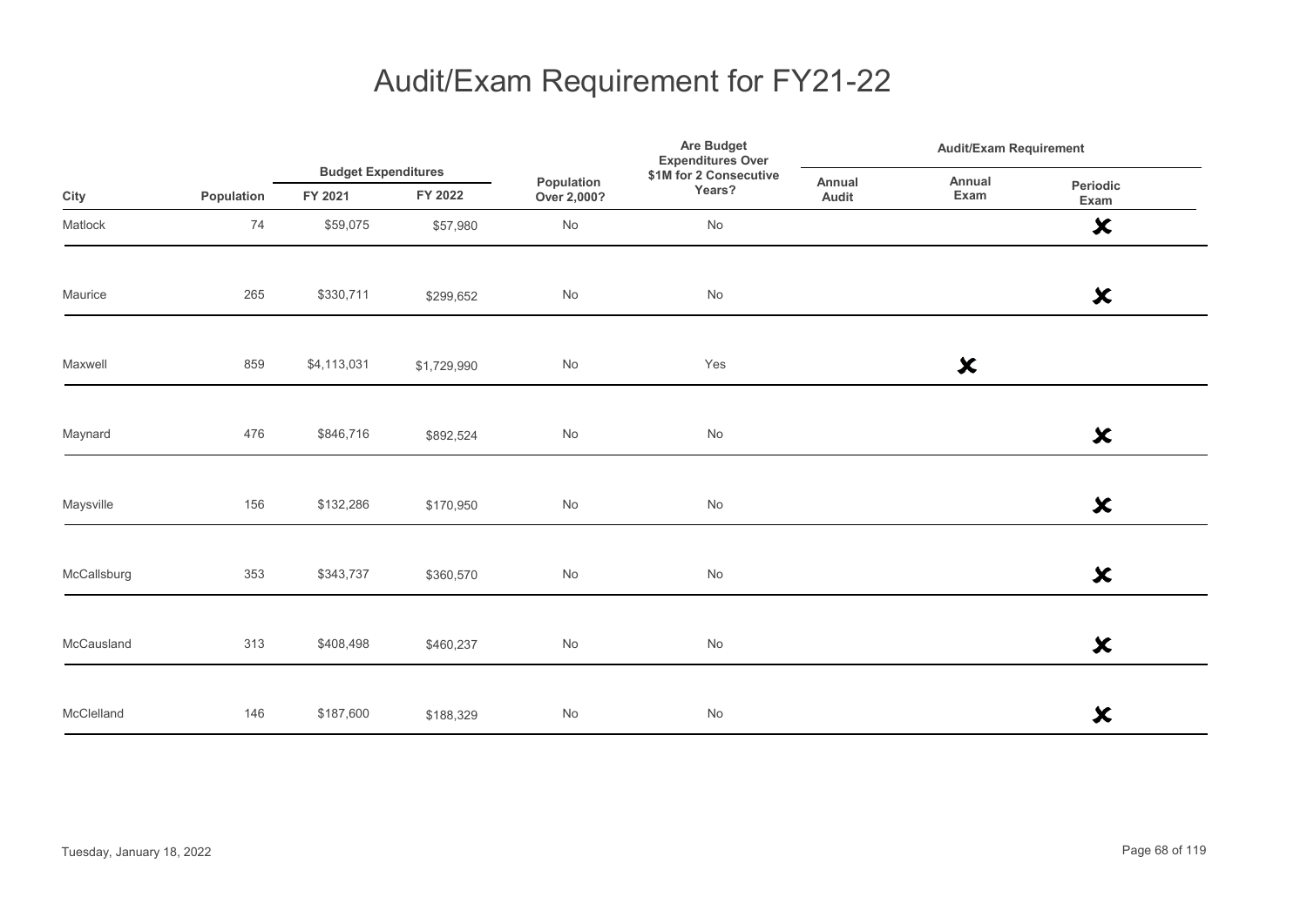# Audit/Exam Requirement for FY21-22

| City | Population | Budget Expenditures | | Population Over 2,000? | Are Budget Expenditures Over $1M for 2 Consecutive Years? | Audit/Exam Requirement | | |
|---|---|---|---|---|---|---|---|---|
| | | FY 2021 | FY 2022 | | | Annual Audit | Annual Exam | Periodic Exam |
| Matlock | 74 | $59,075 | $57,980 | No | No | | | ✘ |
| Maurice | 265 | $330,711 | $299,652 | No | No | | | ✘ |
| Maxwell | 859 | $4,113,031 | $1,729,990 | No | Yes | | ✘ | |
| Maynard | 476 | $846,716 | $892,524 | No | No | | | ✘ |
| Maysville | 156 | $132,286 | $170,950 | No | No | | | ✘ |
| McCallsburg | 353 | $343,737 | $360,570 | No | No | | | ✘ |
| McCausland | 313 | $408,498 | $460,237 | No | No | | | ✘ |
| McClelland | 146 | $187,600 | $188,329 | No | No | | | ✘ |

Tuesday, January 18, 2022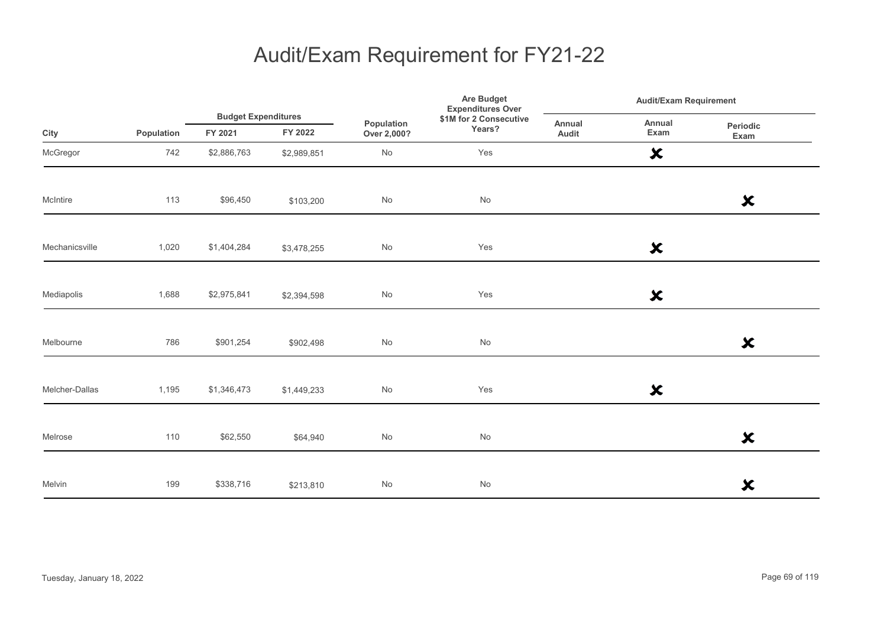# Audit/Exam Requirement for FY21-22

| City | Population | Budget Expenditures | | Population Over 2,000? | Are Budget Expenditures Over $1M for 2 Consecutive Years? | Audit/Exam Requirement | | |
|---|---|---|---|---|---|---|---|---|
| | | FY 2021 | FY 2022 | | | Annual Audit | Annual Exam | Periodic Exam |
| McGregor | 742 | $2,886,763 | $2,989,851 | No | Yes | | ✘ | |
| McIntire | 113 | $96,450 | $103,200 | No | No | | | ✘ |
| Mechanicsville | 1,020 | $1,404,284 | $3,478,255 | No | Yes | | ✘ | |
| Mediapolis | 1,688 | $2,975,841 | $2,394,598 | No | Yes | | ✘ | |
| Melbourne | 786 | $901,254 | $902,498 | No | No | | | ✘ |
| Melcher-Dallas | 1,195 | $1,346,473 | $1,449,233 | No | Yes | | ✘ | |
| Melrose | 110 | $62,550 | $64,940 | No | No | | | ✘ |
| Melvin | 199 | $338,716 | $213,810 | No | No | | | ✘ |

Tuesday, January 18, 2022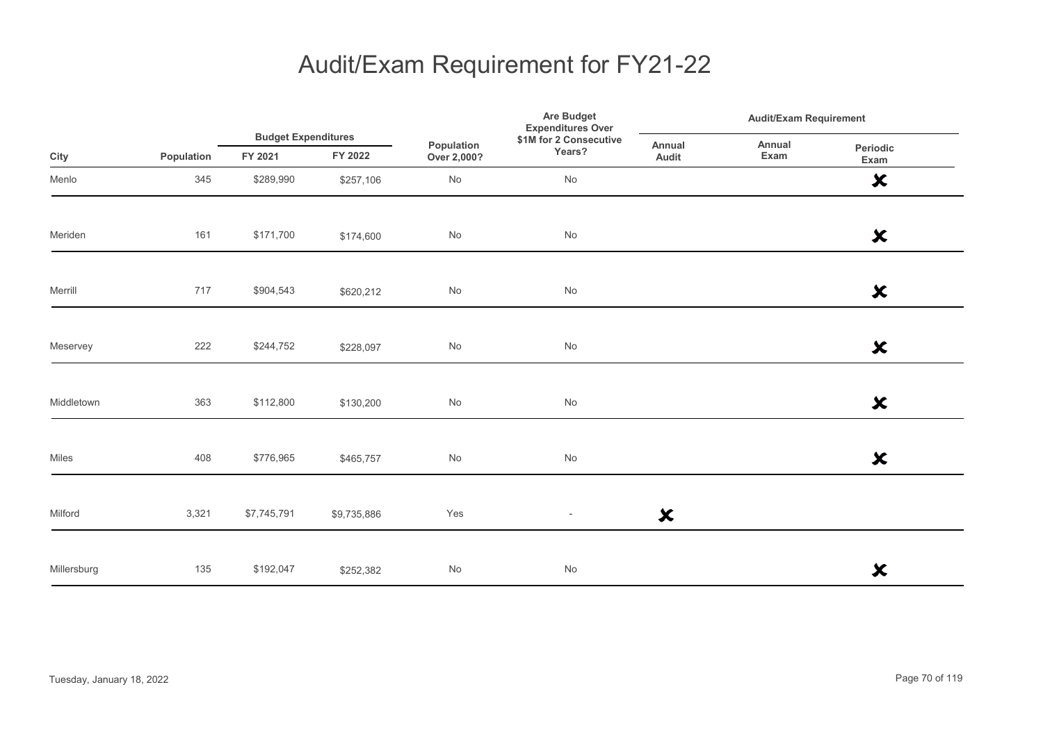# Audit/Exam Requirement for FY21-22

| City | Population | Budget Expenditures | | Population Over 2,000? | Are Budget Expenditures Over $1M for 2 Consecutive Years? | Audit/Exam Requirement | | |
|---|---|---|---|---|---|---|---|---|
| | | FY 2021 | FY 2022 | | | Annual Audit | Annual Exam | Periodic Exam |
| Menlo | 345 | $289,990 | $257,106 | No | No | | | ✘ |
| Meriden | 161 | $171,700 | $174,600 | No | No | | | ✘ |
| Merrill | 717 | $904,543 | $620,212 | No | No | | | ✘ |
| Meservey | 222 | $244,752 | $228,097 | No | No | | | ✘ |
| Middletown | 363 | $112,800 | $130,200 | No | No | | | ✘ |
| Miles | 408 | $776,965 | $465,757 | No | No | | | ✘ |
| Milford | 3,321 | $7,745,791 | $9,735,886 | Yes | - | ✘ | | |
| Millersburg | 135 | $192,047 | $252,382 | No | No | | | ✘ |

Tuesday, January 18, 2022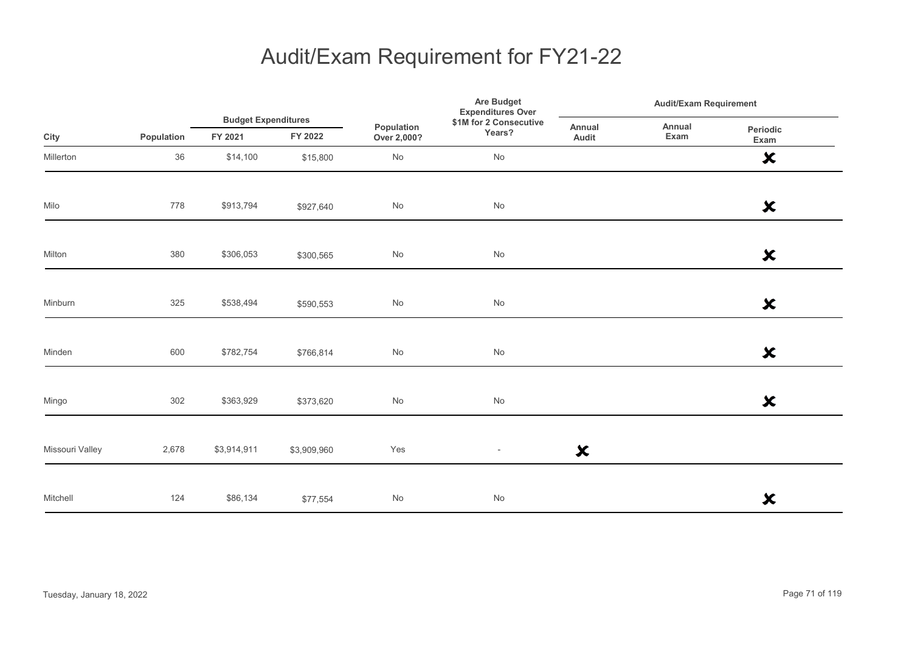# Audit/Exam Requirement for FY21-22

| City | Population | Budget Expenditures | | Population Over 2,000? | Are Budget Expenditures Over $1M for 2 Consecutive Years? | Audit/Exam Requirement | | |
|---|---|---|---|---|---|---|---|---|
| | | FY 2021 | FY 2022 | | | Annual Audit | Annual Exam | Periodic Exam |
| Millerton | 36 | $14,100 | $15,800 | No | No | | | ✘ |
| Milo | 778 | $913,794 | $927,640 | No | No | | | ✘ |
| Milton | 380 | $306,053 | $300,565 | No | No | | | ✘ |
| Minburn | 325 | $538,494 | $590,553 | No | No | | | ✘ |
| Minden | 600 | $782,754 | $766,814 | No | No | | | ✘ |
| Mingo | 302 | $363,929 | $373,620 | No | No | | | ✘ |
| Missouri Valley | 2,678 | $3,914,911 | $3,909,960 | Yes | - | ✘ | | |
| Mitchell | 124 | $86,134 | $77,554 | No | No | | | ✘ |

Tuesday, January 18, 2022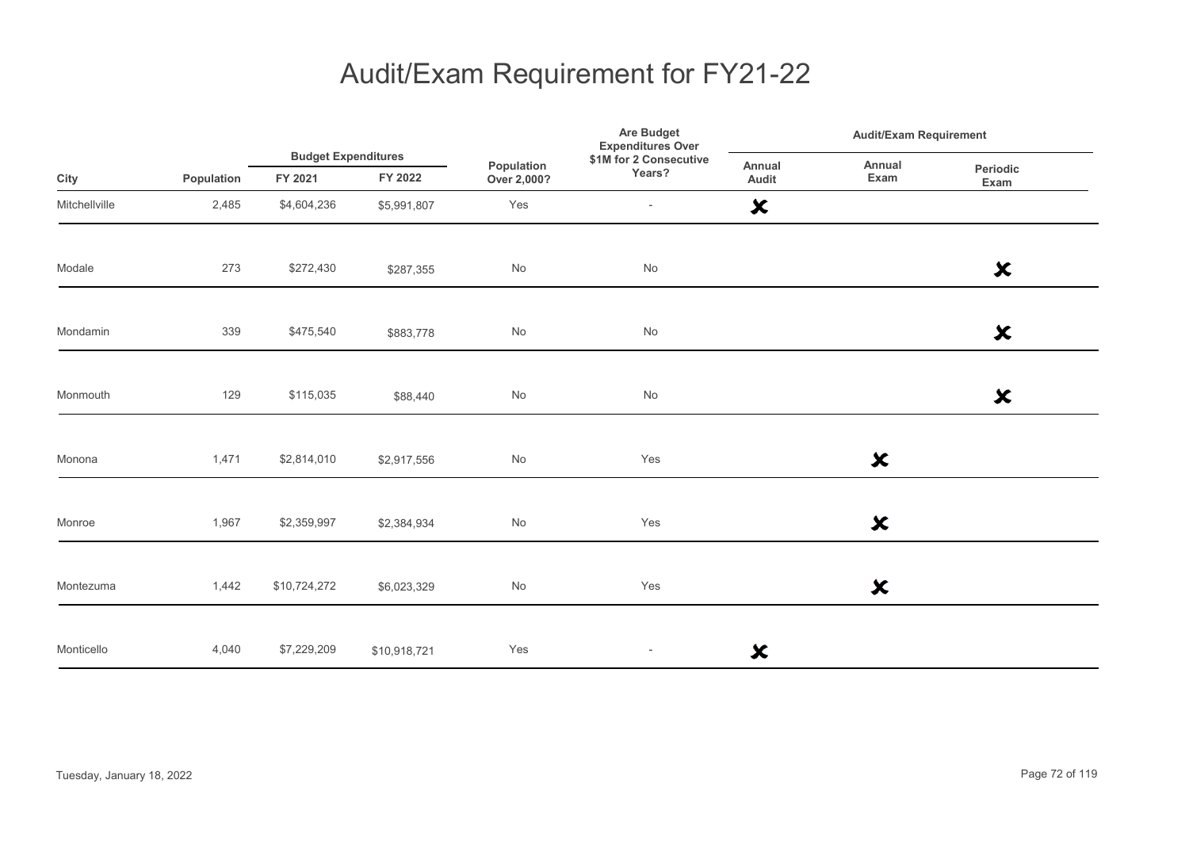# Audit/Exam Requirement for FY21-22

| City | Population | Budget Expenditures | | Population Over 2,000? | Are Budget Expenditures Over $1M for 2 Consecutive Years? | Audit/Exam Requirement | | |
|---|---|---|---|---|---|---|---|---|
| | | FY 2021 | FY 2022 | | | Annual Audit | Annual Exam | Periodic Exam |
| Mitchellville | 2,485 | $4,604,236 | $5,991,807 | Yes | - | ✘ | | |
| Modale | 273 | $272,430 | $287,355 | No | No | | | ✘ |
| Mondamin | 339 | $475,540 | $883,778 | No | No | | | ✘ |
| Monmouth | 129 | $115,035 | $88,440 | No | No | | | ✘ |
| Monona | 1,471 | $2,814,010 | $2,917,556 | No | Yes | | ✘ | |
| Monroe | 1,967 | $2,359,997 | $2,384,934 | No | Yes | | ✘ | |
| Montezuma | 1,442 | $10,724,272 | $6,023,329 | No | Yes | | ✘ | |
| Monticello | 4,040 | $7,229,209 | $10,918,721 | Yes | - | ✘ | | |

Tuesday, January 18, 2022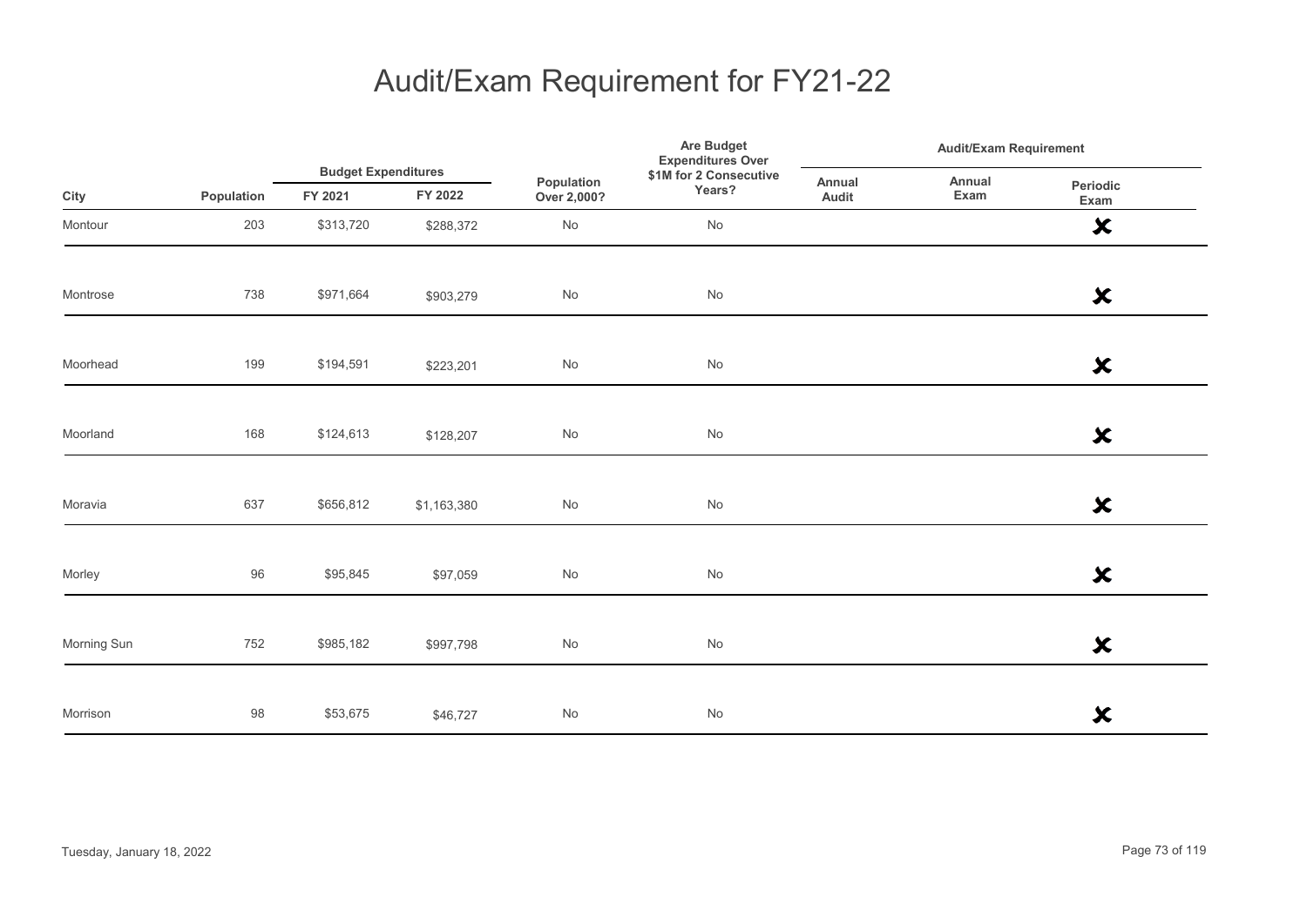# Audit/Exam Requirement for FY21-22

| City | Population | Budget Expenditures | | Population Over 2,000? | Are Budget Expenditures Over $1M for 2 Consecutive Years? | Audit/Exam Requirement | | |
|---|---|---|---|---|---|---|---|---|
| | | FY 2021 | FY 2022 | | | Annual Audit | Annual Exam | Periodic Exam |
| Montour | 203 | $313,720 | $288,372 | No | No | | | ✘ |
| Montrose | 738 | $971,664 | $903,279 | No | No | | | ✘ |
| Moorhead | 199 | $194,591 | $223,201 | No | No | | | ✘ |
| Moorland | 168 | $124,613 | $128,207 | No | No | | | ✘ |
| Moravia | 637 | $656,812 | $1,163,380 | No | No | | | ✘ |
| Morley | 96 | $95,845 | $97,059 | No | No | | | ✘ |
| Morning Sun | 752 | $985,182 | $997,798 | No | No | | | ✘ |
| Morrison | 98 | $53,675 | $46,727 | No | No | | | ✘ |

Tuesday, January 18, 2022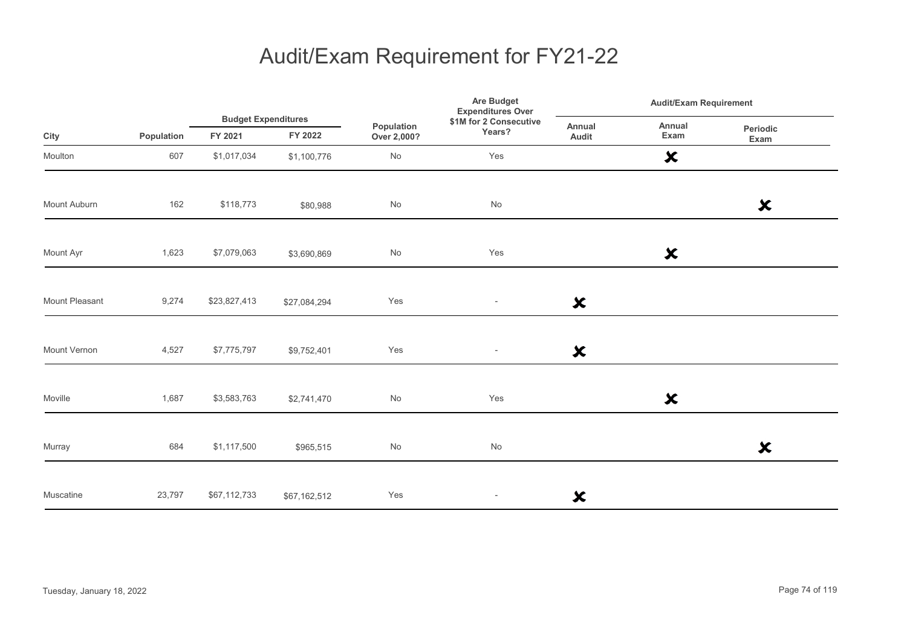# Audit/Exam Requirement for FY21-22

| City | Population | Budget Expenditures | | Population Over 2,000? | Are Budget Expenditures Over $1M for 2 Consecutive Years? | Audit/Exam Requirement | | |
|---|---|---|---|---|---|---|---|---|
| | | FY 2021 | FY 2022 | | | Annual Audit | Annual Exam | Periodic Exam |
| Moulton | 607 | $1,017,034 | $1,100,776 | No | Yes | | ✘ | |
| Mount Auburn | 162 | $118,773 | $80,988 | No | No | | | ✘ |
| Mount Ayr | 1,623 | $7,079,063 | $3,690,869 | No | Yes | | ✘ | |
| Mount Pleasant | 9,274 | $23,827,413 | $27,084,294 | Yes | - | ✘ | | |
| Mount Vernon | 4,527 | $7,775,797 | $9,752,401 | Yes | - | ✘ | | |
| Moville | 1,687 | $3,583,763 | $2,741,470 | No | Yes | | ✘ | |
| Murray | 684 | $1,117,500 | $965,515 | No | No | | | ✘ |
| Muscatine | 23,797 | $67,112,733 | $67,162,512 | Yes | - | ✘ | | |

Tuesday, January 18, 2022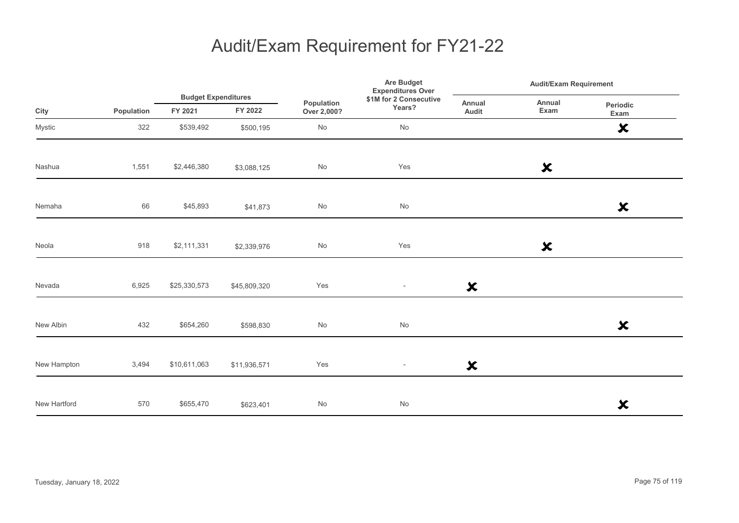# Audit/Exam Requirement for FY21-22

| City | Population | Budget Expenditures | | Population Over 2,000? | Are Budget Expenditures Over $1M for 2 Consecutive Years? | Audit/Exam Requirement | | |
|---|---|---|---|---|---|---|---|---|
| | | FY 2021 | FY 2022 | | | Annual Audit | Annual Exam | Periodic Exam |
| Mystic | 322 | $539,492 | $500,195 | No | No | | | ✘ |
| Nashua | 1,551 | $2,446,380 | $3,088,125 | No | Yes | | ✘ | |
| Nemaha | 66 | $45,893 | $41,873 | No | No | | | ✘ |
| Neola | 918 | $2,111,331 | $2,339,976 | No | Yes | | ✘ | |
| Nevada | 6,925 | $25,330,573 | $45,809,320 | Yes | - | ✘ | | |
| New Albin | 432 | $654,260 | $598,830 | No | No | | | ✘ |
| New Hampton | 3,494 | $10,611,063 | $11,936,571 | Yes | - | ✘ | | |
| New Hartford | 570 | $655,470 | $623,401 | No | No | | | ✘ |

Tuesday, January 18, 2022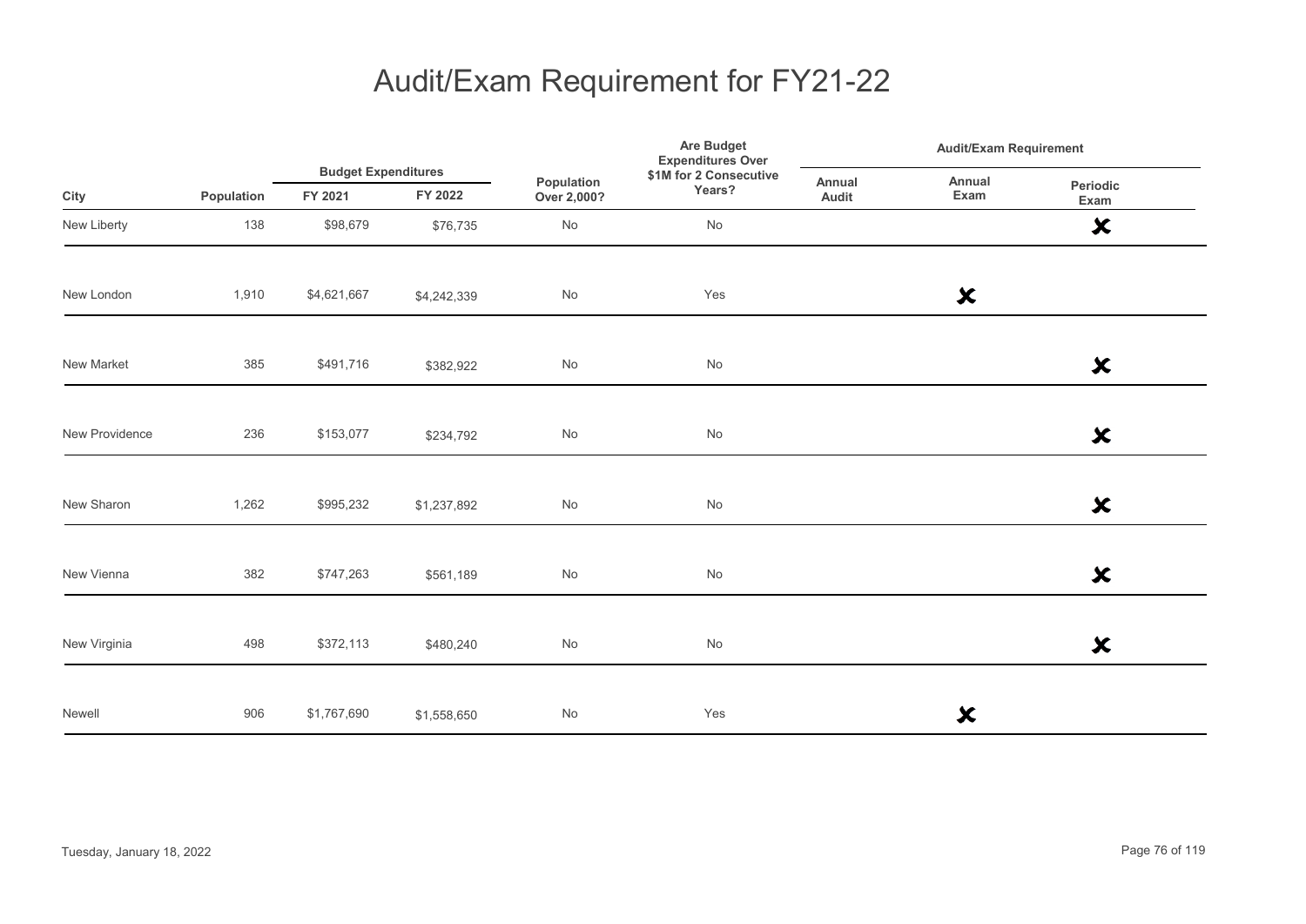# Audit/Exam Requirement for FY21-22

| City | Population | Budget Expenditures | | Population Over 2,000? | Are Budget Expenditures Over $1M for 2 Consecutive Years? | Audit/Exam Requirement | | |
|---|---|---|---|---|---|---|---|---|
| | | FY 2021 | FY 2022 | | | Annual Audit | Annual Exam | Periodic Exam |
| New Liberty | 138 | $98,679 | $76,735 | No | No | | | ✘ |
| New London | 1,910 | $4,621,667 | $4,242,339 | No | Yes | | ✘ | |
| New Market | 385 | $491,716 | $382,922 | No | No | | | ✘ |
| New Providence | 236 | $153,077 | $234,792 | No | No | | | ✘ |
| New Sharon | 1,262 | $995,232 | $1,237,892 | No | No | | | ✘ |
| New Vienna | 382 | $747,263 | $561,189 | No | No | | | ✘ |
| New Virginia | 498 | $372,113 | $480,240 | No | No | | | ✘ |
| Newell | 906 | $1,767,690 | $1,558,650 | No | Yes | | ✘ | |

Tuesday, January 18, 2022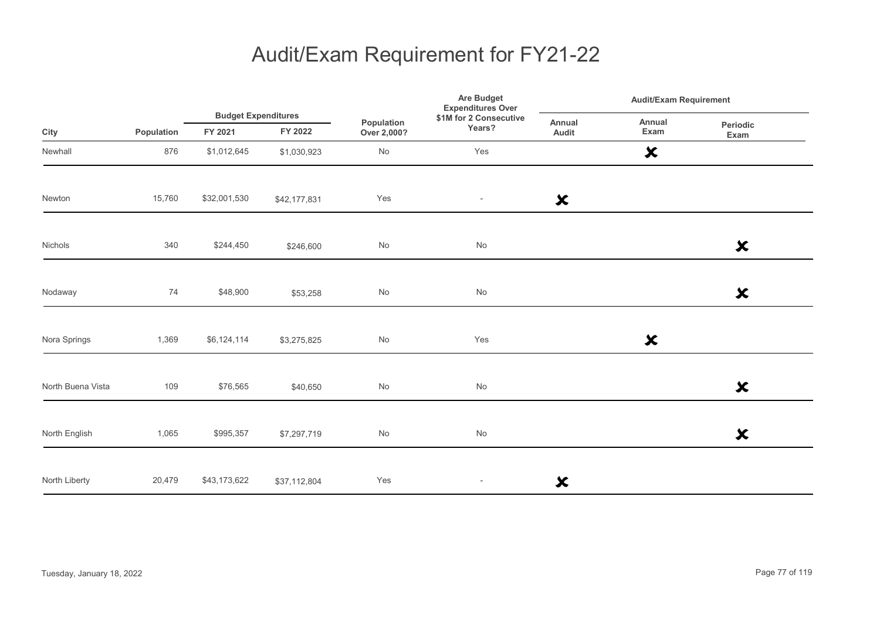# Audit/Exam Requirement for FY21-22

| City | Population | Budget Expenditures | | Population Over 2,000? | Are Budget Expenditures Over $1M for 2 Consecutive Years? | Audit/Exam Requirement | | |
|---|---|---|---|---|---|---|---|---|
| | | FY 2021 | FY 2022 | | | Annual Audit | Annual Exam | Periodic Exam |
| Newhall | 876 | $1,012,645 | $1,030,923 | No | Yes | | ✘ | |
| Newton | 15,760 | $32,001,530 | $42,177,831 | Yes | - | ✘ | | |
| Nichols | 340 | $244,450 | $246,600 | No | No | | | ✘ |
| Nodaway | 74 | $48,900 | $53,258 | No | No | | | ✘ |
| Nora Springs | 1,369 | $6,124,114 | $3,275,825 | No | Yes | | ✘ | |
| North Buena Vista | 109 | $76,565 | $40,650 | No | No | | | ✘ |
| North English | 1,065 | $995,357 | $7,297,719 | No | No | | | ✘ |
| North Liberty | 20,479 | $43,173,622 | $37,112,804 | Yes | - | ✘ | | |

Tuesday, January 18, 2022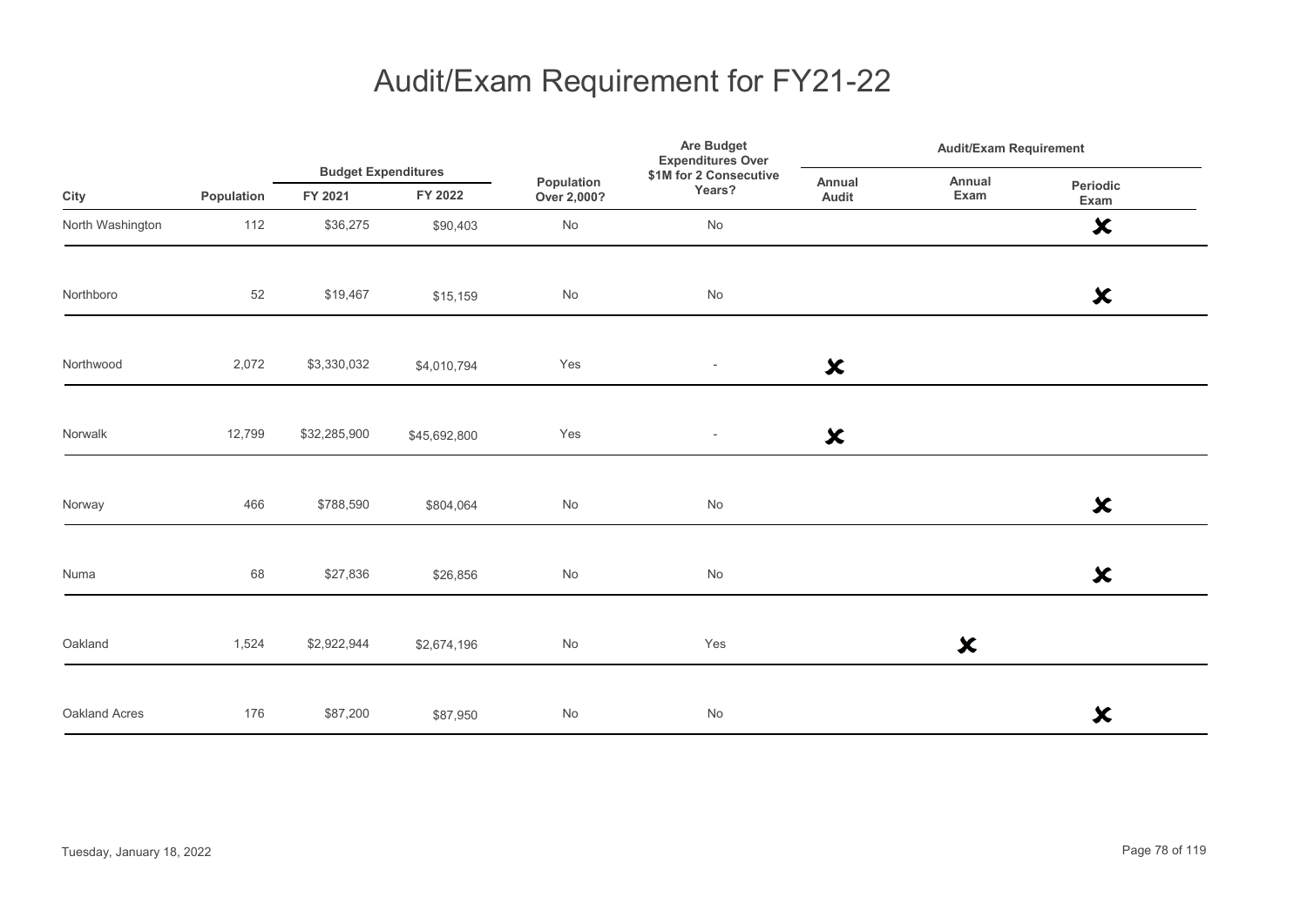# Audit/Exam Requirement for FY21-22

| City | Population | Budget Expenditures | | Population Over 2,000? | Are Budget Expenditures Over $1M for 2 Consecutive Years? | Audit/Exam Requirement | | |
|---|---|---|---|---|---|---|---|---|
| | | FY 2021 | FY 2022 | | | Annual Audit | Annual Exam | Periodic Exam |
| North Washington | 112 | $36,275 | $90,403 | No | No | | | ✘ |
| Northboro | 52 | $19,467 | $15,159 | No | No | | | ✘ |
| Northwood | 2,072 | $3,330,032 | $4,010,794 | Yes | - | ✘ | | |
| Norwalk | 12,799 | $32,285,900 | $45,692,800 | Yes | - | ✘ | | |
| Norway | 466 | $788,590 | $804,064 | No | No | | | ✘ |
| Numa | 68 | $27,836 | $26,856 | No | No | | | ✘ |
| Oakland | 1,524 | $2,922,944 | $2,674,196 | No | Yes | | ✘ | |
| Oakland Acres | 176 | $87,200 | $87,950 | No | No | | | ✘ |

Tuesday, January 18, 2022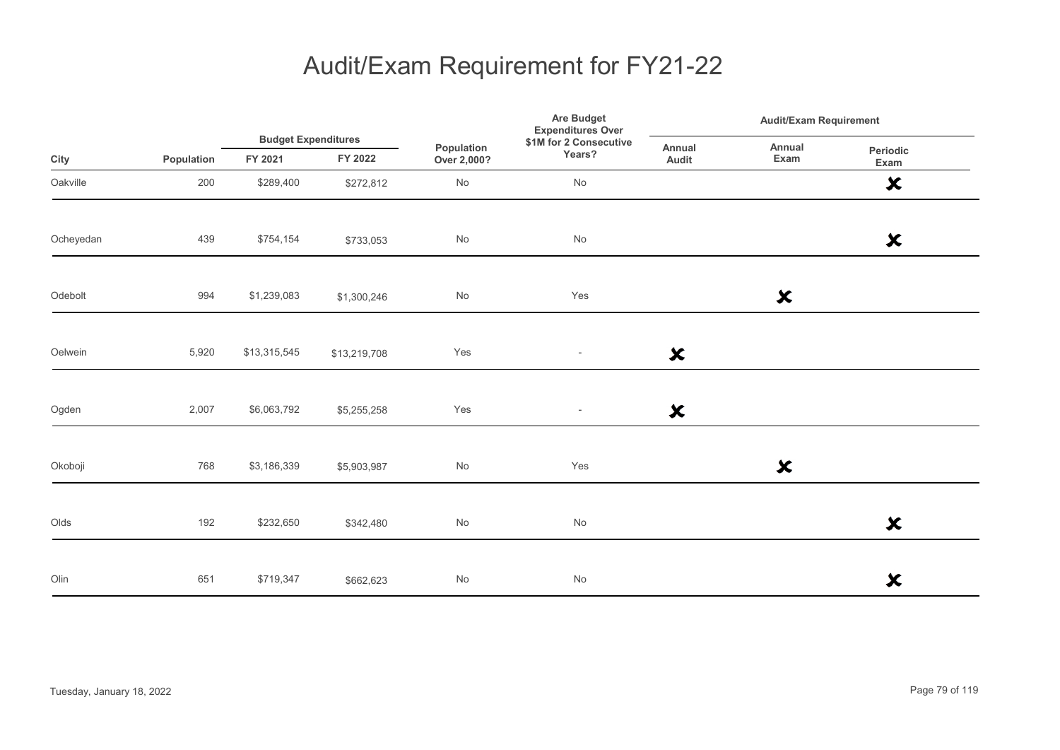# Audit/Exam Requirement for FY21-22

| City | Population | Budget Expenditures | | Population Over 2,000? | Are Budget Expenditures Over $1M for 2 Consecutive Years? | Audit/Exam Requirement | | |
|---|---|---|---|---|---|---|---|---|
| | | FY 2021 | FY 2022 | | | Annual Audit | Annual Exam | Periodic Exam |
| Oakville | 200 | $289,400 | $272,812 | No | No | | | ✘ |
| Ocheyedan | 439 | $754,154 | $733,053 | No | No | | | ✘ |
| Odebolt | 994 | $1,239,083 | $1,300,246 | No | Yes | | ✘ | |
| Oelwein | 5,920 | $13,315,545 | $13,219,708 | Yes | - | ✘ | | |
| Ogden | 2,007 | $6,063,792 | $5,255,258 | Yes | - | ✘ | | |
| Okoboji | 768 | $3,186,339 | $5,903,987 | No | Yes | | ✘ | |
| Olds | 192 | $232,650 | $342,480 | No | No | | | ✘ |
| Olin | 651 | $719,347 | $662,623 | No | No | | | ✘ |

Tuesday, January 18, 2022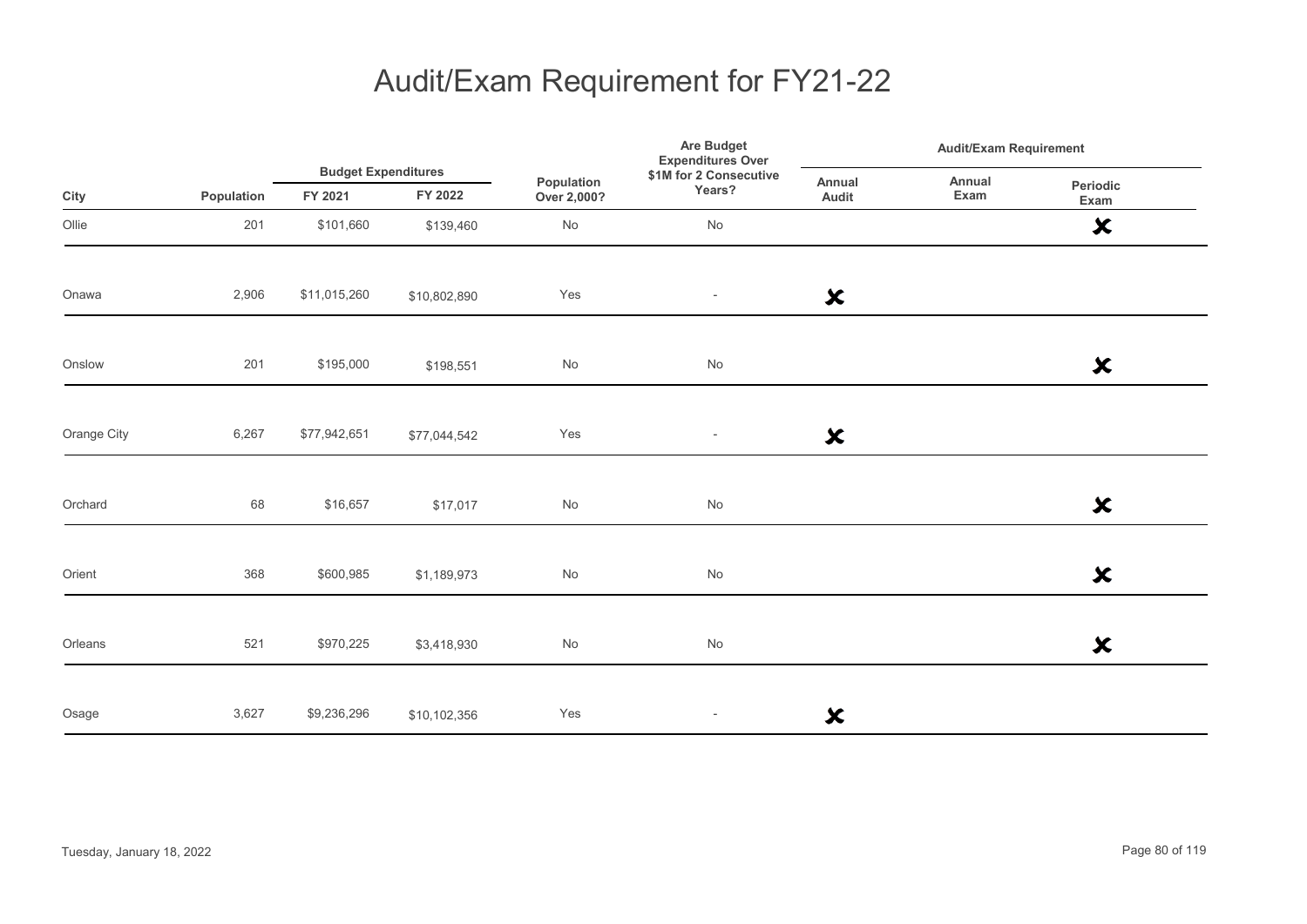# Audit/Exam Requirement for FY21-22

| City | Population | Budget Expenditures FY 2021 | Budget Expenditures FY 2022 | Population Over 2,000? | Are Budget Expenditures Over $1M for 2 Consecutive Years? | Audit/Exam Requirement Annual Audit | Audit/Exam Requirement Annual Exam | Audit/Exam Requirement Periodic Exam |
|---|---|---|---|---|---|---|---|---|
| Ollie | 201 | $101,660 | $139,460 | No | No | | | ✗ |
| Onawa | 2,906 | $11,015,260 | $10,802,890 | Yes | - | ✗ | | |
| Onslow | 201 | $195,000 | $198,551 | No | No | | | ✗ |
| Orange City | 6,267 | $77,942,651 | $77,044,542 | Yes | - | ✗ | | |
| Orchard | 68 | $16,657 | $17,017 | No | No | | | ✗ |
| Orient | 368 | $600,985 | $1,189,973 | No | No | | | ✗ |
| Orleans | 521 | $970,225 | $3,418,930 | No | No | | | ✗ |
| Osage | 3,627 | $9,236,296 | $10,102,356 | Yes | - | ✗ | | |

Tuesday, January 18, 2022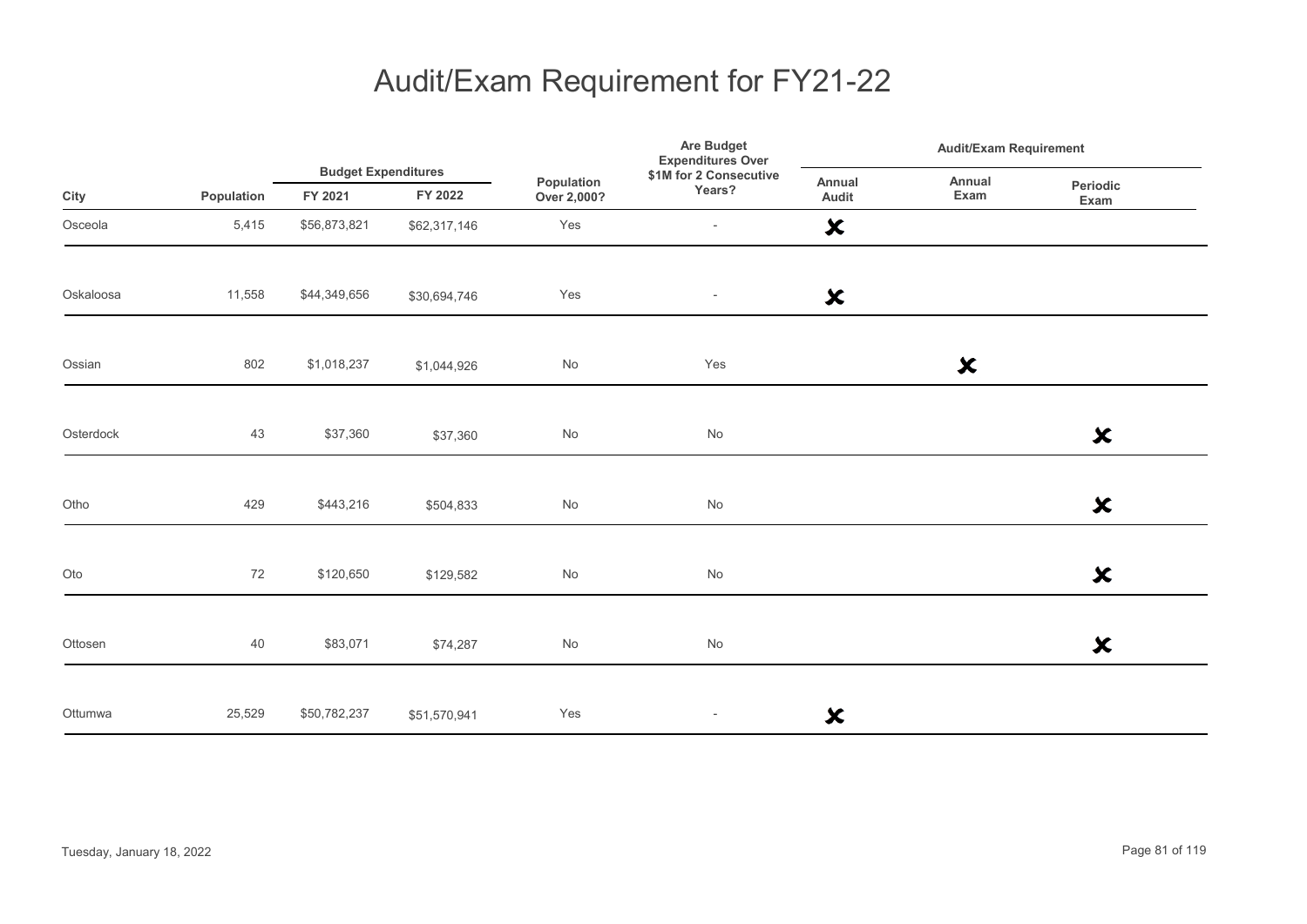# Audit/Exam Requirement for FY21-22

| City | Population | Budget Expenditures | | Population Over 2,000? | Are Budget Expenditures Over $1M for 2 Consecutive Years? | Audit/Exam Requirement | | |
|---|---|---|---|---|---|---|---|---|
| | | FY 2021 | FY 2022 | | | Annual Audit | Annual Exam | Periodic Exam |
| Osceola | 5,415 | $56,873,821 | $62,317,146 | Yes | - | ✘ | | |
| Oskaloosa | 11,558 | $44,349,656 | $30,694,746 | Yes | - | ✘ | | |
| Ossian | 802 | $1,018,237 | $1,044,926 | No | Yes | | ✘ | |
| Osterdock | 43 | $37,360 | $37,360 | No | No | | | ✘ |
| Otho | 429 | $443,216 | $504,833 | No | No | | | ✘ |
| Oto | 72 | $120,650 | $129,582 | No | No | | | ✘ |
| Ottosen | 40 | $83,071 | $74,287 | No | No | | | ✘ |
| Ottumwa | 25,529 | $50,782,237 | $51,570,941 | Yes | - | ✘ | | |

Tuesday, January 18, 2022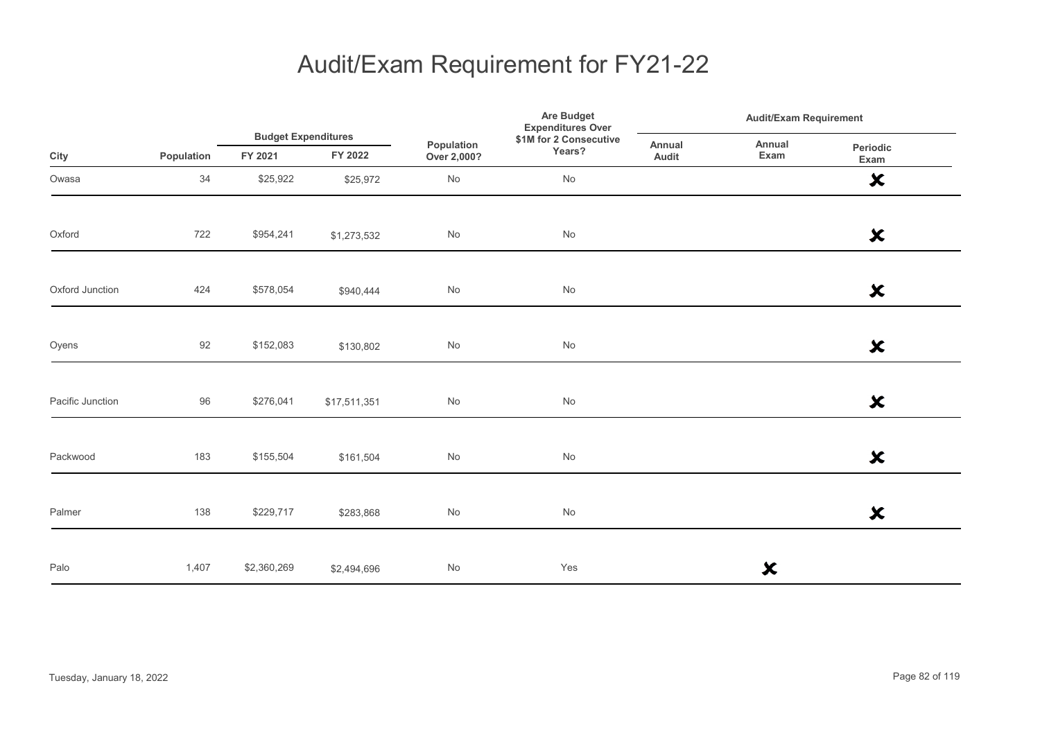# Audit/Exam Requirement for FY21-22

| City | Population | Budget Expenditures | | Population Over 2,000? | Are Budget Expenditures Over $1M for 2 Consecutive Years? | Audit/Exam Requirement | | |
|---|---|---|---|---|---|---|---|---|
| | | FY 2021 | FY 2022 | | | Annual Audit | Annual Exam | Periodic Exam |
| Owasa | 34 | $25,922 | $25,972 | No | No | | | ✘ |
| Oxford | 722 | $954,241 | $1,273,532 | No | No | | | ✘ |
| Oxford Junction | 424 | $578,054 | $940,444 | No | No | | | ✘ |
| Oyens | 92 | $152,083 | $130,802 | No | No | | | ✘ |
| Pacific Junction | 96 | $276,041 | $17,511,351 | No | No | | | ✘ |
| Packwood | 183 | $155,504 | $161,504 | No | No | | | ✘ |
| Palmer | 138 | $229,717 | $283,868 | No | No | | | ✘ |
| Palo | 1,407 | $2,360,269 | $2,494,696 | No | Yes | | ✘ | |

Tuesday, January 18, 2022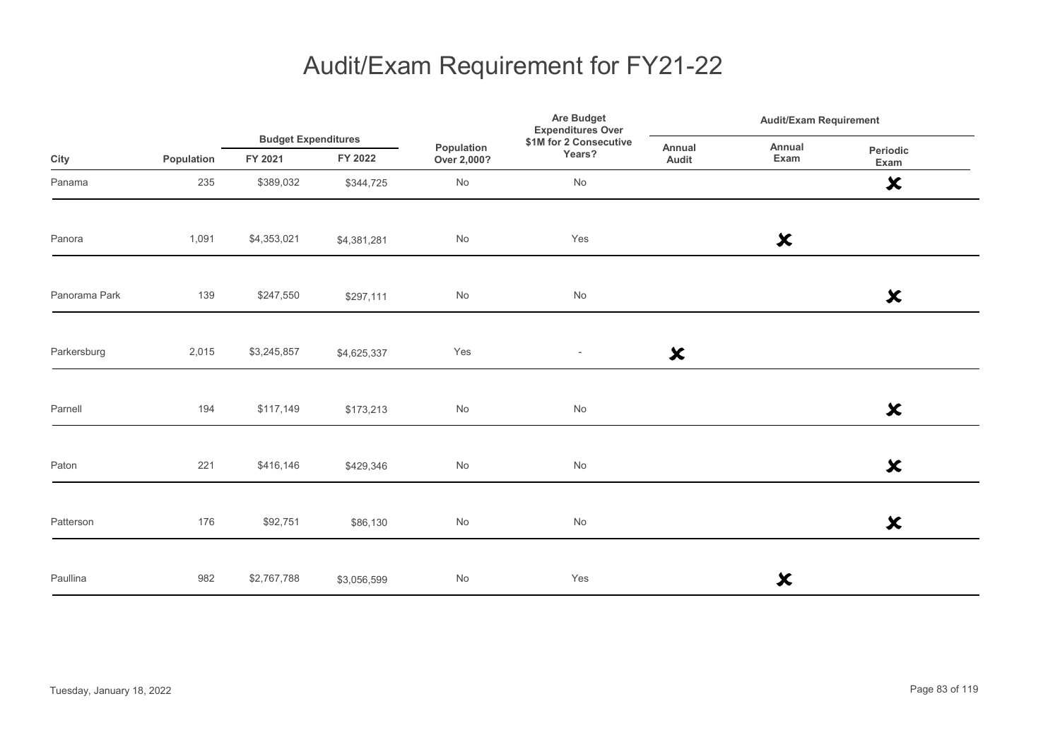# Audit/Exam Requirement for FY21-22

| City | Population | Budget Expenditures | | Population Over 2,000? | Are Budget Expenditures Over $1M for 2 Consecutive Years? | Audit/Exam Requirement | | |
|---|---|---|---|---|---|---|---|---|
| | | FY 2021 | FY 2022 | | | Annual Audit | Annual Exam | Periodic Exam |
| Panama | 235 | $389,032 | $344,725 | No | No | | | ✘ |
| Panora | 1,091 | $4,353,021 | $4,381,281 | No | Yes | | ✘ | |
| Panorama Park | 139 | $247,550 | $297,111 | No | No | | | ✘ |
| Parkersburg | 2,015 | $3,245,857 | $4,625,337 | Yes | - | ✘ | | |
| Parnell | 194 | $117,149 | $173,213 | No | No | | | ✘ |
| Paton | 221 | $416,146 | $429,346 | No | No | | | ✘ |
| Patterson | 176 | $92,751 | $86,130 | No | No | | | ✘ |
| Paullina | 982 | $2,767,788 | $3,056,599 | No | Yes | | ✘ | |

Tuesday, January 18, 2022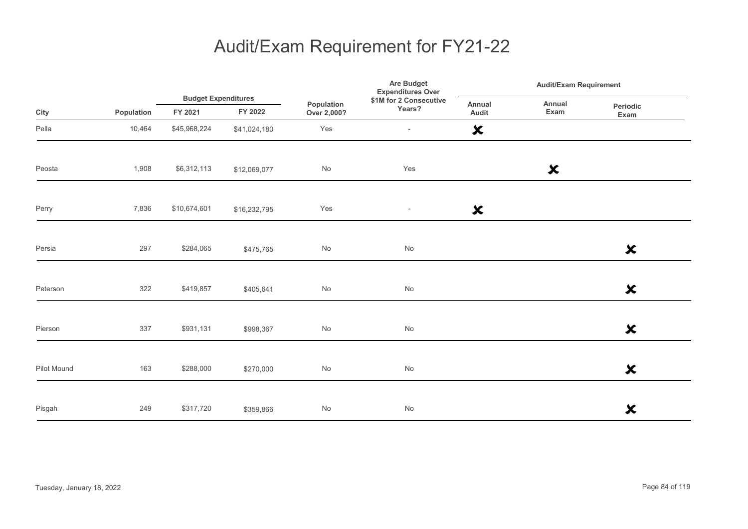# Audit/Exam Requirement for FY21-22

| City | Population | Budget Expenditures | | Population Over 2,000? | Are Budget Expenditures Over $1M for 2 Consecutive Years? | Audit/Exam Requirement | | |
|---|---|---|---|---|---|---|---|---|
| | | FY 2021 | FY 2022 | | | Annual Audit | Annual Exam | Periodic Exam |
| Pella | 10,464 | $45,968,224 | $41,024,180 | Yes | - | ✘ | | |
| Peosta | 1,908 | $6,312,113 | $12,069,077 | No | Yes | | ✘ | |
| Perry | 7,836 | $10,674,601 | $16,232,795 | Yes | - | ✘ | | |
| Persia | 297 | $284,065 | $475,765 | No | No | | | ✘ |
| Peterson | 322 | $419,857 | $405,641 | No | No | | | ✘ |
| Pierson | 337 | $931,131 | $998,367 | No | No | | | ✘ |
| Pilot Mound | 163 | $288,000 | $270,000 | No | No | | | ✘ |
| Pisgah | 249 | $317,720 | $359,866 | No | No | | | ✘ |

Tuesday, January 18, 2022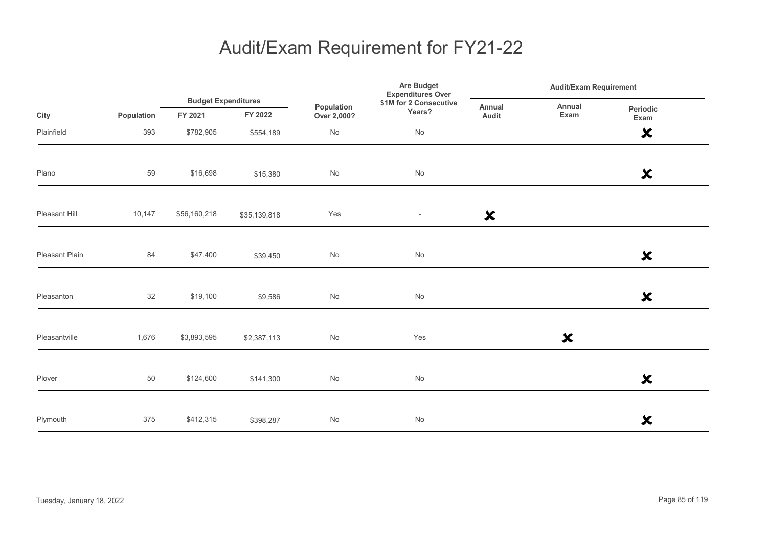# Audit/Exam Requirement for FY21-22

| City | Population | Budget Expenditures | | Population Over 2,000? | Are Budget Expenditures Over $1M for 2 Consecutive Years? | Audit/Exam Requirement | | |
|---|---|---|---|---|---|---|---|---|
| | | FY 2021 | FY 2022 | | | Annual Audit | Annual Exam | Periodic Exam |
| Plainfield | 393 | $782,905 | $554,189 | No | No | | | ✘ |
| Plano | 59 | $16,698 | $15,380 | No | No | | | ✘ |
| Pleasant Hill | 10,147 | $56,160,218 | $35,139,818 | Yes | - | ✘ | | |
| Pleasant Plain | 84 | $47,400 | $39,450 | No | No | | | ✘ |
| Pleasanton | 32 | $19,100 | $9,586 | No | No | | | ✘ |
| Pleasantville | 1,676 | $3,893,595 | $2,387,113 | No | Yes | | ✘ | |
| Plover | 50 | $124,600 | $141,300 | No | No | | | ✘ |
| Plymouth | 375 | $412,315 | $398,287 | No | No | | | ✘ |

Tuesday, January 18, 2022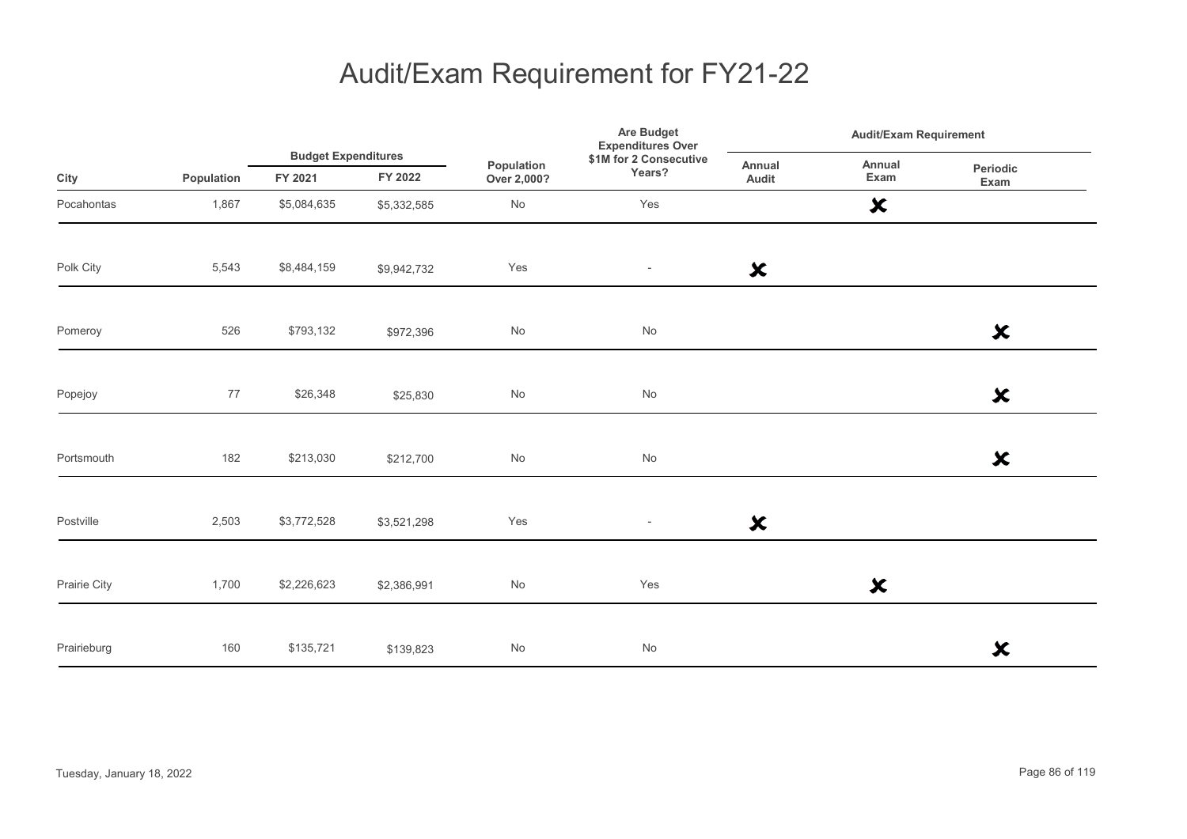# Audit/Exam Requirement for FY21-22

| City | Population | Budget Expenditures | | Population Over 2,000? | Are Budget Expenditures Over $1M for 2 Consecutive Years? | Audit/Exam Requirement | | |
|---|---|---|---|---|---|---|---|---|
| | | FY 2021 | FY 2022 | | | Annual Audit | Annual Exam | Periodic Exam |
| Pocahontas | 1,867 | $5,084,635 | $5,332,585 | No | Yes | | ✗ | |
| Polk City | 5,543 | $8,484,159 | $9,942,732 | Yes | - | ✗ | | |
| Pomeroy | 526 | $793,132 | $972,396 | No | No | | | ✗ |
| Popejoy | 77 | $26,348 | $25,830 | No | No | | | ✗ |
| Portsmouth | 182 | $213,030 | $212,700 | No | No | | | ✗ |
| Postville | 2,503 | $3,772,528 | $3,521,298 | Yes | - | ✗ | | |
| Prairie City | 1,700 | $2,226,623 | $2,386,991 | No | Yes | | ✗ | |
| Prairieburg | 160 | $135,721 | $139,823 | No | No | | | ✗ |

Tuesday, January 18, 2022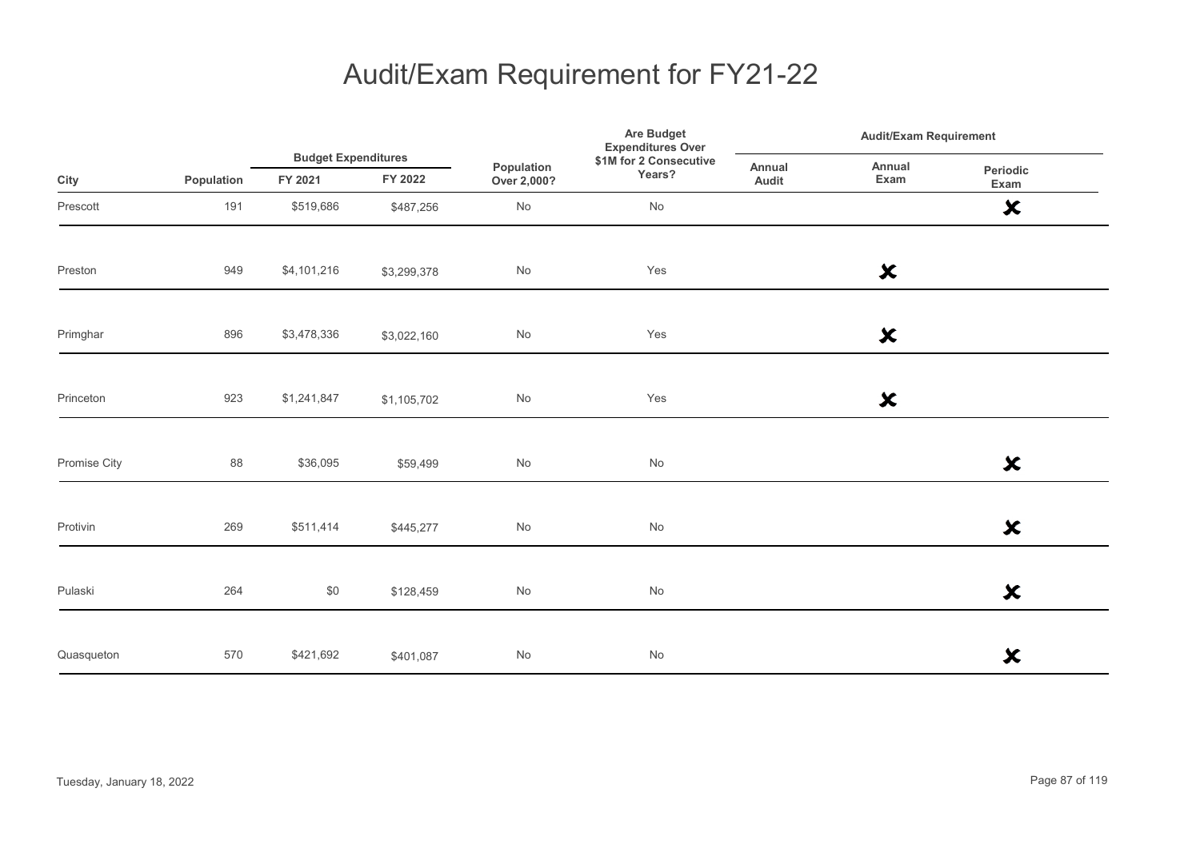# Audit/Exam Requirement for FY21-22

| City | Population | Budget Expenditures FY 2021 | Budget Expenditures FY 2022 | Population Over 2,000? | Are Budget Expenditures Over $1M for 2 Consecutive Years? | Audit/Exam Requirement Annual Audit | Audit/Exam Requirement Annual Exam | Audit/Exam Requirement Periodic Exam |
|---|---|---|---|---|---|---|---|---|
| Prescott | 191 | $519,686 | $487,256 | No | No | | | ✘ |
| Preston | 949 | $4,101,216 | $3,299,378 | No | Yes | | ✘ | |
| Primghar | 896 | $3,478,336 | $3,022,160 | No | Yes | | ✘ | |
| Princeton | 923 | $1,241,847 | $1,105,702 | No | Yes | | ✘ | |
| Promise City | 88 | $36,095 | $59,499 | No | No | | | ✘ |
| Protivin | 269 | $511,414 | $445,277 | No | No | | | ✘ |
| Pulaski | 264 | $0 | $128,459 | No | No | | | ✘ |
| Quasqueton | 570 | $421,692 | $401,087 | No | No | | | ✘ |

Tuesday, January 18, 2022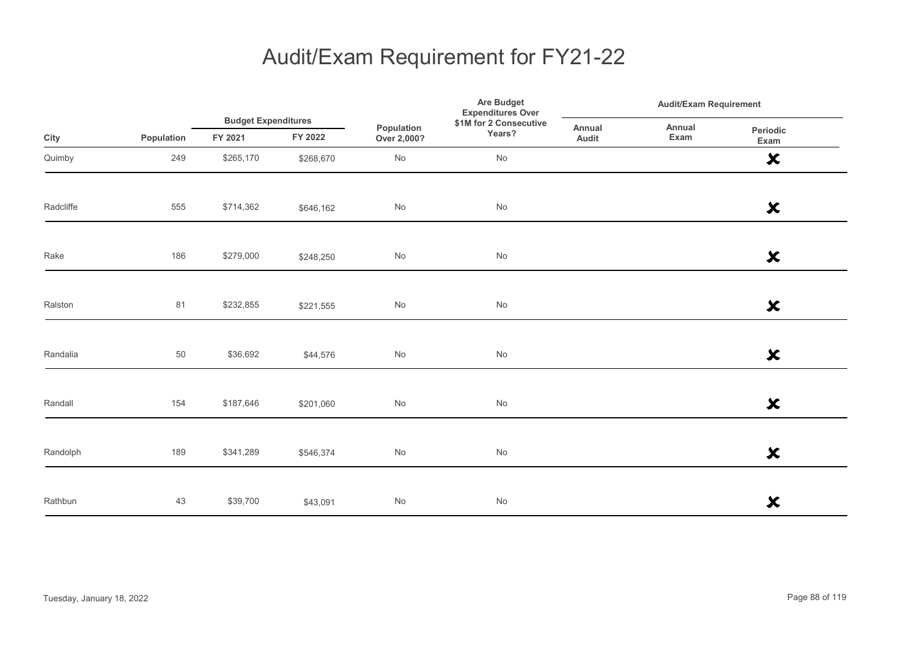# Audit/Exam Requirement for FY21-22

| City | Population | Budget Expenditures | | Population Over 2,000? | Are Budget Expenditures Over $1M for 2 Consecutive Years? | Audit/Exam Requirement | | |
|---|---|---|---|---|---|---|---|---|
| | | FY 2021 | FY 2022 | | | Annual Audit | Annual Exam | Periodic Exam |
| Quimby | 249 | $265,170 | $268,670 | No | No | | | ✘ |
| Radcliffe | 555 | $714,362 | $646,162 | No | No | | | ✘ |
| Rake | 186 | $279,000 | $248,250 | No | No | | | ✘ |
| Ralston | 81 | $232,855 | $221,555 | No | No | | | ✘ |
| Randalia | 50 | $36,692 | $44,576 | No | No | | | ✘ |
| Randall | 154 | $187,646 | $201,060 | No | No | | | ✘ |
| Randolph | 189 | $341,289 | $546,374 | No | No | | | ✘ |
| Rathbun | 43 | $39,700 | $43,091 | No | No | | | ✘ |

Tuesday, January 18, 2022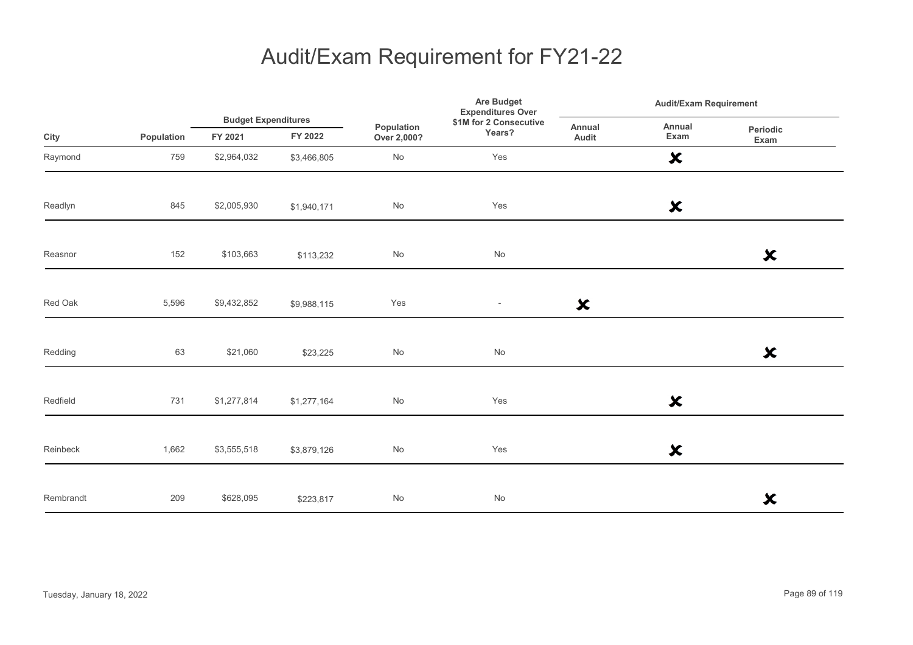# Audit/Exam Requirement for FY21-22

| City | Population | Budget Expenditures | | Population Over 2,000? | Are Budget Expenditures Over $1M for 2 Consecutive Years? | Audit/Exam Requirement | | |
|---|---|---|---|---|---|---|---|---|
| | | FY 2021 | FY 2022 | | | Annual Audit | Annual Exam | Periodic Exam |
| Raymond | 759 | $2,964,032 | $3,466,805 | No | Yes | | ✘ | |
| Readlyn | 845 | $2,005,930 | $1,940,171 | No | Yes | | ✘ | |
| Reasnor | 152 | $103,663 | $113,232 | No | No | | | ✘ |
| Red Oak | 5,596 | $9,432,852 | $9,988,115 | Yes | - | ✘ | | |
| Redding | 63 | $21,060 | $23,225 | No | No | | | ✘ |
| Redfield | 731 | $1,277,814 | $1,277,164 | No | Yes | | ✘ | |
| Reinbeck | 1,662 | $3,555,518 | $3,879,126 | No | Yes | | ✘ | |
| Rembrandt | 209 | $628,095 | $223,817 | No | No | | | ✘ |

Tuesday, January 18, 2022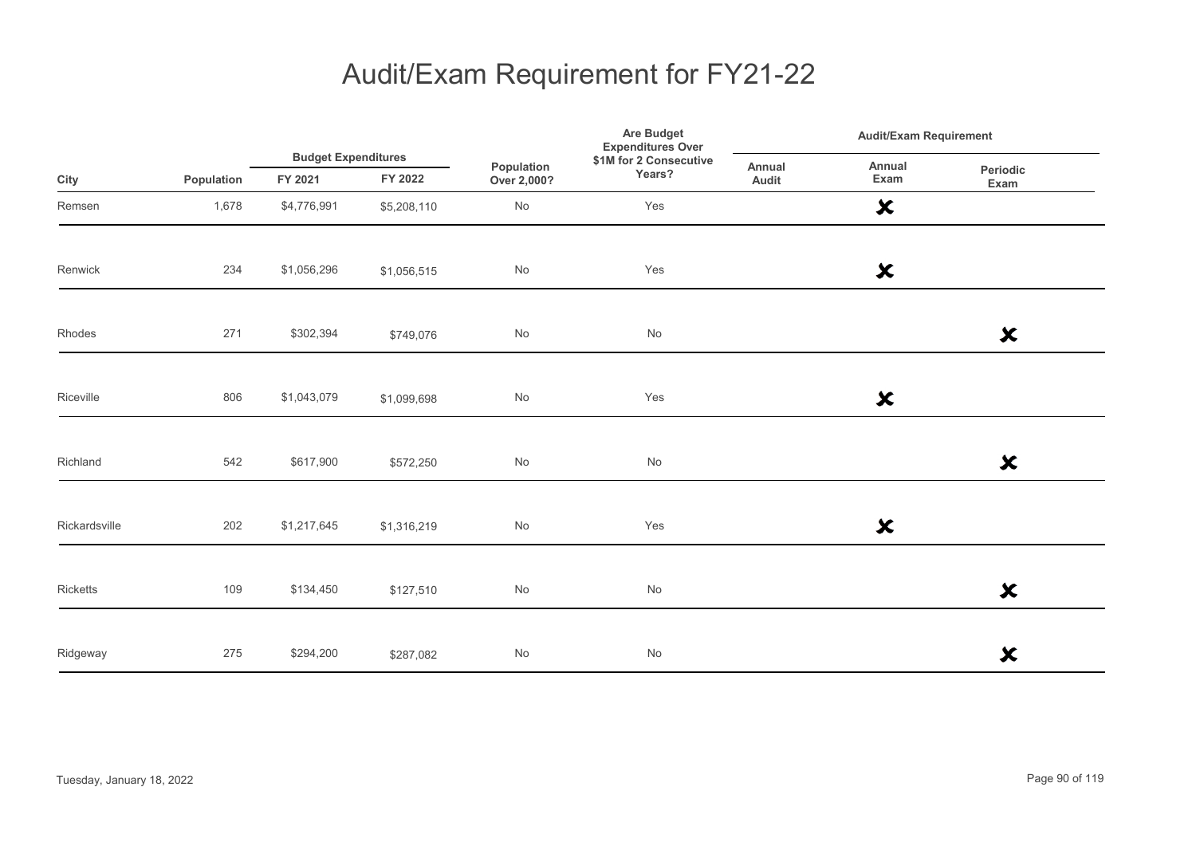# Audit/Exam Requirement for FY21-22

| City | Population | Budget Expenditures FY 2021 | Budget Expenditures FY 2022 | Population Over 2,000? | Are Budget Expenditures Over $1M for 2 Consecutive Years? | Audit/Exam Requirement Annual Audit | Audit/Exam Requirement Annual Exam | Audit/Exam Requirement Periodic Exam |
|---|---|---|---|---|---|---|---|---|
| Remsen | 1,678 | $4,776,991 | $5,208,110 | No | Yes | | ✖ | |
| Renwick | 234 | $1,056,296 | $1,056,515 | No | Yes | | ✖ | |
| Rhodes | 271 | $302,394 | $749,076 | No | No | | | ✖ |
| Riceville | 806 | $1,043,079 | $1,099,698 | No | Yes | | ✖ | |
| Richland | 542 | $617,900 | $572,250 | No | No | | | ✖ |
| Rickardsville | 202 | $1,217,645 | $1,316,219 | No | Yes | | ✖ | |
| Ricketts | 109 | $134,450 | $127,510 | No | No | | | ✖ |
| Ridgeway | 275 | $294,200 | $287,082 | No | No | | | ✖ |

Tuesday, January 18, 2022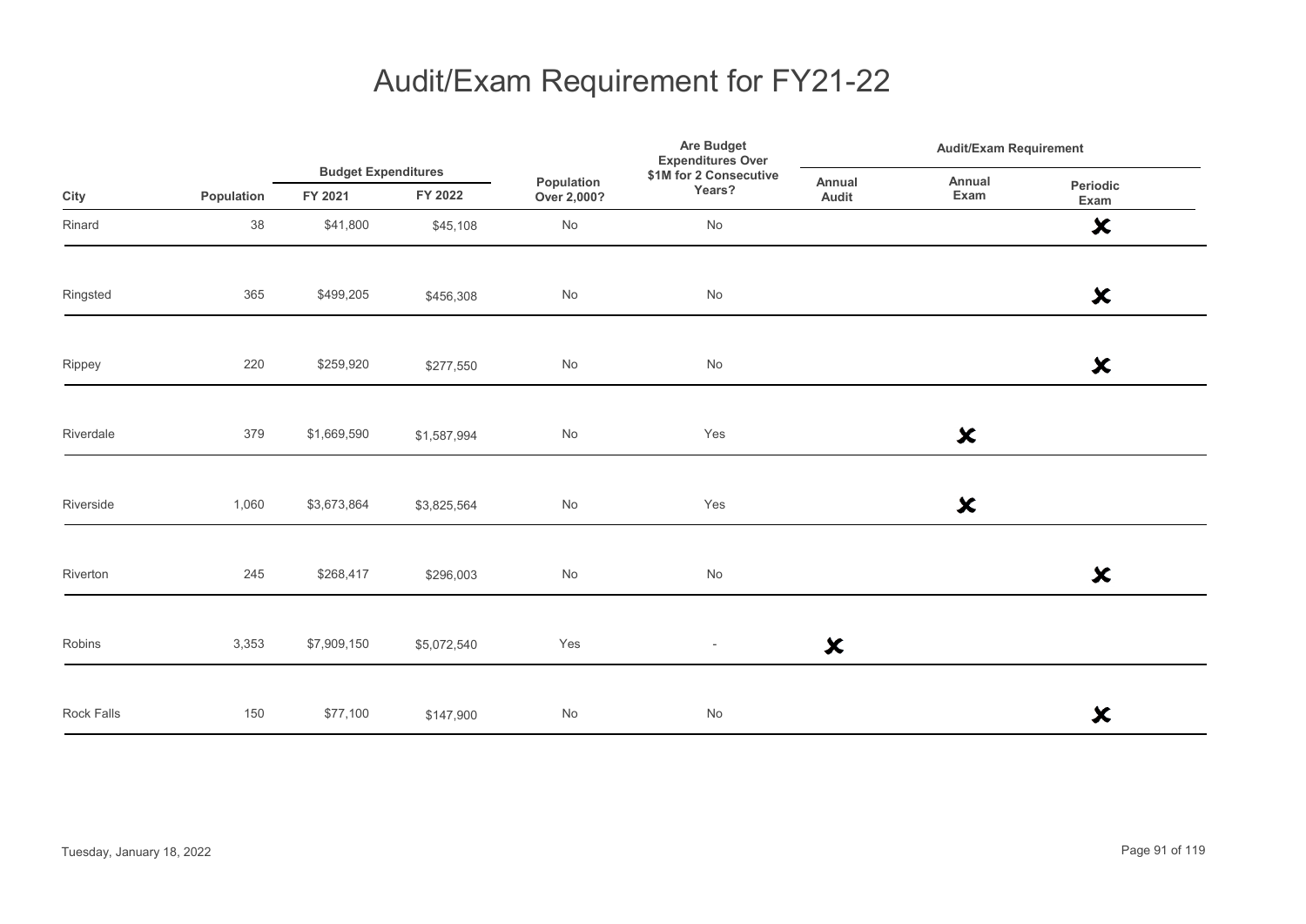# Audit/Exam Requirement for FY21-22

| City | Population | Budget Expenditures | | Population Over 2,000? | Are Budget Expenditures Over $1M for 2 Consecutive Years? | Audit/Exam Requirement | | |
|---|---|---|---|---|---|---|---|---|
| | | FY 2021 | FY 2022 | | | Annual Audit | Annual Exam | Periodic Exam |
| Rinard | 38 | $41,800 | $45,108 | No | No | | | ✗ |
| Ringsted | 365 | $499,205 | $456,308 | No | No | | | ✗ |
| Rippey | 220 | $259,920 | $277,550 | No | No | | | ✗ |
| Riverdale | 379 | $1,669,590 | $1,587,994 | No | Yes | | ✗ | |
| Riverside | 1,060 | $3,673,864 | $3,825,564 | No | Yes | | ✗ | |
| Riverton | 245 | $268,417 | $296,003 | No | No | | | ✗ |
| Robins | 3,353 | $7,909,150 | $5,072,540 | Yes | - | ✗ | | |
| Rock Falls | 150 | $77,100 | $147,900 | No | No | | | ✗ |

Tuesday, January 18, 2022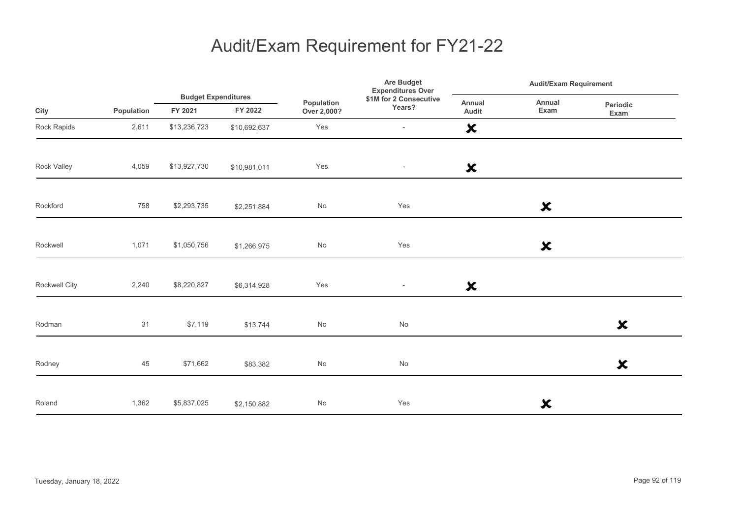# Audit/Exam Requirement for FY21-22

| City | Population | Budget Expenditures | | Population Over 2,000? | Are Budget Expenditures Over $1M for 2 Consecutive Years? | Audit/Exam Requirement | | |
|---|---|---|---|---|---|---|---|---|
| | | FY 2021 | FY 2022 | | | Annual Audit | Annual Exam | Periodic Exam |
| Rock Rapids | 2,611 | $13,236,723 | $10,692,637 | Yes | - | ✘ | | |
| Rock Valley | 4,059 | $13,927,730 | $10,981,011 | Yes | - | ✘ | | |
| Rockford | 758 | $2,293,735 | $2,251,884 | No | Yes | | ✘ | |
| Rockwell | 1,071 | $1,050,756 | $1,266,975 | No | Yes | | ✘ | |
| Rockwell City | 2,240 | $8,220,827 | $6,314,928 | Yes | - | ✘ | | |
| Rodman | 31 | $7,119 | $13,744 | No | No | | | ✘ |
| Rodney | 45 | $71,662 | $83,382 | No | No | | | ✘ |
| Roland | 1,362 | $5,837,025 | $2,150,882 | No | Yes | | ✘ | |

Tuesday, January 18, 2022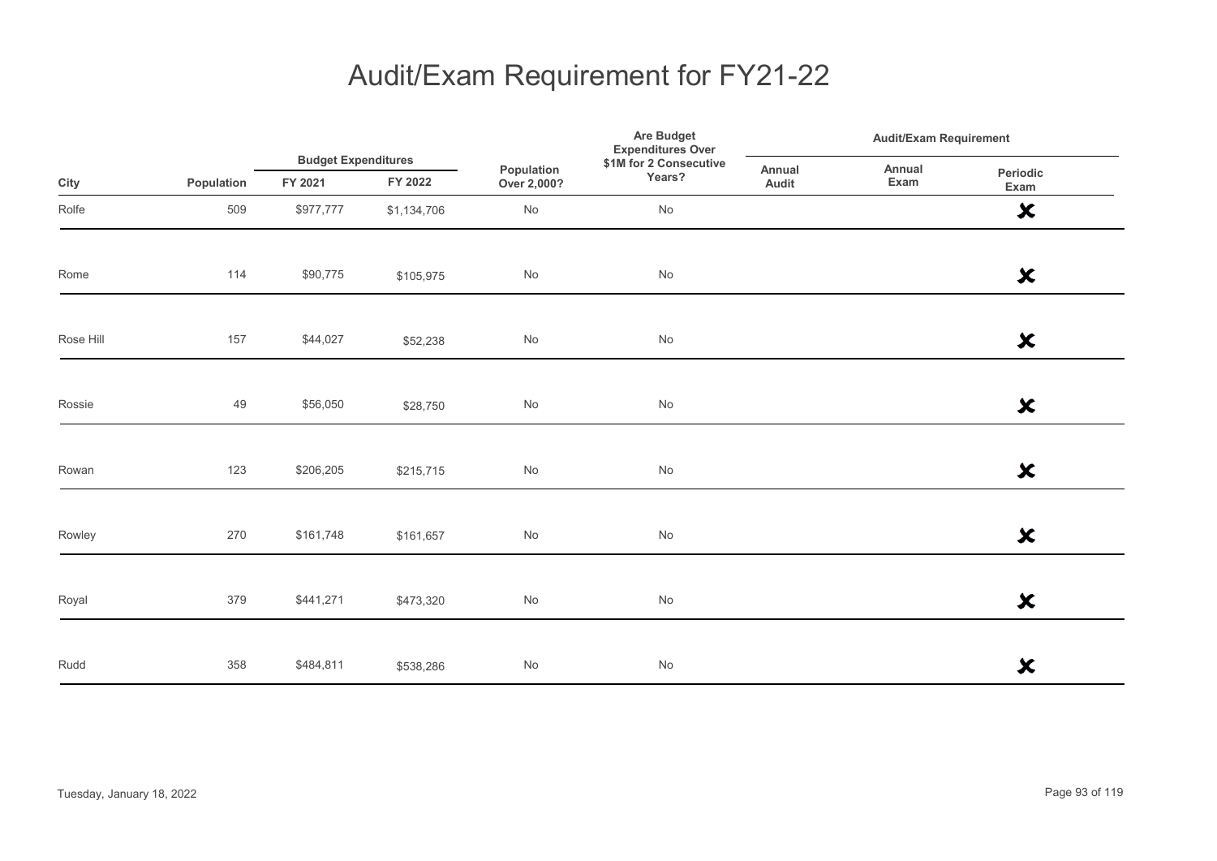# Audit/Exam Requirement for FY21-22

| City | Population | Budget Expenditures | | Population Over 2,000? | Are Budget Expenditures Over $1M for 2 Consecutive Years? | Audit/Exam Requirement | | |
|---|---|---|---|---|---|---|---|---|
| | | FY 2021 | FY 2022 | | | Annual Audit | Annual Exam | Periodic Exam |
| Rolfe | 509 | $977,777 | $1,134,706 | No | No | | | ✘ |
| Rome | 114 | $90,775 | $105,975 | No | No | | | ✘ |
| Rose Hill | 157 | $44,027 | $52,238 | No | No | | | ✘ |
| Rossie | 49 | $56,050 | $28,750 | No | No | | | ✘ |
| Rowan | 123 | $206,205 | $215,715 | No | No | | | ✘ |
| Rowley | 270 | $161,748 | $161,657 | No | No | | | ✘ |
| Royal | 379 | $441,271 | $473,320 | No | No | | | ✘ |
| Rudd | 358 | $484,811 | $538,286 | No | No | | | ✘ |

Tuesday, January 18, 2022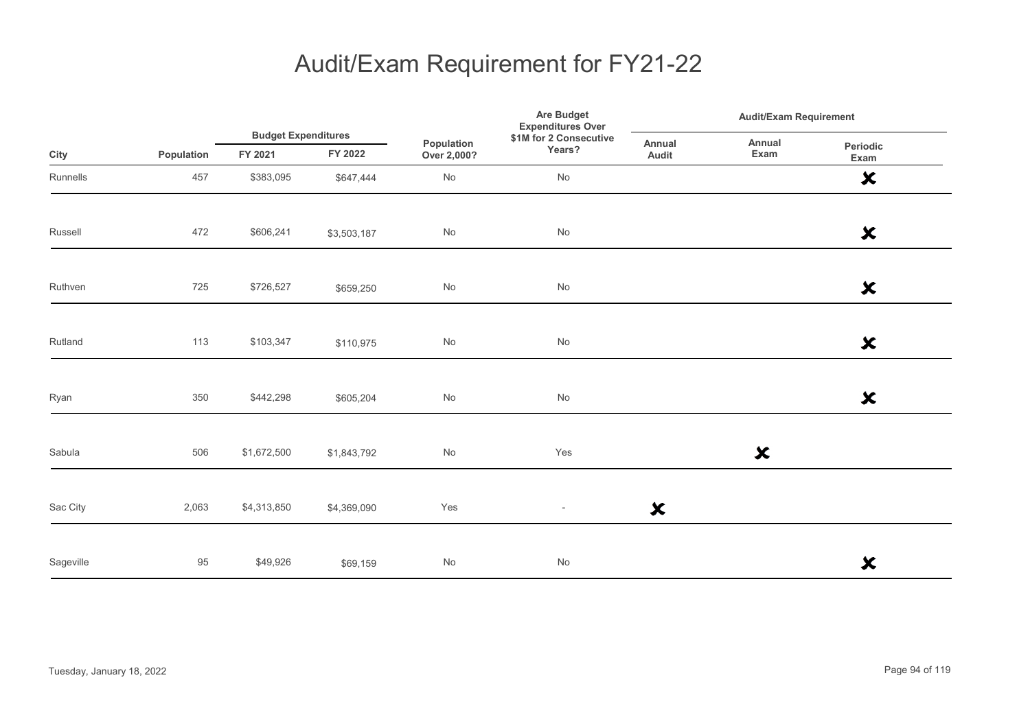# Audit/Exam Requirement for FY21-22

| City | Population | Budget Expenditures | | Population Over 2,000? | Are Budget Expenditures Over $1M for 2 Consecutive Years? | Audit/Exam Requirement | | |
|---|---|---|---|---|---|---|---|---|
| | | FY 2021 | FY 2022 | | | Annual Audit | Annual Exam | Periodic Exam |
| Runnells | 457 | $383,095 | $647,444 | No | No | | | ✘ |
| Russell | 472 | $606,241 | $3,503,187 | No | No | | | ✘ |
| Ruthven | 725 | $726,527 | $659,250 | No | No | | | ✘ |
| Rutland | 113 | $103,347 | $110,975 | No | No | | | ✘ |
| Ryan | 350 | $442,298 | $605,204 | No | No | | | ✘ |
| Sabula | 506 | $1,672,500 | $1,843,792 | No | Yes | | ✘ | |
| Sac City | 2,063 | $4,313,850 | $4,369,090 | Yes | - | ✘ | | |
| Sageville | 95 | $49,926 | $69,159 | No | No | | | ✘ |

Tuesday, January 18, 2022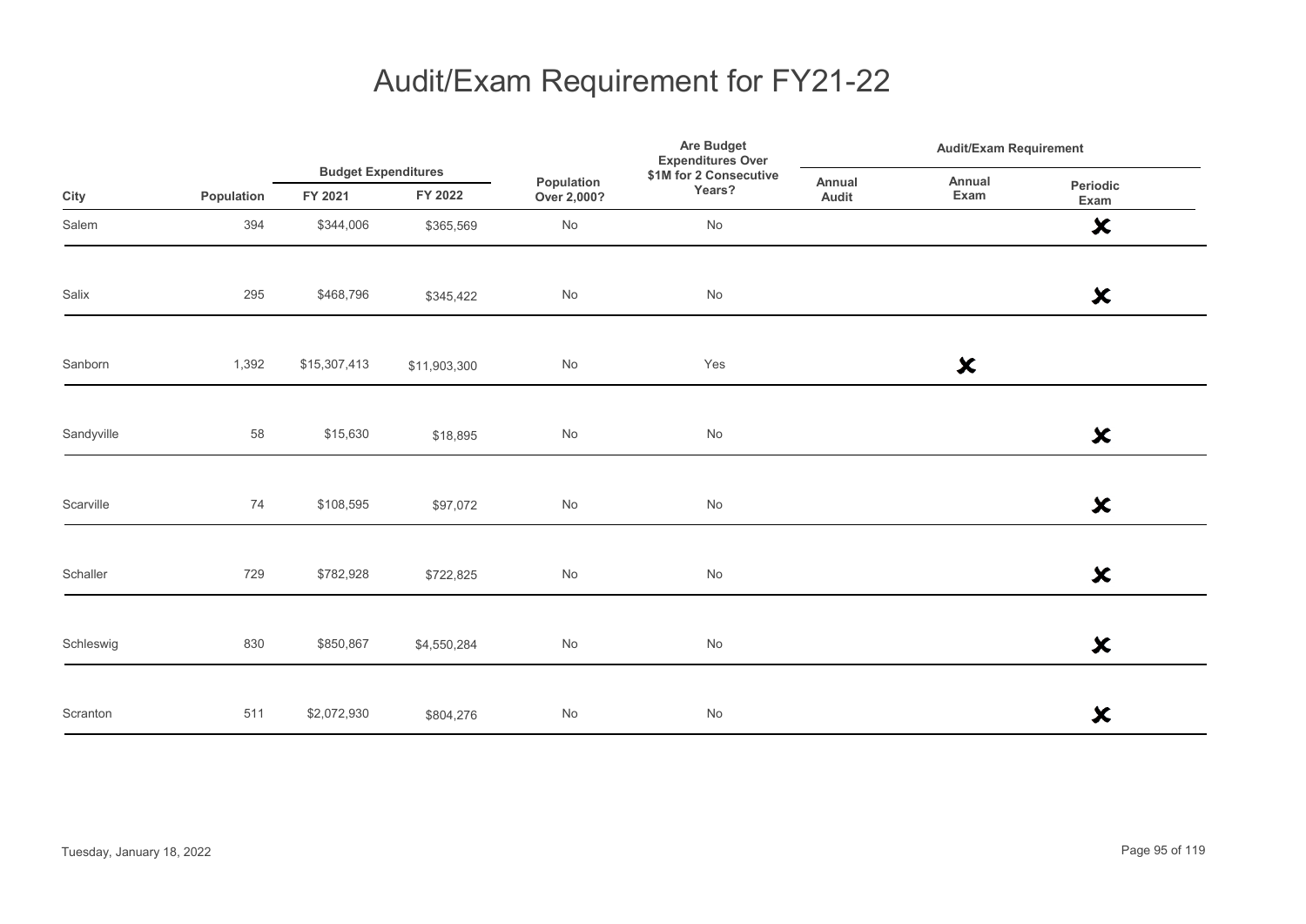# Audit/Exam Requirement for FY21-22

| City | Population | Budget Expenditures | | Population Over 2,000? | Are Budget Expenditures Over $1M for 2 Consecutive Years? | Audit/Exam Requirement | | |
|---|---|---|---|---|---|---|---|---|
| | | FY 2021 | FY 2022 | | | Annual Audit | Annual Exam | Periodic Exam |
| Salem | 394 | $344,006 | $365,569 | No | No | | | ✘ |
| Salix | 295 | $468,796 | $345,422 | No | No | | | ✘ |
| Sanborn | 1,392 | $15,307,413 | $11,903,300 | No | Yes | | ✘ | |
| Sandyville | 58 | $15,630 | $18,895 | No | No | | | ✘ |
| Scarville | 74 | $108,595 | $97,072 | No | No | | | ✘ |
| Schaller | 729 | $782,928 | $722,825 | No | No | | | ✘ |
| Schleswig | 830 | $850,867 | $4,550,284 | No | No | | | ✘ |
| Scranton | 511 | $2,072,930 | $804,276 | No | No | | | ✘ |

Tuesday, January 18, 2022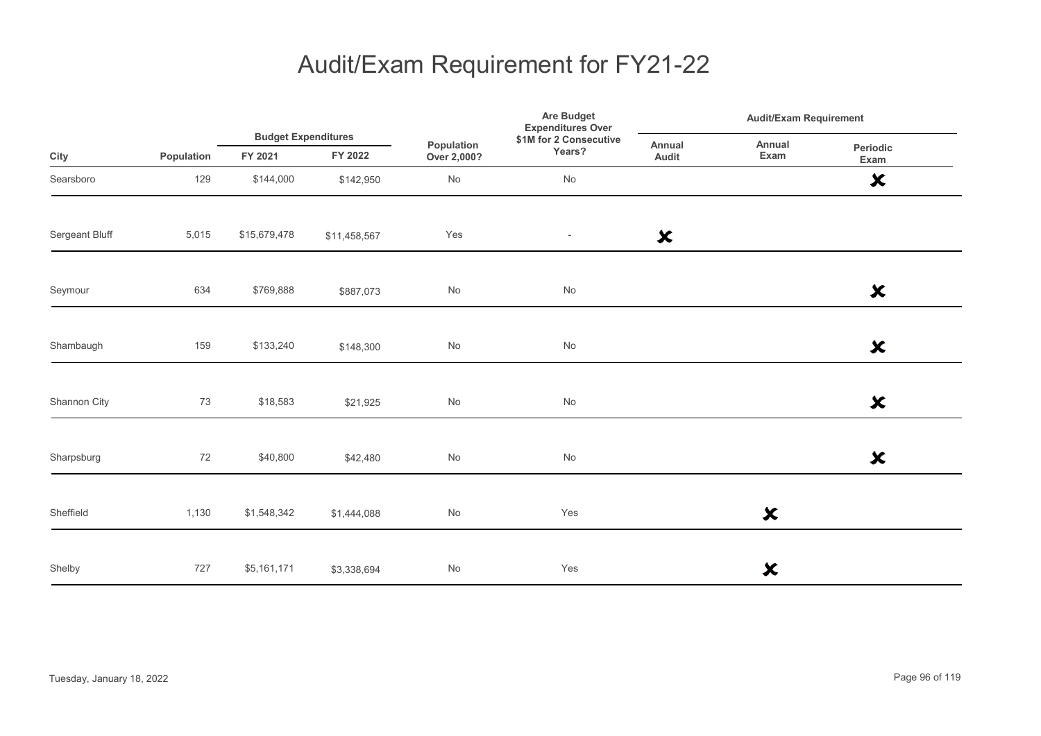# Audit/Exam Requirement for FY21-22

| City | Population | Budget Expenditures | | Population Over 2,000? | Are Budget Expenditures Over $1M for 2 Consecutive Years? | Audit/Exam Requirement | | |
|---|---|---|---|---|---|---|---|---|
| | | FY 2021 | FY 2022 | | | Annual Audit | Annual Exam | Periodic Exam |
| Searsboro | 129 | $144,000 | $142,950 | No | No | | | ✗ |
| Sergeant Bluff | 5,015 | $15,679,478 | $11,458,567 | Yes | - | ✗ | | |
| Seymour | 634 | $769,888 | $887,073 | No | No | | | ✗ |
| Shambaugh | 159 | $133,240 | $148,300 | No | No | | | ✗ |
| Shannon City | 73 | $18,583 | $21,925 | No | No | | | ✗ |
| Sharpsburg | 72 | $40,800 | $42,480 | No | No | | | ✗ |
| Sheffield | 1,130 | $1,548,342 | $1,444,088 | No | Yes | | ✗ | |
| Shelby | 727 | $5,161,171 | $3,338,694 | No | Yes | | ✗ | |

Tuesday, January 18, 2022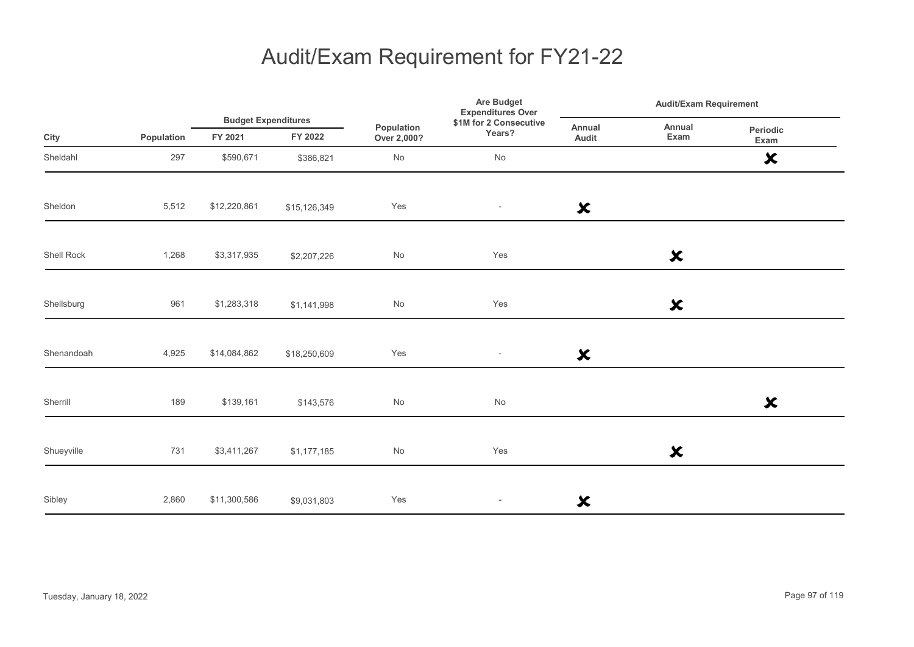# Audit/Exam Requirement for FY21-22

| City | Population | Budget Expenditures | | Population Over 2,000? | Are Budget Expenditures Over $1M for 2 Consecutive Years? | Audit/Exam Requirement | | |
|---|---|---|---|---|---|---|---|---|
| | | FY 2021 | FY 2022 | | | Annual Audit | Annual Exam | Periodic Exam |
| Sheldahl | 297 | $590,671 | $386,821 | No | No | | | ✘ |
| Sheldon | 5,512 | $12,220,861 | $15,126,349 | Yes | - | ✘ | | |
| Shell Rock | 1,268 | $3,317,935 | $2,207,226 | No | Yes | | ✘ | |
| Shellsburg | 961 | $1,283,318 | $1,141,998 | No | Yes | | ✘ | |
| Shenandoah | 4,925 | $14,084,862 | $18,250,609 | Yes | - | ✘ | | |
| Sherrill | 189 | $139,161 | $143,576 | No | No | | | ✘ |
| Shueyville | 731 | $3,411,267 | $1,177,185 | No | Yes | | ✘ | |
| Sibley | 2,860 | $11,300,586 | $9,031,803 | Yes | - | ✘ | | |

Tuesday, January 18, 2022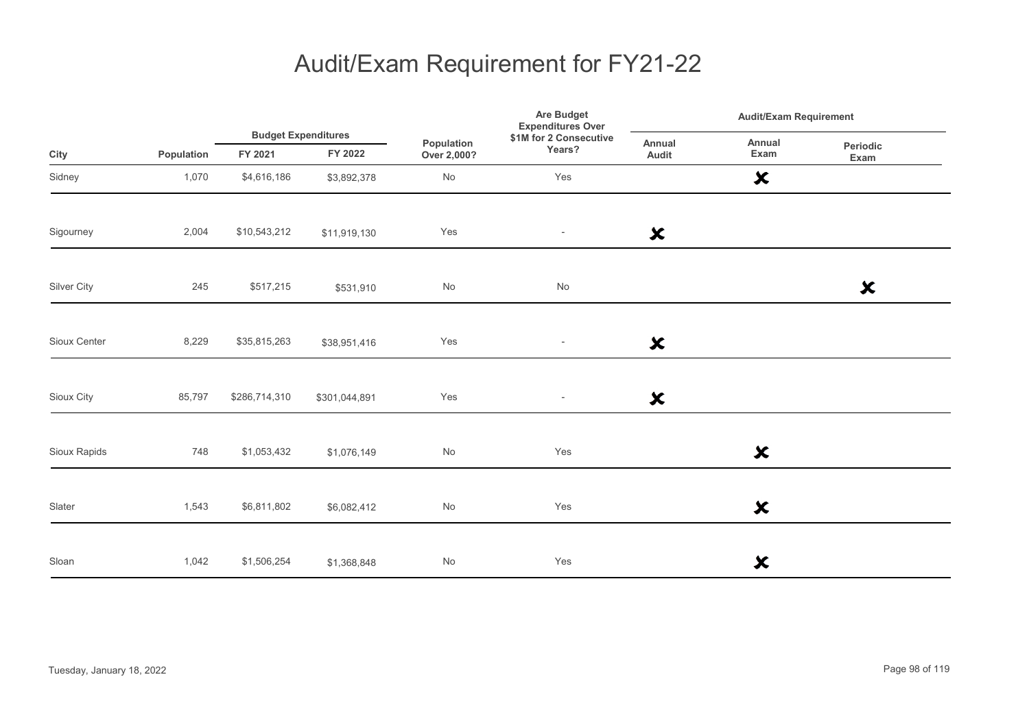# Audit/Exam Requirement for FY21-22

| City | Population | Budget Expenditures | | Population Over 2,000? | Are Budget Expenditures Over $1M for 2 Consecutive Years? | Audit/Exam Requirement | | |
|---|---|---|---|---|---|---|---|---|
| | | FY 2021 | FY 2022 | | | Annual Audit | Annual Exam | Periodic Exam |
| Sidney | 1,070 | $4,616,186 | $3,892,378 | No | Yes | | ✘ | |
| Sigourney | 2,004 | $10,543,212 | $11,919,130 | Yes | - | ✘ | | |
| Silver City | 245 | $517,215 | $531,910 | No | No | | | ✘ |
| Sioux Center | 8,229 | $35,815,263 | $38,951,416 | Yes | - | ✘ | | |
| Sioux City | 85,797 | $286,714,310 | $301,044,891 | Yes | - | ✘ | | |
| Sioux Rapids | 748 | $1,053,432 | $1,076,149 | No | Yes | | ✘ | |
| Slater | 1,543 | $6,811,802 | $6,082,412 | No | Yes | | ✘ | |
| Sloan | 1,042 | $1,506,254 | $1,368,848 | No | Yes | | ✘ | |

Tuesday, January 18, 2022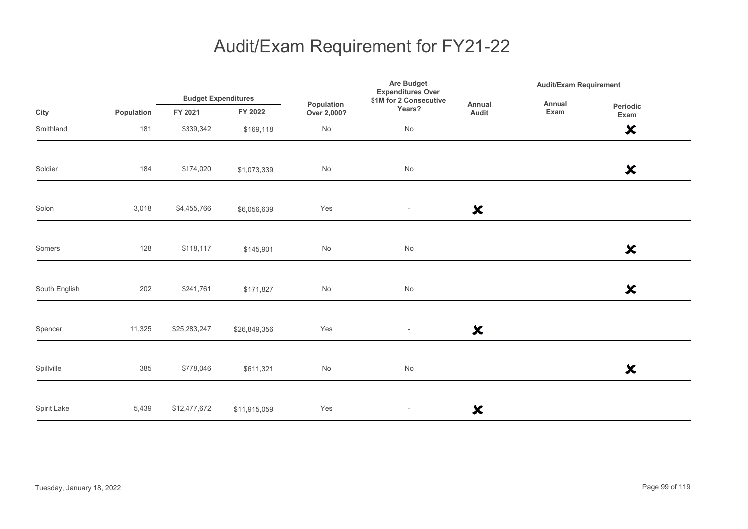# Audit/Exam Requirement for FY21-22

| City | Population | Budget Expenditures | | Population Over 2,000? | Are Budget Expenditures Over $1M for 2 Consecutive Years? | Audit/Exam Requirement | | |
|---|---|---|---|---|---|---|---|---|
| | | FY 2021 | FY 2022 | | | Annual Audit | Annual Exam | Periodic Exam |
| Smithland | 181 | $339,342 | $169,118 | No | No | | | ✘ |
| Soldier | 184 | $174,020 | $1,073,339 | No | No | | | ✘ |
| Solon | 3,018 | $4,455,766 | $6,056,639 | Yes | - | ✘ | | |
| Somers | 128 | $118,117 | $145,901 | No | No | | | ✘ |
| South English | 202 | $241,761 | $171,827 | No | No | | | ✘ |
| Spencer | 11,325 | $25,283,247 | $26,849,356 | Yes | - | ✘ | | |
| Spillville | 385 | $778,046 | $611,321 | No | No | | | ✘ |
| Spirit Lake | 5,439 | $12,477,672 | $11,915,059 | Yes | - | ✘ | | |

Tuesday, January 18, 2022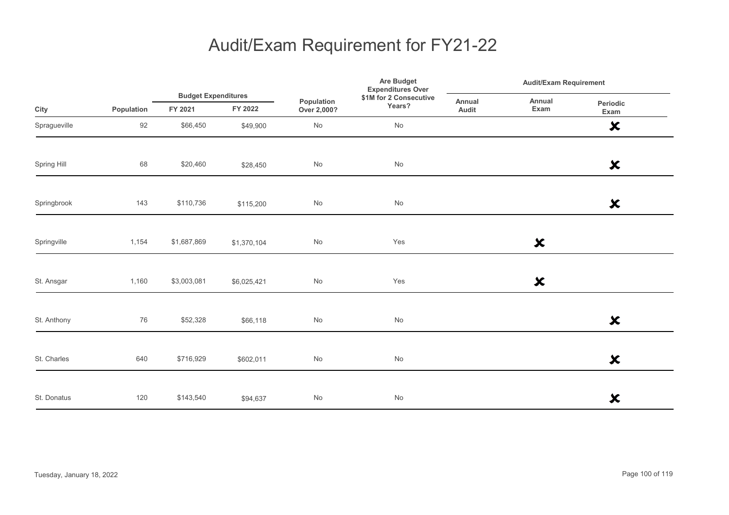# Audit/Exam Requirement for FY21-22

| City | Population | Budget Expenditures FY 2021 | Budget Expenditures FY 2022 | Population Over 2,000? | Are Budget Expenditures Over $1M for 2 Consecutive Years? | Audit/Exam Requirement Annual Audit | Audit/Exam Requirement Annual Exam | Audit/Exam Requirement Periodic Exam |
|---|---|---|---|---|---|---|---|---|
| Spragueville | 92 | $66,450 | $49,900 | No | No | | | ✘ |
| Spring Hill | 68 | $20,460 | $28,450 | No | No | | | ✘ |
| Springbrook | 143 | $110,736 | $115,200 | No | No | | | ✘ |
| Springville | 1,154 | $1,687,869 | $1,370,104 | No | Yes | | ✘ | |
| St. Ansgar | 1,160 | $3,003,081 | $6,025,421 | No | Yes | | ✘ | |
| St. Anthony | 76 | $52,328 | $66,118 | No | No | | | ✘ |
| St. Charles | 640 | $716,929 | $602,011 | No | No | | | ✘ |
| St. Donatus | 120 | $143,540 | $94,637 | No | No | | | ✘ |

Tuesday, January 18, 2022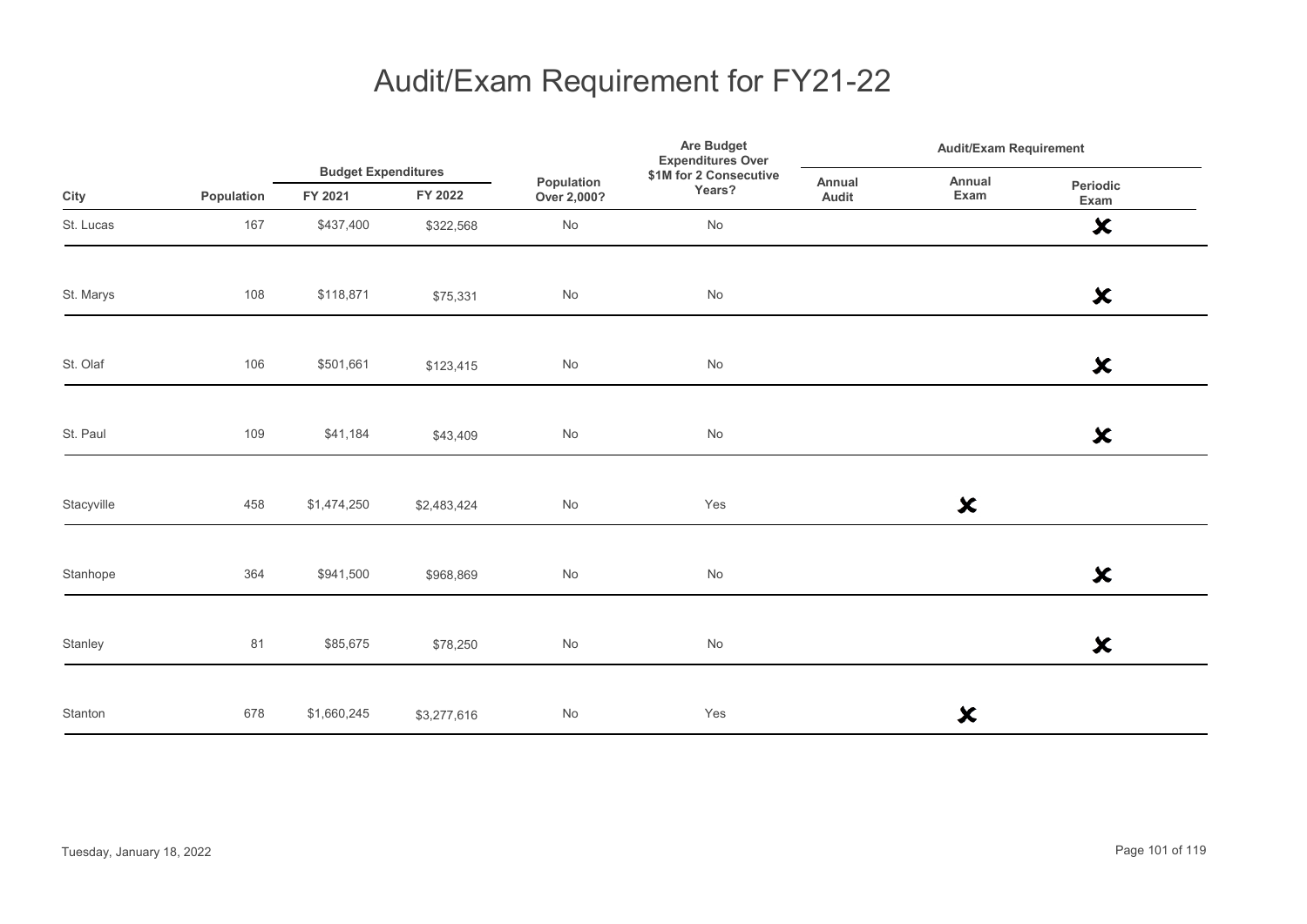# Audit/Exam Requirement for FY21-22

| City | Population | Budget Expenditures | | Population Over 2,000? | Are Budget Expenditures Over $1M for 2 Consecutive Years? | Audit/Exam Requirement | | |
|---|---|---|---|---|---|---|---|---|
| | | FY 2021 | FY 2022 | | | Annual Audit | Annual Exam | Periodic Exam |
| St. Lucas | 167 | $437,400 | $322,568 | No | No | | | ✘ |
| St. Marys | 108 | $118,871 | $75,331 | No | No | | | ✘ |
| St. Olaf | 106 | $501,661 | $123,415 | No | No | | | ✘ |
| St. Paul | 109 | $41,184 | $43,409 | No | No | | | ✘ |
| Stacyville | 458 | $1,474,250 | $2,483,424 | No | Yes | | ✘ | |
| Stanhope | 364 | $941,500 | $968,869 | No | No | | | ✘ |
| Stanley | 81 | $85,675 | $78,250 | No | No | | | ✘ |
| Stanton | 678 | $1,660,245 | $3,277,616 | No | Yes | | ✘ | |

Tuesday, January 18, 2022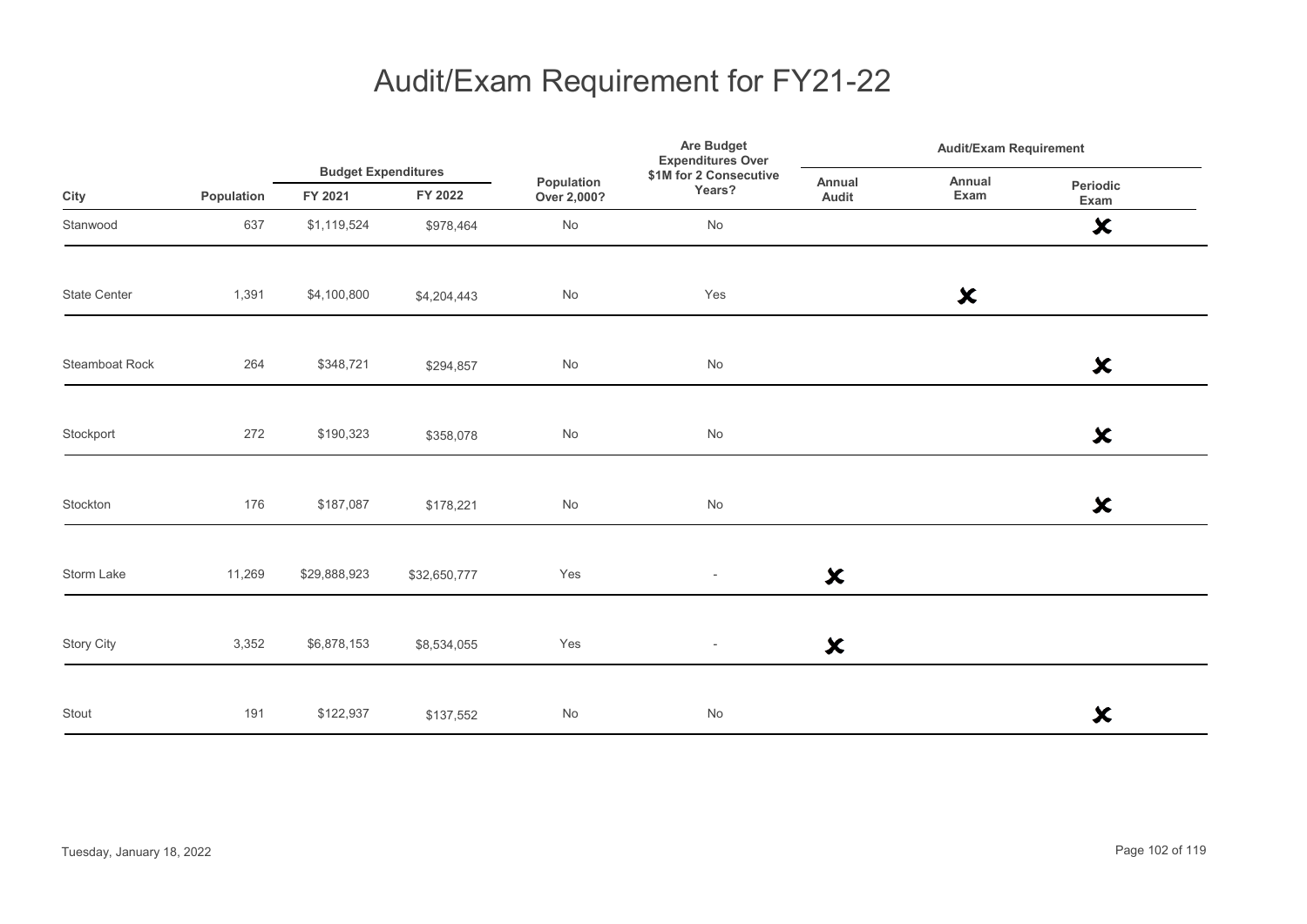# Audit/Exam Requirement for FY21-22

| City | Population | Budget Expenditures FY 2021 | Budget Expenditures FY 2022 | Population Over 2,000? | Are Budget Expenditures Over $1M for 2 Consecutive Years? | Audit/Exam Requirement Annual Audit | Audit/Exam Requirement Annual Exam | Audit/Exam Requirement Periodic Exam |
|---|---|---|---|---|---|---|---|---|
| Stanwood | 637 | $1,119,524 | $978,464 | No | No | | | ✘ |
| State Center | 1,391 | $4,100,800 | $4,204,443 | No | Yes | | ✘ | |
| Steamboat Rock | 264 | $348,721 | $294,857 | No | No | | | ✘ |
| Stockport | 272 | $190,323 | $358,078 | No | No | | | ✘ |
| Stockton | 176 | $187,087 | $178,221 | No | No | | | ✘ |
| Storm Lake | 11,269 | $29,888,923 | $32,650,777 | Yes | - | ✘ | | |
| Story City | 3,352 | $6,878,153 | $8,534,055 | Yes | - | ✘ | | |
| Stout | 191 | $122,937 | $137,552 | No | No | | | ✘ |

Tuesday, January 18, 2022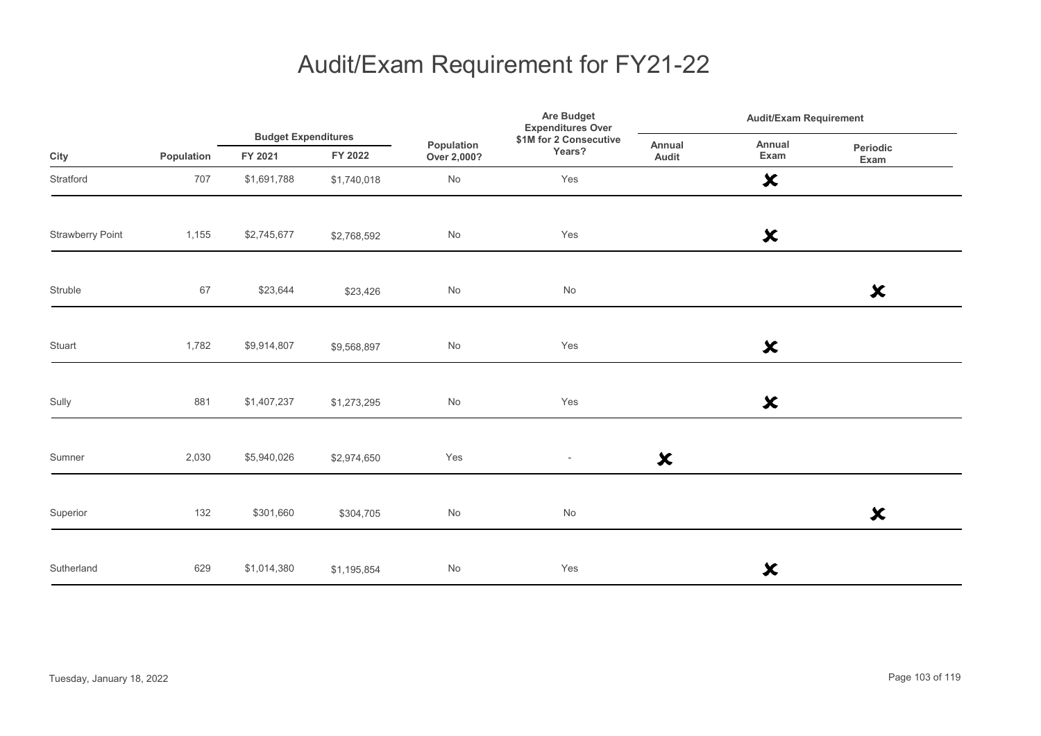# Audit/Exam Requirement for FY21-22

| City | Population | Budget Expenditures | | Population Over 2,000? | Are Budget Expenditures Over $1M for 2 Consecutive Years? | Audit/Exam Requirement | | |
|---|---|---|---|---|---|---|---|---|
| | | FY 2021 | FY 2022 | | | Annual Audit | Annual Exam | Periodic Exam |
| Stratford | 707 | $1,691,788 | $1,740,018 | No | Yes | | ✘ | |
| Strawberry Point | 1,155 | $2,745,677 | $2,768,592 | No | Yes | | ✘ | |
| Struble | 67 | $23,644 | $23,426 | No | No | | | ✘ |
| Stuart | 1,782 | $9,914,807 | $9,568,897 | No | Yes | | ✘ | |
| Sully | 881 | $1,407,237 | $1,273,295 | No | Yes | | ✘ | |
| Sumner | 2,030 | $5,940,026 | $2,974,650 | Yes | - | ✘ | | |
| Superior | 132 | $301,660 | $304,705 | No | No | | | ✘ |
| Sutherland | 629 | $1,014,380 | $1,195,854 | No | Yes | | ✘ | |

Tuesday, January 18, 2022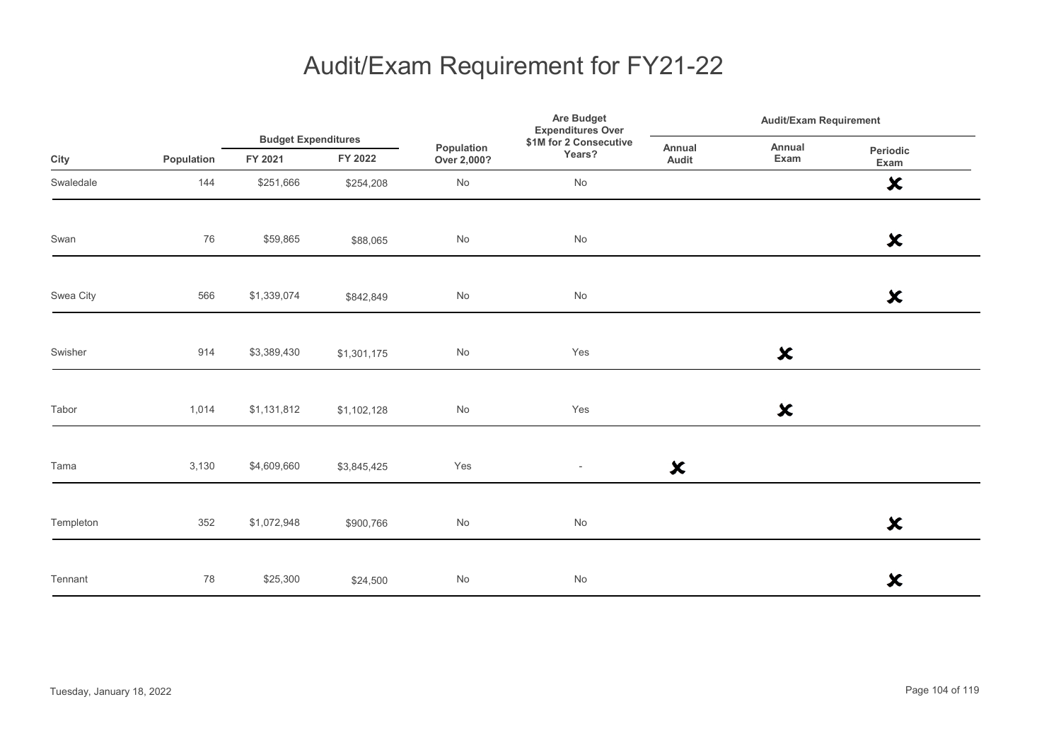# Audit/Exam Requirement for FY21-22

| City | Population | Budget Expenditures FY 2021 | Budget Expenditures FY 2022 | Population Over 2,000? | Are Budget Expenditures Over $1M for 2 Consecutive Years? | Audit/Exam Requirement Annual Audit | Audit/Exam Requirement Annual Exam | Audit/Exam Requirement Periodic Exam |
|---|---|---|---|---|---|---|---|---|
| Swaledale | 144 | $251,666 | $254,208 | No | No | | | ✘ |
| Swan | 76 | $59,865 | $88,065 | No | No | | | ✘ |
| Swea City | 566 | $1,339,074 | $842,849 | No | No | | | ✘ |
| Swisher | 914 | $3,389,430 | $1,301,175 | No | Yes | | ✘ | |
| Tabor | 1,014 | $1,131,812 | $1,102,128 | No | Yes | | ✘ | |
| Tama | 3,130 | $4,609,660 | $3,845,425 | Yes | - | ✘ | | |
| Templeton | 352 | $1,072,948 | $900,766 | No | No | | | ✘ |
| Tennant | 78 | $25,300 | $24,500 | No | No | | | ✘ |

Tuesday, January 18, 2022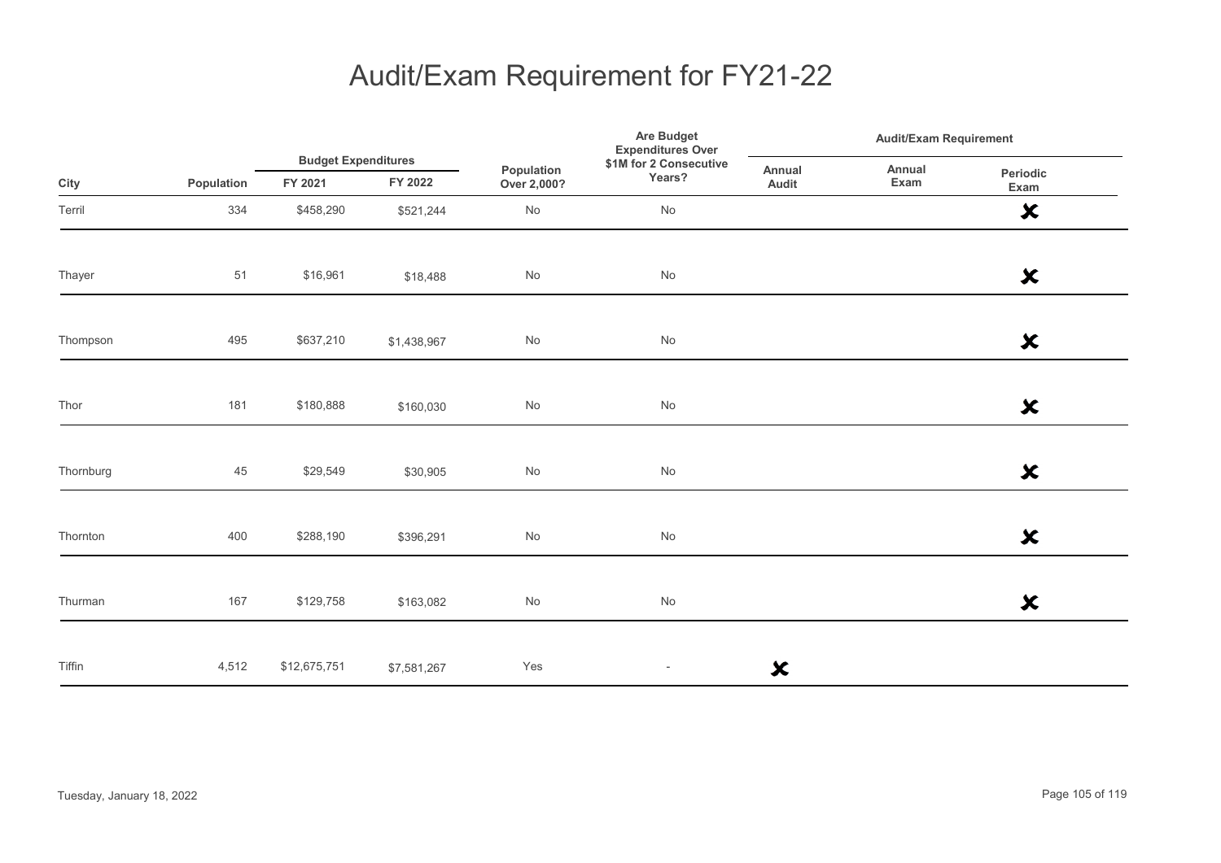# Audit/Exam Requirement for FY21-22

| City | Population | Budget Expenditures | | Population Over 2,000? | Are Budget Expenditures Over $1M for 2 Consecutive Years? | Audit/Exam Requirement | | |
|---|---|---|---|---|---|---|---|---|
| | | FY 2021 | FY 2022 | | | Annual Audit | Annual Exam | Periodic Exam |
| Terril | 334 | $458,290 | $521,244 | No | No | | | ✘ |
| Thayer | 51 | $16,961 | $18,488 | No | No | | | ✘ |
| Thompson | 495 | $637,210 | $1,438,967 | No | No | | | ✘ |
| Thor | 181 | $180,888 | $160,030 | No | No | | | ✘ |
| Thornburg | 45 | $29,549 | $30,905 | No | No | | | ✘ |
| Thornton | 400 | $288,190 | $396,291 | No | No | | | ✘ |
| Thurman | 167 | $129,758 | $163,082 | No | No | | | ✘ |
| Tiffin | 4,512 | $12,675,751 | $7,581,267 | Yes | - | ✘ | | |

Tuesday, January 18, 2022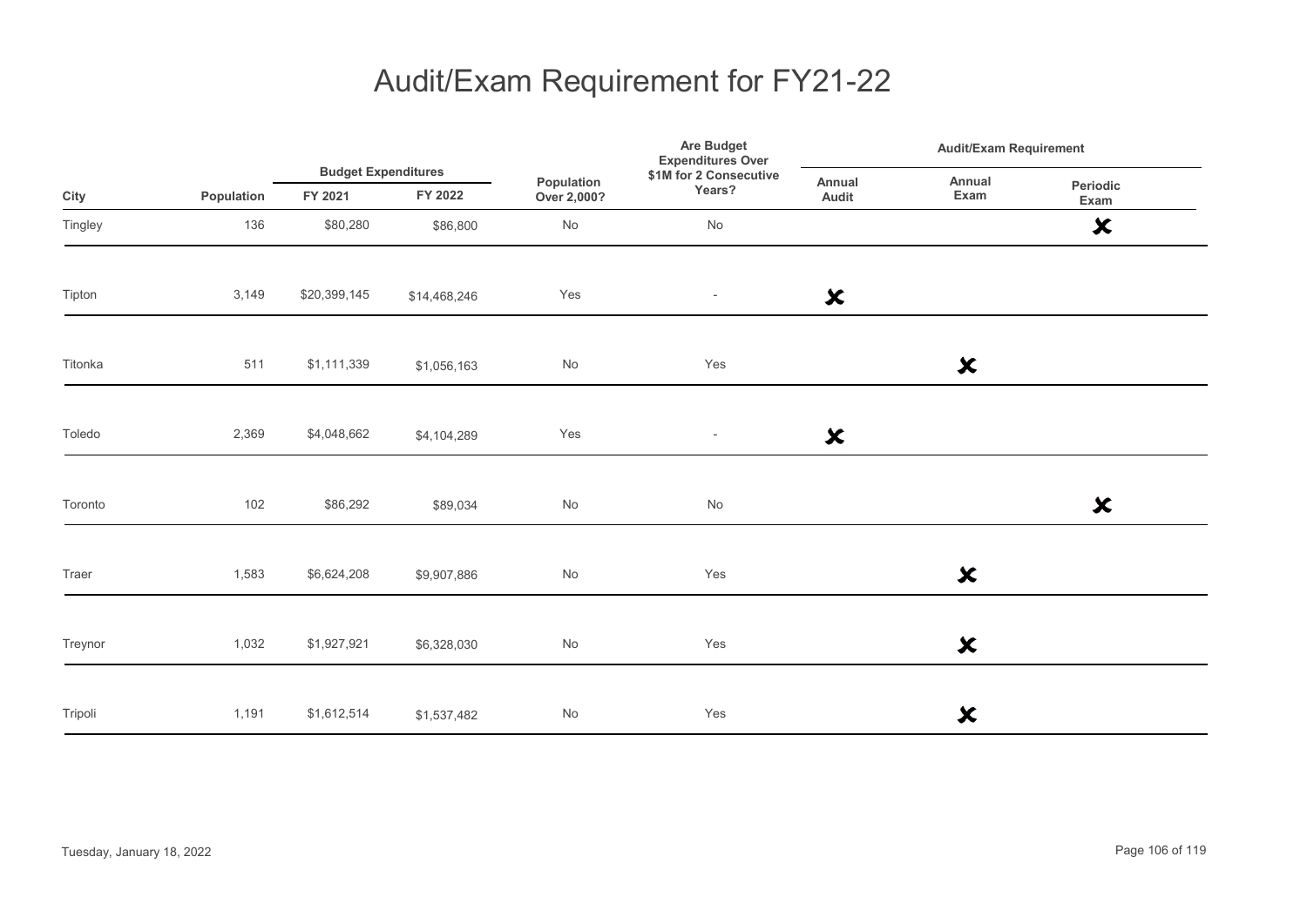# Audit/Exam Requirement for FY21-22

| City | Population | Budget Expenditures | | Population Over 2,000? | Are Budget Expenditures Over $1M for 2 Consecutive Years? | Audit/Exam Requirement | | |
|---|---|---|---|---|---|---|---|---|
| | | FY 2021 | FY 2022 | | | Annual Audit | Annual Exam | Periodic Exam |
| Tingley | 136 | $80,280 | $86,800 | No | No | | | ✘ |
| Tipton | 3,149 | $20,399,145 | $14,468,246 | Yes | - | ✘ | | |
| Titonka | 511 | $1,111,339 | $1,056,163 | No | Yes | | ✘ | |
| Toledo | 2,369 | $4,048,662 | $4,104,289 | Yes | - | ✘ | | |
| Toronto | 102 | $86,292 | $89,034 | No | No | | | ✘ |
| Traer | 1,583 | $6,624,208 | $9,907,886 | No | Yes | | ✘ | |
| Treynor | 1,032 | $1,927,921 | $6,328,030 | No | Yes | | ✘ | |
| Tripoli | 1,191 | $1,612,514 | $1,537,482 | No | Yes | | ✘ | |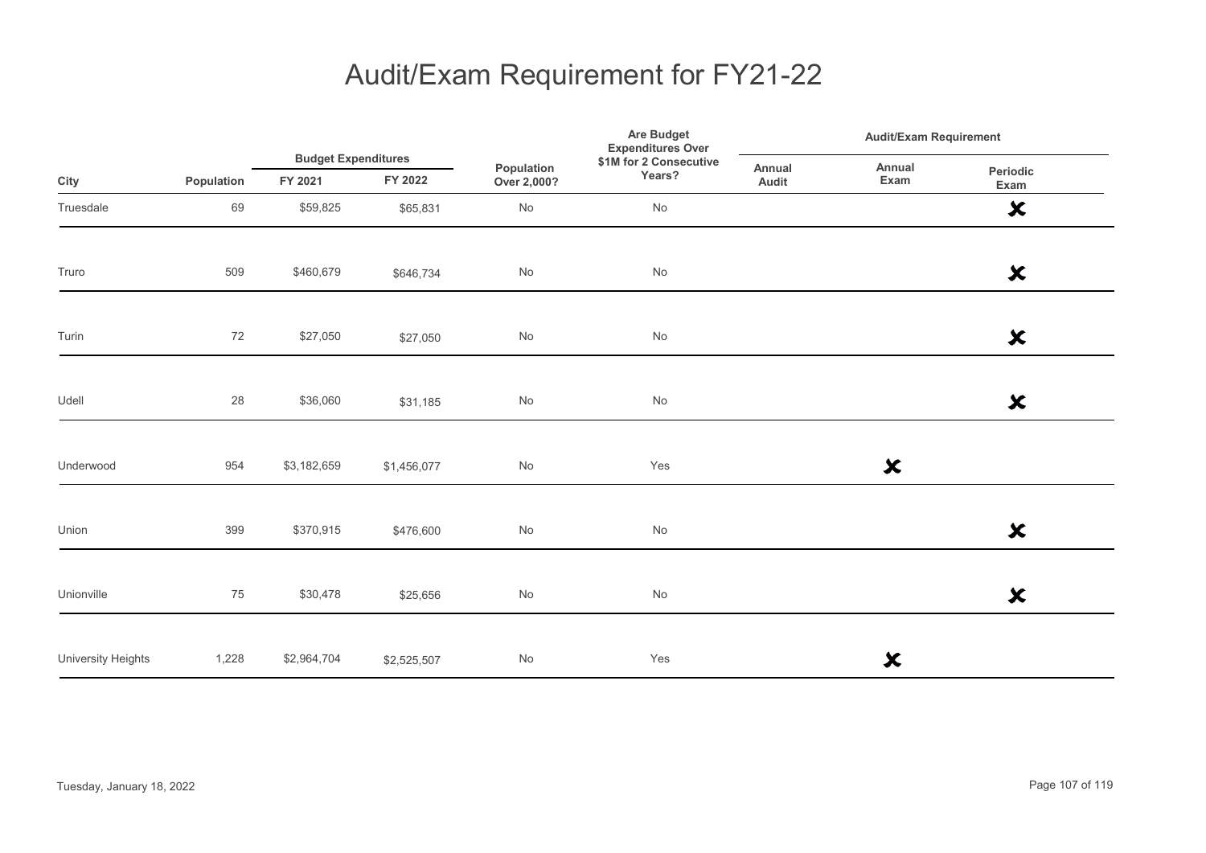# Audit/Exam Requirement for FY21-22

| City | Population | Budget Expenditures | | Population Over 2,000? | Are Budget Expenditures Over $1M for 2 Consecutive Years? | Audit/Exam Requirement | | |
|---|---|---|---|---|---|---|---|---|
| | | FY 2021 | FY 2022 | | | Annual Audit | Annual Exam | Periodic Exam |
| Truesdale | 69 | $59,825 | $65,831 | No | No | | | ✘ |
| Truro | 509 | $460,679 | $646,734 | No | No | | | ✘ |
| Turin | 72 | $27,050 | $27,050 | No | No | | | ✘ |
| Udell | 28 | $36,060 | $31,185 | No | No | | | ✘ |
| Underwood | 954 | $3,182,659 | $1,456,077 | No | Yes | | ✘ | |
| Union | 399 | $370,915 | $476,600 | No | No | | | ✘ |
| Unionville | 75 | $30,478 | $25,656 | No | No | | | ✘ |
| University Heights | 1,228 | $2,964,704 | $2,525,507 | No | Yes | | ✘ | |

Tuesday, January 18, 2022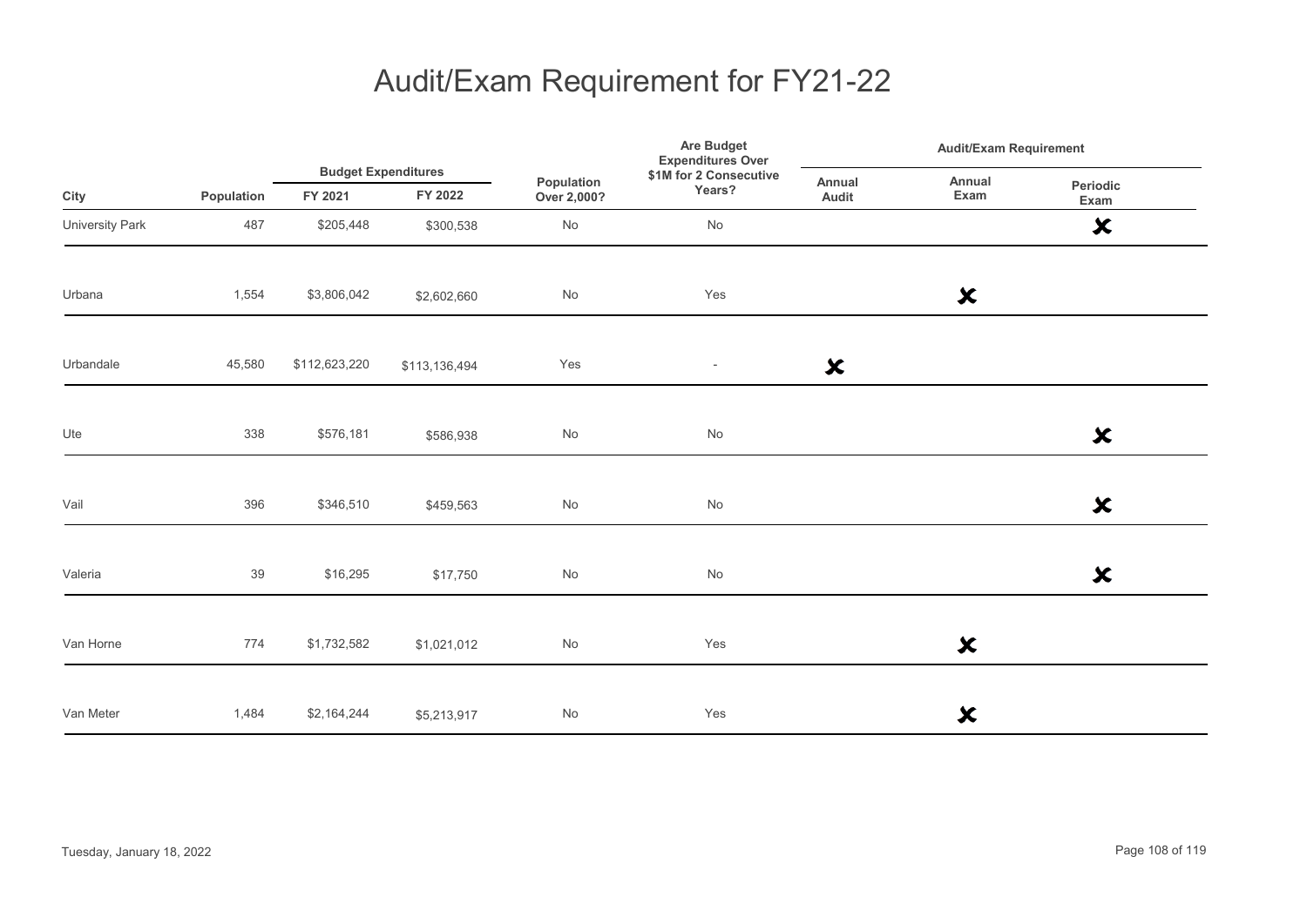# Audit/Exam Requirement for FY21-22

| City | Population | Budget Expenditures FY 2021 | Budget Expenditures FY 2022 | Population Over 2,000? | Are Budget Expenditures Over $1M for 2 Consecutive Years? | Audit/Exam Requirement Annual Audit | Audit/Exam Requirement Annual Exam | Audit/Exam Requirement Periodic Exam |
|---|---|---|---|---|---|---|---|---|
| University Park | 487 | $205,448 | $300,538 | No | No | | | ✘ |
| Urbana | 1,554 | $3,806,042 | $2,602,660 | No | Yes | | ✘ | |
| Urbandale | 45,580 | $112,623,220 | $113,136,494 | Yes | - | ✘ | | |
| Ute | 338 | $576,181 | $586,938 | No | No | | | ✘ |
| Vail | 396 | $346,510 | $459,563 | No | No | | | ✘ |
| Valeria | 39 | $16,295 | $17,750 | No | No | | | ✘ |
| Van Horne | 774 | $1,732,582 | $1,021,012 | No | Yes | | ✘ | |
| Van Meter | 1,484 | $2,164,244 | $5,213,917 | No | Yes | | ✘ | |

Tuesday, January 18, 2022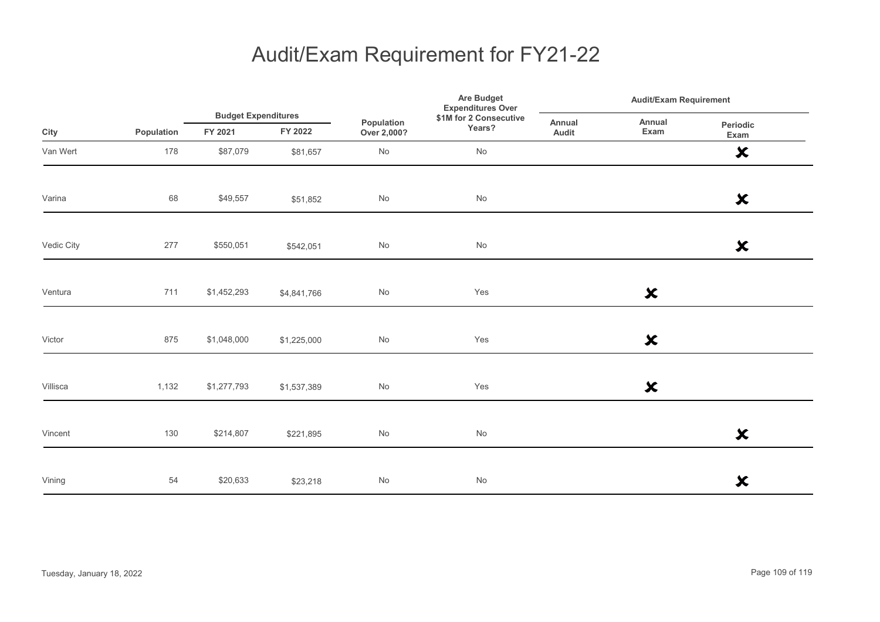# Audit/Exam Requirement for FY21-22

| City | Population | Budget Expenditures | | Population Over 2,000? | Are Budget Expenditures Over $1M for 2 Consecutive Years? | Audit/Exam Requirement | | |
|---|---|---|---|---|---|---|---|---|
| | | FY 2021 | FY 2022 | | | Annual Audit | Annual Exam | Periodic Exam |
| Van Wert | 178 | $87,079 | $81,657 | No | No | | | ✘ |
| Varina | 68 | $49,557 | $51,852 | No | No | | | ✘ |
| Vedic City | 277 | $550,051 | $542,051 | No | No | | | ✘ |
| Ventura | 711 | $1,452,293 | $4,841,766 | No | Yes | | ✘ | |
| Victor | 875 | $1,048,000 | $1,225,000 | No | Yes | | ✘ | |
| Villisca | 1,132 | $1,277,793 | $1,537,389 | No | Yes | | ✘ | |
| Vincent | 130 | $214,807 | $221,895 | No | No | | | ✘ |
| Vining | 54 | $20,633 | $23,218 | No | No | | | ✘ |

Tuesday, January 18, 2022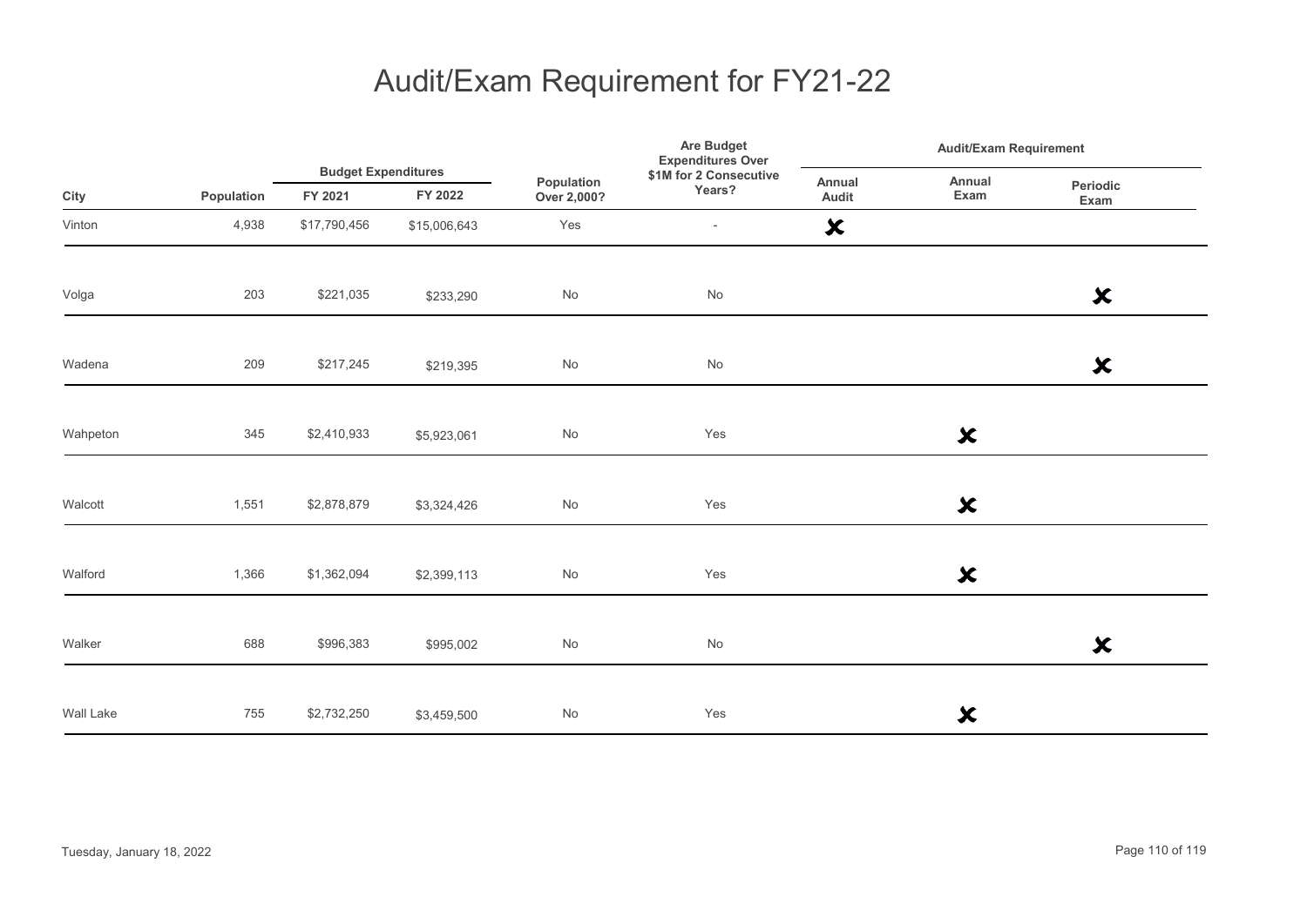# Audit/Exam Requirement for FY21-22

| City | Population | Budget Expenditures | | Population Over 2,000? | Are Budget Expenditures Over $1M for 2 Consecutive Years? | Audit/Exam Requirement | | |
|---|---|---|---|---|---|---|---|---|
| | | FY 2021 | FY 2022 | | | Annual Audit | Annual Exam | Periodic Exam |
| Vinton | 4,938 | $17,790,456 | $15,006,643 | Yes | - | ✘ | | |
| Volga | 203 | $221,035 | $233,290 | No | No | | | ✘ |
| Wadena | 209 | $217,245 | $219,395 | No | No | | | ✘ |
| Wahpeton | 345 | $2,410,933 | $5,923,061 | No | Yes | | ✘ | |
| Walcott | 1,551 | $2,878,879 | $3,324,426 | No | Yes | | ✘ | |
| Walford | 1,366 | $1,362,094 | $2,399,113 | No | Yes | | ✘ | |
| Walker | 688 | $996,383 | $995,002 | No | No | | | ✘ |
| Wall Lake | 755 | $2,732,250 | $3,459,500 | No | Yes | | ✘ | |

Tuesday, January 18, 2022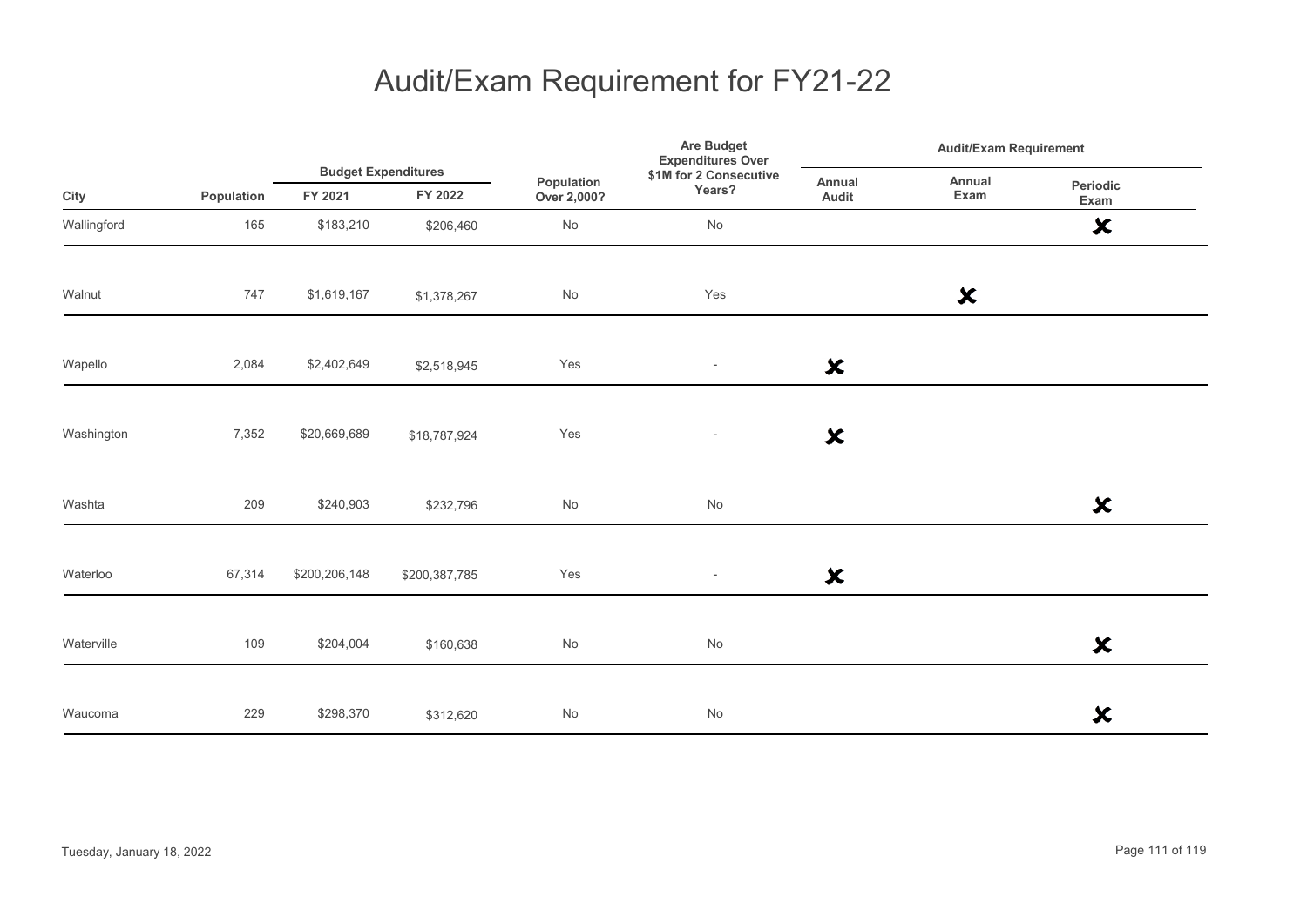# Audit/Exam Requirement for FY21-22

| City | Population | Budget Expenditures | | Population Over 2,000? | Are Budget Expenditures Over $1M for 2 Consecutive Years? | Audit/Exam Requirement | | |
|---|---|---|---|---|---|---|---|---|
| | | FY 2021 | FY 2022 | | | Annual Audit | Annual Exam | Periodic Exam |
| Wallingford | 165 | $183,210 | $206,460 | No | No | | | ✘ |
| Walnut | 747 | $1,619,167 | $1,378,267 | No | Yes | | ✘ | |
| Wapello | 2,084 | $2,402,649 | $2,518,945 | Yes | - | ✘ | | |
| Washington | 7,352 | $20,669,689 | $18,787,924 | Yes | - | ✘ | | |
| Washta | 209 | $240,903 | $232,796 | No | No | | | ✘ |
| Waterloo | 67,314 | $200,206,148 | $200,387,785 | Yes | - | ✘ | | |
| Waterville | 109 | $204,004 | $160,638 | No | No | | | ✘ |
| Waucoma | 229 | $298,370 | $312,620 | No | No | | | ✘ |

Tuesday, January 18, 2022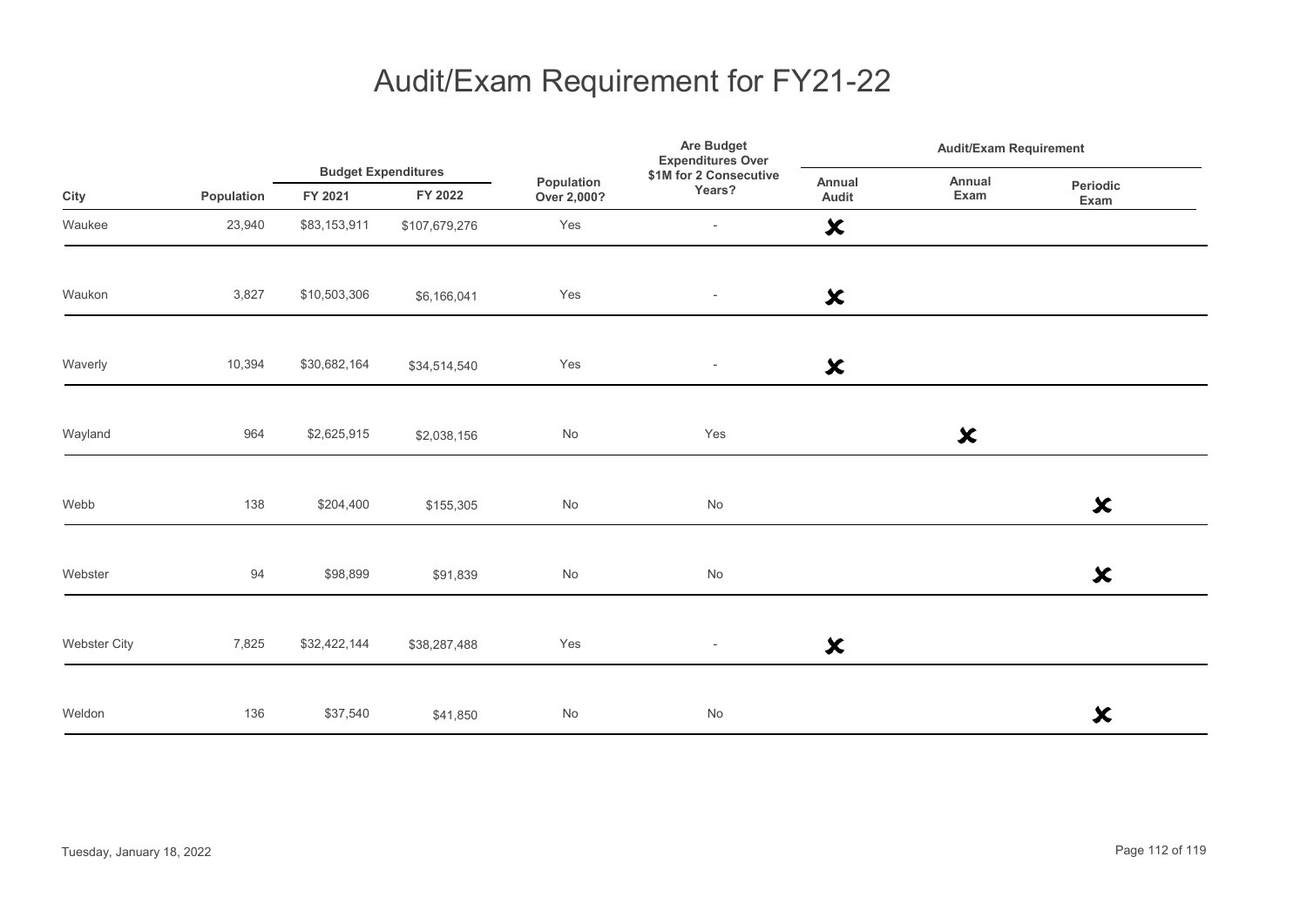# Audit/Exam Requirement for FY21-22

| City | Population | Budget Expenditures | | Population Over 2,000? | Are Budget Expenditures Over $1M for 2 Consecutive Years? | Audit/Exam Requirement | | |
|---|---|---|---|---|---|---|---|---|
| | | FY 2021 | FY 2022 | | | Annual Audit | Annual Exam | Periodic Exam |
| Waukee | 23,940 | $83,153,911 | $107,679,276 | Yes | - | ✘ | | |
| Waukon | 3,827 | $10,503,306 | $6,166,041 | Yes | - | ✘ | | |
| Waverly | 10,394 | $30,682,164 | $34,514,540 | Yes | - | ✘ | | |
| Wayland | 964 | $2,625,915 | $2,038,156 | No | Yes | | ✘ | |
| Webb | 138 | $204,400 | $155,305 | No | No | | | ✘ |
| Webster | 94 | $98,899 | $91,839 | No | No | | | ✘ |
| Webster City | 7,825 | $32,422,144 | $38,287,488 | Yes | - | ✘ | | |
| Weldon | 136 | $37,540 | $41,850 | No | No | | | ✘ |

Tuesday, January 18, 2022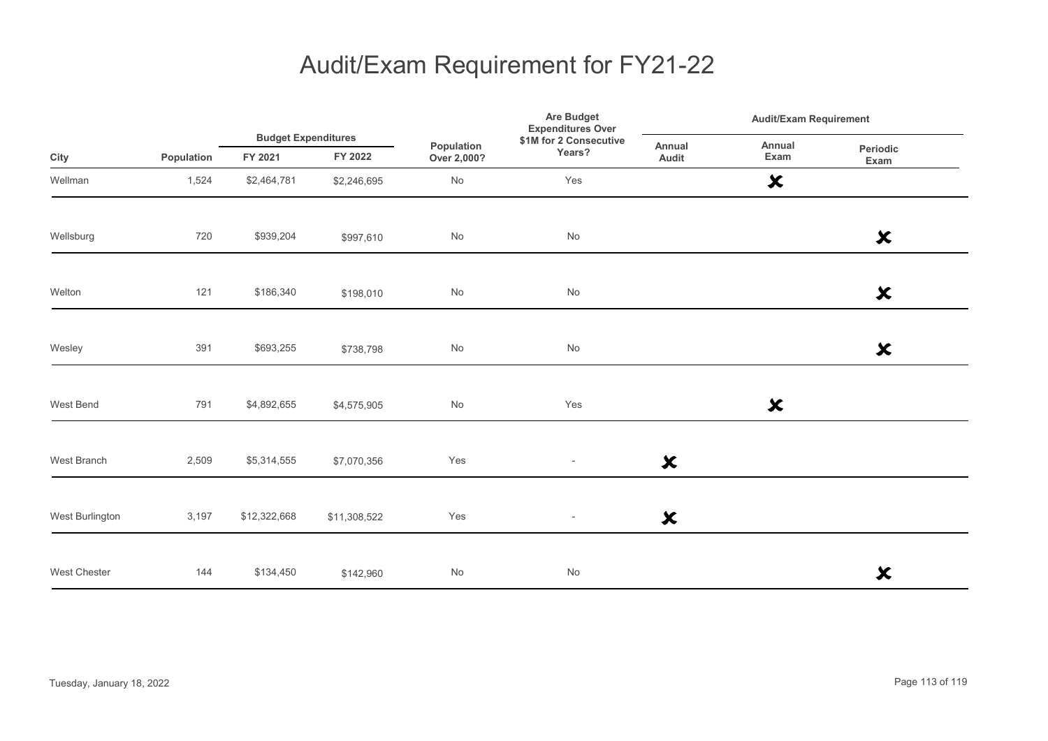# Audit/Exam Requirement for FY21-22

| City | Population | Budget Expenditures | | Population Over 2,000? | Are Budget Expenditures Over $1M for 2 Consecutive Years? | Audit/Exam Requirement | | |
|---|---|---|---|---|---|---|---|---|
| | | FY 2021 | FY 2022 | | | Annual Audit | Annual Exam | Periodic Exam |
| Wellman | 1,524 | $2,464,781 | $2,246,695 | No | Yes | | ✗ | |
| Wellsburg | 720 | $939,204 | $997,610 | No | No | | | ✗ |
| Welton | 121 | $186,340 | $198,010 | No | No | | | ✗ |
| Wesley | 391 | $693,255 | $738,798 | No | No | | | ✗ |
| West Bend | 791 | $4,892,655 | $4,575,905 | No | Yes | | ✗ | |
| West Branch | 2,509 | $5,314,555 | $7,070,356 | Yes | - | ✗ | | |
| West Burlington | 3,197 | $12,322,668 | $11,308,522 | Yes | - | ✗ | | |
| West Chester | 144 | $134,450 | $142,960 | No | No | | | ✗ |

Tuesday, January 18, 2022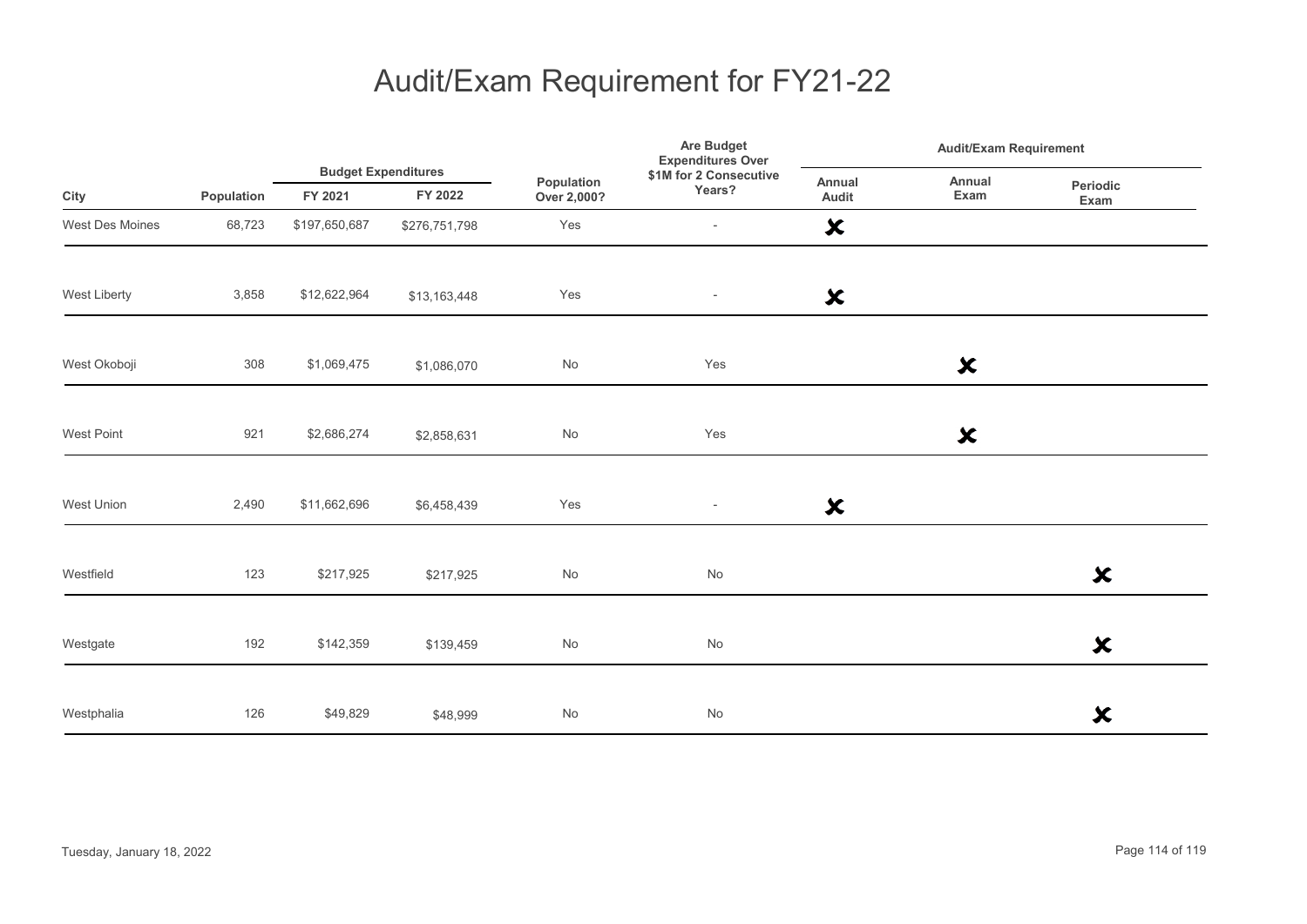# Audit/Exam Requirement for FY21-22

| City | Population | Budget Expenditures | | Population Over 2,000? | Are Budget Expenditures Over $1M for 2 Consecutive Years? | Audit/Exam Requirement | | |
|---|---|---|---|---|---|---|---|---|
| | | FY 2021 | FY 2022 | | | Annual Audit | Annual Exam | Periodic Exam |
| West Des Moines | 68,723 | $197,650,687 | $276,751,798 | Yes | - | ✗ | | |
| West Liberty | 3,858 | $12,622,964 | $13,163,448 | Yes | - | ✗ | | |
| West Okoboji | 308 | $1,069,475 | $1,086,070 | No | Yes | | ✗ | |
| West Point | 921 | $2,686,274 | $2,858,631 | No | Yes | | ✗ | |
| West Union | 2,490 | $11,662,696 | $6,458,439 | Yes | - | ✗ | | |
| Westfield | 123 | $217,925 | $217,925 | No | No | | | ✗ |
| Westgate | 192 | $142,359 | $139,459 | No | No | | | ✗ |
| Westphalia | 126 | $49,829 | $48,999 | No | No | | | ✗ |

Tuesday, January 18, 2022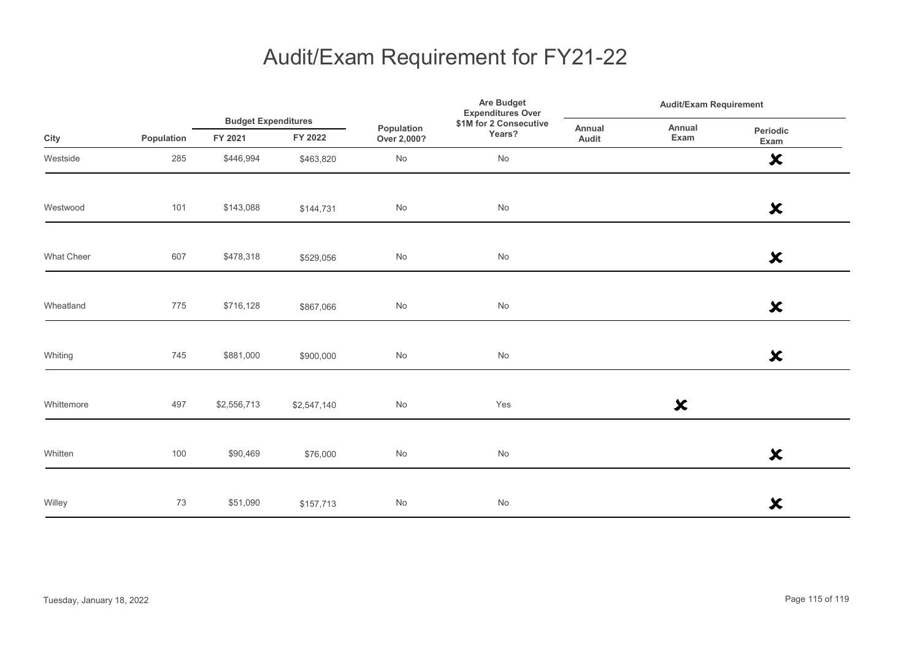# Audit/Exam Requirement for FY21-22

| City | Population | Budget Expenditures FY 2021 | Budget Expenditures FY 2022 | Population Over 2,000? | Are Budget Expenditures Over $1M for 2 Consecutive Years? | Audit/Exam Requirement Annual Audit | Audit/Exam Requirement Annual Exam | Audit/Exam Requirement Periodic Exam |
|---|---|---|---|---|---|---|---|---|
| Westside | 285 | $446,994 | $463,820 | No | No | | | ✘ |
| Westwood | 101 | $143,088 | $144,731 | No | No | | | ✘ |
| What Cheer | 607 | $478,318 | $529,056 | No | No | | | ✘ |
| Wheatland | 775 | $716,128 | $867,066 | No | No | | | ✘ |
| Whiting | 745 | $881,000 | $900,000 | No | No | | | ✘ |
| Whittemore | 497 | $2,556,713 | $2,547,140 | No | Yes | | ✘ | |
| Whitten | 100 | $90,469 | $76,000 | No | No | | | ✘ |
| Willey | 73 | $51,090 | $157,713 | No | No | | | ✘ |

Tuesday, January 18, 2022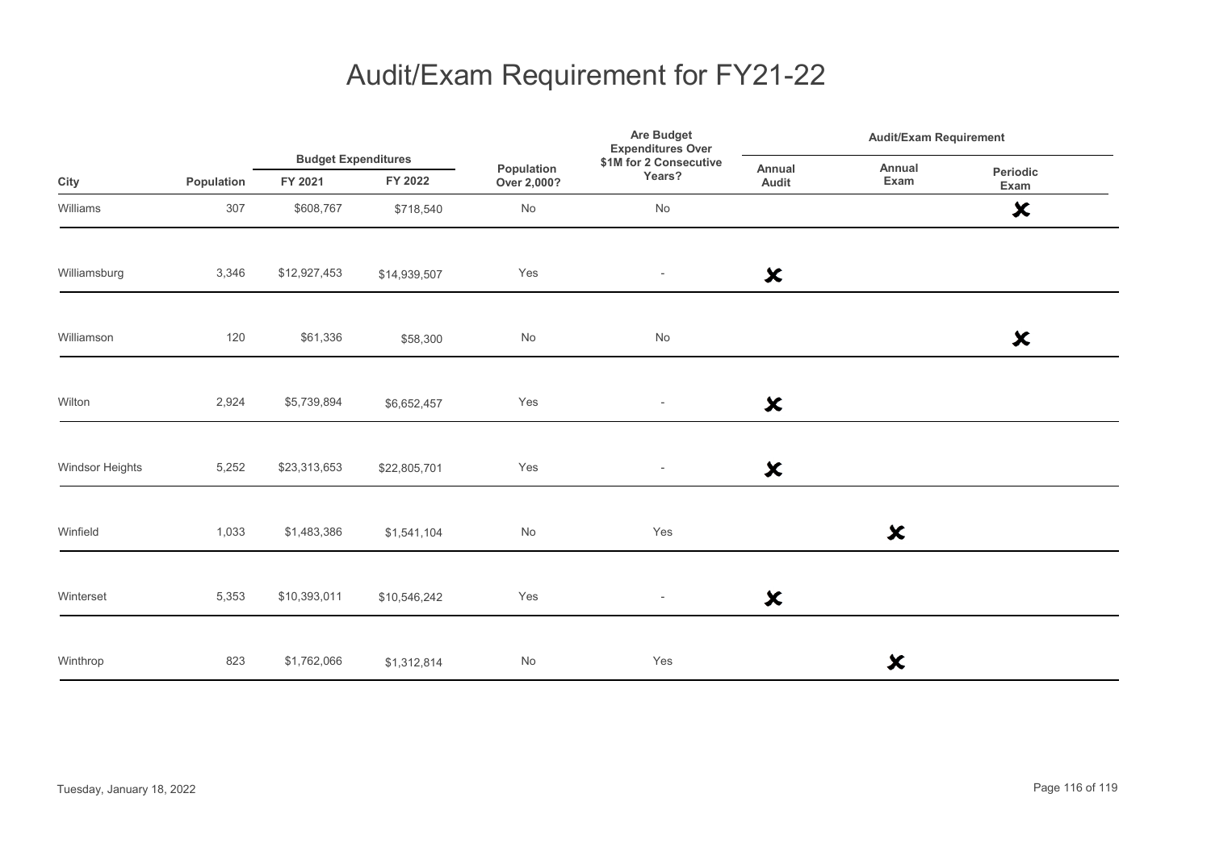# Audit/Exam Requirement for FY21-22

| City | Population | Budget Expenditures | | Population Over 2,000? | Are Budget Expenditures Over $1M for 2 Consecutive Years? | Audit/Exam Requirement | | |
|---|---|---|---|---|---|---|---|---|
| | | FY 2021 | FY 2022 | | | Annual Audit | Annual Exam | Periodic Exam |
| Williams | 307 | $608,767 | $718,540 | No | No | | | ✗ |
| Williamsburg | 3,346 | $12,927,453 | $14,939,507 | Yes | - | ✗ | | |
| Williamson | 120 | $61,336 | $58,300 | No | No | | | ✗ |
| Wilton | 2,924 | $5,739,894 | $6,652,457 | Yes | - | ✗ | | |
| Windsor Heights | 5,252 | $23,313,653 | $22,805,701 | Yes | - | ✗ | | |
| Winfield | 1,033 | $1,483,386 | $1,541,104 | No | Yes | | ✗ | |
| Winterset | 5,353 | $10,393,011 | $10,546,242 | Yes | - | ✗ | | |
| Winthrop | 823 | $1,762,066 | $1,312,814 | No | Yes | | ✗ | |

Tuesday, January 18, 2022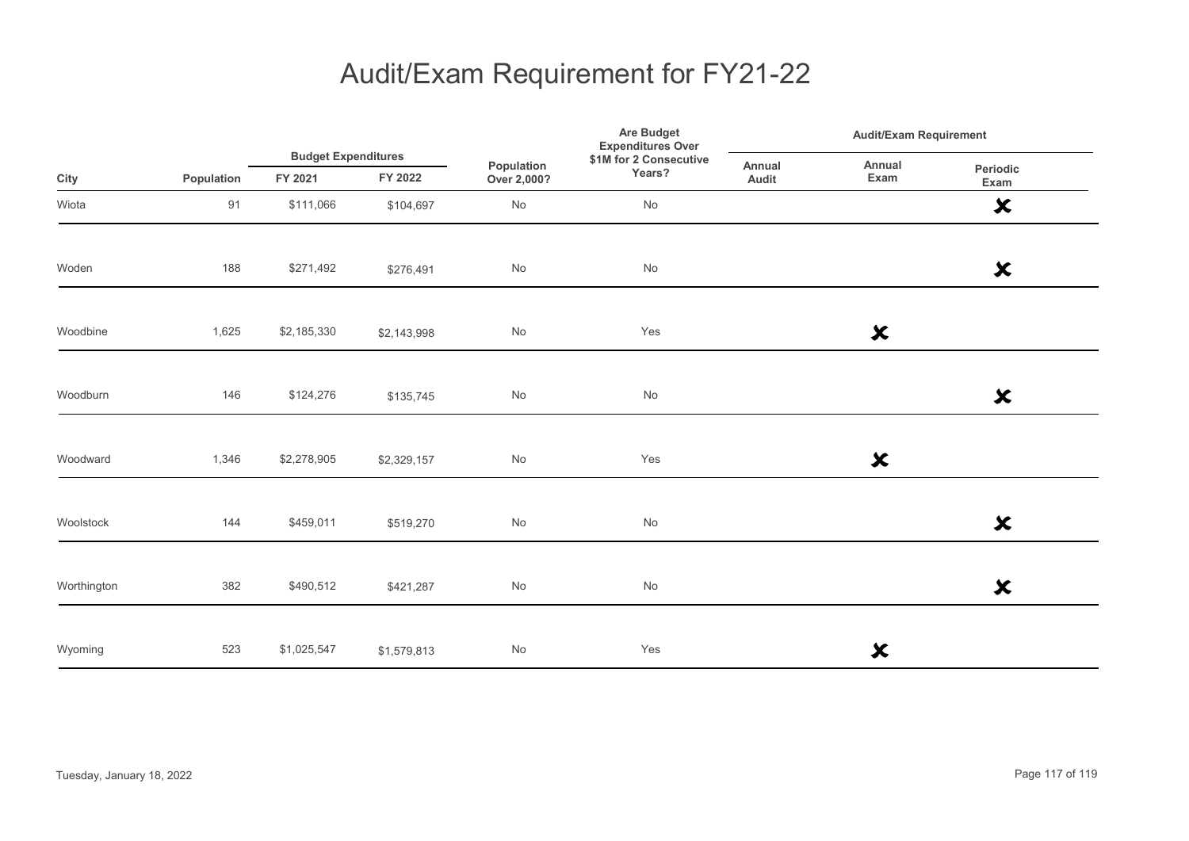# Audit/Exam Requirement for FY21-22

| City | Population | Budget Expenditures | | Population Over 2,000? | Are Budget Expenditures Over $1M for 2 Consecutive Years? | Audit/Exam Requirement | | |
|---|---|---|---|---|---|---|---|---|
| | | FY 2021 | FY 2022 | | | Annual Audit | Annual Exam | Periodic Exam |
| Wiota | 91 | $111,066 | $104,697 | No | No | | | ✘ |
| Woden | 188 | $271,492 | $276,491 | No | No | | | ✘ |
| Woodbine | 1,625 | $2,185,330 | $2,143,998 | No | Yes | | ✘ | |
| Woodburn | 146 | $124,276 | $135,745 | No | No | | | ✘ |
| Woodward | 1,346 | $2,278,905 | $2,329,157 | No | Yes | | ✘ | |
| Woolstock | 144 | $459,011 | $519,270 | No | No | | | ✘ |
| Worthington | 382 | $490,512 | $421,287 | No | No | | | ✘ |
| Wyoming | 523 | $1,025,547 | $1,579,813 | No | Yes | | ✘ | |

Tuesday, January 18, 2022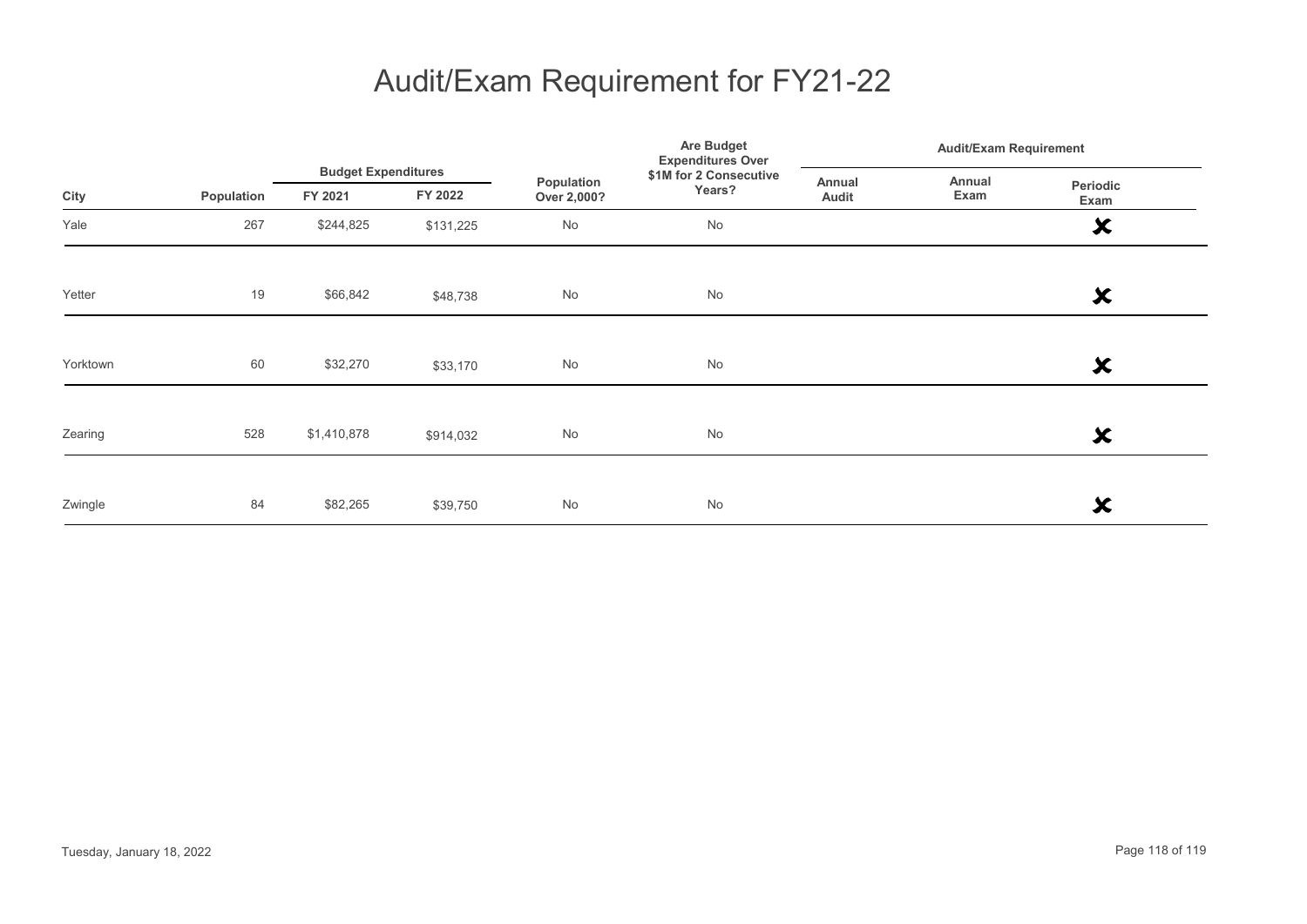# Audit/Exam Requirement for FY21-22

| City | Population | Budget Expenditures | | Population Over 2,000? | Are Budget Expenditures Over $1M for 2 Consecutive Years? | Audit/Exam Requirement | | |
|---|---|---|---|---|---|---|---|---|
| | | FY 2021 | FY 2022 | | | Annual Audit | Annual Exam | Periodic Exam |
| Yale | 267 | $244,825 | $131,225 | No | No | | | ✘ |
| Yetter | 19 | $66,842 | $48,738 | No | No | | | ✘ |
| Yorktown | 60 | $32,270 | $33,170 | No | No | | | ✘ |
| Zearing | 528 | $1,410,878 | $914,032 | No | No | | | ✘ |
| Zwingle | 84 | $82,265 | $39,750 | No | No | | | ✘ |

Tuesday, January 18, 2022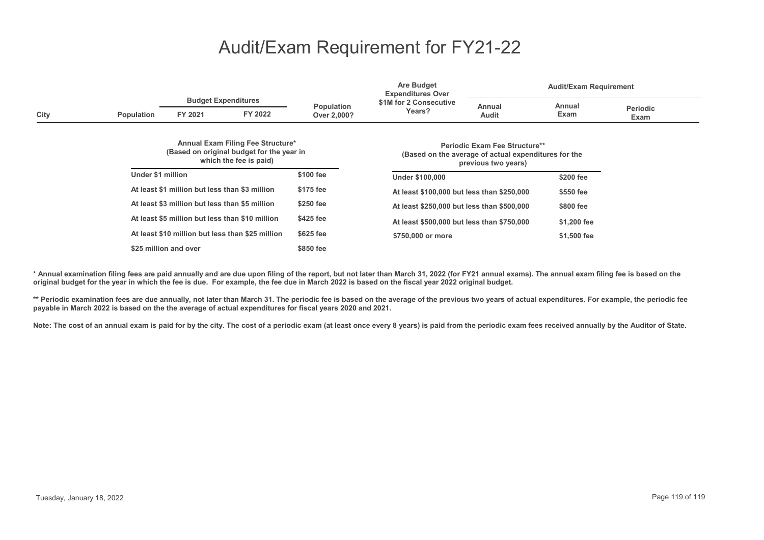# Audit/Exam Requirement for FY21-22

| City | Population | Budget Expenditures | | Population Over 2,000? | Are Budget Expenditures Over $1M for 2 Consecutive Years? | Audit/Exam Requirement | | |
|---|---|---|---|---|---|---|---|---|
| | | FY 2021 | FY 2022 | | | Annual Audit | Annual Exam | Periodic Exam |

**Annual Exam Filing Fee Structure***
**(Based on original budget for the year in which the fee is paid)**

| | |
|---|---|
| Under $1 million | $100 fee |
| At least $1 million but less than $3 million | $175 fee |
| At least $3 million but less than $5 million | $250 fee |
| At least $5 million but less than $10 million | $425 fee |
| At least $10 million but less than $25 million | $625 fee |
| $25 million and over | $850 fee |

**Periodic Exam Fee Structure****
**(Based on the average of actual expenditures for the previous two years)**

| | |
|---|---|
| Under $100,000 | $200 fee |
| At least $100,000 but less than $250,000 | $550 fee |
| At least $250,000 but less than $500,000 | $800 fee |
| At least $500,000 but less than $750,000 | $1,200 fee |
| $750,000 or more | $1,500 fee |

**\* Annual examination filing fees are paid annually and are due upon filing of the report, but not later than March 31, 2022 (for FY21 annual exams). The annual exam filing fee is based on the original budget for the year in which the fee is due. For example, the fee due in March 2022 is based on the fiscal year 2022 original budget.**

**\*\* Periodic examination fees are due annually, not later than March 31. The periodic fee is based on the average of the previous two years of actual expenditures. For example, the periodic fee payable in March 2022 is based on the the average of actual expenditures for fiscal years 2020 and 2021.**

**Note: The cost of an annual exam is paid for by the city. The cost of a periodic exam (at least once every 8 years) is paid from the periodic exam fees received annually by the Auditor of State.**